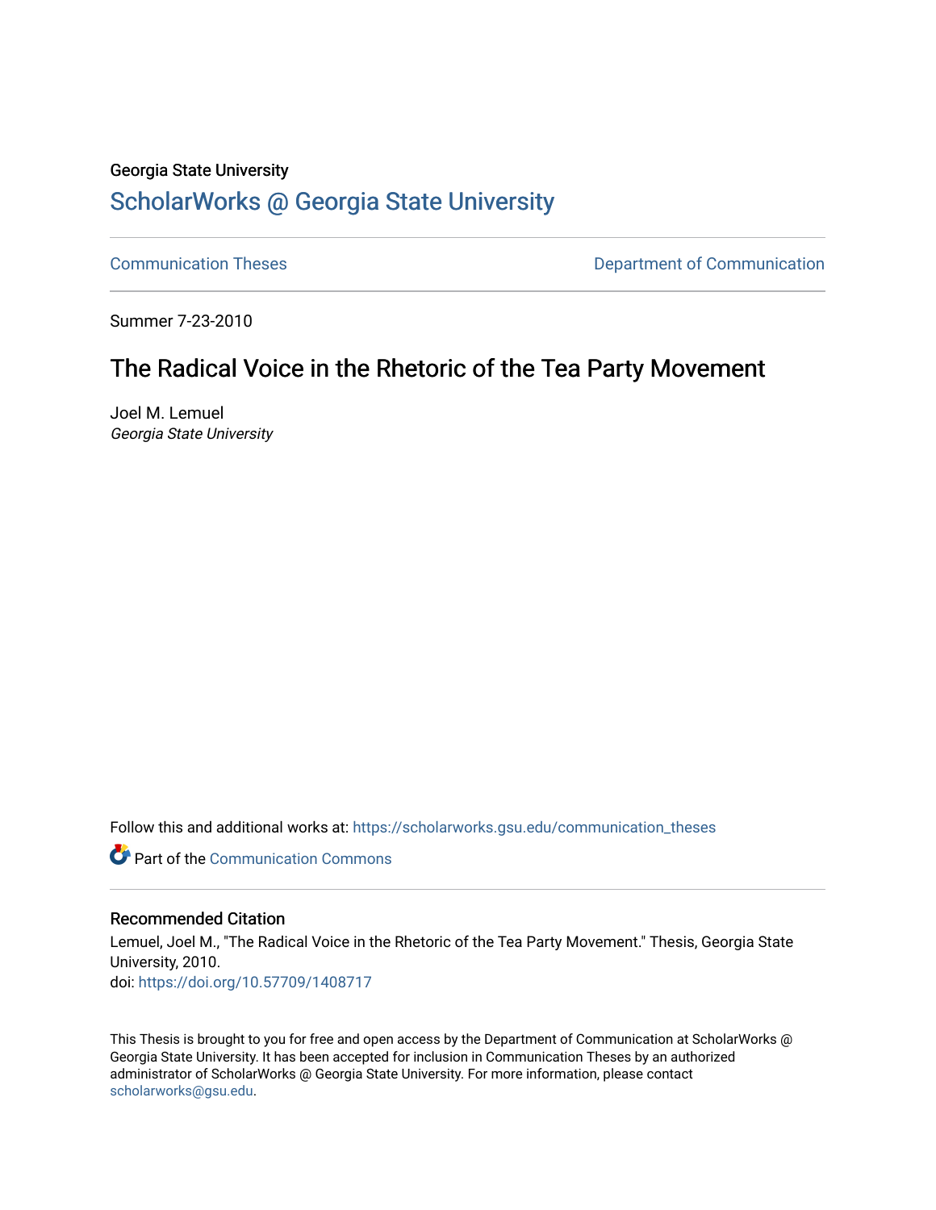Georgia State University

# ScholarWorks @ Georgia State University

Communication Theses

Department of Communication

Summer 7-23-2010

## The Radical Voice in the Rhetoric of the Tea Party Movement

Joel M. Lemuel
*Georgia State University*

Follow this and additional works at: https://scholarworks.gsu.edu/communication_theses

Part of the Communication Commons

### Recommended Citation

Lemuel, Joel M., "The Radical Voice in the Rhetoric of the Tea Party Movement." Thesis, Georgia State University, 2010.
doi: https://doi.org/10.57709/1408717

This Thesis is brought to you for free and open access by the Department of Communication at ScholarWorks @ Georgia State University. It has been accepted for inclusion in Communication Theses by an authorized administrator of ScholarWorks @ Georgia State University. For more information, please contact scholarworks@gsu.edu.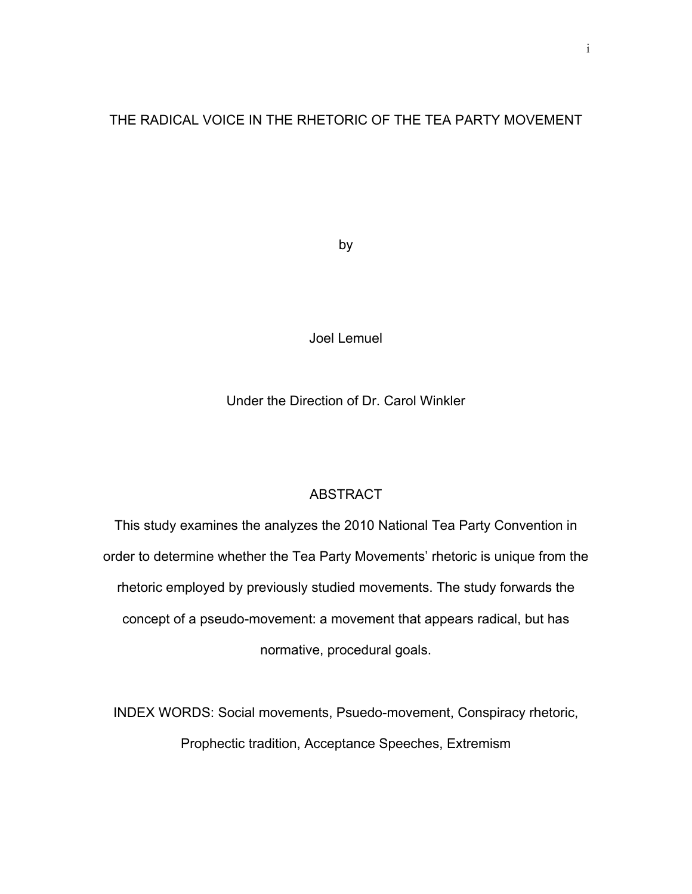# THE RADICAL VOICE IN THE RHETORIC OF THE TEA PARTY MOVEMENT

by

Joel Lemuel

Under the Direction of Dr. Carol Winkler

## ABSTRACT

This study examines the analyzes the 2010 National Tea Party Convention in order to determine whether the Tea Party Movements' rhetoric is unique from the rhetoric employed by previously studied movements. The study forwards the concept of a pseudo-movement: a movement that appears radical, but has normative, procedural goals.

INDEX WORDS: Social movements, Psuedo-movement, Conspiracy rhetoric, Prophectic tradition, Acceptance Speeches, Extremism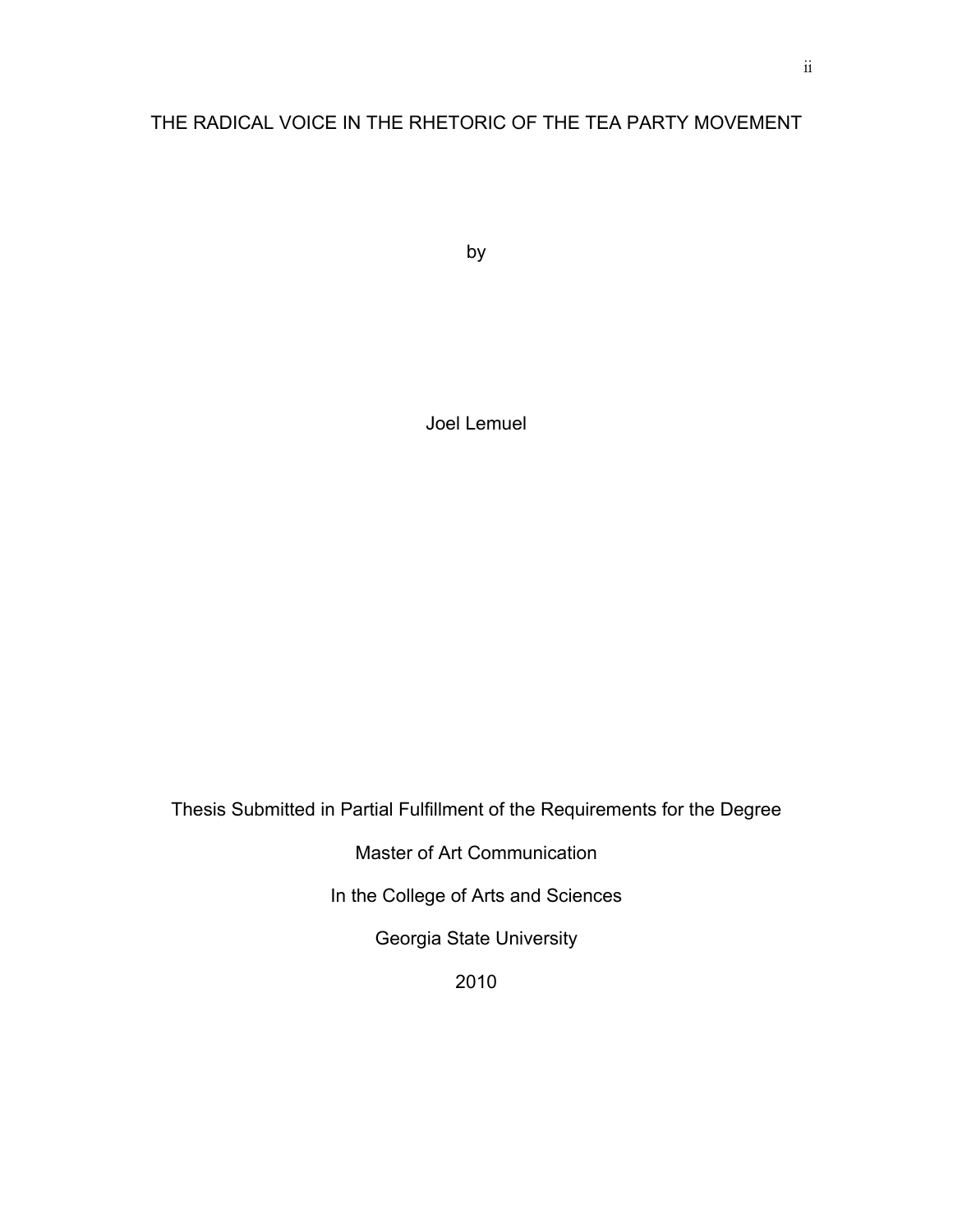# THE RADICAL VOICE IN THE RHETORIC OF THE TEA PARTY MOVEMENT

by

Joel Lemuel

Thesis Submitted in Partial Fulfillment of the Requirements for the Degree

Master of Art Communication

In the College of Arts and Sciences

Georgia State University

2010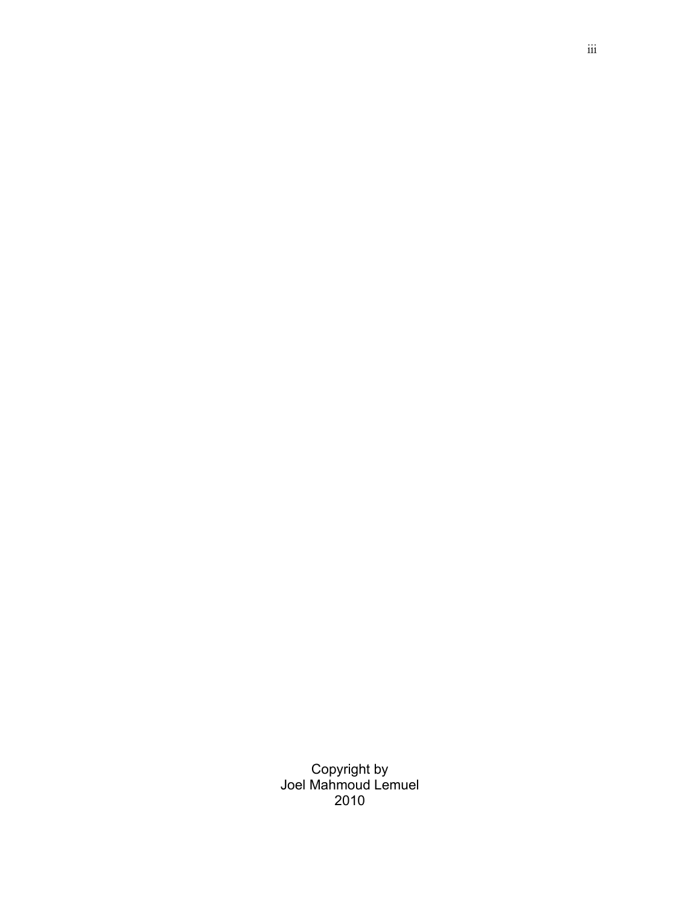Copyright by
Joel Mahmoud Lemuel
2010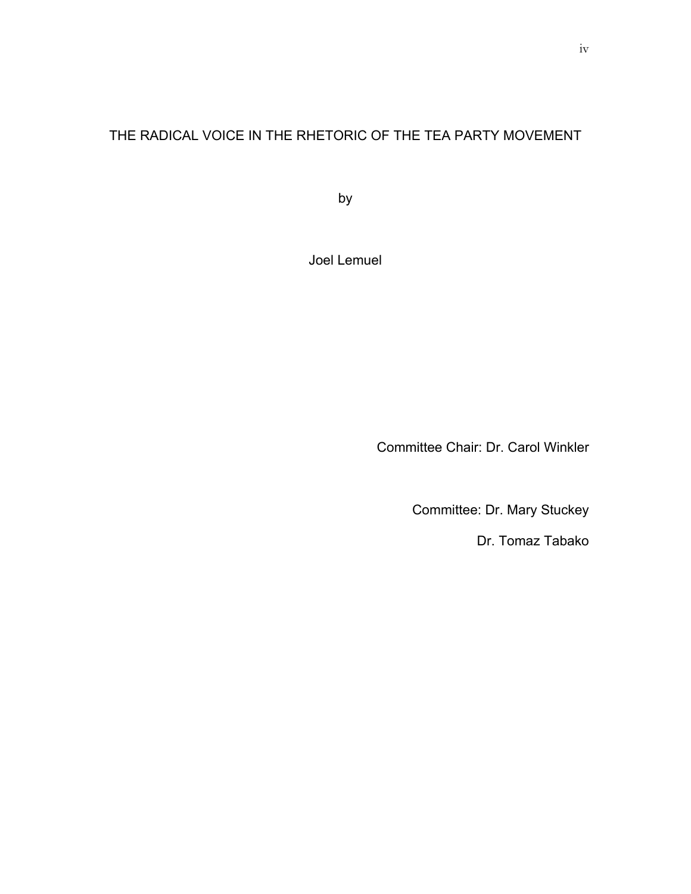# THE RADICAL VOICE IN THE RHETORIC OF THE TEA PARTY MOVEMENT

by

Joel Lemuel

Committee Chair: Dr. Carol Winkler

Committee: Dr. Mary Stuckey

Dr. Tomaz Tabako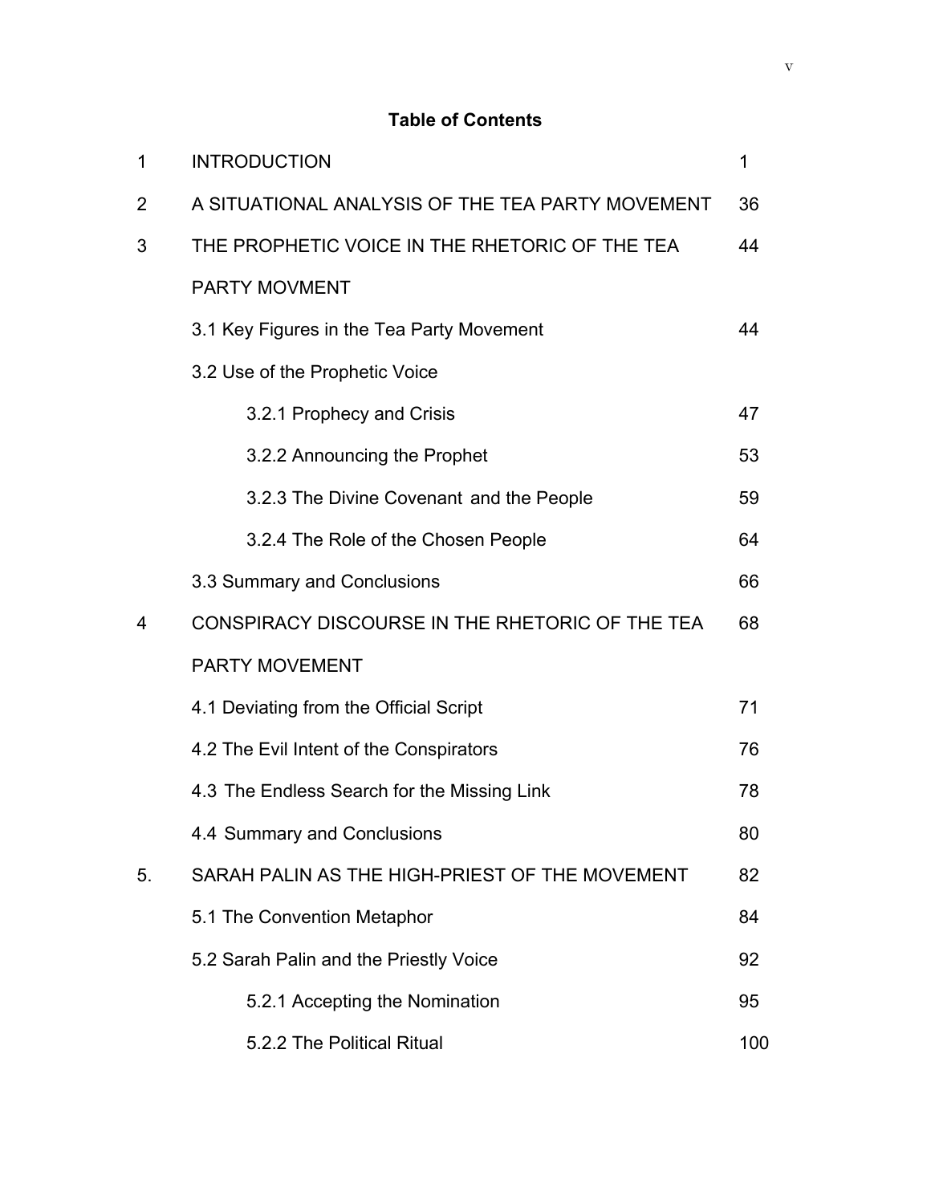# Table of Contents

| | | |
|---|---|---|
| 1 | INTRODUCTION | 1 |
| 2 | A SITUATIONAL ANALYSIS OF THE TEA PARTY MOVEMENT | 36 |
| 3 | THE PROPHETIC VOICE IN THE RHETORIC OF THE TEA PARTY MOVMENT | 44 |
| | 3.1 Key Figures in the Tea Party Movement | 44 |
| | 3.2 Use of the Prophetic Voice | |
| | 3.2.1 Prophecy and Crisis | 47 |
| | 3.2.2 Announcing the Prophet | 53 |
| | 3.2.3 The Divine Covenant and the People | 59 |
| | 3.2.4 The Role of the Chosen People | 64 |
| | 3.3 Summary and Conclusions | 66 |
| 4 | CONSPIRACY DISCOURSE IN THE RHETORIC OF THE TEA PARTY MOVEMENT | 68 |
| | 4.1 Deviating from the Official Script | 71 |
| | 4.2 The Evil Intent of the Conspirators | 76 |
| | 4.3 The Endless Search for the Missing Link | 78 |
| | 4.4 Summary and Conclusions | 80 |
| 5. | SARAH PALIN AS THE HIGH-PRIEST OF THE MOVEMENT | 82 |
| | 5.1 The Convention Metaphor | 84 |
| | 5.2 Sarah Palin and the Priestly Voice | 92 |
| | 5.2.1 Accepting the Nomination | 95 |
| | 5.2.2 The Political Ritual | 100 |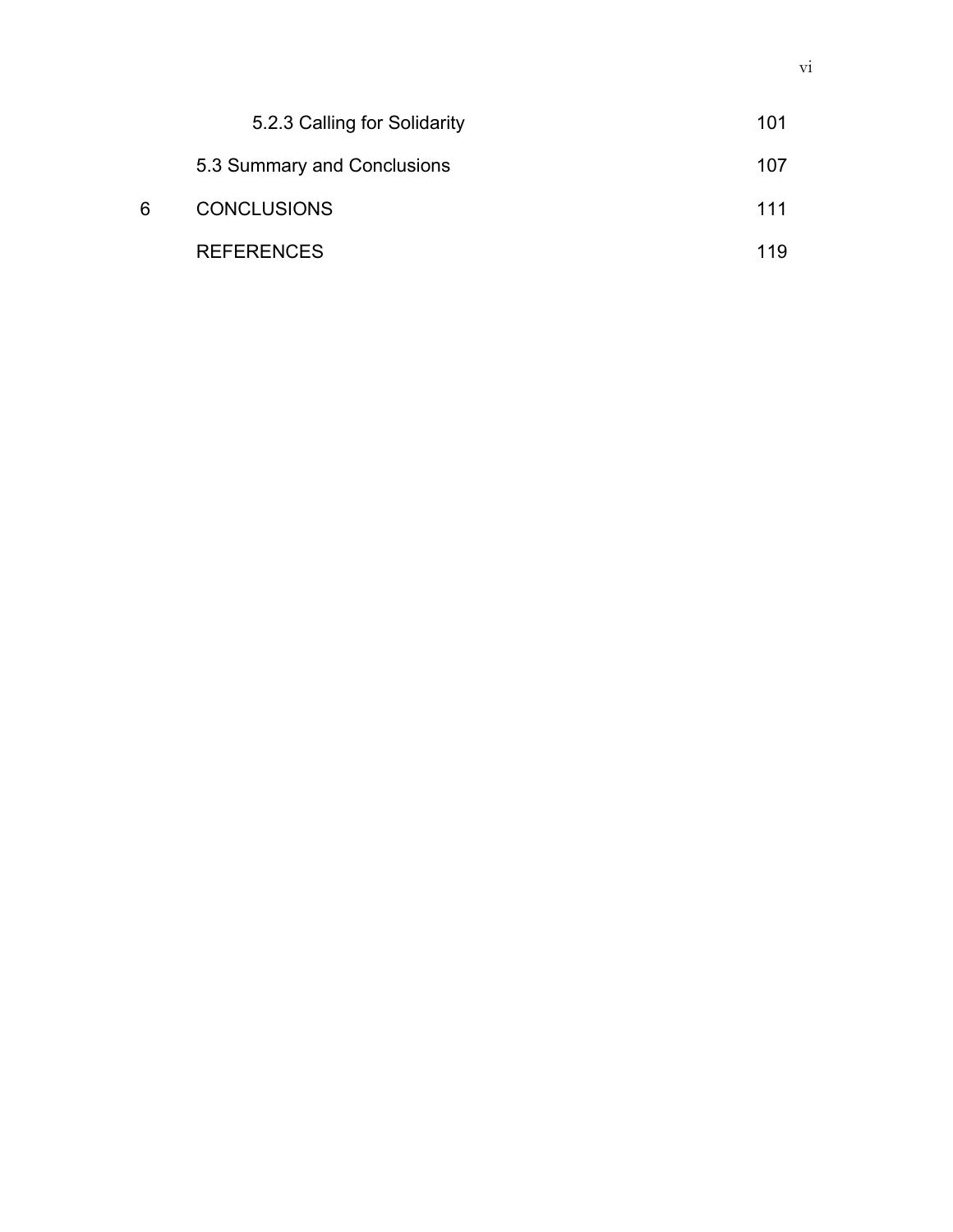| | | |
|---|---|---|
| | 5.2.3 Calling for Solidarity | 101 |
| | 5.3 Summary and Conclusions | 107 |
| 6 | CONCLUSIONS | 111 |
| | REFERENCES | 119 |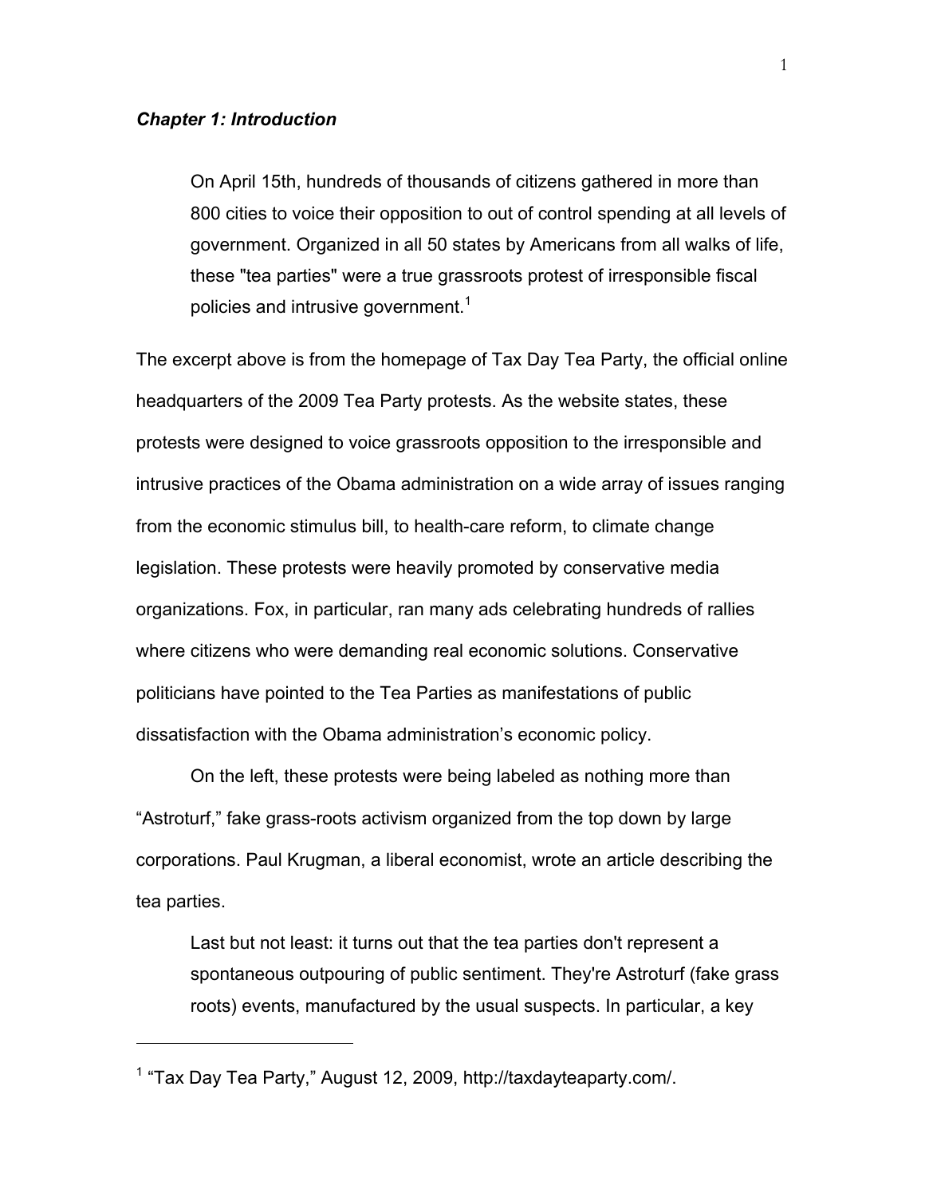### *Chapter 1: Introduction*

> On April 15th, hundreds of thousands of citizens gathered in more than 800 cities to voice their opposition to out of control spending at all levels of government. Organized in all 50 states by Americans from all walks of life, these "tea parties" were a true grassroots protest of irresponsible fiscal policies and intrusive government.[1]

The excerpt above is from the homepage of Tax Day Tea Party, the official online headquarters of the 2009 Tea Party protests. As the website states, these protests were designed to voice grassroots opposition to the irresponsible and intrusive practices of the Obama administration on a wide array of issues ranging from the economic stimulus bill, to health-care reform, to climate change legislation. These protests were heavily promoted by conservative media organizations. Fox, in particular, ran many ads celebrating hundreds of rallies where citizens who were demanding real economic solutions. Conservative politicians have pointed to the Tea Parties as manifestations of public dissatisfaction with the Obama administration's economic policy.

On the left, these protests were being labeled as nothing more than "Astroturf," fake grass-roots activism organized from the top down by large corporations. Paul Krugman, a liberal economist, wrote an article describing the tea parties.

> Last but not least: it turns out that the tea parties don't represent a spontaneous outpouring of public sentiment. They're Astroturf (fake grass roots) events, manufactured by the usual suspects. In particular, a key

---

[1] "Tax Day Tea Party," August 12, 2009, http://taxdayteaparty.com/.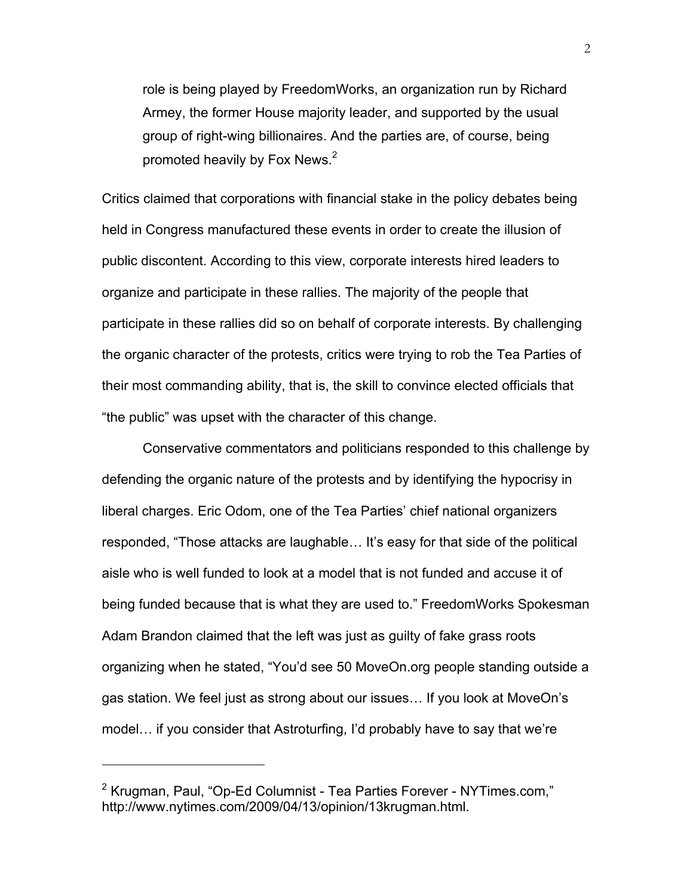> role is being played by FreedomWorks, an organization run by Richard Armey, the former House majority leader, and supported by the usual group of right-wing billionaires. And the parties are, of course, being promoted heavily by Fox News.[2]

Critics claimed that corporations with financial stake in the policy debates being held in Congress manufactured these events in order to create the illusion of public discontent. According to this view, corporate interests hired leaders to organize and participate in these rallies. The majority of the people that participate in these rallies did so on behalf of corporate interests. By challenging the organic character of the protests, critics were trying to rob the Tea Parties of their most commanding ability, that is, the skill to convince elected officials that "the public" was upset with the character of this change.

Conservative commentators and politicians responded to this challenge by defending the organic nature of the protests and by identifying the hypocrisy in liberal charges. Eric Odom, one of the Tea Parties' chief national organizers responded, "Those attacks are laughable… It's easy for that side of the political aisle who is well funded to look at a model that is not funded and accuse it of being funded because that is what they are used to." FreedomWorks Spokesman Adam Brandon claimed that the left was just as guilty of fake grass roots organizing when he stated, "You'd see 50 MoveOn.org people standing outside a gas station. We feel just as strong about our issues… If you look at MoveOn's model… if you consider that Astroturfing, I'd probably have to say that we're

---

[2] Krugman, Paul, "Op-Ed Columnist - Tea Parties Forever - NYTimes.com," http://www.nytimes.com/2009/04/13/opinion/13krugman.html.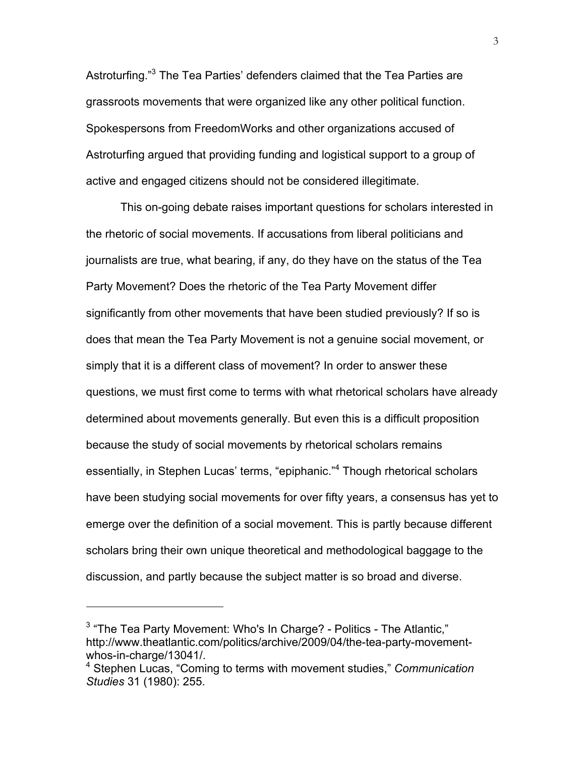Astroturfing."[3] The Tea Parties' defenders claimed that the Tea Parties are grassroots movements that were organized like any other political function. Spokespersons from FreedomWorks and other organizations accused of Astroturfing argued that providing funding and logistical support to a group of active and engaged citizens should not be considered illegitimate.

This on-going debate raises important questions for scholars interested in the rhetoric of social movements. If accusations from liberal politicians and journalists are true, what bearing, if any, do they have on the status of the Tea Party Movement? Does the rhetoric of the Tea Party Movement differ significantly from other movements that have been studied previously? If so is does that mean the Tea Party Movement is not a genuine social movement, or simply that it is a different class of movement? In order to answer these questions, we must first come to terms with what rhetorical scholars have already determined about movements generally. But even this is a difficult proposition because the study of social movements by rhetorical scholars remains essentially, in Stephen Lucas' terms, "epiphanic."[4] Though rhetorical scholars have been studying social movements for over fifty years, a consensus has yet to emerge over the definition of a social movement. This is partly because different scholars bring their own unique theoretical and methodological baggage to the discussion, and partly because the subject matter is so broad and diverse.

---

[3] "The Tea Party Movement: Who's In Charge? - Politics - The Atlantic," http://www.theatlantic.com/politics/archive/2009/04/the-tea-party-movement-whos-in-charge/13041/.

[4] Stephen Lucas, "Coming to terms with movement studies," *Communication Studies* 31 (1980): 255.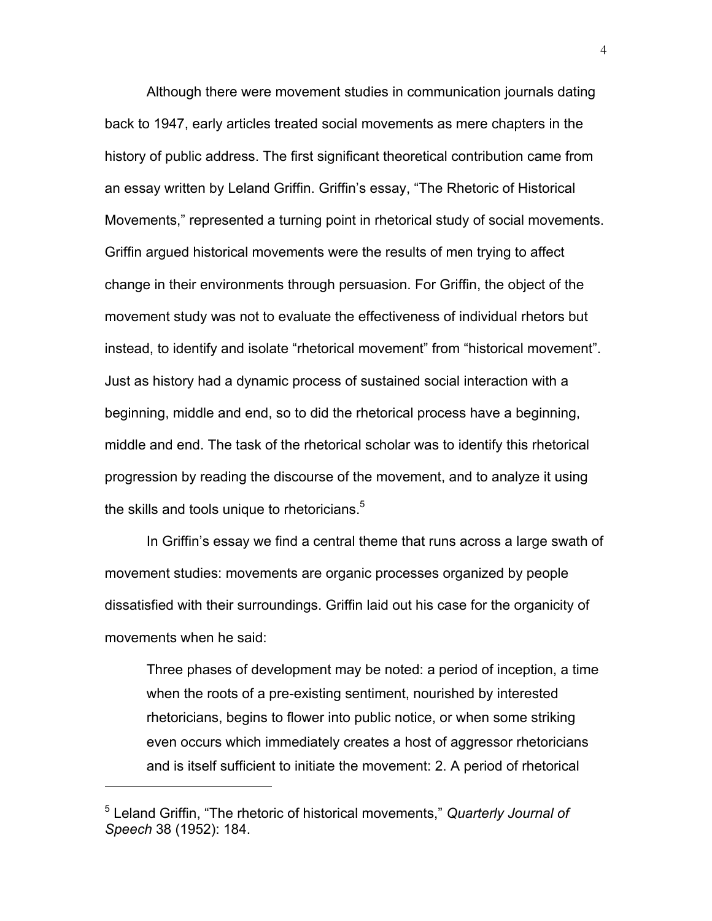Although there were movement studies in communication journals dating back to 1947, early articles treated social movements as mere chapters in the history of public address. The first significant theoretical contribution came from an essay written by Leland Griffin. Griffin's essay, "The Rhetoric of Historical Movements," represented a turning point in rhetorical study of social movements. Griffin argued historical movements were the results of men trying to affect change in their environments through persuasion. For Griffin, the object of the movement study was not to evaluate the effectiveness of individual rhetors but instead, to identify and isolate "rhetorical movement" from "historical movement". Just as history had a dynamic process of sustained social interaction with a beginning, middle and end, so to did the rhetorical process have a beginning, middle and end. The task of the rhetorical scholar was to identify this rhetorical progression by reading the discourse of the movement, and to analyze it using the skills and tools unique to rhetoricians.[5]

In Griffin's essay we find a central theme that runs across a large swath of movement studies: movements are organic processes organized by people dissatisfied with their surroundings. Griffin laid out his case for the organicity of movements when he said:

> Three phases of development may be noted: a period of inception, a time when the roots of a pre-existing sentiment, nourished by interested rhetoricians, begins to flower into public notice, or when some striking even occurs which immediately creates a host of aggressor rhetoricians and is itself sufficient to initiate the movement: 2. A period of rhetorical

---

[5] Leland Griffin, "The rhetoric of historical movements," *Quarterly Journal of Speech* 38 (1952): 184.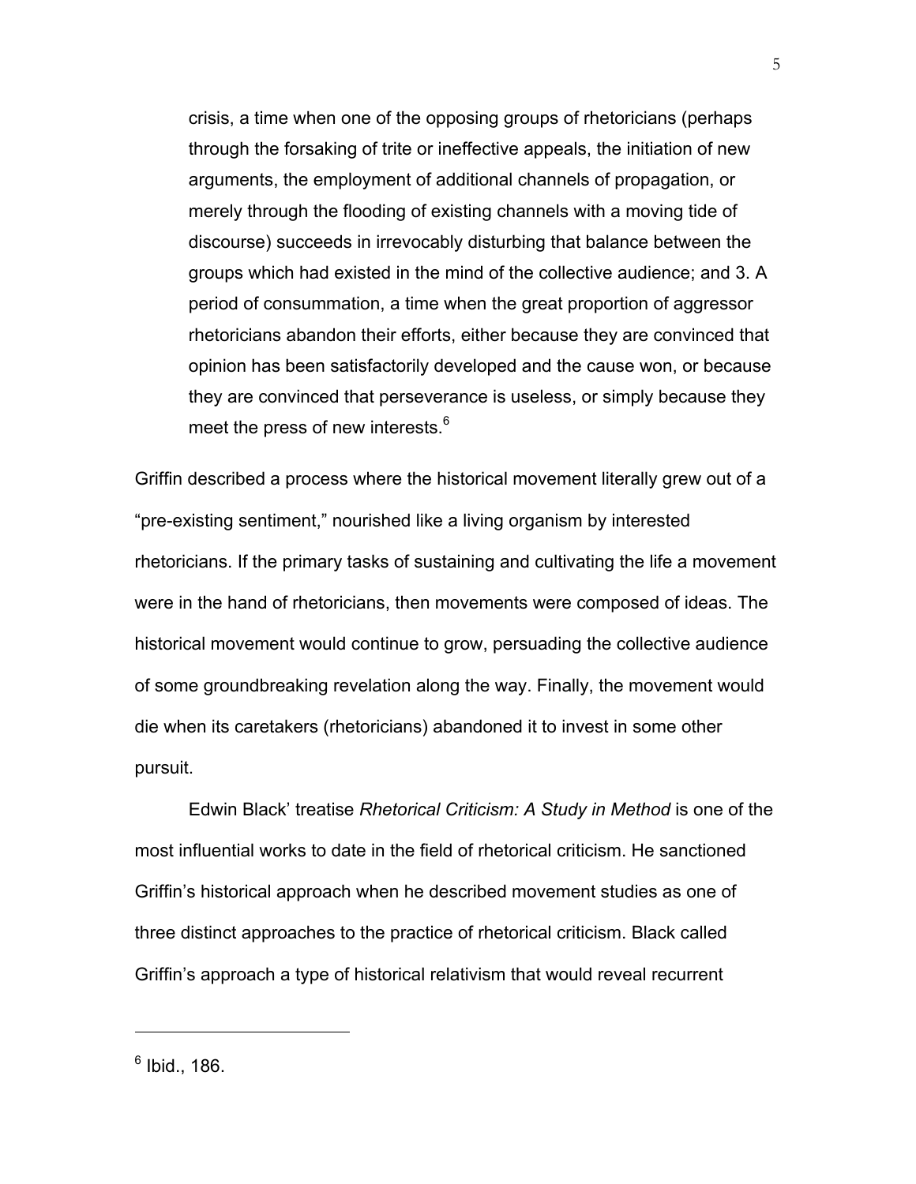> crisis, a time when one of the opposing groups of rhetoricians (perhaps through the forsaking of trite or ineffective appeals, the initiation of new arguments, the employment of additional channels of propagation, or merely through the flooding of existing channels with a moving tide of discourse) succeeds in irrevocably disturbing that balance between the groups which had existed in the mind of the collective audience; and 3. A period of consummation, a time when the great proportion of aggressor rhetoricians abandon their efforts, either because they are convinced that opinion has been satisfactorily developed and the cause won, or because they are convinced that perseverance is useless, or simply because they meet the press of new interests.[6]

Griffin described a process where the historical movement literally grew out of a "pre-existing sentiment," nourished like a living organism by interested rhetoricians. If the primary tasks of sustaining and cultivating the life a movement were in the hand of rhetoricians, then movements were composed of ideas. The historical movement would continue to grow, persuading the collective audience of some groundbreaking revelation along the way. Finally, the movement would die when its caretakers (rhetoricians) abandoned it to invest in some other pursuit.

Edwin Black' treatise *Rhetorical Criticism: A Study in Method* is one of the most influential works to date in the field of rhetorical criticism. He sanctioned Griffin's historical approach when he described movement studies as one of three distinct approaches to the practice of rhetorical criticism. Black called Griffin's approach a type of historical relativism that would reveal recurrent

---

[6] Ibid., 186.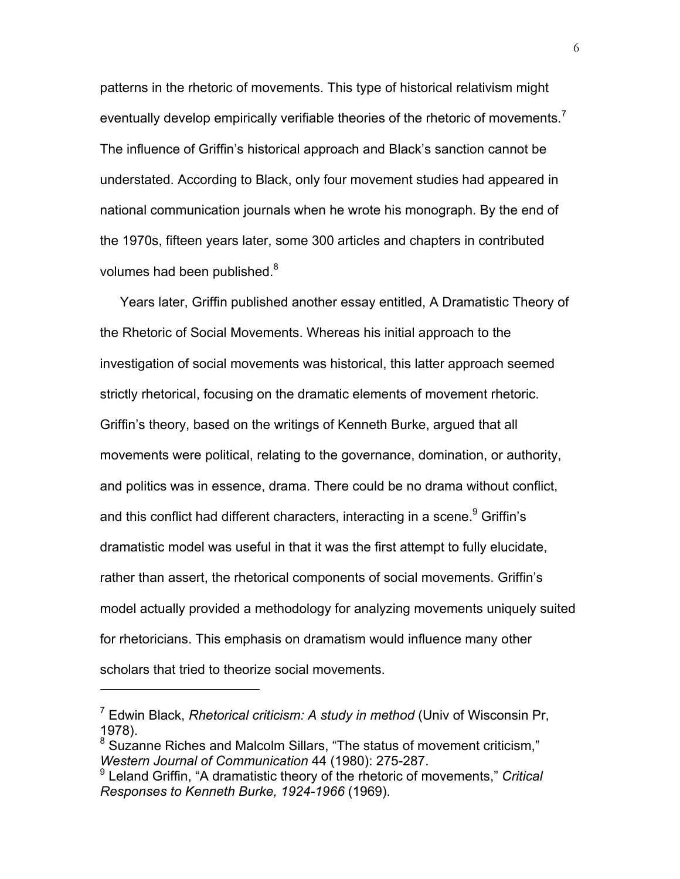patterns in the rhetoric of movements. This type of historical relativism might eventually develop empirically verifiable theories of the rhetoric of movements.[7] The influence of Griffin's historical approach and Black's sanction cannot be understated. According to Black, only four movement studies had appeared in national communication journals when he wrote his monograph. By the end of the 1970s, fifteen years later, some 300 articles and chapters in contributed volumes had been published.[8]

Years later, Griffin published another essay entitled, A Dramatistic Theory of the Rhetoric of Social Movements. Whereas his initial approach to the investigation of social movements was historical, this latter approach seemed strictly rhetorical, focusing on the dramatic elements of movement rhetoric. Griffin's theory, based on the writings of Kenneth Burke, argued that all movements were political, relating to the governance, domination, or authority, and politics was in essence, drama. There could be no drama without conflict, and this conflict had different characters, interacting in a scene.[9] Griffin's dramatistic model was useful in that it was the first attempt to fully elucidate, rather than assert, the rhetorical components of social movements. Griffin's model actually provided a methodology for analyzing movements uniquely suited for rhetoricians. This emphasis on dramatism would influence many other scholars that tried to theorize social movements.

---

[7] Edwin Black, *Rhetorical criticism: A study in method* (Univ of Wisconsin Pr, 1978).

[8] Suzanne Riches and Malcolm Sillars, "The status of movement criticism," *Western Journal of Communication* 44 (1980): 275-287.

[9] Leland Griffin, "A dramatistic theory of the rhetoric of movements," *Critical Responses to Kenneth Burke, 1924-1966* (1969).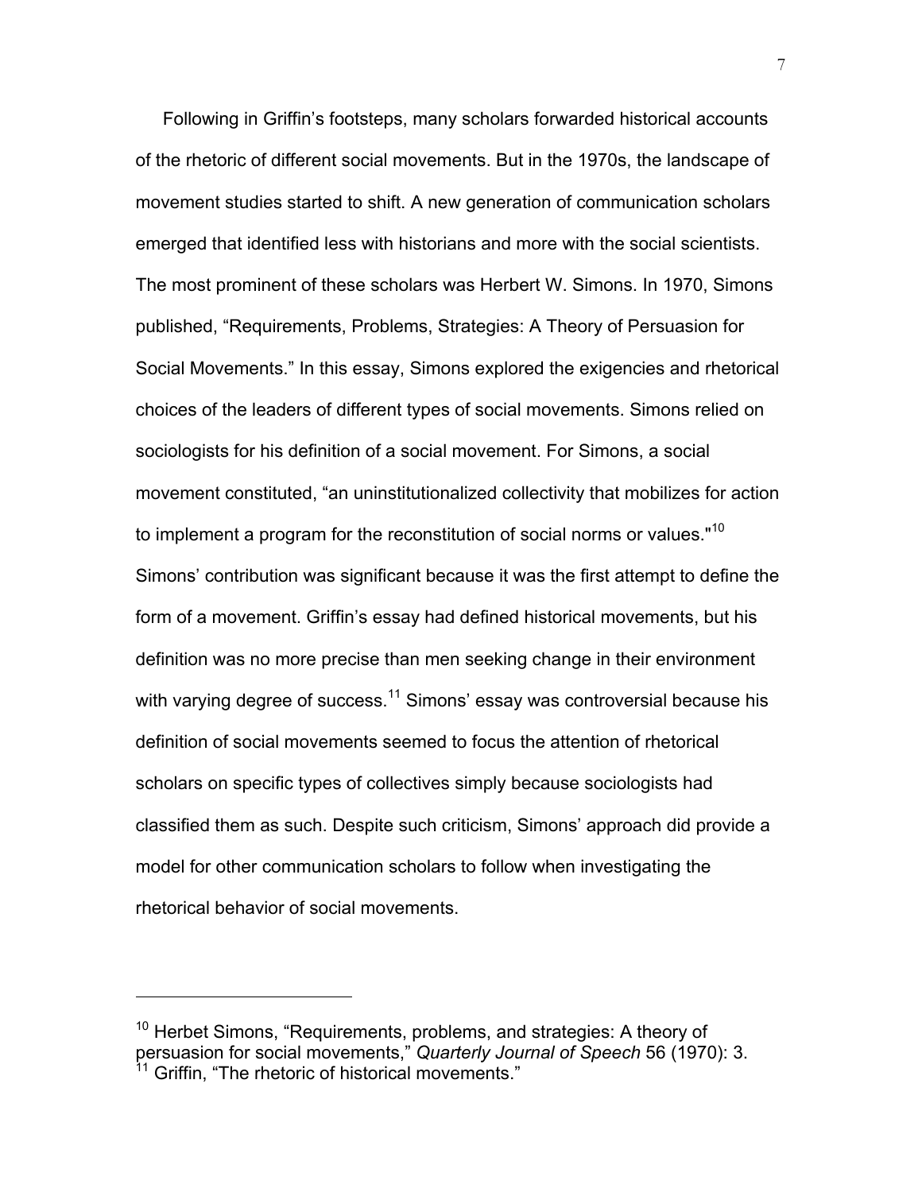Following in Griffin's footsteps, many scholars forwarded historical accounts of the rhetoric of different social movements. But in the 1970s, the landscape of movement studies started to shift. A new generation of communication scholars emerged that identified less with historians and more with the social scientists. The most prominent of these scholars was Herbert W. Simons. In 1970, Simons published, "Requirements, Problems, Strategies: A Theory of Persuasion for Social Movements." In this essay, Simons explored the exigencies and rhetorical choices of the leaders of different types of social movements. Simons relied on sociologists for his definition of a social movement. For Simons, a social movement constituted, "an uninstitutionalized collectivity that mobilizes for action to implement a program for the reconstitution of social norms or values."[10] Simons' contribution was significant because it was the first attempt to define the form of a movement. Griffin's essay had defined historical movements, but his definition was no more precise than men seeking change in their environment with varying degree of success.[11] Simons' essay was controversial because his definition of social movements seemed to focus the attention of rhetorical scholars on specific types of collectives simply because sociologists had classified them as such. Despite such criticism, Simons' approach did provide a model for other communication scholars to follow when investigating the rhetorical behavior of social movements.

---

[10] Herbet Simons, "Requirements, problems, and strategies: A theory of persuasion for social movements," *Quarterly Journal of Speech* 56 (1970): 3.
[11] Griffin, "The rhetoric of historical movements."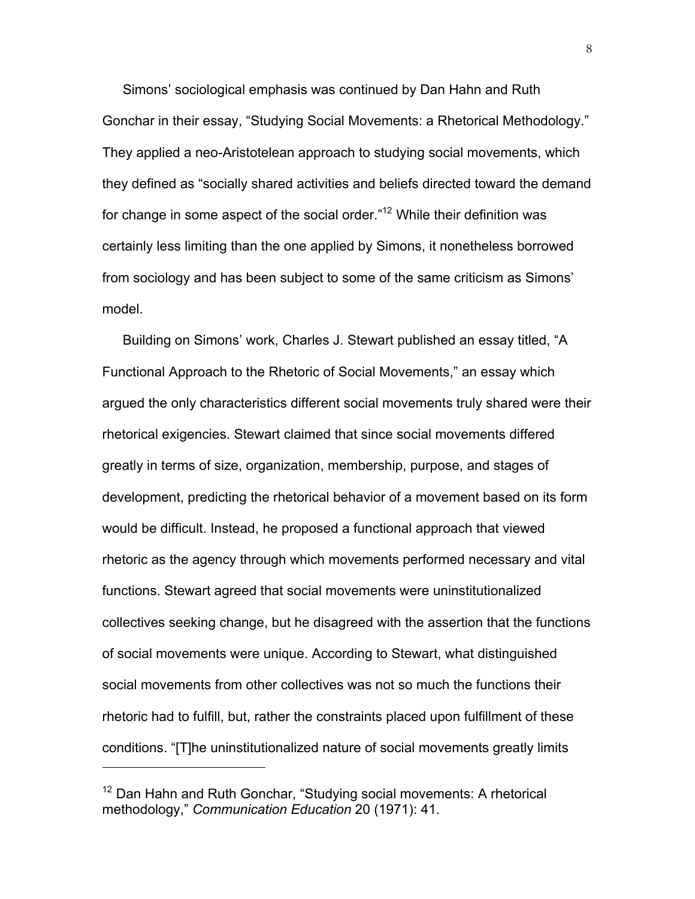Simons' sociological emphasis was continued by Dan Hahn and Ruth Gonchar in their essay, "Studying Social Movements: a Rhetorical Methodology." They applied a neo-Aristotelean approach to studying social movements, which they defined as "socially shared activities and beliefs directed toward the demand for change in some aspect of the social order."[12] While their definition was certainly less limiting than the one applied by Simons, it nonetheless borrowed from sociology and has been subject to some of the same criticism as Simons' model.

Building on Simons' work, Charles J. Stewart published an essay titled, "A Functional Approach to the Rhetoric of Social Movements," an essay which argued the only characteristics different social movements truly shared were their rhetorical exigencies. Stewart claimed that since social movements differed greatly in terms of size, organization, membership, purpose, and stages of development, predicting the rhetorical behavior of a movement based on its form would be difficult. Instead, he proposed a functional approach that viewed rhetoric as the agency through which movements performed necessary and vital functions. Stewart agreed that social movements were uninstitutionalized collectives seeking change, but he disagreed with the assertion that the functions of social movements were unique. According to Stewart, what distinguished social movements from other collectives was not so much the functions their rhetoric had to fulfill, but, rather the constraints placed upon fulfillment of these conditions. "[T]he uninstitutionalized nature of social movements greatly limits

---

[12] Dan Hahn and Ruth Gonchar, "Studying social movements: A rhetorical methodology," *Communication Education* 20 (1971): 41.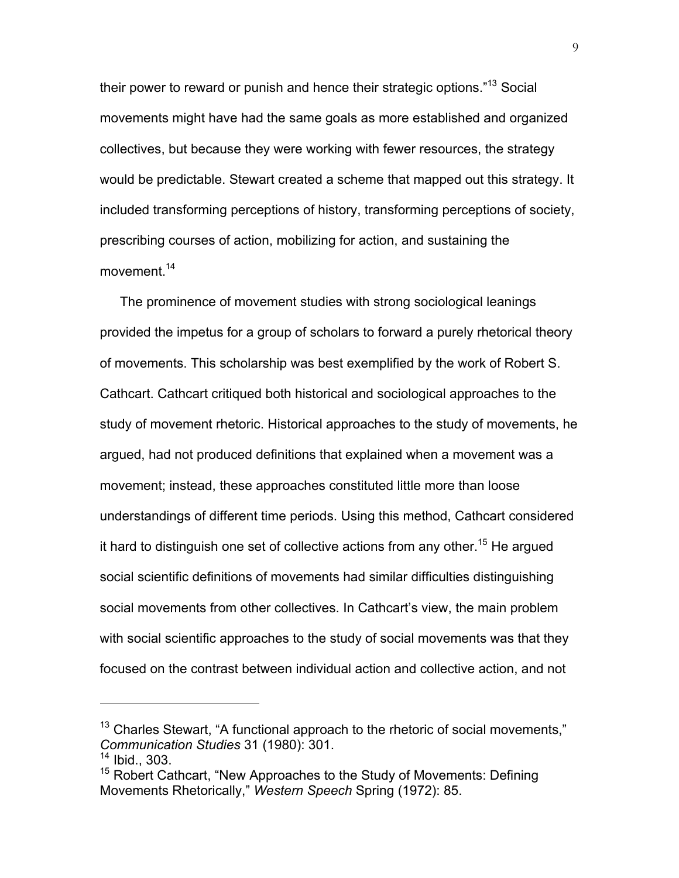their power to reward or punish and hence their strategic options."[13] Social movements might have had the same goals as more established and organized collectives, but because they were working with fewer resources, the strategy would be predictable. Stewart created a scheme that mapped out this strategy. It included transforming perceptions of history, transforming perceptions of society, prescribing courses of action, mobilizing for action, and sustaining the movement.[14]

The prominence of movement studies with strong sociological leanings provided the impetus for a group of scholars to forward a purely rhetorical theory of movements. This scholarship was best exemplified by the work of Robert S. Cathcart. Cathcart critiqued both historical and sociological approaches to the study of movement rhetoric. Historical approaches to the study of movements, he argued, had not produced definitions that explained when a movement was a movement; instead, these approaches constituted little more than loose understandings of different time periods. Using this method, Cathcart considered it hard to distinguish one set of collective actions from any other.[15] He argued social scientific definitions of movements had similar difficulties distinguishing social movements from other collectives. In Cathcart's view, the main problem with social scientific approaches to the study of social movements was that they focused on the contrast between individual action and collective action, and not

---

[13] Charles Stewart, "A functional approach to the rhetoric of social movements," *Communication Studies* 31 (1980): 301.

[14] Ibid., 303.

[15] Robert Cathcart, "New Approaches to the Study of Movements: Defining Movements Rhetorically," *Western Speech* Spring (1972): 85.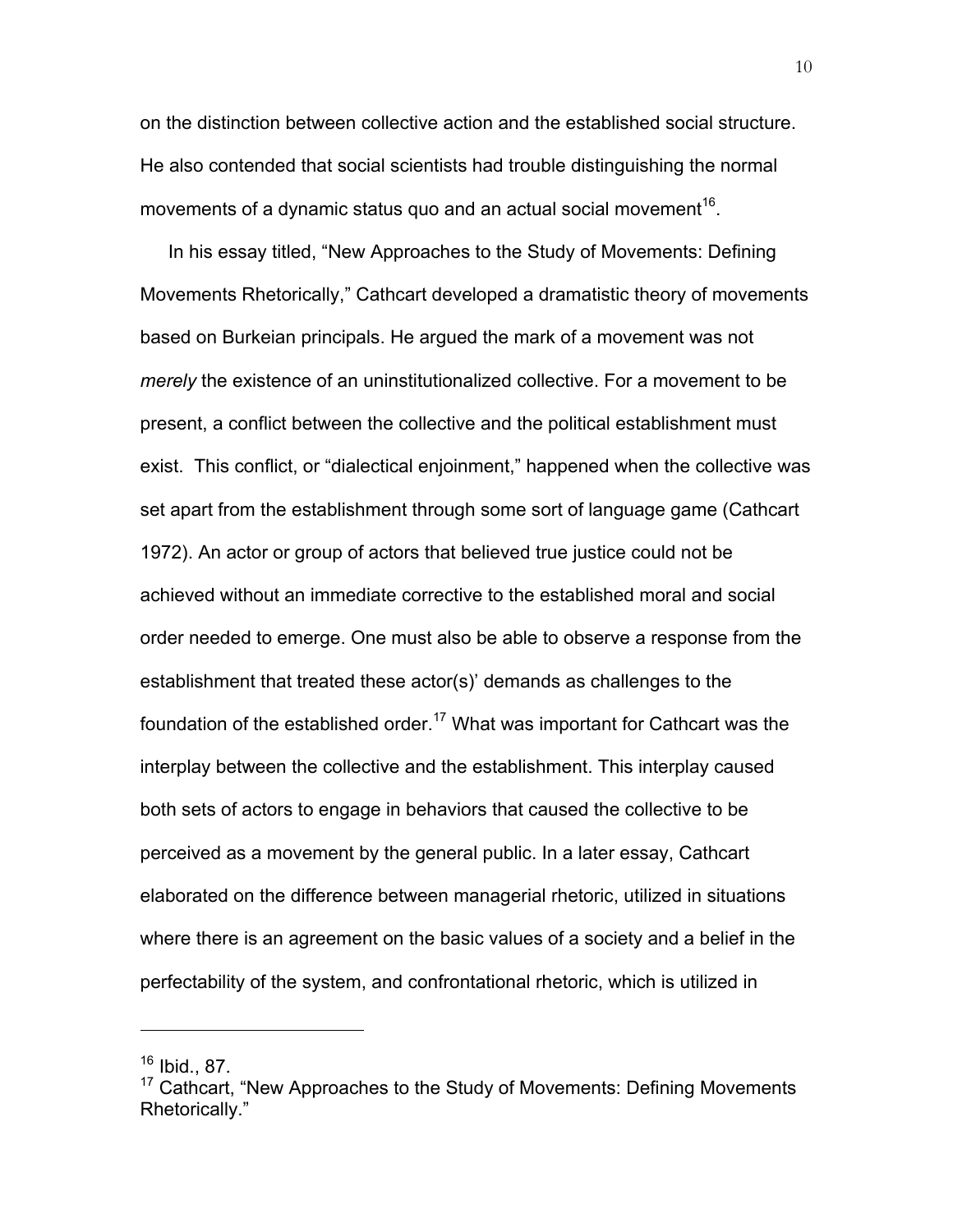on the distinction between collective action and the established social structure. He also contended that social scientists had trouble distinguishing the normal movements of a dynamic status quo and an actual social movement[16].

In his essay titled, "New Approaches to the Study of Movements: Defining Movements Rhetorically," Cathcart developed a dramatistic theory of movements based on Burkeian principals. He argued the mark of a movement was not *merely* the existence of an uninstitutionalized collective. For a movement to be present, a conflict between the collective and the political establishment must exist. This conflict, or "dialectical enjoinment," happened when the collective was set apart from the establishment through some sort of language game (Cathcart 1972). An actor or group of actors that believed true justice could not be achieved without an immediate corrective to the established moral and social order needed to emerge. One must also be able to observe a response from the establishment that treated these actor(s)' demands as challenges to the foundation of the established order.[17] What was important for Cathcart was the interplay between the collective and the establishment. This interplay caused both sets of actors to engage in behaviors that caused the collective to be perceived as a movement by the general public. In a later essay, Cathcart elaborated on the difference between managerial rhetoric, utilized in situations where there is an agreement on the basic values of a society and a belief in the perfectability of the system, and confrontational rhetoric, which is utilized in

---

[16] Ibid., 87.

[17] Cathcart, "New Approaches to the Study of Movements: Defining Movements Rhetorically."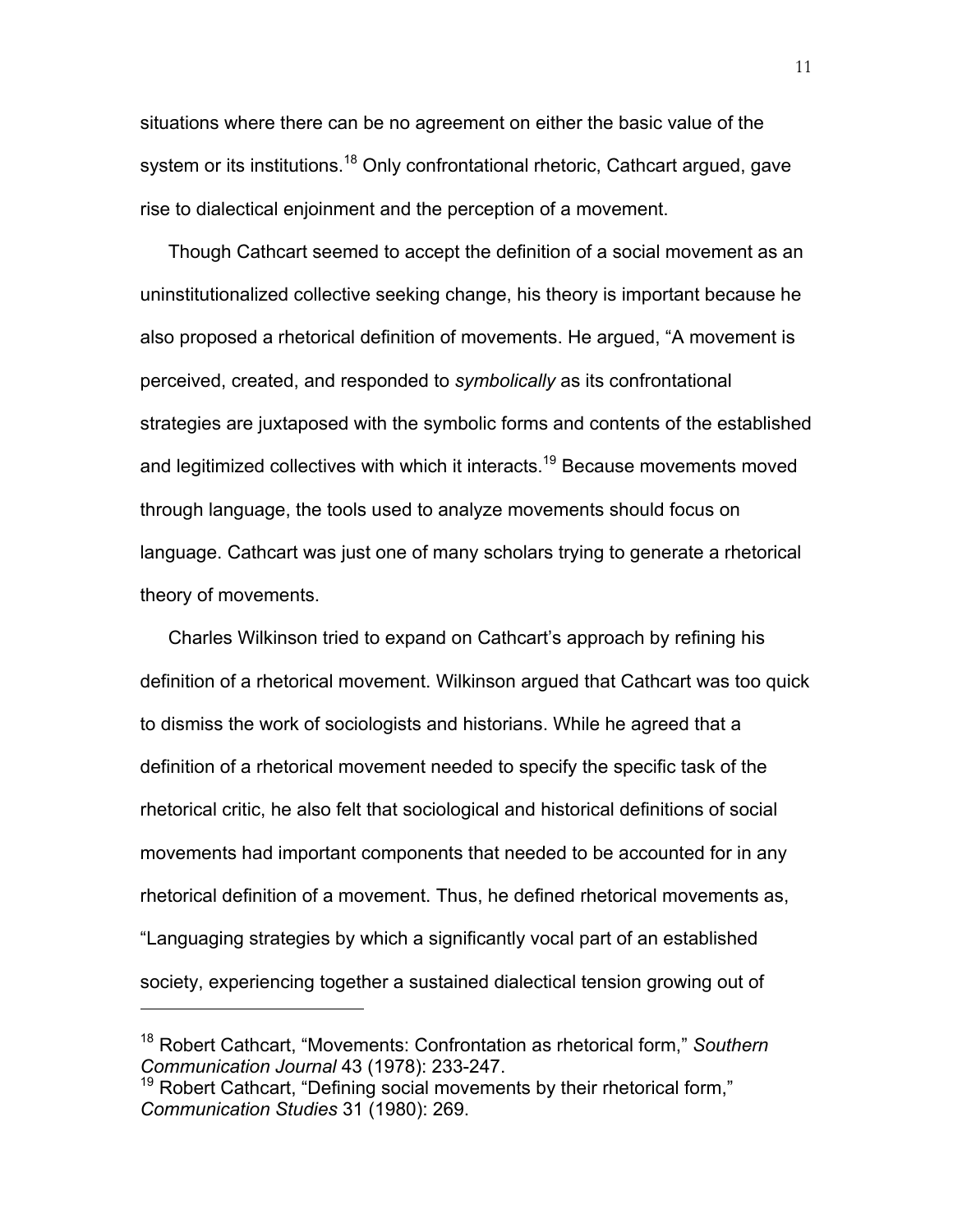situations where there can be no agreement on either the basic value of the system or its institutions.[18] Only confrontational rhetoric, Cathcart argued, gave rise to dialectical enjoinment and the perception of a movement.

Though Cathcart seemed to accept the definition of a social movement as an uninstitutionalized collective seeking change, his theory is important because he also proposed a rhetorical definition of movements. He argued, "A movement is perceived, created, and responded to *symbolically* as its confrontational strategies are juxtaposed with the symbolic forms and contents of the established and legitimized collectives with which it interacts.[19] Because movements moved through language, the tools used to analyze movements should focus on language. Cathcart was just one of many scholars trying to generate a rhetorical theory of movements.

Charles Wilkinson tried to expand on Cathcart's approach by refining his definition of a rhetorical movement. Wilkinson argued that Cathcart was too quick to dismiss the work of sociologists and historians. While he agreed that a definition of a rhetorical movement needed to specify the specific task of the rhetorical critic, he also felt that sociological and historical definitions of social movements had important components that needed to be accounted for in any rhetorical definition of a movement. Thus, he defined rhetorical movements as, "Languaging strategies by which a significantly vocal part of an established society, experiencing together a sustained dialectical tension growing out of

---

[18] Robert Cathcart, "Movements: Confrontation as rhetorical form," *Southern Communication Journal* 43 (1978): 233-247.

[19] Robert Cathcart, "Defining social movements by their rhetorical form," *Communication Studies* 31 (1980): 269.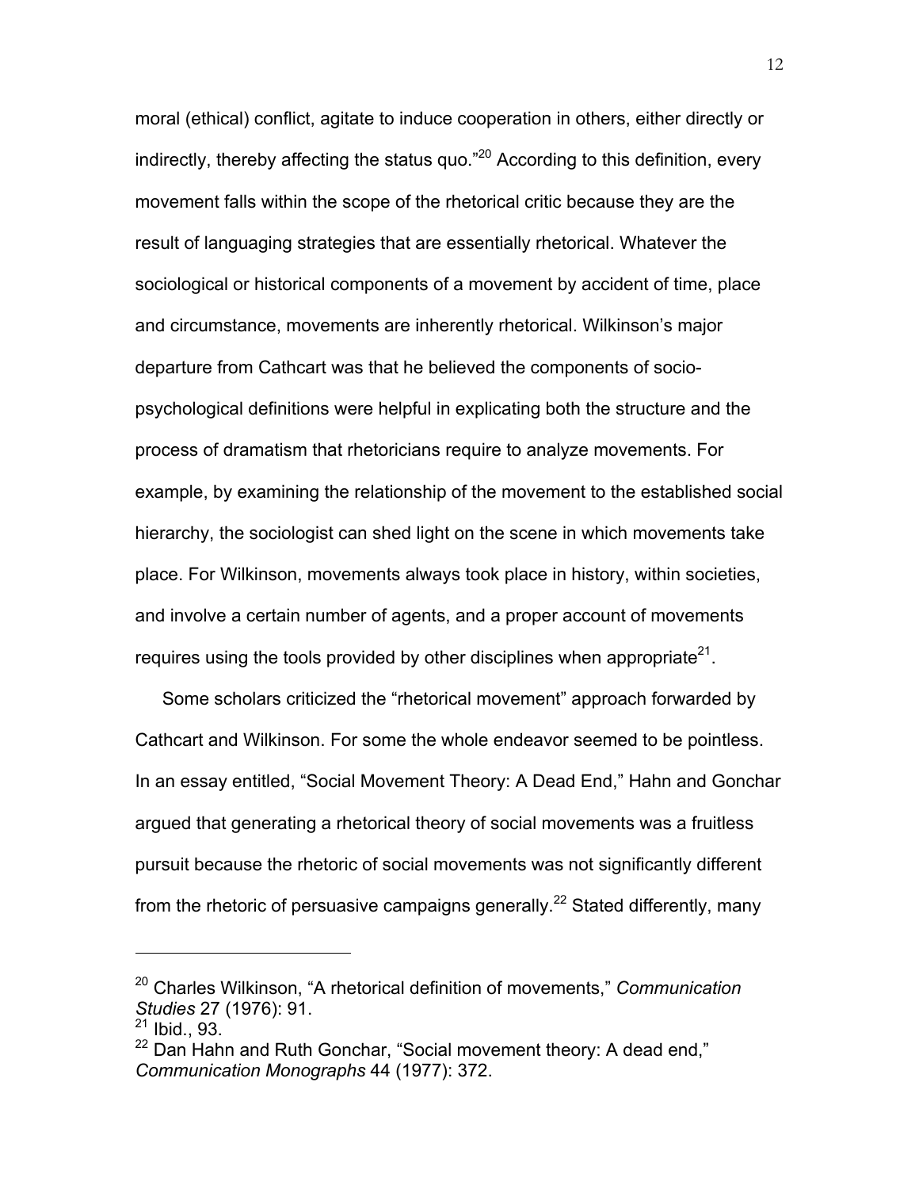moral (ethical) conflict, agitate to induce cooperation in others, either directly or indirectly, thereby affecting the status quo."[20] According to this definition, every movement falls within the scope of the rhetorical critic because they are the result of languaging strategies that are essentially rhetorical. Whatever the sociological or historical components of a movement by accident of time, place and circumstance, movements are inherently rhetorical. Wilkinson's major departure from Cathcart was that he believed the components of socio-psychological definitions were helpful in explicating both the structure and the process of dramatism that rhetoricians require to analyze movements. For example, by examining the relationship of the movement to the established social hierarchy, the sociologist can shed light on the scene in which movements take place. For Wilkinson, movements always took place in history, within societies, and involve a certain number of agents, and a proper account of movements requires using the tools provided by other disciplines when appropriate[21].

Some scholars criticized the "rhetorical movement" approach forwarded by Cathcart and Wilkinson. For some the whole endeavor seemed to be pointless. In an essay entitled, "Social Movement Theory: A Dead End," Hahn and Gonchar argued that generating a rhetorical theory of social movements was a fruitless pursuit because the rhetoric of social movements was not significantly different from the rhetoric of persuasive campaigns generally.[22] Stated differently, many

---

[20] Charles Wilkinson, "A rhetorical definition of movements," *Communication Studies* 27 (1976): 91.
[21] Ibid., 93.
[22] Dan Hahn and Ruth Gonchar, "Social movement theory: A dead end," *Communication Monographs* 44 (1977): 372.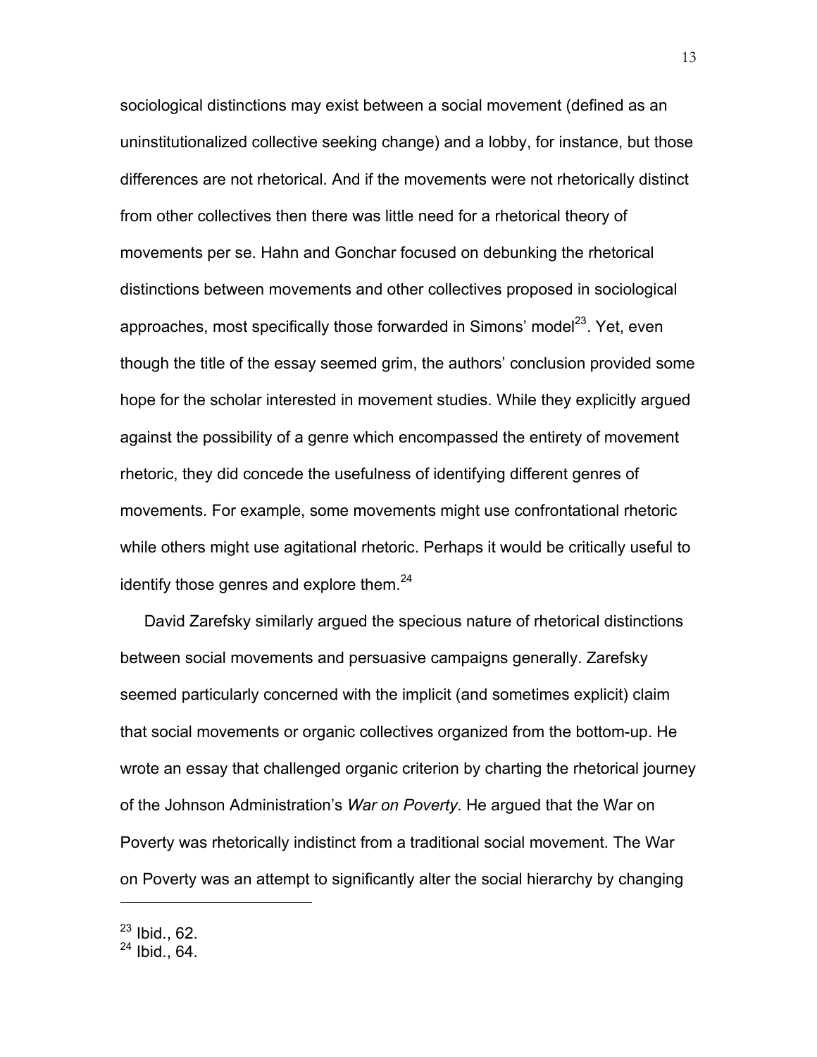sociological distinctions may exist between a social movement (defined as an uninstitutionalized collective seeking change) and a lobby, for instance, but those differences are not rhetorical. And if the movements were not rhetorically distinct from other collectives then there was little need for a rhetorical theory of movements per se. Hahn and Gonchar focused on debunking the rhetorical distinctions between movements and other collectives proposed in sociological approaches, most specifically those forwarded in Simons' model[23]. Yet, even though the title of the essay seemed grim, the authors' conclusion provided some hope for the scholar interested in movement studies. While they explicitly argued against the possibility of a genre which encompassed the entirety of movement rhetoric, they did concede the usefulness of identifying different genres of movements. For example, some movements might use confrontational rhetoric while others might use agitational rhetoric. Perhaps it would be critically useful to identify those genres and explore them.[24]

David Zarefsky similarly argued the specious nature of rhetorical distinctions between social movements and persuasive campaigns generally. Zarefsky seemed particularly concerned with the implicit (and sometimes explicit) claim that social movements or organic collectives organized from the bottom-up. He wrote an essay that challenged organic criterion by charting the rhetorical journey of the Johnson Administration's *War on Poverty*. He argued that the War on Poverty was rhetorically indistinct from a traditional social movement. The War on Poverty was an attempt to significantly alter the social hierarchy by changing

---

[23] Ibid., 62.
[24] Ibid., 64.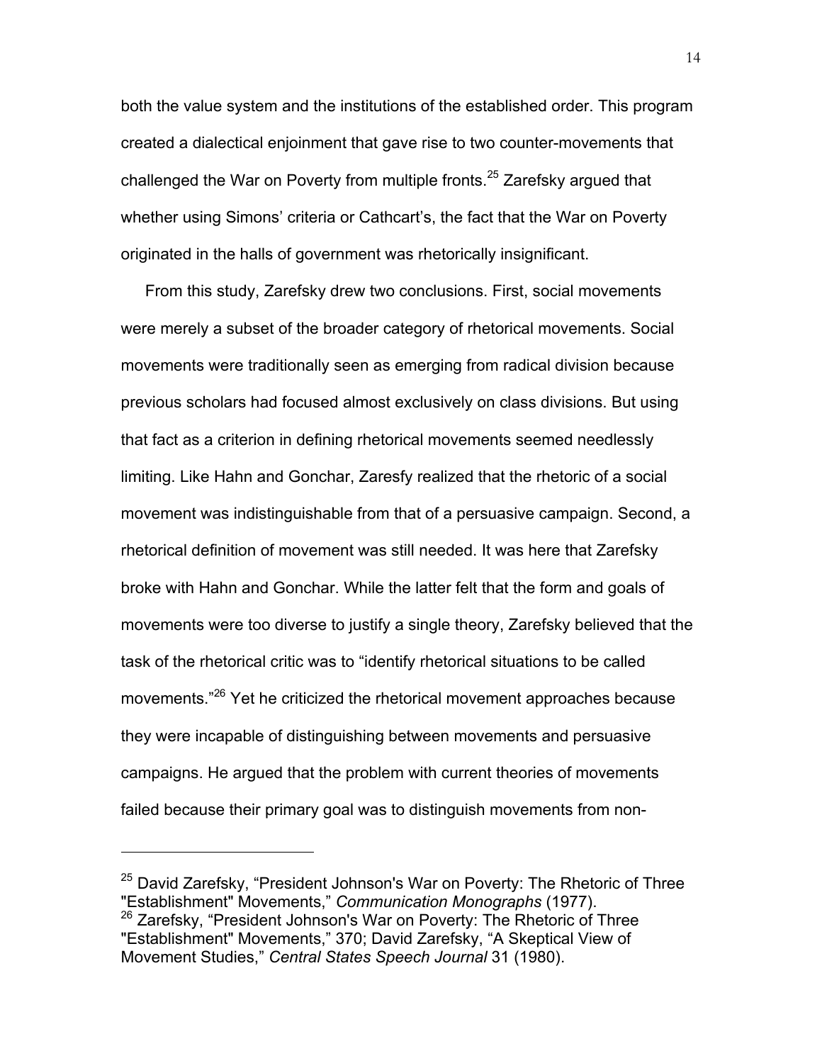both the value system and the institutions of the established order. This program created a dialectical enjoinment that gave rise to two counter-movements that challenged the War on Poverty from multiple fronts.[25] Zarefsky argued that whether using Simons' criteria or Cathcart's, the fact that the War on Poverty originated in the halls of government was rhetorically insignificant.

From this study, Zarefsky drew two conclusions. First, social movements were merely a subset of the broader category of rhetorical movements. Social movements were traditionally seen as emerging from radical division because previous scholars had focused almost exclusively on class divisions. But using that fact as a criterion in defining rhetorical movements seemed needlessly limiting. Like Hahn and Gonchar, Zaresfy realized that the rhetoric of a social movement was indistinguishable from that of a persuasive campaign. Second, a rhetorical definition of movement was still needed. It was here that Zarefsky broke with Hahn and Gonchar. While the latter felt that the form and goals of movements were too diverse to justify a single theory, Zarefsky believed that the task of the rhetorical critic was to "identify rhetorical situations to be called movements."[26] Yet he criticized the rhetorical movement approaches because they were incapable of distinguishing between movements and persuasive campaigns. He argued that the problem with current theories of movements failed because their primary goal was to distinguish movements from non-

---

[25] David Zarefsky, "President Johnson's War on Poverty: The Rhetoric of Three "Establishment" Movements," *Communication Monographs* (1977).

[26] Zarefsky, "President Johnson's War on Poverty: The Rhetoric of Three "Establishment" Movements," 370; David Zarefsky, "A Skeptical View of Movement Studies," *Central States Speech Journal* 31 (1980).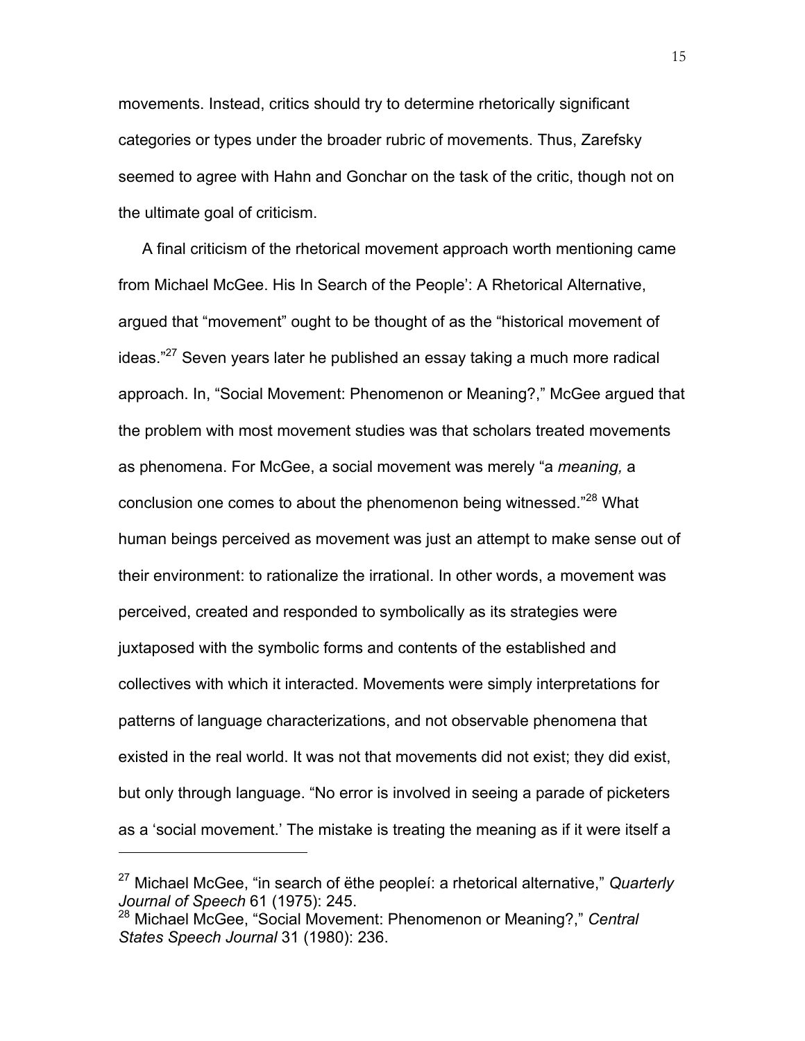movements. Instead, critics should try to determine rhetorically significant categories or types under the broader rubric of movements. Thus, Zarefsky seemed to agree with Hahn and Gonchar on the task of the critic, though not on the ultimate goal of criticism.

A final criticism of the rhetorical movement approach worth mentioning came from Michael McGee. His In Search of the People': A Rhetorical Alternative, argued that "movement" ought to be thought of as the "historical movement of ideas."[27] Seven years later he published an essay taking a much more radical approach. In, "Social Movement: Phenomenon or Meaning?," McGee argued that the problem with most movement studies was that scholars treated movements as phenomena. For McGee, a social movement was merely "a *meaning,* a conclusion one comes to about the phenomenon being witnessed."[28] What human beings perceived as movement was just an attempt to make sense out of their environment: to rationalize the irrational. In other words, a movement was perceived, created and responded to symbolically as its strategies were juxtaposed with the symbolic forms and contents of the established and collectives with which it interacted. Movements were simply interpretations for patterns of language characterizations, and not observable phenomena that existed in the real world. It was not that movements did not exist; they did exist, but only through language. "No error is involved in seeing a parade of picketers as a 'social movement.' The mistake is treating the meaning as if it were itself a

---

[27] Michael McGee, "in search of ëthe peopleí: a rhetorical alternative," *Quarterly Journal of Speech* 61 (1975): 245.

[28] Michael McGee, "Social Movement: Phenomenon or Meaning?," *Central States Speech Journal* 31 (1980): 236.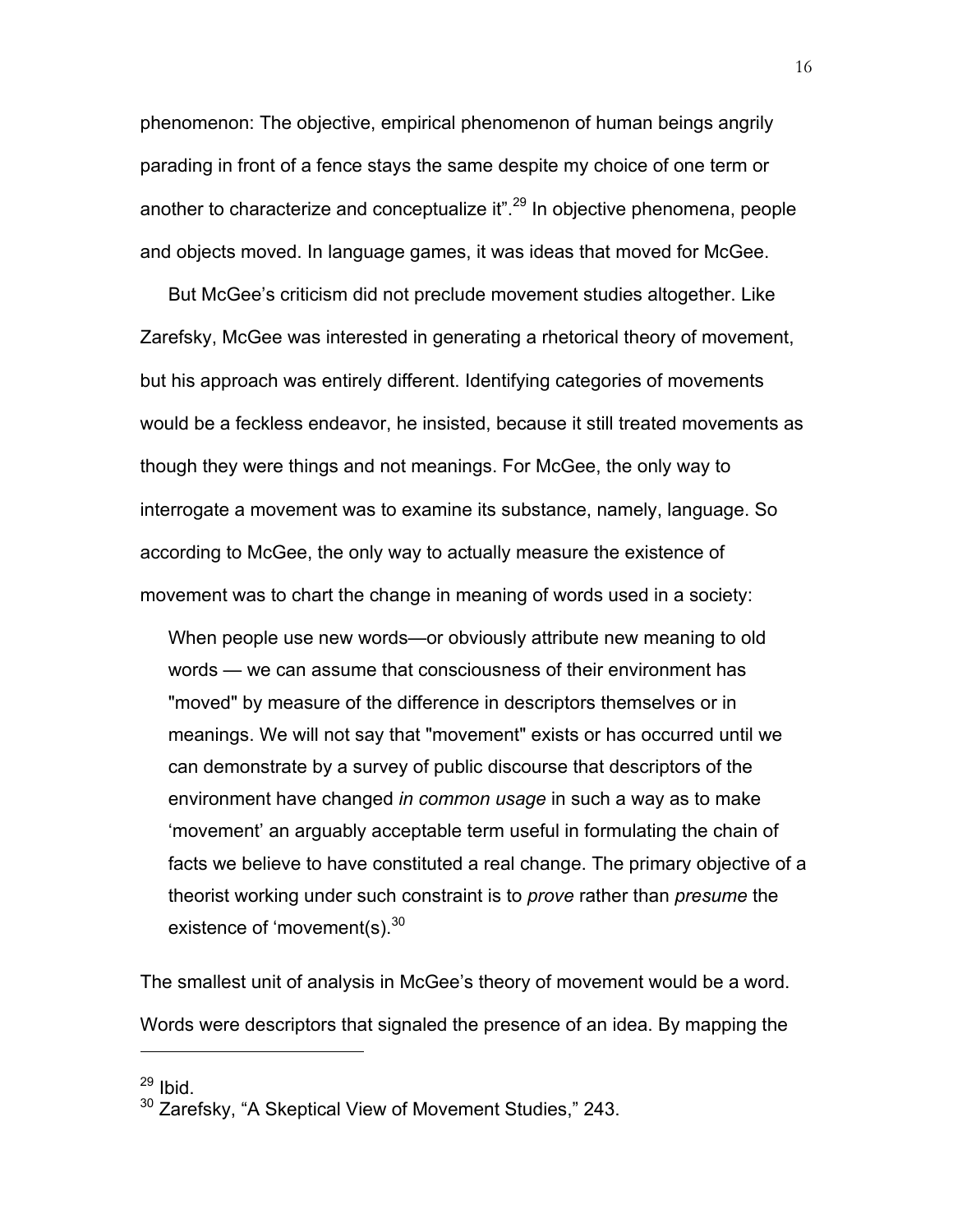phenomenon: The objective, empirical phenomenon of human beings angrily parading in front of a fence stays the same despite my choice of one term or another to characterize and conceptualize it".[29] In objective phenomena, people and objects moved. In language games, it was ideas that moved for McGee.

But McGee's criticism did not preclude movement studies altogether. Like Zarefsky, McGee was interested in generating a rhetorical theory of movement, but his approach was entirely different. Identifying categories of movements would be a feckless endeavor, he insisted, because it still treated movements as though they were things and not meanings. For McGee, the only way to interrogate a movement was to examine its substance, namely, language. So according to McGee, the only way to actually measure the existence of movement was to chart the change in meaning of words used in a society:

> When people use new words—or obviously attribute new meaning to old words — we can assume that consciousness of their environment has "moved" by measure of the difference in descriptors themselves or in meanings. We will not say that "movement" exists or has occurred until we can demonstrate by a survey of public discourse that descriptors of the environment have changed *in common usage* in such a way as to make 'movement' an arguably acceptable term useful in formulating the chain of facts we believe to have constituted a real change. The primary objective of a theorist working under such constraint is to *prove* rather than *presume* the existence of 'movement(s).[30]

The smallest unit of analysis in McGee's theory of movement would be a word. Words were descriptors that signaled the presence of an idea. By mapping the

---

[29] Ibid.

[30] Zarefsky, "A Skeptical View of Movement Studies," 243.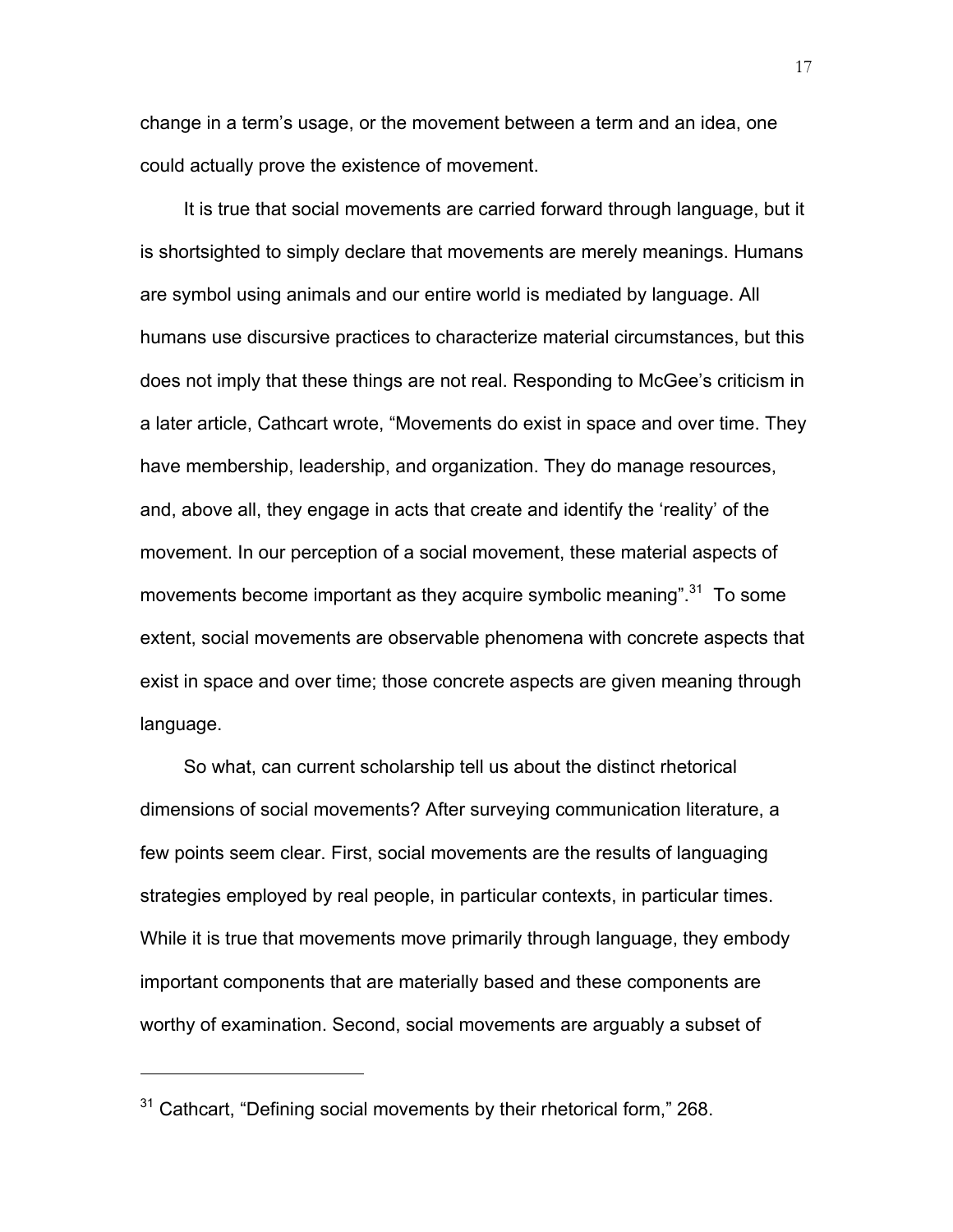change in a term's usage, or the movement between a term and an idea, one could actually prove the existence of movement.

It is true that social movements are carried forward through language, but it is shortsighted to simply declare that movements are merely meanings. Humans are symbol using animals and our entire world is mediated by language. All humans use discursive practices to characterize material circumstances, but this does not imply that these things are not real. Responding to McGee's criticism in a later article, Cathcart wrote, "Movements do exist in space and over time. They have membership, leadership, and organization. They do manage resources, and, above all, they engage in acts that create and identify the 'reality' of the movement. In our perception of a social movement, these material aspects of movements become important as they acquire symbolic meaning".[31] To some extent, social movements are observable phenomena with concrete aspects that exist in space and over time; those concrete aspects are given meaning through language.

So what, can current scholarship tell us about the distinct rhetorical dimensions of social movements? After surveying communication literature, a few points seem clear. First, social movements are the results of languaging strategies employed by real people, in particular contexts, in particular times. While it is true that movements move primarily through language, they embody important components that are materially based and these components are worthy of examination. Second, social movements are arguably a subset of

---

[31] Cathcart, "Defining social movements by their rhetorical form," 268.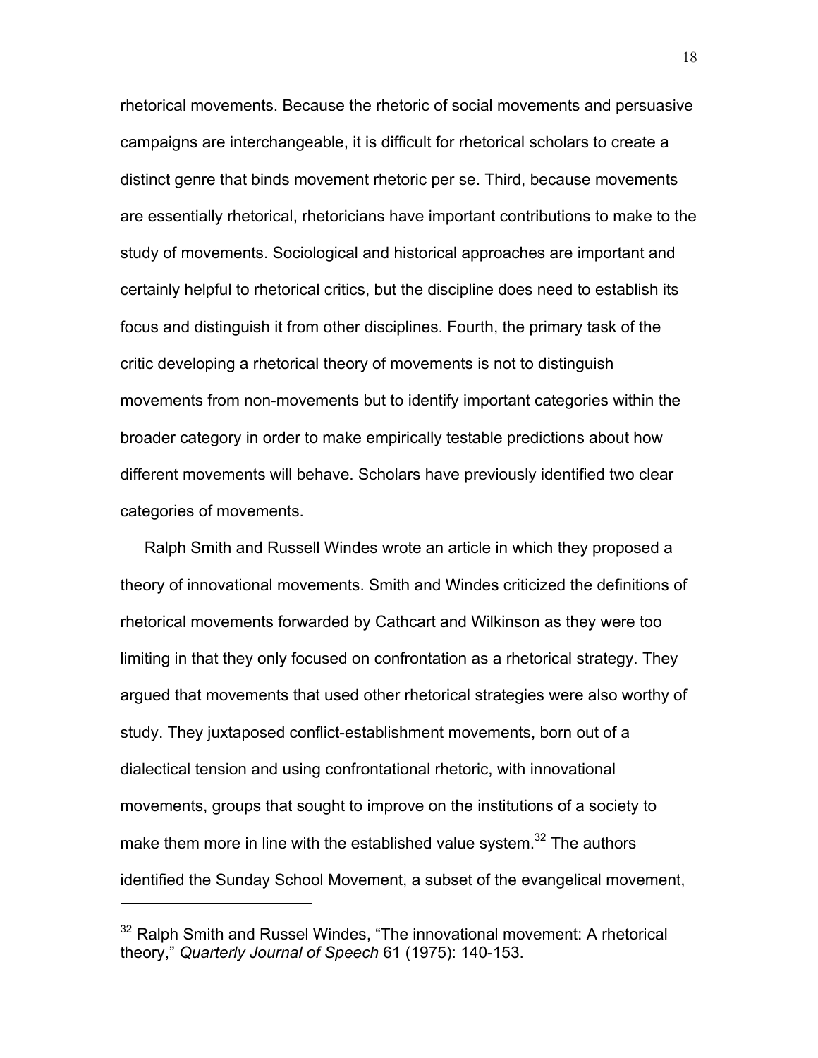rhetorical movements. Because the rhetoric of social movements and persuasive campaigns are interchangeable, it is difficult for rhetorical scholars to create a distinct genre that binds movement rhetoric per se. Third, because movements are essentially rhetorical, rhetoricians have important contributions to make to the study of movements. Sociological and historical approaches are important and certainly helpful to rhetorical critics, but the discipline does need to establish its focus and distinguish it from other disciplines. Fourth, the primary task of the critic developing a rhetorical theory of movements is not to distinguish movements from non-movements but to identify important categories within the broader category in order to make empirically testable predictions about how different movements will behave. Scholars have previously identified two clear categories of movements.

Ralph Smith and Russell Windes wrote an article in which they proposed a theory of innovational movements. Smith and Windes criticized the definitions of rhetorical movements forwarded by Cathcart and Wilkinson as they were too limiting in that they only focused on confrontation as a rhetorical strategy. They argued that movements that used other rhetorical strategies were also worthy of study. They juxtaposed conflict-establishment movements, born out of a dialectical tension and using confrontational rhetoric, with innovational movements, groups that sought to improve on the institutions of a society to make them more in line with the established value system.[32] The authors identified the Sunday School Movement, a subset of the evangelical movement,

---

[32] Ralph Smith and Russel Windes, "The innovational movement: A rhetorical theory," *Quarterly Journal of Speech* 61 (1975): 140-153.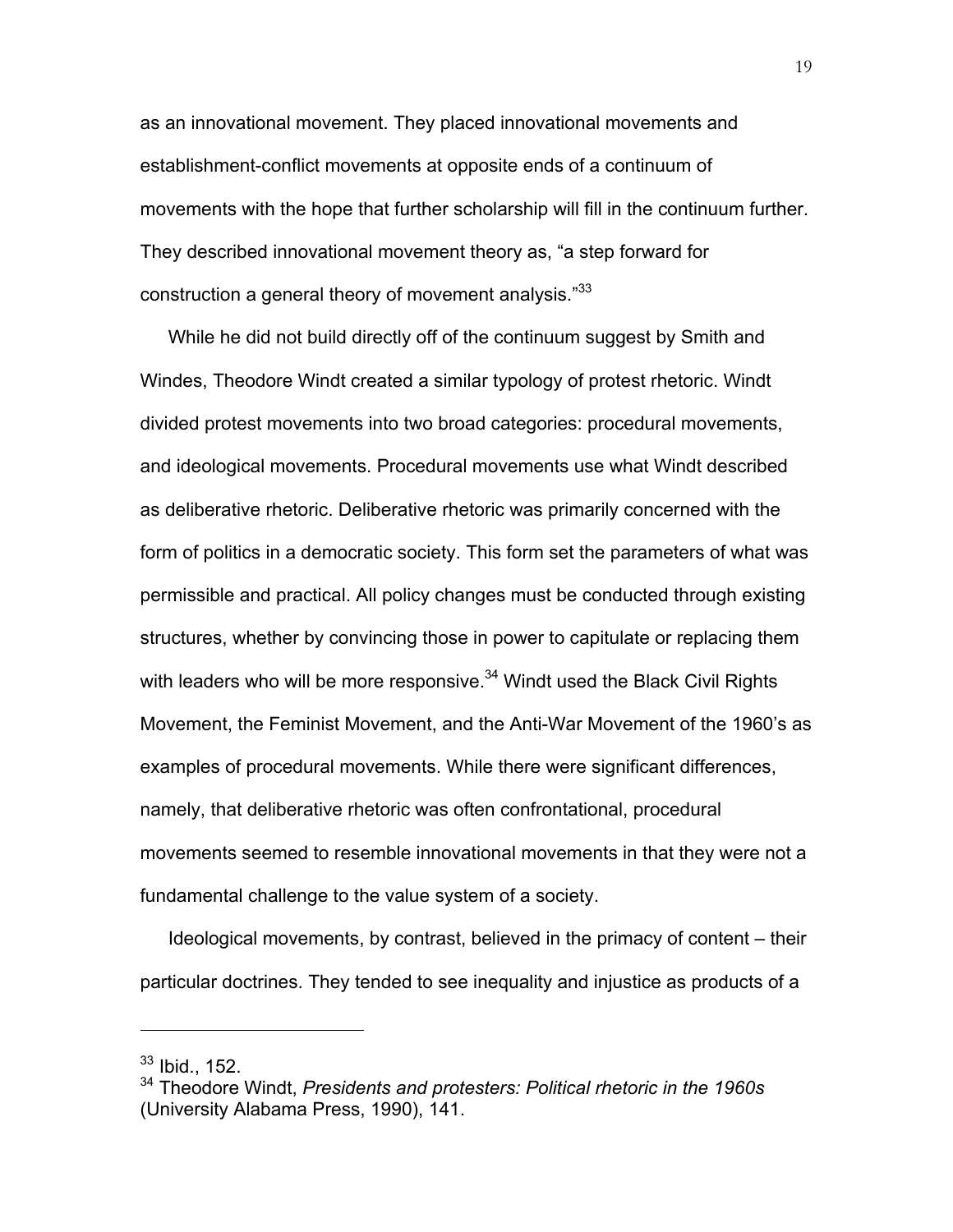as an innovational movement. They placed innovational movements and establishment-conflict movements at opposite ends of a continuum of movements with the hope that further scholarship will fill in the continuum further. They described innovational movement theory as, "a step forward for construction a general theory of movement analysis."[33]

While he did not build directly off of the continuum suggest by Smith and Windes, Theodore Windt created a similar typology of protest rhetoric. Windt divided protest movements into two broad categories: procedural movements, and ideological movements. Procedural movements use what Windt described as deliberative rhetoric. Deliberative rhetoric was primarily concerned with the form of politics in a democratic society. This form set the parameters of what was permissible and practical. All policy changes must be conducted through existing structures, whether by convincing those in power to capitulate or replacing them with leaders who will be more responsive.[34] Windt used the Black Civil Rights Movement, the Feminist Movement, and the Anti-War Movement of the 1960's as examples of procedural movements. While there were significant differences, namely, that deliberative rhetoric was often confrontational, procedural movements seemed to resemble innovational movements in that they were not a fundamental challenge to the value system of a society.

Ideological movements, by contrast, believed in the primacy of content – their particular doctrines. They tended to see inequality and injustice as products of a

---

[33] Ibid., 152.

[34] Theodore Windt, *Presidents and protesters: Political rhetoric in the 1960s* (University Alabama Press, 1990), 141.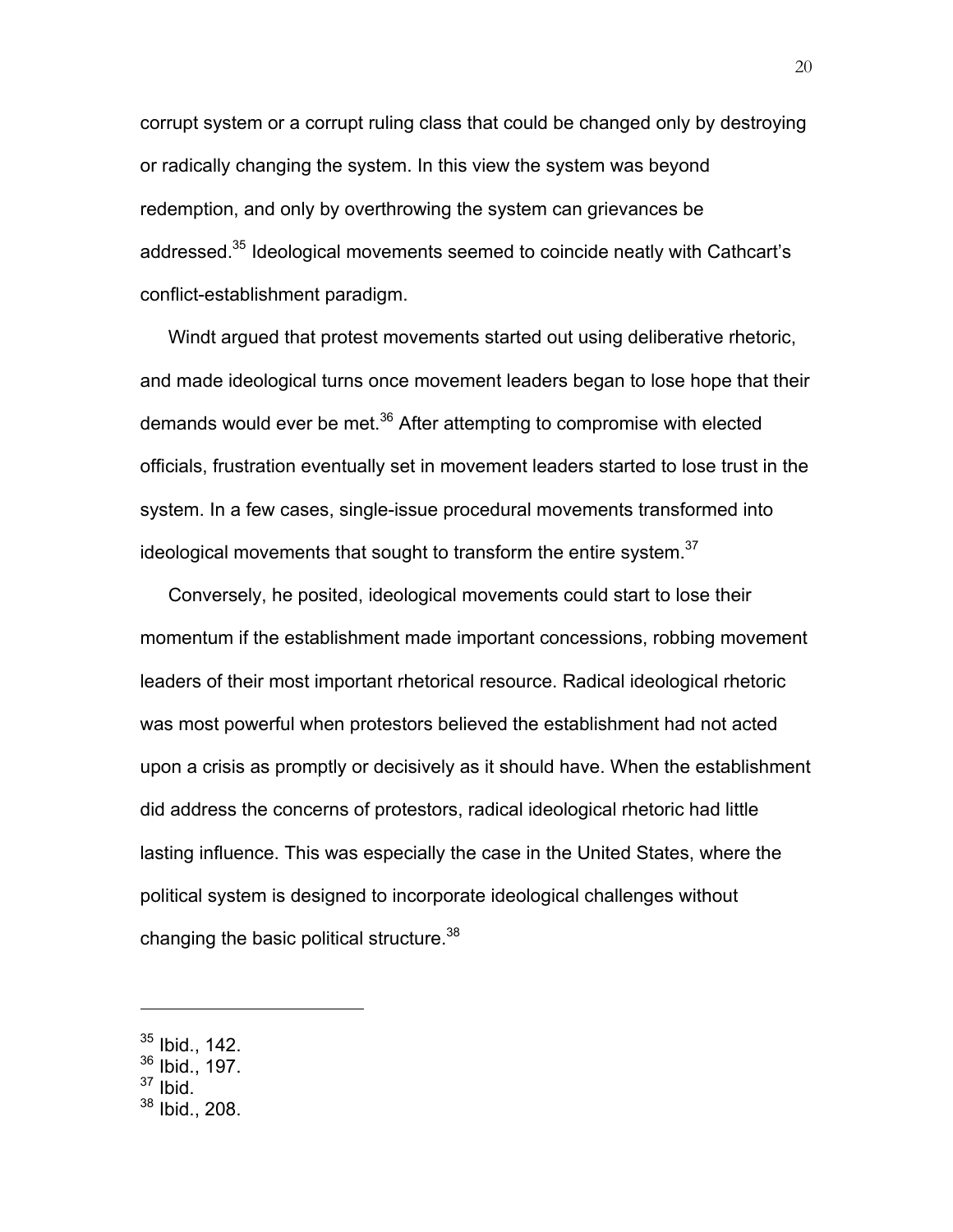corrupt system or a corrupt ruling class that could be changed only by destroying or radically changing the system. In this view the system was beyond redemption, and only by overthrowing the system can grievances be addressed.[35] Ideological movements seemed to coincide neatly with Cathcart's conflict-establishment paradigm.

Windt argued that protest movements started out using deliberative rhetoric, and made ideological turns once movement leaders began to lose hope that their demands would ever be met.[36] After attempting to compromise with elected officials, frustration eventually set in movement leaders started to lose trust in the system. In a few cases, single-issue procedural movements transformed into ideological movements that sought to transform the entire system.[37]

Conversely, he posited, ideological movements could start to lose their momentum if the establishment made important concessions, robbing movement leaders of their most important rhetorical resource. Radical ideological rhetoric was most powerful when protestors believed the establishment had not acted upon a crisis as promptly or decisively as it should have. When the establishment did address the concerns of protestors, radical ideological rhetoric had little lasting influence. This was especially the case in the United States, where the political system is designed to incorporate ideological challenges without changing the basic political structure.[38]

---

[35] Ibid., 142.
[36] Ibid., 197.
[37] Ibid.
[38] Ibid., 208.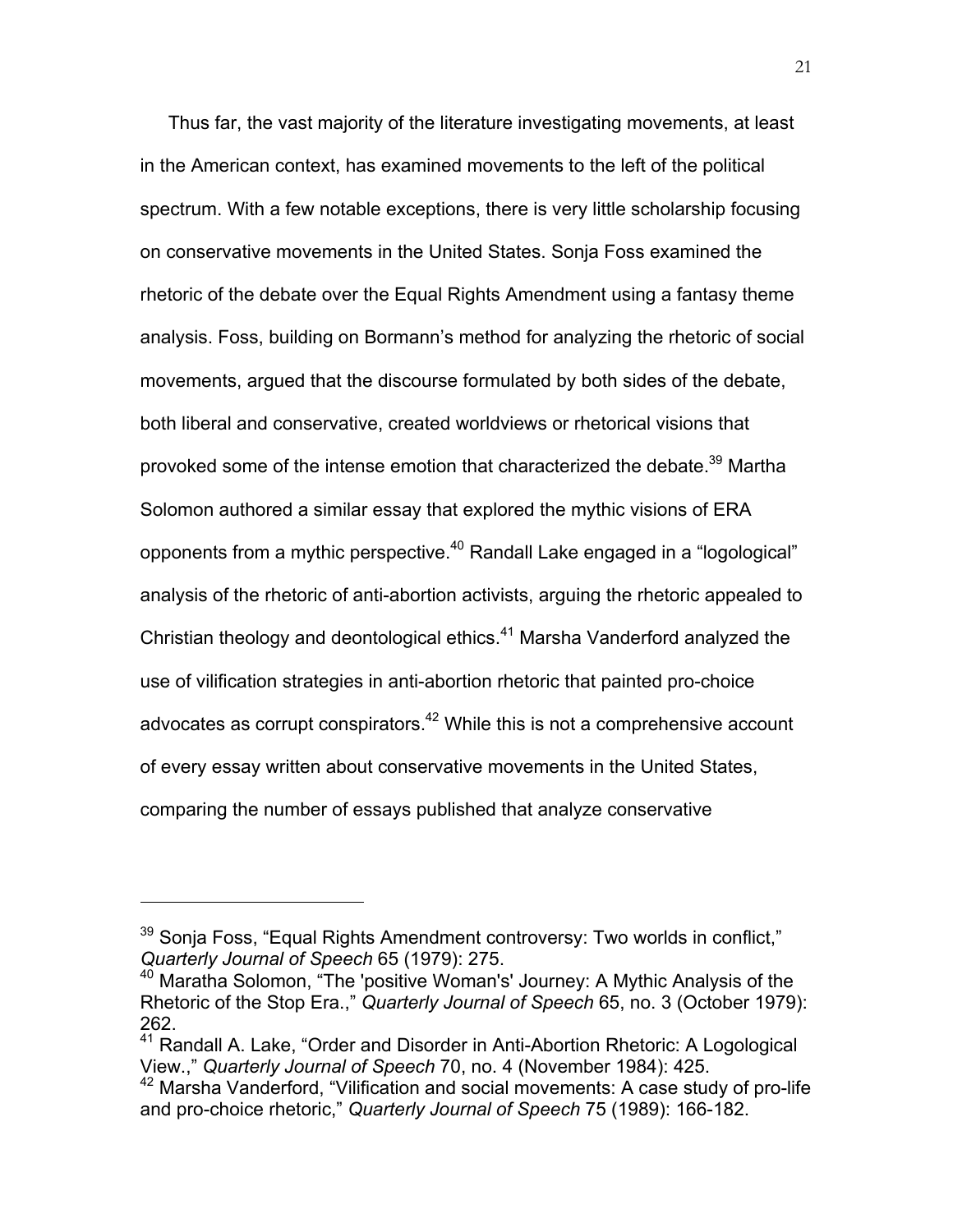Thus far, the vast majority of the literature investigating movements, at least in the American context, has examined movements to the left of the political spectrum. With a few notable exceptions, there is very little scholarship focusing on conservative movements in the United States. Sonja Foss examined the rhetoric of the debate over the Equal Rights Amendment using a fantasy theme analysis. Foss, building on Bormann's method for analyzing the rhetoric of social movements, argued that the discourse formulated by both sides of the debate, both liberal and conservative, created worldviews or rhetorical visions that provoked some of the intense emotion that characterized the debate.[39] Martha Solomon authored a similar essay that explored the mythic visions of ERA opponents from a mythic perspective.[40] Randall Lake engaged in a "logological" analysis of the rhetoric of anti-abortion activists, arguing the rhetoric appealed to Christian theology and deontological ethics.[41] Marsha Vanderford analyzed the use of vilification strategies in anti-abortion rhetoric that painted pro-choice advocates as corrupt conspirators.[42] While this is not a comprehensive account of every essay written about conservative movements in the United States, comparing the number of essays published that analyze conservative

---

[39] Sonja Foss, "Equal Rights Amendment controversy: Two worlds in conflict," *Quarterly Journal of Speech* 65 (1979): 275.

[40] Maratha Solomon, "The 'positive Woman's' Journey: A Mythic Analysis of the Rhetoric of the Stop Era.," *Quarterly Journal of Speech* 65, no. 3 (October 1979): 262.

[41] Randall A. Lake, "Order and Disorder in Anti-Abortion Rhetoric: A Logological View.," *Quarterly Journal of Speech* 70, no. 4 (November 1984): 425.

[42] Marsha Vanderford, "Vilification and social movements: A case study of pro-life and pro-choice rhetoric," *Quarterly Journal of Speech* 75 (1989): 166-182.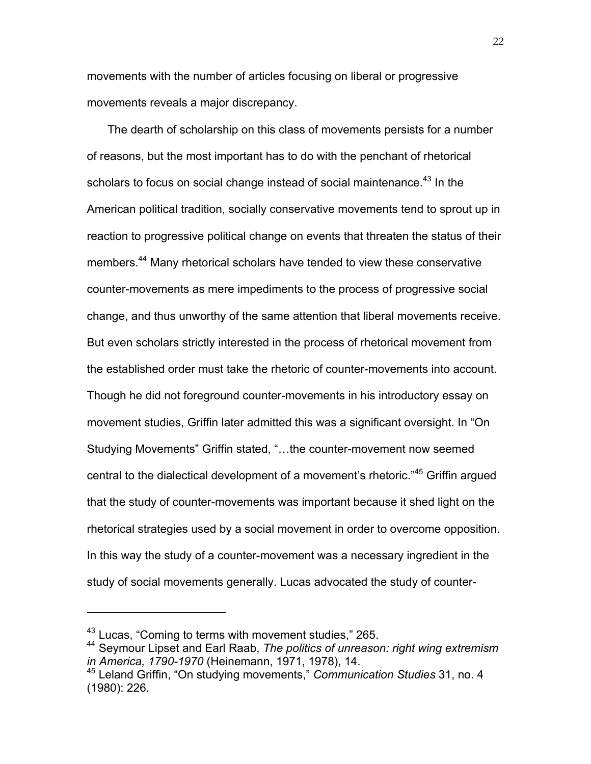movements with the number of articles focusing on liberal or progressive movements reveals a major discrepancy.

The dearth of scholarship on this class of movements persists for a number of reasons, but the most important has to do with the penchant of rhetorical scholars to focus on social change instead of social maintenance.[43] In the American political tradition, socially conservative movements tend to sprout up in reaction to progressive political change on events that threaten the status of their members.[44] Many rhetorical scholars have tended to view these conservative counter-movements as mere impediments to the process of progressive social change, and thus unworthy of the same attention that liberal movements receive. But even scholars strictly interested in the process of rhetorical movement from the established order must take the rhetoric of counter-movements into account. Though he did not foreground counter-movements in his introductory essay on movement studies, Griffin later admitted this was a significant oversight. In "On Studying Movements" Griffin stated, "…the counter-movement now seemed central to the dialectical development of a movement's rhetoric."[45] Griffin argued that the study of counter-movements was important because it shed light on the rhetorical strategies used by a social movement in order to overcome opposition. In this way the study of a counter-movement was a necessary ingredient in the study of social movements generally. Lucas advocated the study of counter-

---

[43] Lucas, "Coming to terms with movement studies," 265.

[44] Seymour Lipset and Earl Raab, *The politics of unreason: right wing extremism in America, 1790-1970* (Heinemann, 1971, 1978), 14.

[45] Leland Griffin, "On studying movements," *Communication Studies* 31, no. 4 (1980): 226.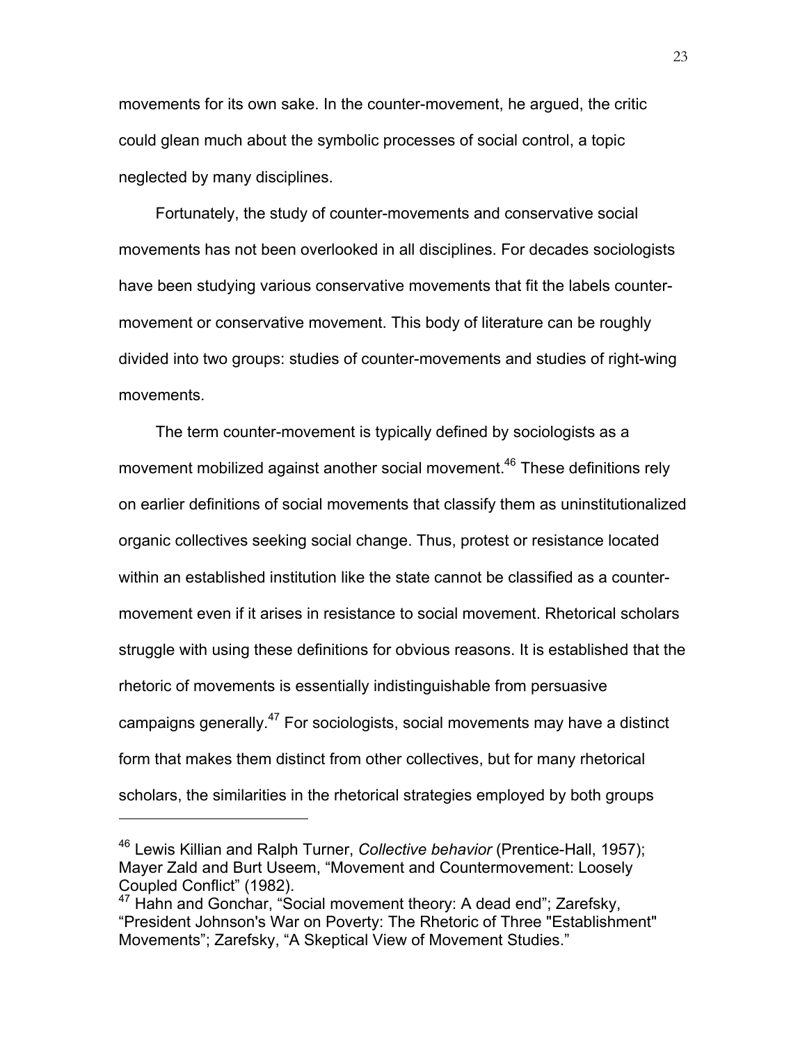movements for its own sake. In the counter-movement, he argued, the critic could glean much about the symbolic processes of social control, a topic neglected by many disciplines.

Fortunately, the study of counter-movements and conservative social movements has not been overlooked in all disciplines. For decades sociologists have been studying various conservative movements that fit the labels counter-movement or conservative movement. This body of literature can be roughly divided into two groups: studies of counter-movements and studies of right-wing movements.

The term counter-movement is typically defined by sociologists as a movement mobilized against another social movement.[46] These definitions rely on earlier definitions of social movements that classify them as uninstitutionalized organic collectives seeking social change. Thus, protest or resistance located within an established institution like the state cannot be classified as a counter-movement even if it arises in resistance to social movement. Rhetorical scholars struggle with using these definitions for obvious reasons. It is established that the rhetoric of movements is essentially indistinguishable from persuasive campaigns generally.[47] For sociologists, social movements may have a distinct form that makes them distinct from other collectives, but for many rhetorical scholars, the similarities in the rhetorical strategies employed by both groups

---

[46] Lewis Killian and Ralph Turner, *Collective behavior* (Prentice-Hall, 1957); Mayer Zald and Burt Useem, "Movement and Countermovement: Loosely Coupled Conflict" (1982).

[47] Hahn and Gonchar, "Social movement theory: A dead end"; Zarefsky, "President Johnson's War on Poverty: The Rhetoric of Three "Establishment" Movements"; Zarefsky, "A Skeptical View of Movement Studies."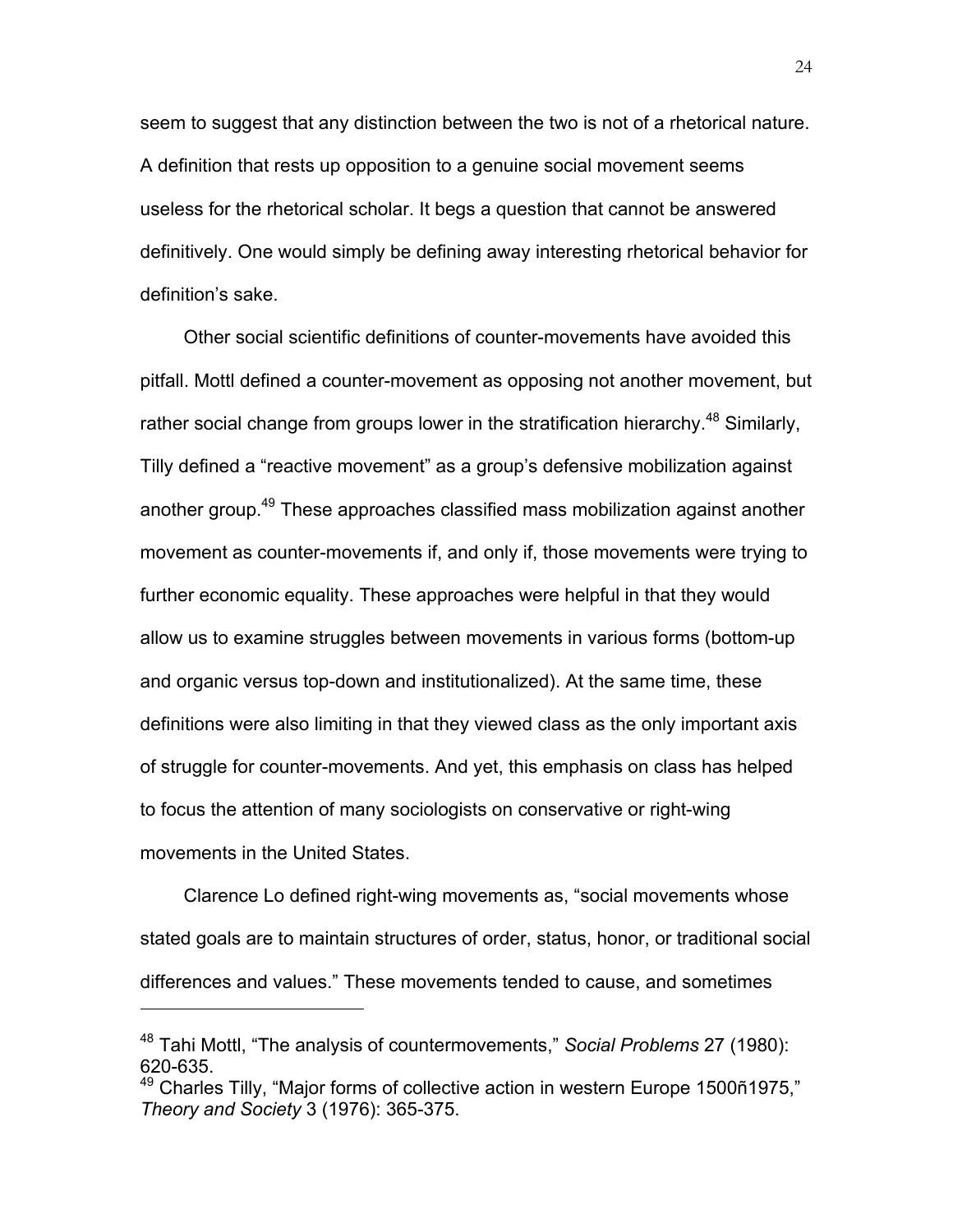seem to suggest that any distinction between the two is not of a rhetorical nature. A definition that rests up opposition to a genuine social movement seems useless for the rhetorical scholar. It begs a question that cannot be answered definitively. One would simply be defining away interesting rhetorical behavior for definition's sake.

Other social scientific definitions of counter-movements have avoided this pitfall. Mottl defined a counter-movement as opposing not another movement, but rather social change from groups lower in the stratification hierarchy.[48] Similarly, Tilly defined a "reactive movement" as a group's defensive mobilization against another group.[49] These approaches classified mass mobilization against another movement as counter-movements if, and only if, those movements were trying to further economic equality. These approaches were helpful in that they would allow us to examine struggles between movements in various forms (bottom-up and organic versus top-down and institutionalized). At the same time, these definitions were also limiting in that they viewed class as the only important axis of struggle for counter-movements. And yet, this emphasis on class has helped to focus the attention of many sociologists on conservative or right-wing movements in the United States.

Clarence Lo defined right-wing movements as, "social movements whose stated goals are to maintain structures of order, status, honor, or traditional social differences and values." These movements tended to cause, and sometimes

---

[48] Tahi Mottl, "The analysis of countermovements," *Social Problems* 27 (1980): 620-635.

[49] Charles Tilly, "Major forms of collective action in western Europe 1500ñ1975," *Theory and Society* 3 (1976): 365-375.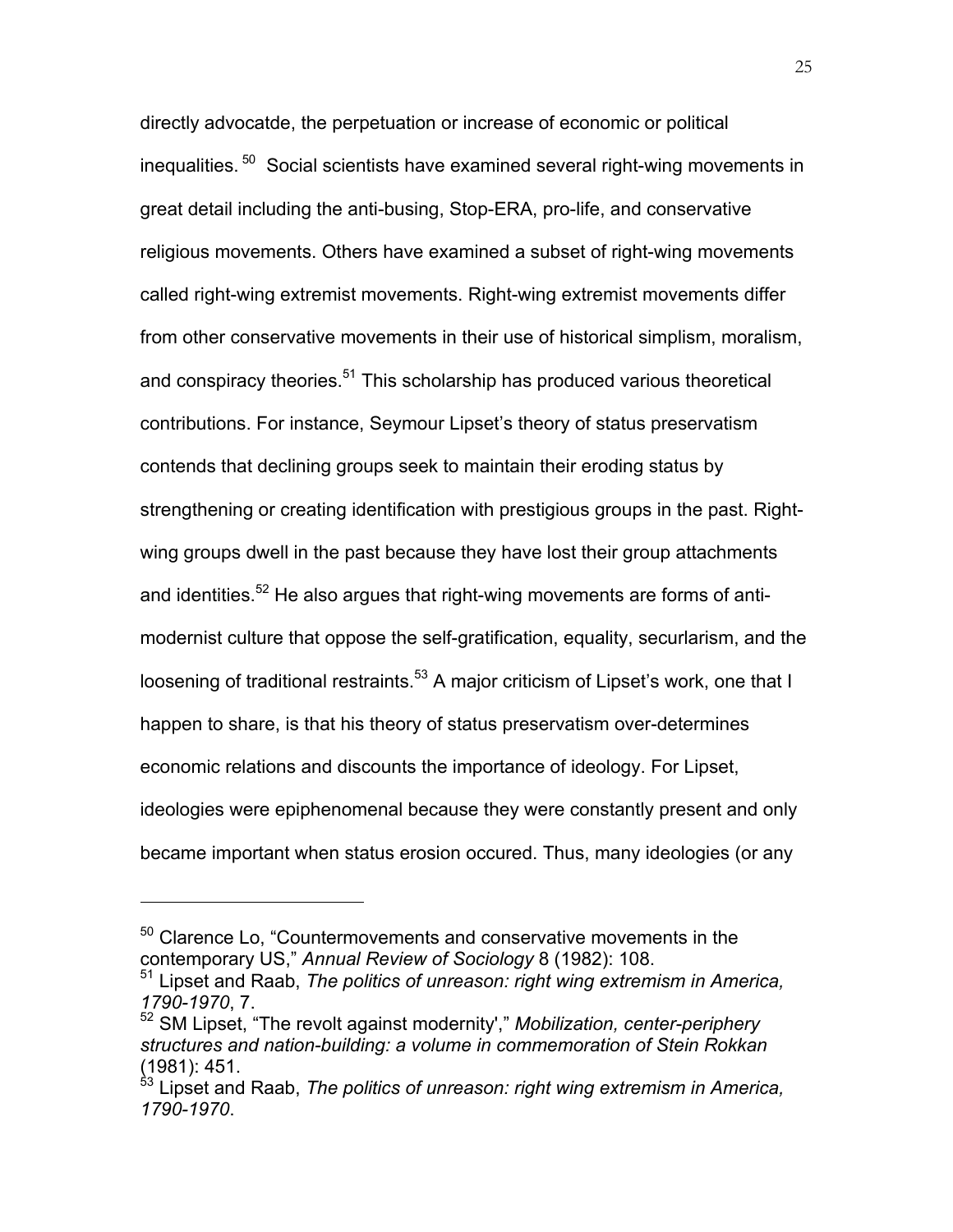directly advocatde, the perpetuation or increase of economic or political inequalities.[50] Social scientists have examined several right-wing movements in great detail including the anti-busing, Stop-ERA, pro-life, and conservative religious movements. Others have examined a subset of right-wing movements called right-wing extremist movements. Right-wing extremist movements differ from other conservative movements in their use of historical simplism, moralism, and conspiracy theories.[51] This scholarship has produced various theoretical contributions. For instance, Seymour Lipset's theory of status preservatism contends that declining groups seek to maintain their eroding status by strengthening or creating identification with prestigious groups in the past. Right-wing groups dwell in the past because they have lost their group attachments and identities.[52] He also argues that right-wing movements are forms of anti-modernist culture that oppose the self-gratification, equality, securlarism, and the loosening of traditional restraints.[53] A major criticism of Lipset's work, one that I happen to share, is that his theory of status preservatism over-determines economic relations and discounts the importance of ideology. For Lipset, ideologies were epiphenomenal because they were constantly present and only became important when status erosion occured. Thus, many ideologies (or any

---

[50] Clarence Lo, "Countermovements and conservative movements in the contemporary US," *Annual Review of Sociology* 8 (1982): 108.

[51] Lipset and Raab, *The politics of unreason: right wing extremism in America, 1790-1970*, 7.

[52] SM Lipset, "The revolt against modernity'," *Mobilization, center-periphery structures and nation-building: a volume in commemoration of Stein Rokkan* (1981): 451.

[53] Lipset and Raab, *The politics of unreason: right wing extremism in America, 1790-1970*.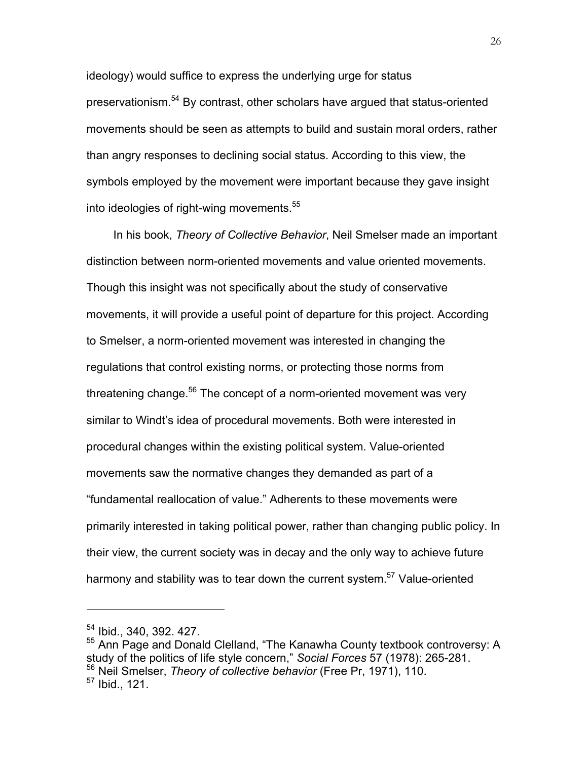ideology) would suffice to express the underlying urge for status preservationism.[54] By contrast, other scholars have argued that status-oriented movements should be seen as attempts to build and sustain moral orders, rather than angry responses to declining social status. According to this view, the symbols employed by the movement were important because they gave insight into ideologies of right-wing movements.[55]

In his book, *Theory of Collective Behavior*, Neil Smelser made an important distinction between norm-oriented movements and value oriented movements. Though this insight was not specifically about the study of conservative movements, it will provide a useful point of departure for this project. According to Smelser, a norm-oriented movement was interested in changing the regulations that control existing norms, or protecting those norms from threatening change.[56] The concept of a norm-oriented movement was very similar to Windt's idea of procedural movements. Both were interested in procedural changes within the existing political system. Value-oriented movements saw the normative changes they demanded as part of a "fundamental reallocation of value." Adherents to these movements were primarily interested in taking political power, rather than changing public policy. In their view, the current society was in decay and the only way to achieve future harmony and stability was to tear down the current system.[57] Value-oriented

---

[54] Ibid., 340, 392. 427.
[55] Ann Page and Donald Clelland, "The Kanawha County textbook controversy: A study of the politics of life style concern," *Social Forces* 57 (1978): 265-281.
[56] Neil Smelser, *Theory of collective behavior* (Free Pr, 1971), 110.
[57] Ibid., 121.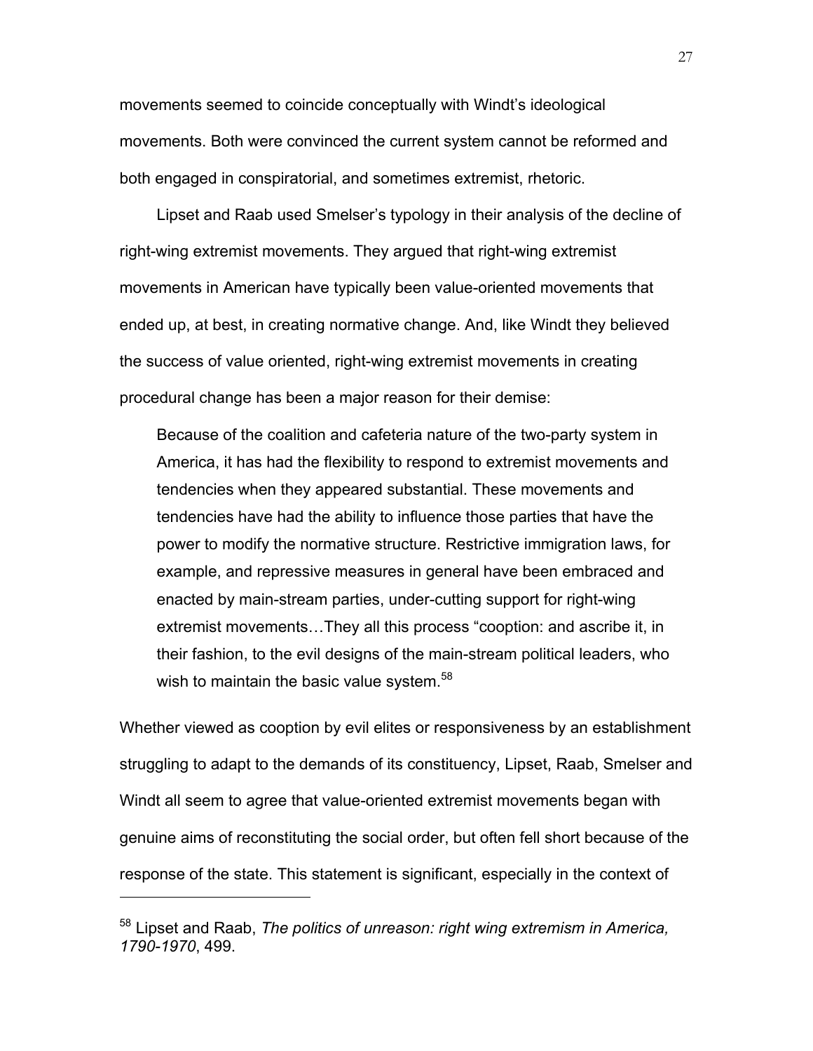movements seemed to coincide conceptually with Windt's ideological movements. Both were convinced the current system cannot be reformed and both engaged in conspiratorial, and sometimes extremist, rhetoric.

Lipset and Raab used Smelser's typology in their analysis of the decline of right-wing extremist movements. They argued that right-wing extremist movements in American have typically been value-oriented movements that ended up, at best, in creating normative change. And, like Windt they believed the success of value oriented, right-wing extremist movements in creating procedural change has been a major reason for their demise:

> Because of the coalition and cafeteria nature of the two-party system in America, it has had the flexibility to respond to extremist movements and tendencies when they appeared substantial. These movements and tendencies have had the ability to influence those parties that have the power to modify the normative structure. Restrictive immigration laws, for example, and repressive measures in general have been embraced and enacted by main-stream parties, under-cutting support for right-wing extremist movements…They all this process "cooption: and ascribe it, in their fashion, to the evil designs of the main-stream political leaders, who wish to maintain the basic value system.[58]

Whether viewed as cooption by evil elites or responsiveness by an establishment struggling to adapt to the demands of its constituency, Lipset, Raab, Smelser and Windt all seem to agree that value-oriented extremist movements began with genuine aims of reconstituting the social order, but often fell short because of the response of the state. This statement is significant, especially in the context of

---

[58] Lipset and Raab, *The politics of unreason: right wing extremism in America, 1790-1970*, 499.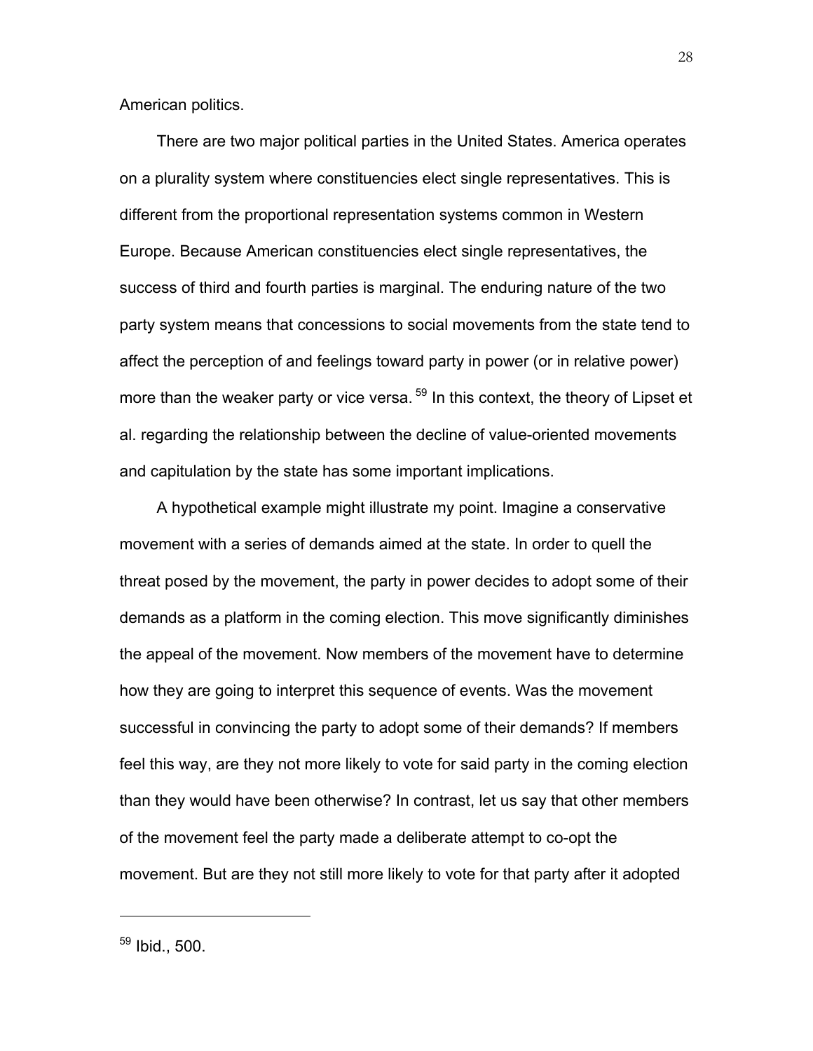American politics.

There are two major political parties in the United States. America operates on a plurality system where constituencies elect single representatives. This is different from the proportional representation systems common in Western Europe. Because American constituencies elect single representatives, the success of third and fourth parties is marginal. The enduring nature of the two party system means that concessions to social movements from the state tend to affect the perception of and feelings toward party in power (or in relative power) more than the weaker party or vice versa.[59] In this context, the theory of Lipset et al. regarding the relationship between the decline of value-oriented movements and capitulation by the state has some important implications.

A hypothetical example might illustrate my point. Imagine a conservative movement with a series of demands aimed at the state. In order to quell the threat posed by the movement, the party in power decides to adopt some of their demands as a platform in the coming election. This move significantly diminishes the appeal of the movement. Now members of the movement have to determine how they are going to interpret this sequence of events. Was the movement successful in convincing the party to adopt some of their demands? If members feel this way, are they not more likely to vote for said party in the coming election than they would have been otherwise? In contrast, let us say that other members of the movement feel the party made a deliberate attempt to co-opt the movement. But are they not still more likely to vote for that party after it adopted

---

[59] Ibid., 500.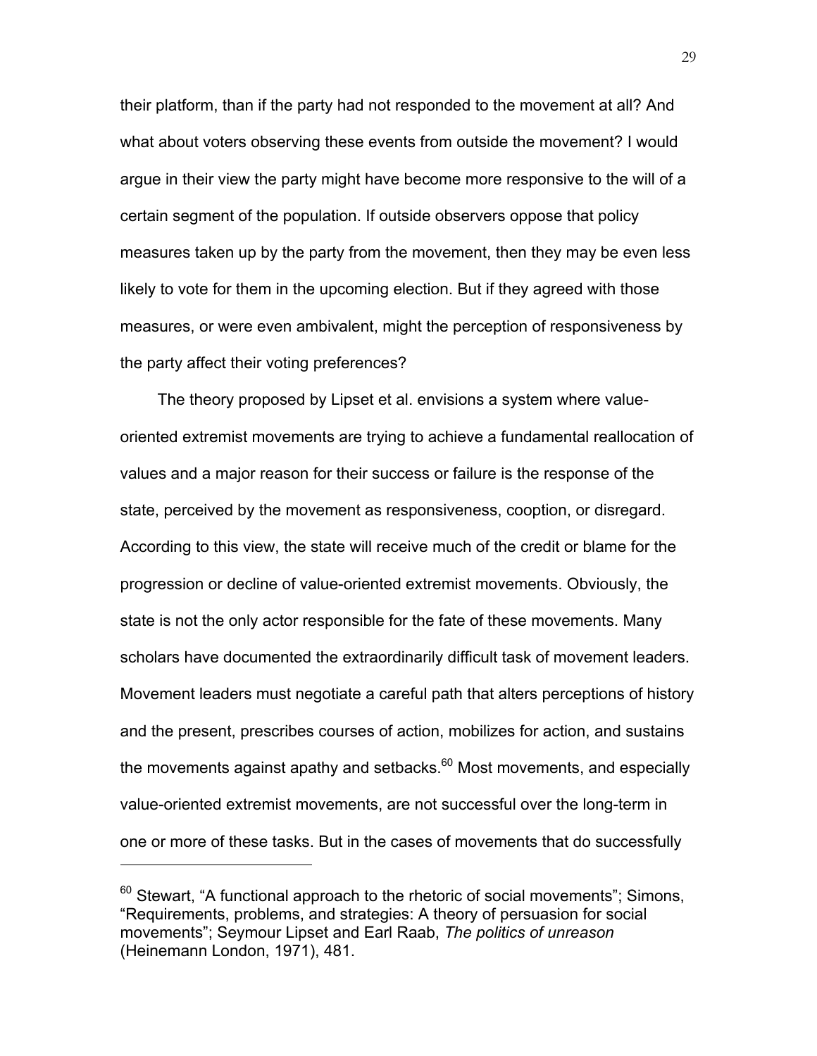their platform, than if the party had not responded to the movement at all? And what about voters observing these events from outside the movement? I would argue in their view the party might have become more responsive to the will of a certain segment of the population. If outside observers oppose that policy measures taken up by the party from the movement, then they may be even less likely to vote for them in the upcoming election. But if they agreed with those measures, or were even ambivalent, might the perception of responsiveness by the party affect their voting preferences?

The theory proposed by Lipset et al. envisions a system where value-oriented extremist movements are trying to achieve a fundamental reallocation of values and a major reason for their success or failure is the response of the state, perceived by the movement as responsiveness, cooption, or disregard. According to this view, the state will receive much of the credit or blame for the progression or decline of value-oriented extremist movements. Obviously, the state is not the only actor responsible for the fate of these movements. Many scholars have documented the extraordinarily difficult task of movement leaders. Movement leaders must negotiate a careful path that alters perceptions of history and the present, prescribes courses of action, mobilizes for action, and sustains the movements against apathy and setbacks.[60] Most movements, and especially value-oriented extremist movements, are not successful over the long-term in one or more of these tasks. But in the cases of movements that do successfully

---

[60] Stewart, "A functional approach to the rhetoric of social movements"; Simons, "Requirements, problems, and strategies: A theory of persuasion for social movements"; Seymour Lipset and Earl Raab, *The politics of unreason* (Heinemann London, 1971), 481.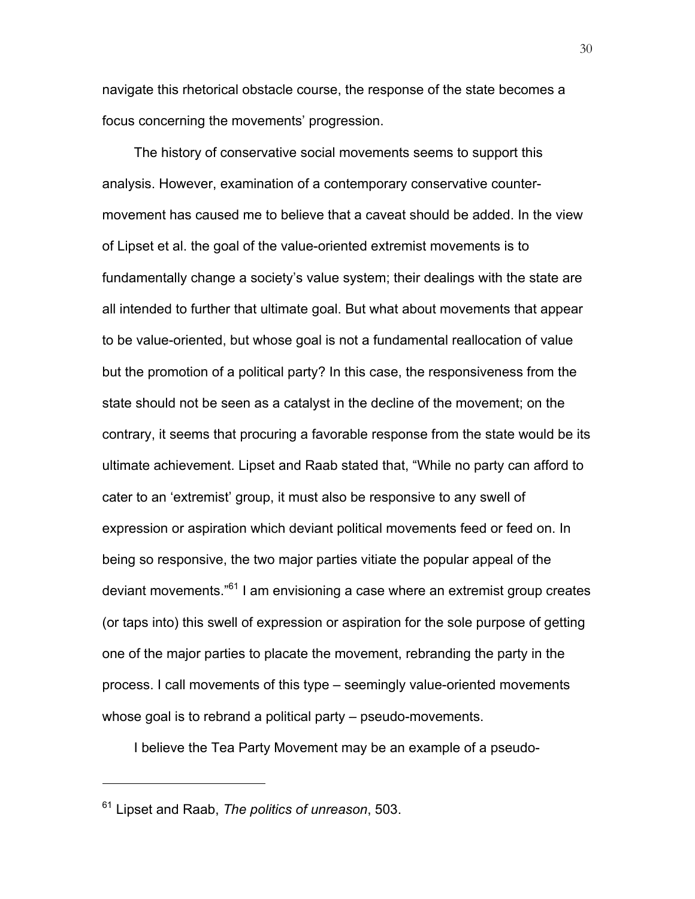navigate this rhetorical obstacle course, the response of the state becomes a focus concerning the movements' progression.

The history of conservative social movements seems to support this analysis. However, examination of a contemporary conservative counter-movement has caused me to believe that a caveat should be added. In the view of Lipset et al. the goal of the value-oriented extremist movements is to fundamentally change a society's value system; their dealings with the state are all intended to further that ultimate goal. But what about movements that appear to be value-oriented, but whose goal is not a fundamental reallocation of value but the promotion of a political party? In this case, the responsiveness from the state should not be seen as a catalyst in the decline of the movement; on the contrary, it seems that procuring a favorable response from the state would be its ultimate achievement. Lipset and Raab stated that, "While no party can afford to cater to an 'extremist' group, it must also be responsive to any swell of expression or aspiration which deviant political movements feed or feed on. In being so responsive, the two major parties vitiate the popular appeal of the deviant movements."[61] I am envisioning a case where an extremist group creates (or taps into) this swell of expression or aspiration for the sole purpose of getting one of the major parties to placate the movement, rebranding the party in the process. I call movements of this type – seemingly value-oriented movements whose goal is to rebrand a political party – pseudo-movements.

I believe the Tea Party Movement may be an example of a pseudo-

---

[61] Lipset and Raab, *The politics of unreason*, 503.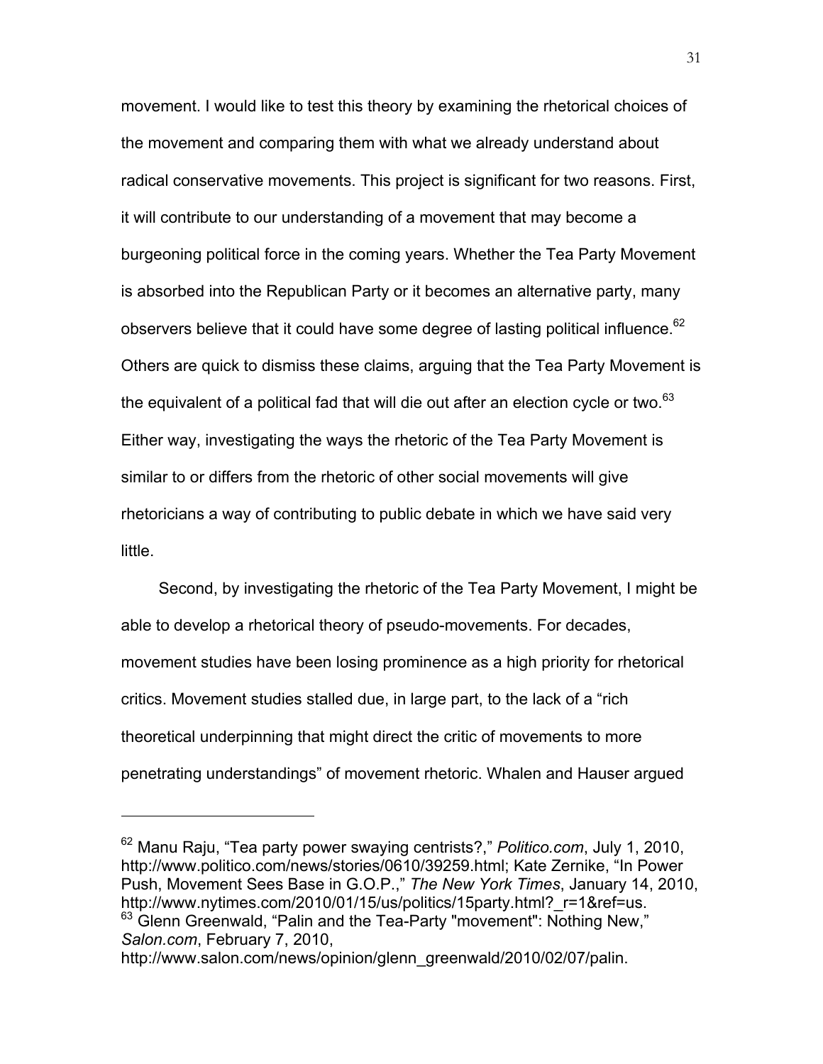movement. I would like to test this theory by examining the rhetorical choices of the movement and comparing them with what we already understand about radical conservative movements. This project is significant for two reasons. First, it will contribute to our understanding of a movement that may become a burgeoning political force in the coming years. Whether the Tea Party Movement is absorbed into the Republican Party or it becomes an alternative party, many observers believe that it could have some degree of lasting political influence.[62] Others are quick to dismiss these claims, arguing that the Tea Party Movement is the equivalent of a political fad that will die out after an election cycle or two.[63] Either way, investigating the ways the rhetoric of the Tea Party Movement is similar to or differs from the rhetoric of other social movements will give rhetoricians a way of contributing to public debate in which we have said very little.

Second, by investigating the rhetoric of the Tea Party Movement, I might be able to develop a rhetorical theory of pseudo-movements. For decades, movement studies have been losing prominence as a high priority for rhetorical critics. Movement studies stalled due, in large part, to the lack of a "rich theoretical underpinning that might direct the critic of movements to more penetrating understandings" of movement rhetoric. Whalen and Hauser argued

---

[62] Manu Raju, "Tea party power swaying centrists?," *Politico.com*, July 1, 2010, http://www.politico.com/news/stories/0610/39259.html; Kate Zernike, "In Power Push, Movement Sees Base in G.O.P.," *The New York Times*, January 14, 2010, http://www.nytimes.com/2010/01/15/us/politics/15party.html?_r=1&ref=us.

[63] Glenn Greenwald, "Palin and the Tea-Party "movement": Nothing New," *Salon.com*, February 7, 2010, http://www.salon.com/news/opinion/glenn_greenwald/2010/02/07/palin.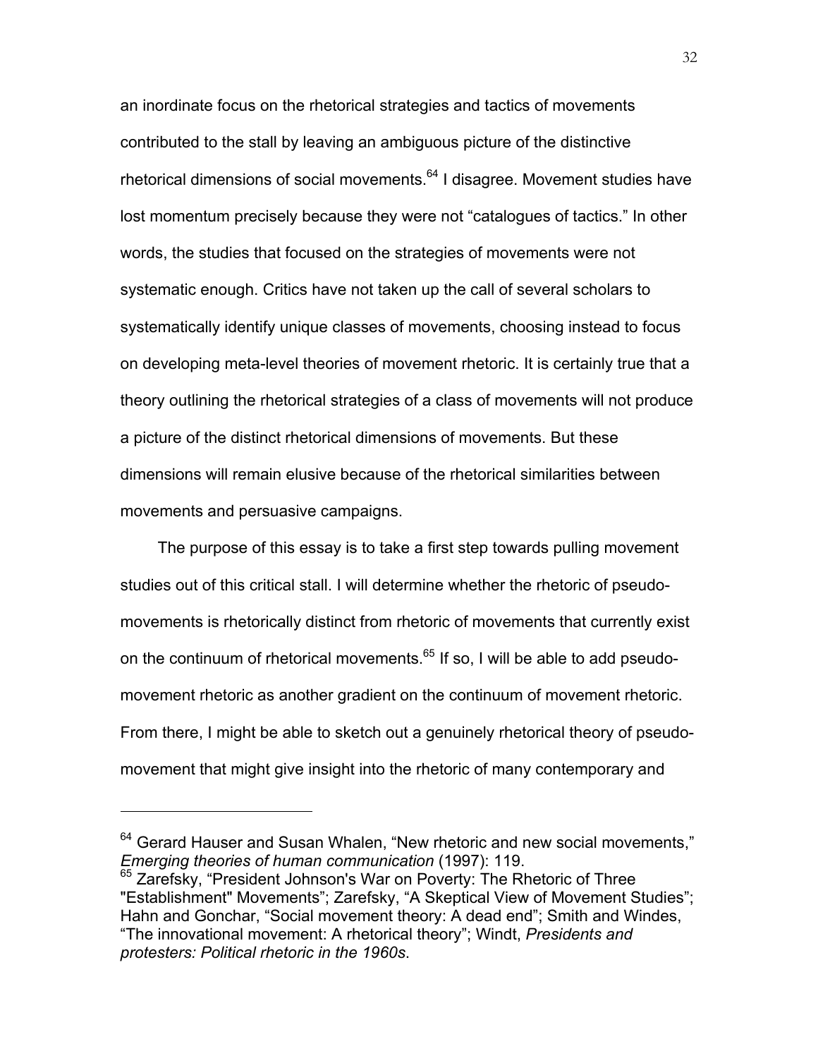an inordinate focus on the rhetorical strategies and tactics of movements contributed to the stall by leaving an ambiguous picture of the distinctive rhetorical dimensions of social movements.[64] I disagree. Movement studies have lost momentum precisely because they were not "catalogues of tactics." In other words, the studies that focused on the strategies of movements were not systematic enough. Critics have not taken up the call of several scholars to systematically identify unique classes of movements, choosing instead to focus on developing meta-level theories of movement rhetoric. It is certainly true that a theory outlining the rhetorical strategies of a class of movements will not produce a picture of the distinct rhetorical dimensions of movements. But these dimensions will remain elusive because of the rhetorical similarities between movements and persuasive campaigns.

The purpose of this essay is to take a first step towards pulling movement studies out of this critical stall. I will determine whether the rhetoric of pseudo-movements is rhetorically distinct from rhetoric of movements that currently exist on the continuum of rhetorical movements.[65] If so, I will be able to add pseudo-movement rhetoric as another gradient on the continuum of movement rhetoric. From there, I might be able to sketch out a genuinely rhetorical theory of pseudo-movement that might give insight into the rhetoric of many contemporary and

---

[64] Gerard Hauser and Susan Whalen, "New rhetoric and new social movements," *Emerging theories of human communication* (1997): 119.

[65] Zarefsky, "President Johnson's War on Poverty: The Rhetoric of Three "Establishment" Movements"; Zarefsky, "A Skeptical View of Movement Studies"; Hahn and Gonchar, "Social movement theory: A dead end"; Smith and Windes, "The innovational movement: A rhetorical theory"; Windt, *Presidents and protesters: Political rhetoric in the 1960s*.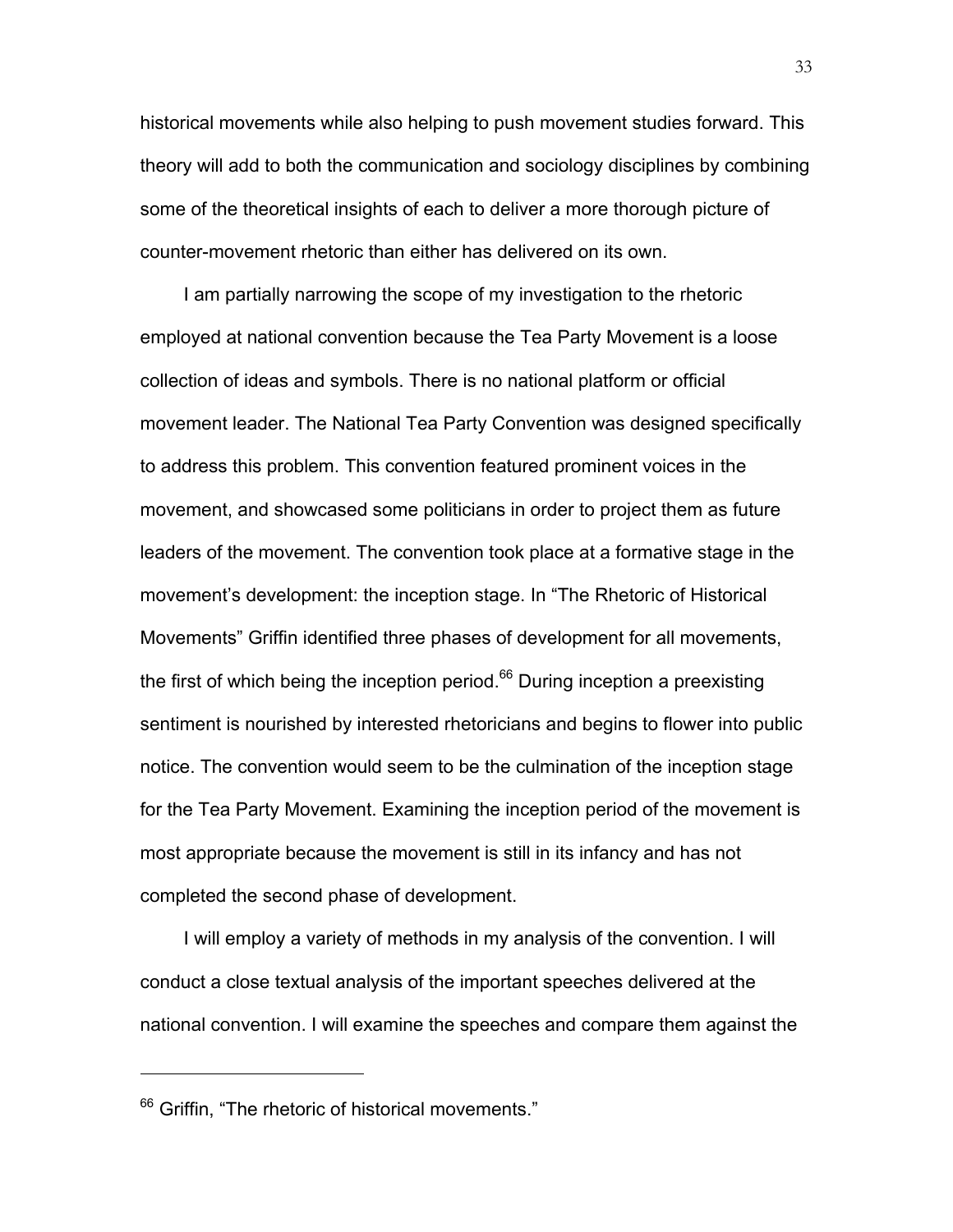historical movements while also helping to push movement studies forward. This theory will add to both the communication and sociology disciplines by combining some of the theoretical insights of each to deliver a more thorough picture of counter-movement rhetoric than either has delivered on its own.

I am partially narrowing the scope of my investigation to the rhetoric employed at national convention because the Tea Party Movement is a loose collection of ideas and symbols. There is no national platform or official movement leader. The National Tea Party Convention was designed specifically to address this problem. This convention featured prominent voices in the movement, and showcased some politicians in order to project them as future leaders of the movement. The convention took place at a formative stage in the movement's development: the inception stage. In "The Rhetoric of Historical Movements" Griffin identified three phases of development for all movements, the first of which being the inception period.[66] During inception a preexisting sentiment is nourished by interested rhetoricians and begins to flower into public notice. The convention would seem to be the culmination of the inception stage for the Tea Party Movement. Examining the inception period of the movement is most appropriate because the movement is still in its infancy and has not completed the second phase of development.

I will employ a variety of methods in my analysis of the convention. I will conduct a close textual analysis of the important speeches delivered at the national convention. I will examine the speeches and compare them against the

---

[66] Griffin, "The rhetoric of historical movements."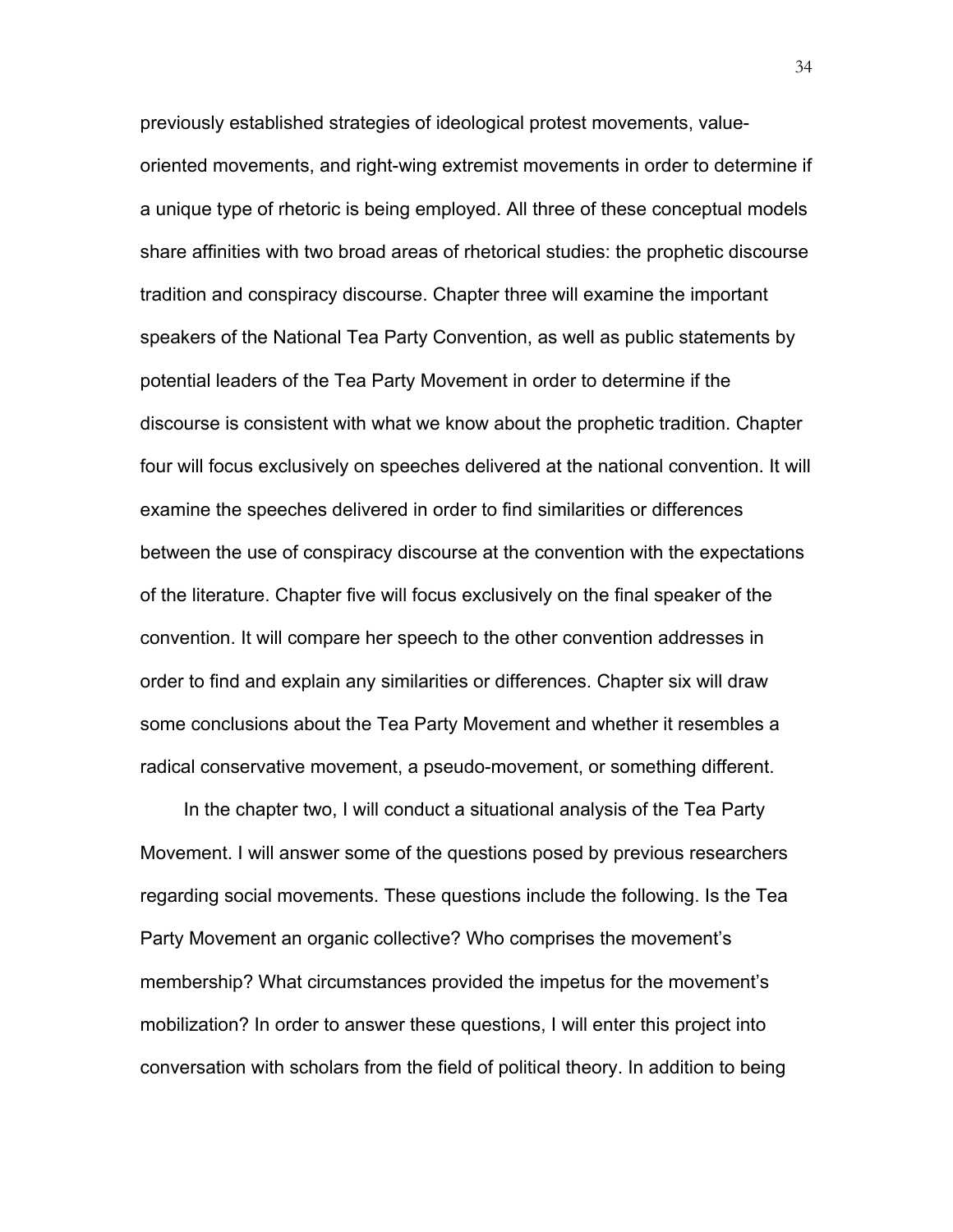previously established strategies of ideological protest movements, value-oriented movements, and right-wing extremist movements in order to determine if a unique type of rhetoric is being employed. All three of these conceptual models share affinities with two broad areas of rhetorical studies: the prophetic discourse tradition and conspiracy discourse. Chapter three will examine the important speakers of the National Tea Party Convention, as well as public statements by potential leaders of the Tea Party Movement in order to determine if the discourse is consistent with what we know about the prophetic tradition. Chapter four will focus exclusively on speeches delivered at the national convention. It will examine the speeches delivered in order to find similarities or differences between the use of conspiracy discourse at the convention with the expectations of the literature. Chapter five will focus exclusively on the final speaker of the convention. It will compare her speech to the other convention addresses in order to find and explain any similarities or differences. Chapter six will draw some conclusions about the Tea Party Movement and whether it resembles a radical conservative movement, a pseudo-movement, or something different.

In the chapter two, I will conduct a situational analysis of the Tea Party Movement. I will answer some of the questions posed by previous researchers regarding social movements. These questions include the following. Is the Tea Party Movement an organic collective? Who comprises the movement's membership? What circumstances provided the impetus for the movement's mobilization? In order to answer these questions, I will enter this project into conversation with scholars from the field of political theory. In addition to being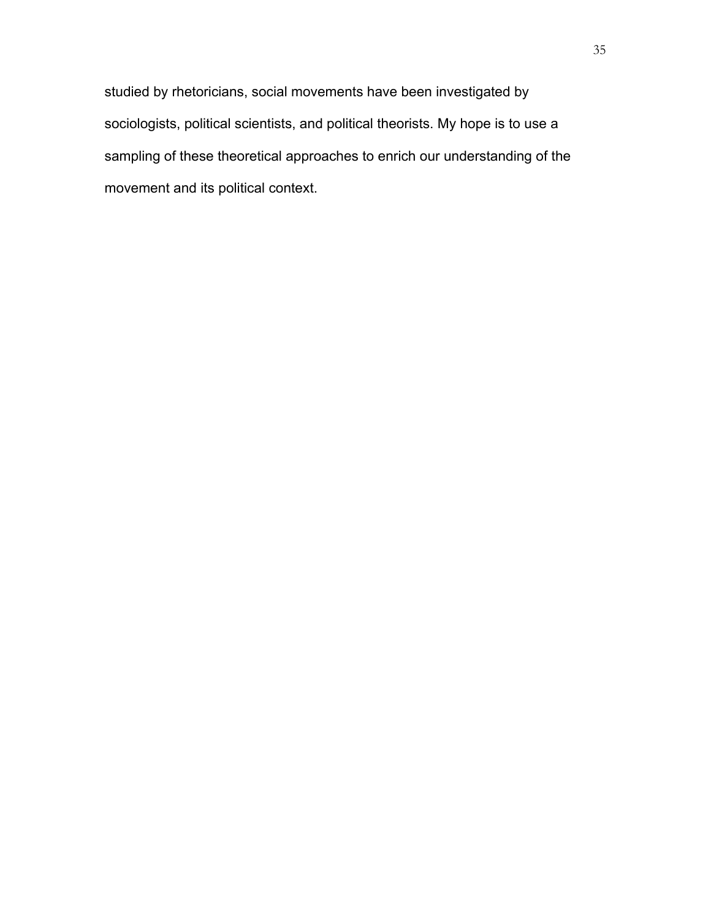studied by rhetoricians, social movements have been investigated by sociologists, political scientists, and political theorists. My hope is to use a sampling of these theoretical approaches to enrich our understanding of the movement and its political context.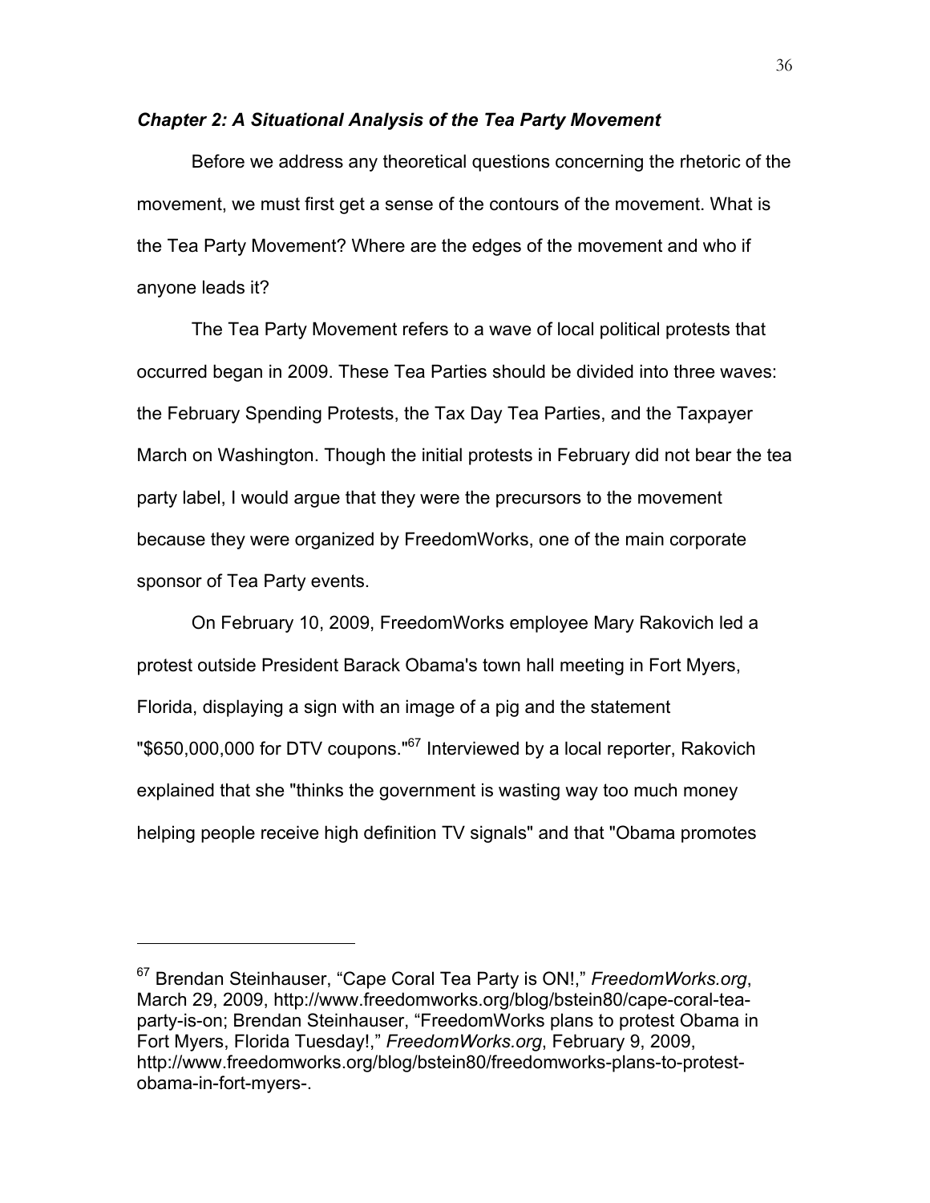### *Chapter 2: A Situational Analysis of the Tea Party Movement*

Before we address any theoretical questions concerning the rhetoric of the movement, we must first get a sense of the contours of the movement. What is the Tea Party Movement? Where are the edges of the movement and who if anyone leads it?

The Tea Party Movement refers to a wave of local political protests that occurred began in 2009. These Tea Parties should be divided into three waves: the February Spending Protests, the Tax Day Tea Parties, and the Taxpayer March on Washington. Though the initial protests in February did not bear the tea party label, I would argue that they were the precursors to the movement because they were organized by FreedomWorks, one of the main corporate sponsor of Tea Party events.

On February 10, 2009, FreedomWorks employee Mary Rakovich led a protest outside President Barack Obama's town hall meeting in Fort Myers, Florida, displaying a sign with an image of a pig and the statement "$650,000,000 for DTV coupons."[67] Interviewed by a local reporter, Rakovich explained that she "thinks the government is wasting way too much money helping people receive high definition TV signals" and that "Obama promotes

---

[67] Brendan Steinhauser, "Cape Coral Tea Party is ON!," *FreedomWorks.org*, March 29, 2009, http://www.freedomworks.org/blog/bstein80/cape-coral-tea-party-is-on; Brendan Steinhauser, "FreedomWorks plans to protest Obama in Fort Myers, Florida Tuesday!," *FreedomWorks.org*, February 9, 2009, http://www.freedomworks.org/blog/bstein80/freedomworks-plans-to-protest-obama-in-fort-myers-.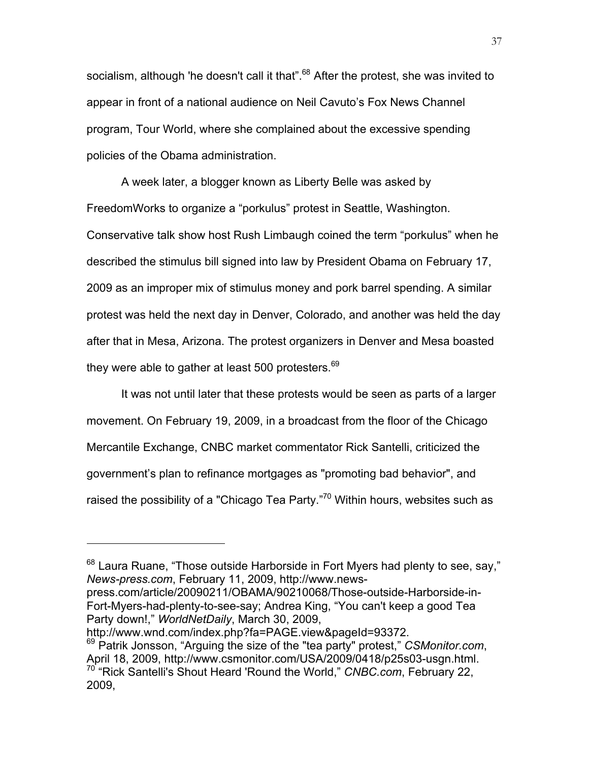socialism, although 'he doesn't call it that".[68] After the protest, she was invited to appear in front of a national audience on Neil Cavuto's Fox News Channel program, Tour World, where she complained about the excessive spending policies of the Obama administration.

A week later, a blogger known as Liberty Belle was asked by FreedomWorks to organize a "porkulus" protest in Seattle, Washington. Conservative talk show host Rush Limbaugh coined the term "porkulus" when he described the stimulus bill signed into law by President Obama on February 17, 2009 as an improper mix of stimulus money and pork barrel spending. A similar protest was held the next day in Denver, Colorado, and another was held the day after that in Mesa, Arizona. The protest organizers in Denver and Mesa boasted they were able to gather at least 500 protesters.[69]

It was not until later that these protests would be seen as parts of a larger movement. On February 19, 2009, in a broadcast from the floor of the Chicago Mercantile Exchange, CNBC market commentator Rick Santelli, criticized the government's plan to refinance mortgages as "promoting bad behavior", and raised the possibility of a "Chicago Tea Party."[70] Within hours, websites such as

---

[68] Laura Ruane, "Those outside Harborside in Fort Myers had plenty to see, say," *News-press.com*, February 11, 2009, http://www.news-press.com/article/20090211/OBAMA/90210068/Those-outside-Harborside-in-Fort-Myers-had-plenty-to-see-say; Andrea King, "You can't keep a good Tea Party down!," *WorldNetDaily*, March 30, 2009, http://www.wnd.com/index.php?fa=PAGE.view&pageId=93372.

[69] Patrik Jonsson, "Arguing the size of the "tea party" protest," *CSMonitor.com*, April 18, 2009, http://www.csmonitor.com/USA/2009/0418/p25s03-usgn.html.

[70] "Rick Santelli's Shout Heard 'Round the World," *CNBC.com*, February 22, 2009,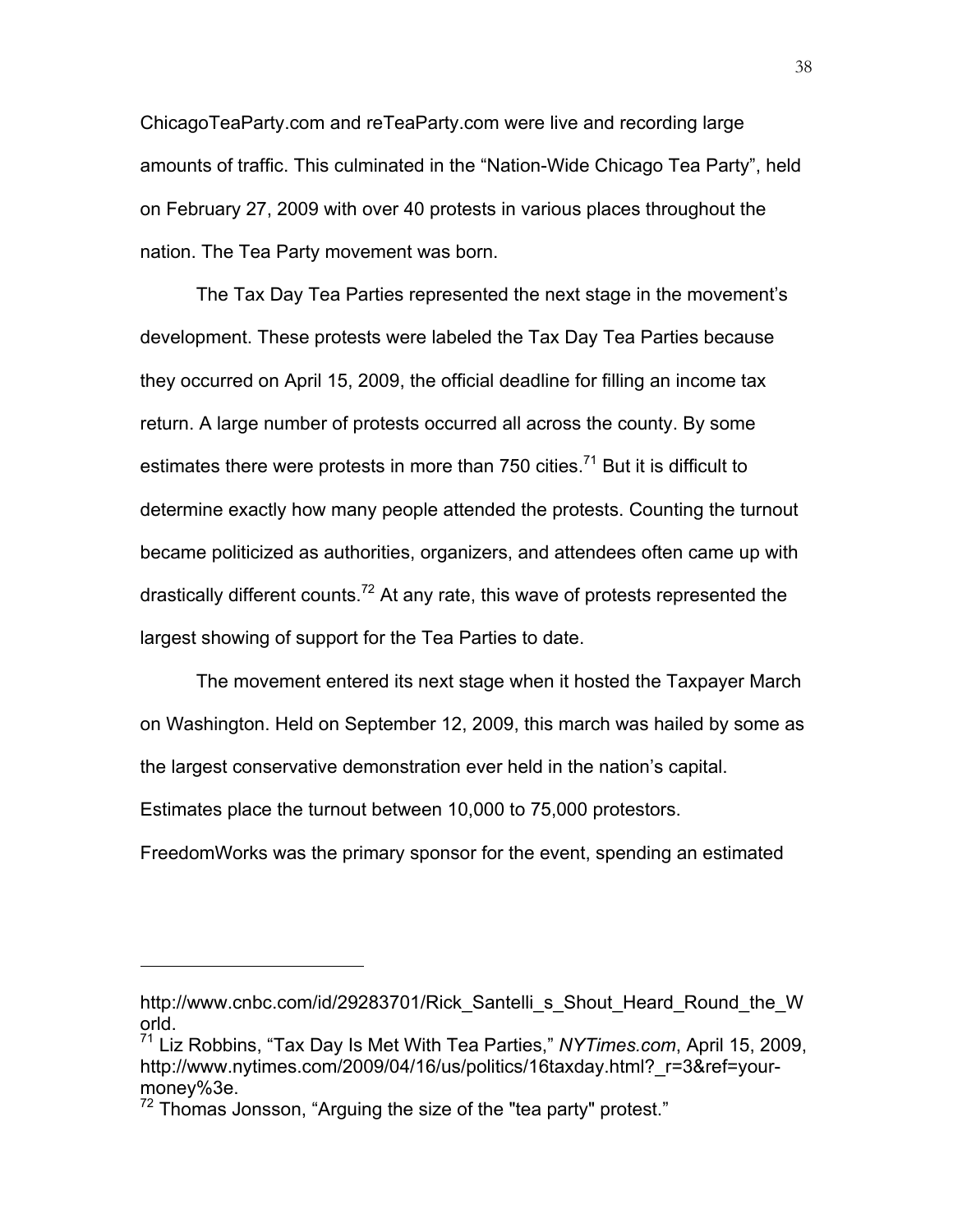ChicagoTeaParty.com and reTeaParty.com were live and recording large amounts of traffic. This culminated in the "Nation-Wide Chicago Tea Party", held on February 27, 2009 with over 40 protests in various places throughout the nation. The Tea Party movement was born.

The Tax Day Tea Parties represented the next stage in the movement's development. These protests were labeled the Tax Day Tea Parties because they occurred on April 15, 2009, the official deadline for filling an income tax return. A large number of protests occurred all across the county. By some estimates there were protests in more than 750 cities.[71] But it is difficult to determine exactly how many people attended the protests. Counting the turnout became politicized as authorities, organizers, and attendees often came up with drastically different counts.[72] At any rate, this wave of protests represented the largest showing of support for the Tea Parties to date.

The movement entered its next stage when it hosted the Taxpayer March on Washington. Held on September 12, 2009, this march was hailed by some as the largest conservative demonstration ever held in the nation's capital. Estimates place the turnout between 10,000 to 75,000 protestors. FreedomWorks was the primary sponsor for the event, spending an estimated

---

http://www.cnbc.com/id/29283701/Rick_Santelli_s_Shout_Heard_Round_the_World.

[71] Liz Robbins, "Tax Day Is Met With Tea Parties," *NYTimes.com*, April 15, 2009, http://www.nytimes.com/2009/04/16/us/politics/16taxday.html?_r=3&ref=your-money%3e.

[72] Thomas Jonsson, "Arguing the size of the "tea party" protest."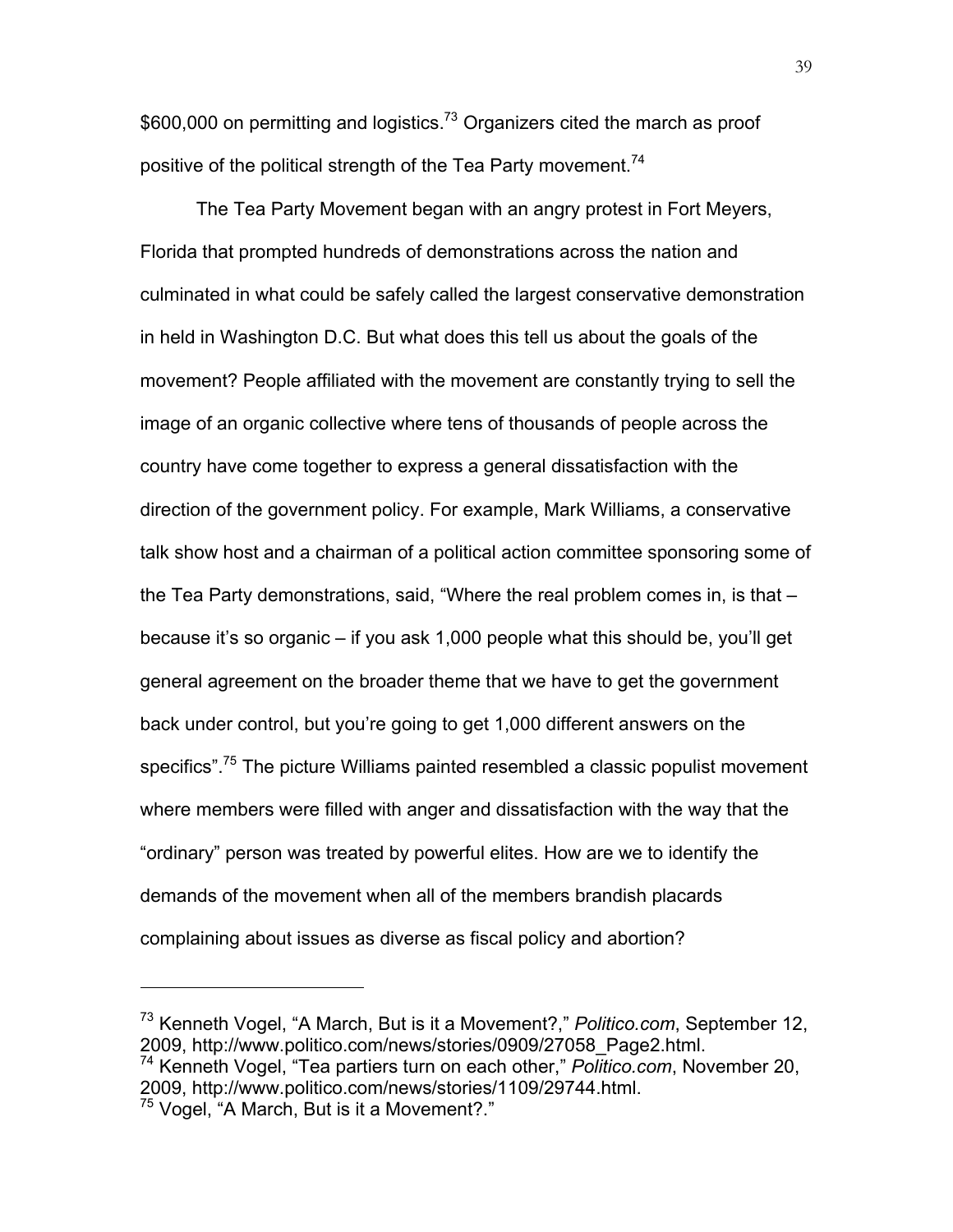$600,000 on permitting and logistics.[73] Organizers cited the march as proof positive of the political strength of the Tea Party movement.[74]

The Tea Party Movement began with an angry protest in Fort Meyers, Florida that prompted hundreds of demonstrations across the nation and culminated in what could be safely called the largest conservative demonstration in held in Washington D.C. But what does this tell us about the goals of the movement? People affiliated with the movement are constantly trying to sell the image of an organic collective where tens of thousands of people across the country have come together to express a general dissatisfaction with the direction of the government policy. For example, Mark Williams, a conservative talk show host and a chairman of a political action committee sponsoring some of the Tea Party demonstrations, said, "Where the real problem comes in, is that – because it's so organic – if you ask 1,000 people what this should be, you'll get general agreement on the broader theme that we have to get the government back under control, but you're going to get 1,000 different answers on the specifics".[75] The picture Williams painted resembled a classic populist movement where members were filled with anger and dissatisfaction with the way that the "ordinary" person was treated by powerful elites. How are we to identify the demands of the movement when all of the members brandish placards complaining about issues as diverse as fiscal policy and abortion?

---

[73] Kenneth Vogel, "A March, But is it a Movement?," *Politico.com*, September 12, 2009, http://www.politico.com/news/stories/0909/27058_Page2.html.

[74] Kenneth Vogel, "Tea partiers turn on each other," *Politico.com*, November 20, 2009, http://www.politico.com/news/stories/1109/29744.html.

[75] Vogel, "A March, But is it a Movement?."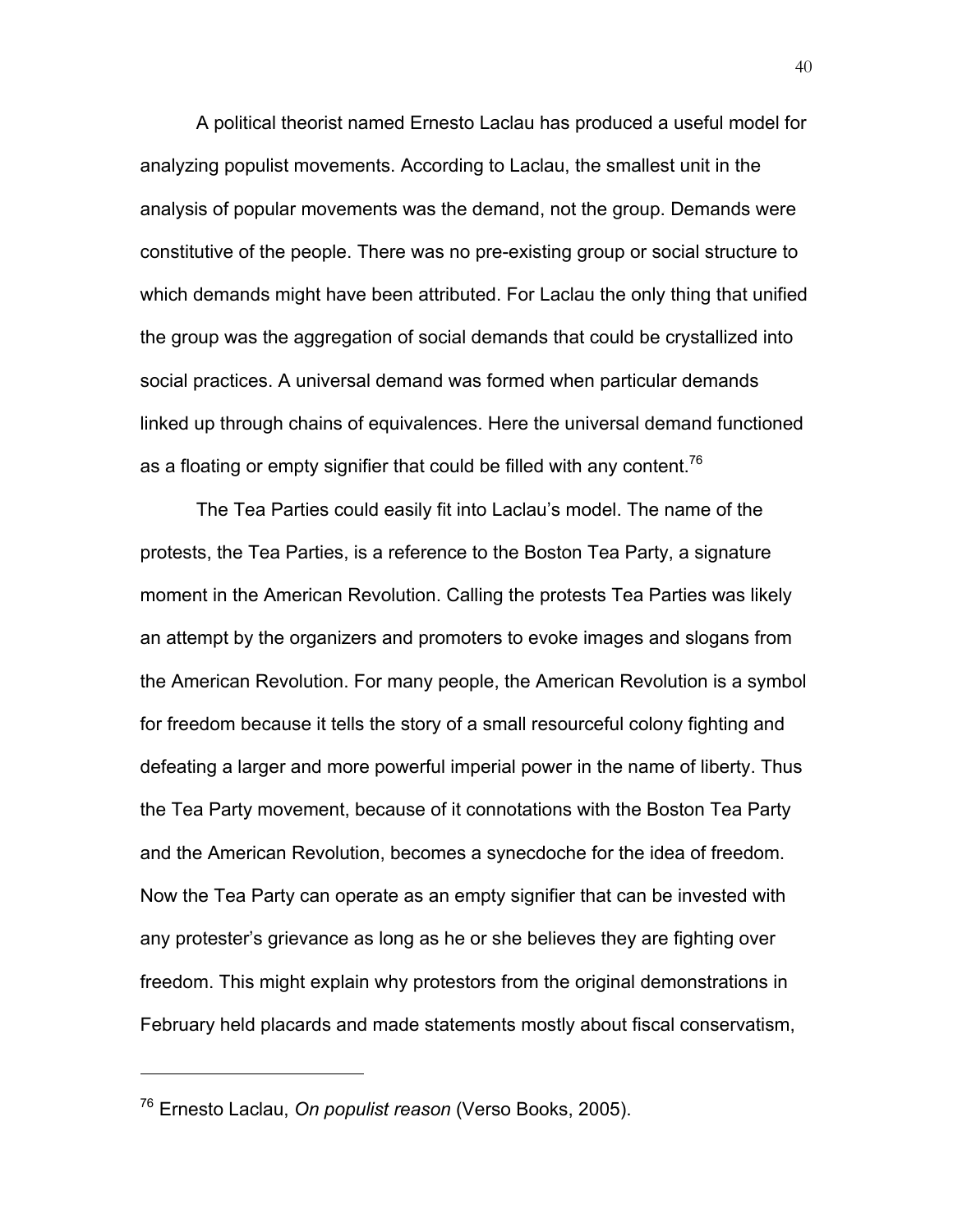A political theorist named Ernesto Laclau has produced a useful model for analyzing populist movements. According to Laclau, the smallest unit in the analysis of popular movements was the demand, not the group. Demands were constitutive of the people. There was no pre-existing group or social structure to which demands might have been attributed. For Laclau the only thing that unified the group was the aggregation of social demands that could be crystallized into social practices. A universal demand was formed when particular demands linked up through chains of equivalences. Here the universal demand functioned as a floating or empty signifier that could be filled with any content.[76]

The Tea Parties could easily fit into Laclau's model. The name of the protests, the Tea Parties, is a reference to the Boston Tea Party, a signature moment in the American Revolution. Calling the protests Tea Parties was likely an attempt by the organizers and promoters to evoke images and slogans from the American Revolution. For many people, the American Revolution is a symbol for freedom because it tells the story of a small resourceful colony fighting and defeating a larger and more powerful imperial power in the name of liberty. Thus the Tea Party movement, because of it connotations with the Boston Tea Party and the American Revolution, becomes a synecdoche for the idea of freedom. Now the Tea Party can operate as an empty signifier that can be invested with any protester's grievance as long as he or she believes they are fighting over freedom. This might explain why protestors from the original demonstrations in February held placards and made statements mostly about fiscal conservatism,

---

[76] Ernesto Laclau, *On populist reason* (Verso Books, 2005).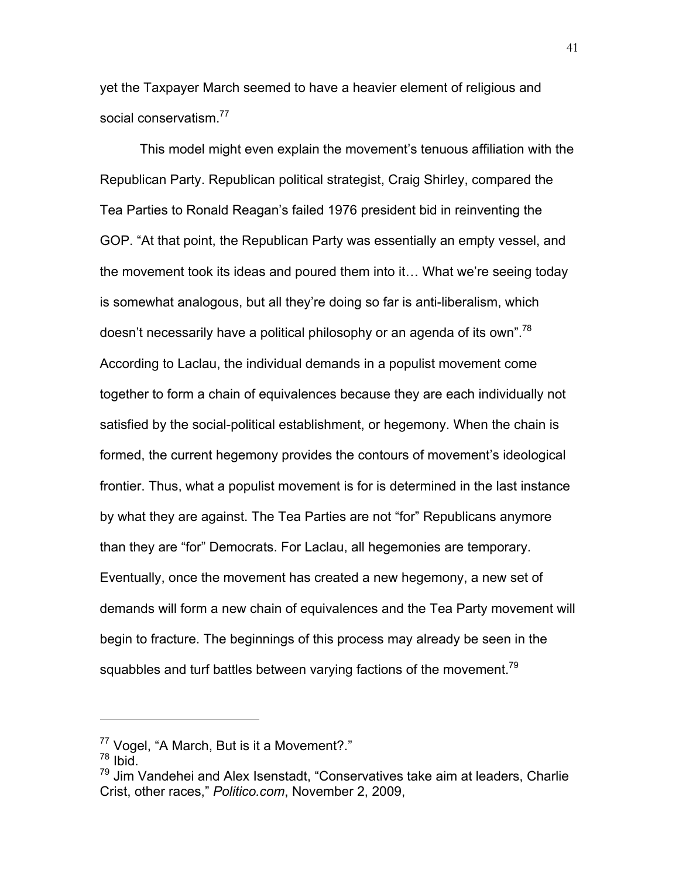yet the Taxpayer March seemed to have a heavier element of religious and social conservatism.[77]

This model might even explain the movement's tenuous affiliation with the Republican Party. Republican political strategist, Craig Shirley, compared the Tea Parties to Ronald Reagan's failed 1976 president bid in reinventing the GOP. "At that point, the Republican Party was essentially an empty vessel, and the movement took its ideas and poured them into it… What we're seeing today is somewhat analogous, but all they're doing so far is anti-liberalism, which doesn't necessarily have a political philosophy or an agenda of its own".[78] According to Laclau, the individual demands in a populist movement come together to form a chain of equivalences because they are each individually not satisfied by the social-political establishment, or hegemony. When the chain is formed, the current hegemony provides the contours of movement's ideological frontier. Thus, what a populist movement is for is determined in the last instance by what they are against. The Tea Parties are not "for" Republicans anymore than they are "for" Democrats. For Laclau, all hegemonies are temporary. Eventually, once the movement has created a new hegemony, a new set of demands will form a new chain of equivalences and the Tea Party movement will begin to fracture. The beginnings of this process may already be seen in the squabbles and turf battles between varying factions of the movement.[79]

---

[77] Vogel, "A March, But is it a Movement?."

[78] Ibid.

[79] Jim Vandehei and Alex Isenstadt, "Conservatives take aim at leaders, Charlie Crist, other races," *Politico.com*, November 2, 2009,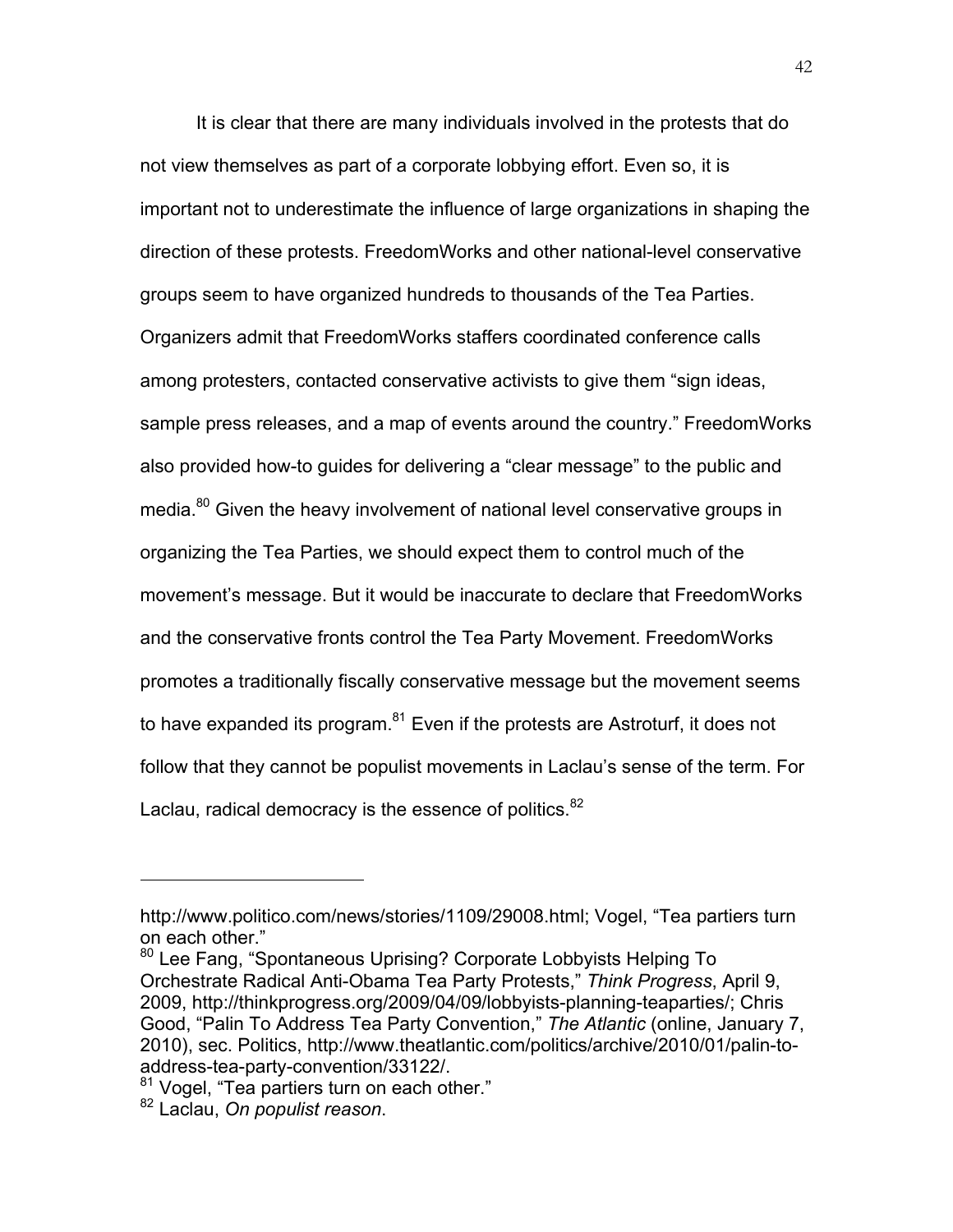It is clear that there are many individuals involved in the protests that do not view themselves as part of a corporate lobbying effort. Even so, it is important not to underestimate the influence of large organizations in shaping the direction of these protests. FreedomWorks and other national-level conservative groups seem to have organized hundreds to thousands of the Tea Parties. Organizers admit that FreedomWorks staffers coordinated conference calls among protesters, contacted conservative activists to give them "sign ideas, sample press releases, and a map of events around the country." FreedomWorks also provided how-to guides for delivering a "clear message" to the public and media.[80] Given the heavy involvement of national level conservative groups in organizing the Tea Parties, we should expect them to control much of the movement's message. But it would be inaccurate to declare that FreedomWorks and the conservative fronts control the Tea Party Movement. FreedomWorks promotes a traditionally fiscally conservative message but the movement seems to have expanded its program.[81] Even if the protests are Astroturf, it does not follow that they cannot be populist movements in Laclau's sense of the term. For Laclau, radical democracy is the essence of politics.[82]

---

http://www.politico.com/news/stories/1109/29008.html; Vogel, "Tea partiers turn on each other."

[80] Lee Fang, "Spontaneous Uprising? Corporate Lobbyists Helping To Orchestrate Radical Anti-Obama Tea Party Protests," *Think Progress*, April 9, 2009, http://thinkprogress.org/2009/04/09/lobbyists-planning-teaparties/; Chris Good, "Palin To Address Tea Party Convention," *The Atlantic* (online, January 7, 2010), sec. Politics, http://www.theatlantic.com/politics/archive/2010/01/palin-to-address-tea-party-convention/33122/.

[81] Vogel, "Tea partiers turn on each other."

[82] Laclau, *On populist reason*.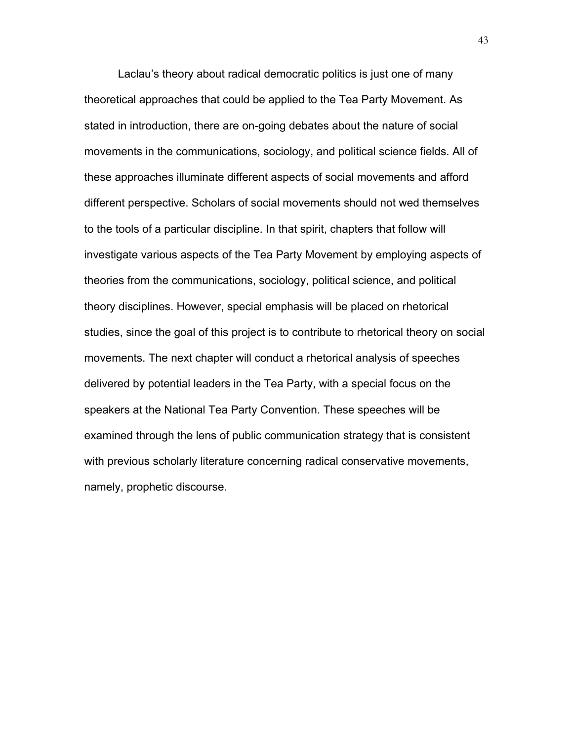Laclau's theory about radical democratic politics is just one of many theoretical approaches that could be applied to the Tea Party Movement. As stated in introduction, there are on-going debates about the nature of social movements in the communications, sociology, and political science fields. All of these approaches illuminate different aspects of social movements and afford different perspective. Scholars of social movements should not wed themselves to the tools of a particular discipline. In that spirit, chapters that follow will investigate various aspects of the Tea Party Movement by employing aspects of theories from the communications, sociology, political science, and political theory disciplines. However, special emphasis will be placed on rhetorical studies, since the goal of this project is to contribute to rhetorical theory on social movements. The next chapter will conduct a rhetorical analysis of speeches delivered by potential leaders in the Tea Party, with a special focus on the speakers at the National Tea Party Convention. These speeches will be examined through the lens of public communication strategy that is consistent with previous scholarly literature concerning radical conservative movements, namely, prophetic discourse.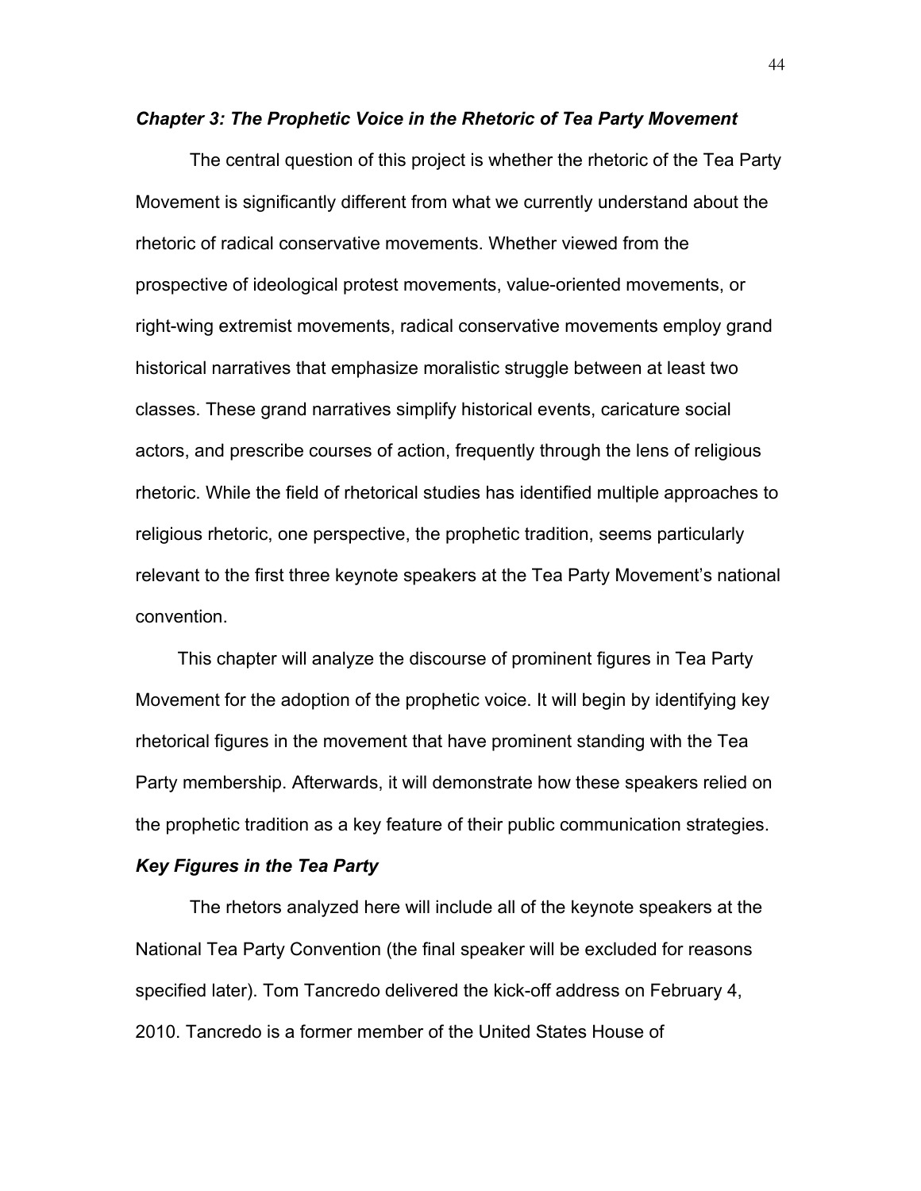### *Chapter 3: The Prophetic Voice in the Rhetoric of Tea Party Movement*

The central question of this project is whether the rhetoric of the Tea Party Movement is significantly different from what we currently understand about the rhetoric of radical conservative movements. Whether viewed from the prospective of ideological protest movements, value-oriented movements, or right-wing extremist movements, radical conservative movements employ grand historical narratives that emphasize moralistic struggle between at least two classes. These grand narratives simplify historical events, caricature social actors, and prescribe courses of action, frequently through the lens of religious rhetoric. While the field of rhetorical studies has identified multiple approaches to religious rhetoric, one perspective, the prophetic tradition, seems particularly relevant to the first three keynote speakers at the Tea Party Movement's national convention.

This chapter will analyze the discourse of prominent figures in Tea Party Movement for the adoption of the prophetic voice. It will begin by identifying key rhetorical figures in the movement that have prominent standing with the Tea Party membership. Afterwards, it will demonstrate how these speakers relied on the prophetic tradition as a key feature of their public communication strategies.

### *Key Figures in the Tea Party*

The rhetors analyzed here will include all of the keynote speakers at the National Tea Party Convention (the final speaker will be excluded for reasons specified later). Tom Tancredo delivered the kick-off address on February 4, 2010. Tancredo is a former member of the United States House of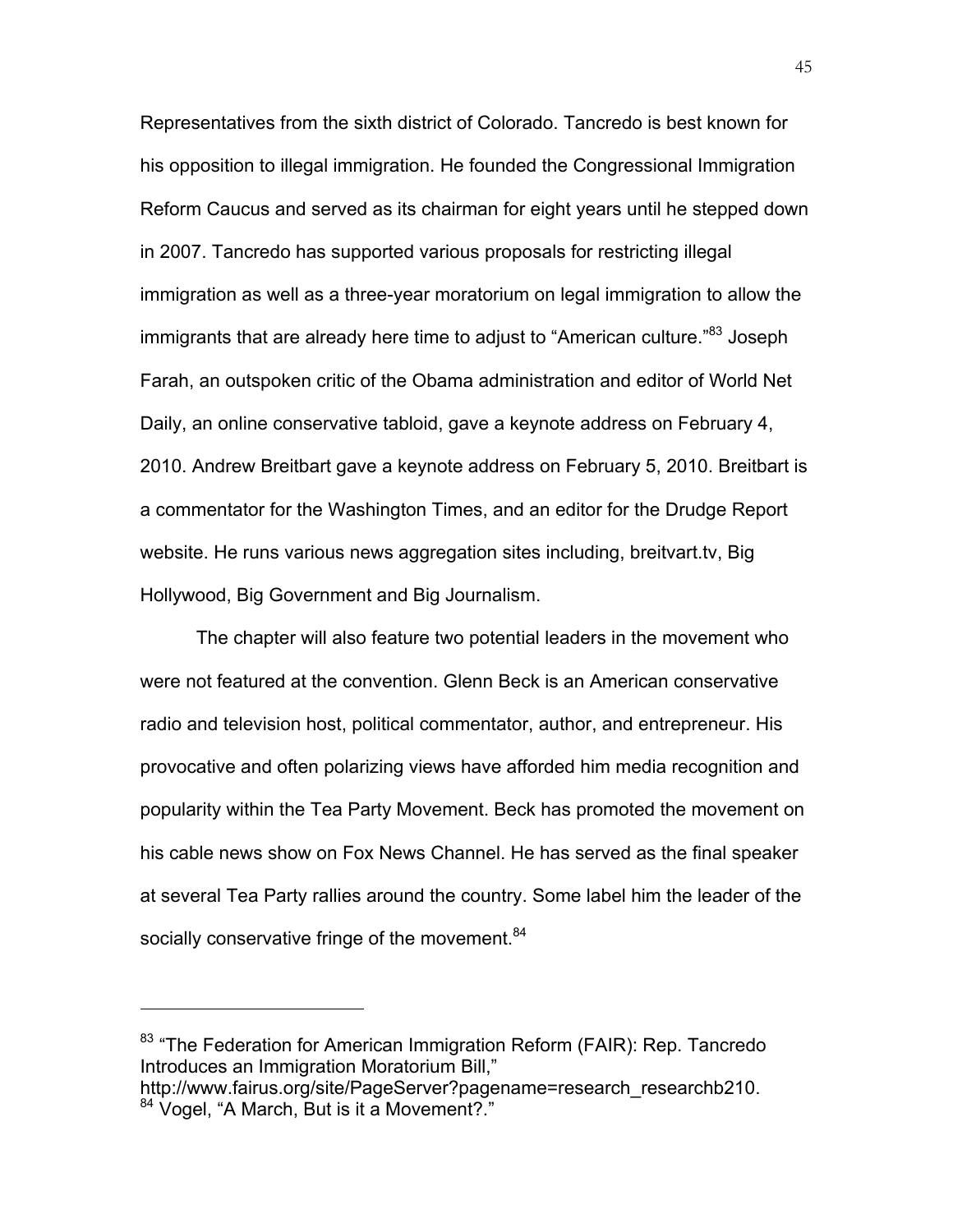Representatives from the sixth district of Colorado. Tancredo is best known for his opposition to illegal immigration. He founded the Congressional Immigration Reform Caucus and served as its chairman for eight years until he stepped down in 2007. Tancredo has supported various proposals for restricting illegal immigration as well as a three-year moratorium on legal immigration to allow the immigrants that are already here time to adjust to "American culture."[83] Joseph Farah, an outspoken critic of the Obama administration and editor of World Net Daily, an online conservative tabloid, gave a keynote address on February 4, 2010. Andrew Breitbart gave a keynote address on February 5, 2010. Breitbart is a commentator for the Washington Times, and an editor for the Drudge Report website. He runs various news aggregation sites including, breitvart.tv, Big Hollywood, Big Government and Big Journalism.

The chapter will also feature two potential leaders in the movement who were not featured at the convention. Glenn Beck is an American conservative radio and television host, political commentator, author, and entrepreneur. His provocative and often polarizing views have afforded him media recognition and popularity within the Tea Party Movement. Beck has promoted the movement on his cable news show on Fox News Channel. He has served as the final speaker at several Tea Party rallies around the country. Some label him the leader of the socially conservative fringe of the movement.[84]

---

[83] "The Federation for American Immigration Reform (FAIR): Rep. Tancredo Introduces an Immigration Moratorium Bill," http://www.fairus.org/site/PageServer?pagename=research_researchb210.

[84] Vogel, "A March, But is it a Movement?."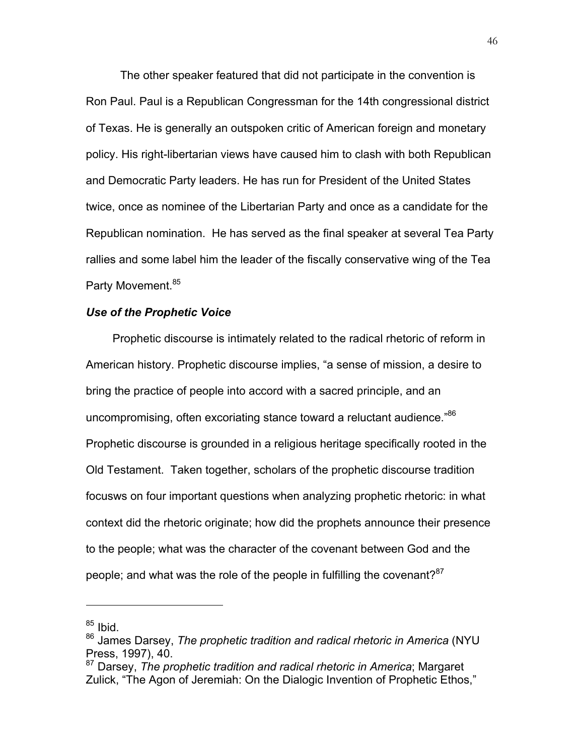The other speaker featured that did not participate in the convention is Ron Paul. Paul is a Republican Congressman for the 14th congressional district of Texas. He is generally an outspoken critic of American foreign and monetary policy. His right-libertarian views have caused him to clash with both Republican and Democratic Party leaders. He has run for President of the United States twice, once as nominee of the Libertarian Party and once as a candidate for the Republican nomination. He has served as the final speaker at several Tea Party rallies and some label him the leader of the fiscally conservative wing of the Tea Party Movement.[85]

### *Use of the Prophetic Voice*

Prophetic discourse is intimately related to the radical rhetoric of reform in American history. Prophetic discourse implies, "a sense of mission, a desire to bring the practice of people into accord with a sacred principle, and an uncompromising, often excoriating stance toward a reluctant audience."[86] Prophetic discourse is grounded in a religious heritage specifically rooted in the Old Testament. Taken together, scholars of the prophetic discourse tradition focusws on four important questions when analyzing prophetic rhetoric: in what context did the rhetoric originate; how did the prophets announce their presence to the people; what was the character of the covenant between God and the people; and what was the role of the people in fulfilling the covenant?[87]

---

[85] Ibid.

[86] James Darsey, *The prophetic tradition and radical rhetoric in America* (NYU Press, 1997), 40.

[87] Darsey, *The prophetic tradition and radical rhetoric in America*; Margaret Zulick, "The Agon of Jeremiah: On the Dialogic Invention of Prophetic Ethos,"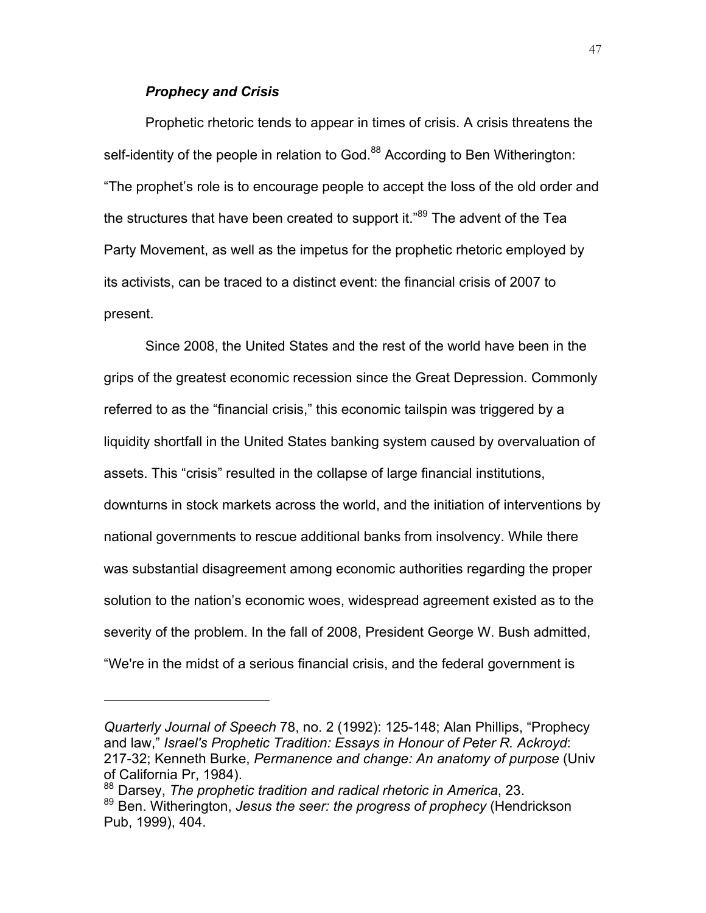### ***Prophecy and Crisis***

Prophetic rhetoric tends to appear in times of crisis. A crisis threatens the self-identity of the people in relation to God.[88] According to Ben Witherington: "The prophet's role is to encourage people to accept the loss of the old order and the structures that have been created to support it."[89] The advent of the Tea Party Movement, as well as the impetus for the prophetic rhetoric employed by its activists, can be traced to a distinct event: the financial crisis of 2007 to present.

Since 2008, the United States and the rest of the world have been in the grips of the greatest economic recession since the Great Depression. Commonly referred to as the "financial crisis," this economic tailspin was triggered by a liquidity shortfall in the United States banking system caused by overvaluation of assets. This "crisis" resulted in the collapse of large financial institutions, downturns in stock markets across the world, and the initiation of interventions by national governments to rescue additional banks from insolvency. While there was substantial disagreement among economic authorities regarding the proper solution to the nation's economic woes, widespread agreement existed as to the severity of the problem. In the fall of 2008, President George W. Bush admitted, "We're in the midst of a serious financial crisis, and the federal government is

---

*Quarterly Journal of Speech* 78, no. 2 (1992): 125-148; Alan Phillips, "Prophecy and law," *Israel's Prophetic Tradition: Essays in Honour of Peter R. Ackroyd*: 217-32; Kenneth Burke, *Permanence and change: An anatomy of purpose* (Univ of California Pr, 1984).

[88] Darsey, *The prophetic tradition and radical rhetoric in America*, 23.

[89] Ben. Witherington, *Jesus the seer: the progress of prophecy* (Hendrickson Pub, 1999), 404.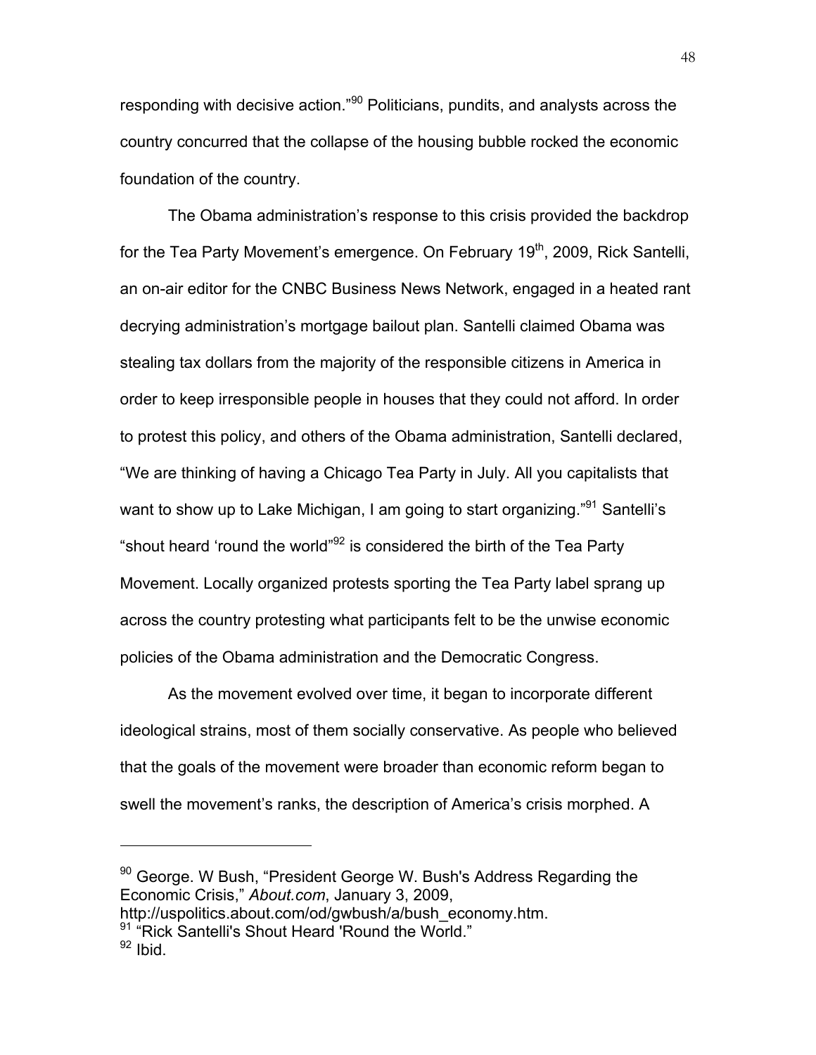responding with decisive action."[90] Politicians, pundits, and analysts across the country concurred that the collapse of the housing bubble rocked the economic foundation of the country.

The Obama administration's response to this crisis provided the backdrop for the Tea Party Movement's emergence. On February 19th, 2009, Rick Santelli, an on-air editor for the CNBC Business News Network, engaged in a heated rant decrying administration's mortgage bailout plan. Santelli claimed Obama was stealing tax dollars from the majority of the responsible citizens in America in order to keep irresponsible people in houses that they could not afford. In order to protest this policy, and others of the Obama administration, Santelli declared, "We are thinking of having a Chicago Tea Party in July. All you capitalists that want to show up to Lake Michigan, I am going to start organizing."[91] Santelli's "shout heard 'round the world"[92] is considered the birth of the Tea Party Movement. Locally organized protests sporting the Tea Party label sprang up across the country protesting what participants felt to be the unwise economic policies of the Obama administration and the Democratic Congress.

As the movement evolved over time, it began to incorporate different ideological strains, most of them socially conservative. As people who believed that the goals of the movement were broader than economic reform began to swell the movement's ranks, the description of America's crisis morphed. A

---

[90] George. W Bush, "President George W. Bush's Address Regarding the Economic Crisis," *About.com*, January 3, 2009, http://uspolitics.about.com/od/gwbush/a/bush_economy.htm.

[91] "Rick Santelli's Shout Heard 'Round the World."

[92] Ibid.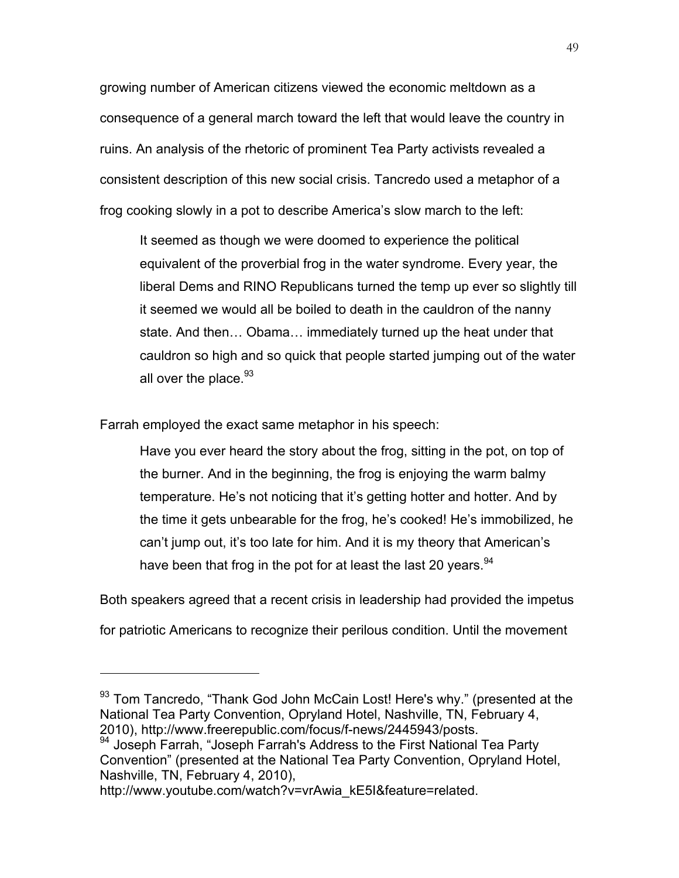growing number of American citizens viewed the economic meltdown as a consequence of a general march toward the left that would leave the country in ruins. An analysis of the rhetoric of prominent Tea Party activists revealed a consistent description of this new social crisis. Tancredo used a metaphor of a frog cooking slowly in a pot to describe America's slow march to the left:

> It seemed as though we were doomed to experience the political equivalent of the proverbial frog in the water syndrome. Every year, the liberal Dems and RINO Republicans turned the temp up ever so slightly till it seemed we would all be boiled to death in the cauldron of the nanny state. And then… Obama… immediately turned up the heat under that cauldron so high and so quick that people started jumping out of the water all over the place.[93]

Farrah employed the exact same metaphor in his speech:

> Have you ever heard the story about the frog, sitting in the pot, on top of the burner. And in the beginning, the frog is enjoying the warm balmy temperature. He's not noticing that it's getting hotter and hotter. And by the time it gets unbearable for the frog, he's cooked! He's immobilized, he can't jump out, it's too late for him. And it is my theory that American's have been that frog in the pot for at least the last 20 years.[94]

Both speakers agreed that a recent crisis in leadership had provided the impetus for patriotic Americans to recognize their perilous condition. Until the movement

---

[93] Tom Tancredo, "Thank God John McCain Lost! Here's why." (presented at the National Tea Party Convention, Opryland Hotel, Nashville, TN, February 4, 2010), http://www.freerepublic.com/focus/f-news/2445943/posts.

[94] Joseph Farrah, "Joseph Farrah's Address to the First National Tea Party Convention" (presented at the National Tea Party Convention, Opryland Hotel, Nashville, TN, February 4, 2010), http://www.youtube.com/watch?v=vrAwia_kE5I&feature=related.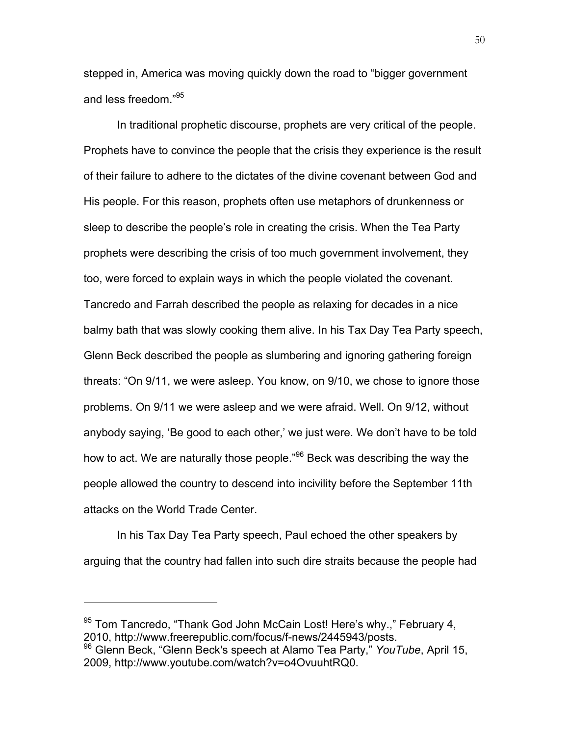stepped in, America was moving quickly down the road to "bigger government and less freedom."[95]

In traditional prophetic discourse, prophets are very critical of the people. Prophets have to convince the people that the crisis they experience is the result of their failure to adhere to the dictates of the divine covenant between God and His people. For this reason, prophets often use metaphors of drunkenness or sleep to describe the people's role in creating the crisis. When the Tea Party prophets were describing the crisis of too much government involvement, they too, were forced to explain ways in which the people violated the covenant. Tancredo and Farrah described the people as relaxing for decades in a nice balmy bath that was slowly cooking them alive. In his Tax Day Tea Party speech, Glenn Beck described the people as slumbering and ignoring gathering foreign threats: "On 9/11, we were asleep. You know, on 9/10, we chose to ignore those problems. On 9/11 we were asleep and we were afraid. Well. On 9/12, without anybody saying, 'Be good to each other,' we just were. We don't have to be told how to act. We are naturally those people."[96] Beck was describing the way the people allowed the country to descend into incivility before the September 11th attacks on the World Trade Center.

In his Tax Day Tea Party speech, Paul echoed the other speakers by arguing that the country had fallen into such dire straits because the people had

---

[95] Tom Tancredo, "Thank God John McCain Lost! Here's why.," February 4, 2010, http://www.freerepublic.com/focus/f-news/2445943/posts.

[96] Glenn Beck, "Glenn Beck's speech at Alamo Tea Party," *YouTube*, April 15, 2009, http://www.youtube.com/watch?v=o4OvuuhtRQ0.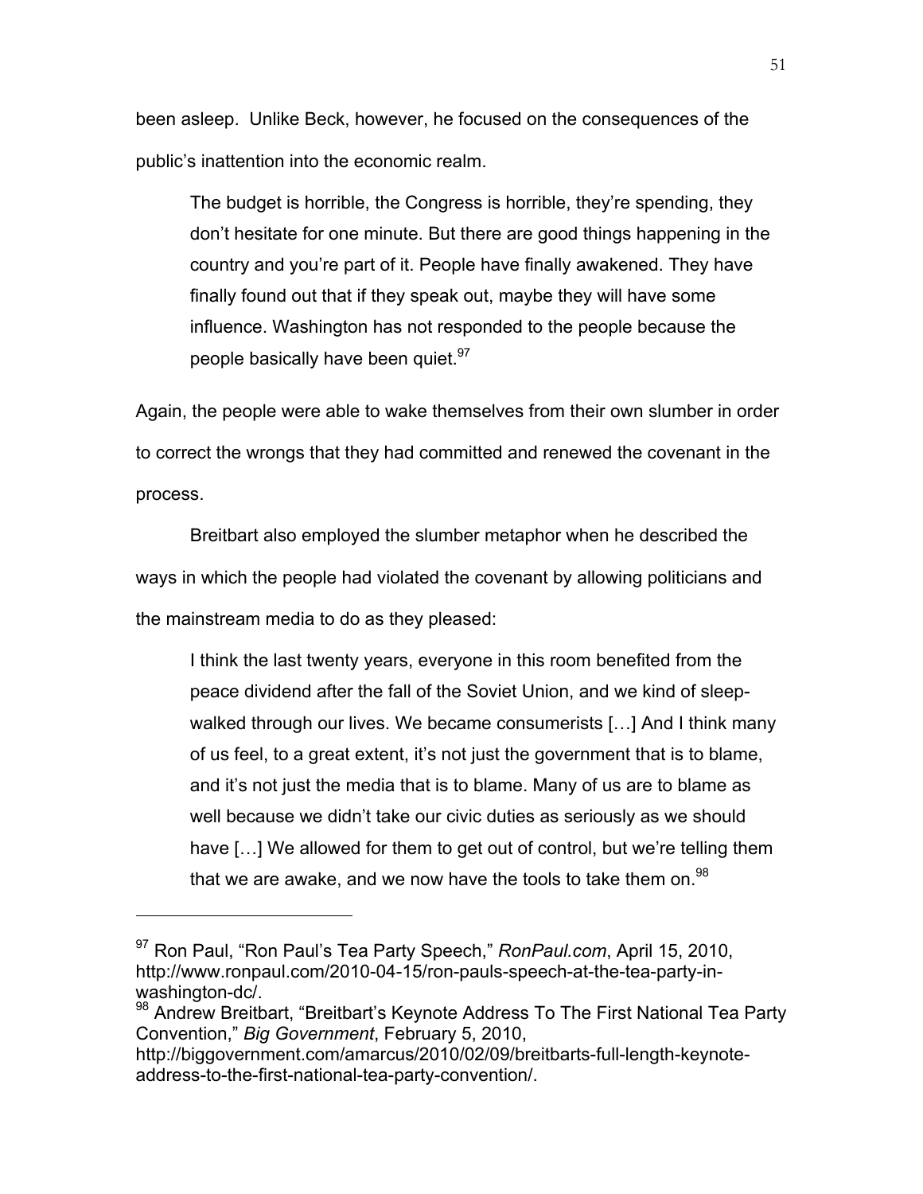been asleep. Unlike Beck, however, he focused on the consequences of the public's inattention into the economic realm.

> The budget is horrible, the Congress is horrible, they're spending, they don't hesitate for one minute. But there are good things happening in the country and you're part of it. People have finally awakened. They have finally found out that if they speak out, maybe they will have some influence. Washington has not responded to the people because the people basically have been quiet.[97]

Again, the people were able to wake themselves from their own slumber in order to correct the wrongs that they had committed and renewed the covenant in the process.

Breitbart also employed the slumber metaphor when he described the ways in which the people had violated the covenant by allowing politicians and the mainstream media to do as they pleased:

> I think the last twenty years, everyone in this room benefited from the peace dividend after the fall of the Soviet Union, and we kind of sleep-walked through our lives. We became consumerists […] And I think many of us feel, to a great extent, it's not just the government that is to blame, and it's not just the media that is to blame. Many of us are to blame as well because we didn't take our civic duties as seriously as we should have […] We allowed for them to get out of control, but we're telling them that we are awake, and we now have the tools to take them on.[98]

---

[97] Ron Paul, "Ron Paul's Tea Party Speech," *RonPaul.com*, April 15, 2010, http://www.ronpaul.com/2010-04-15/ron-pauls-speech-at-the-tea-party-in-washington-dc/.

[98] Andrew Breitbart, "Breitbart's Keynote Address To The First National Tea Party Convention," *Big Government*, February 5, 2010, http://biggovernment.com/amarcus/2010/02/09/breitbarts-full-length-keynote-address-to-the-first-national-tea-party-convention/.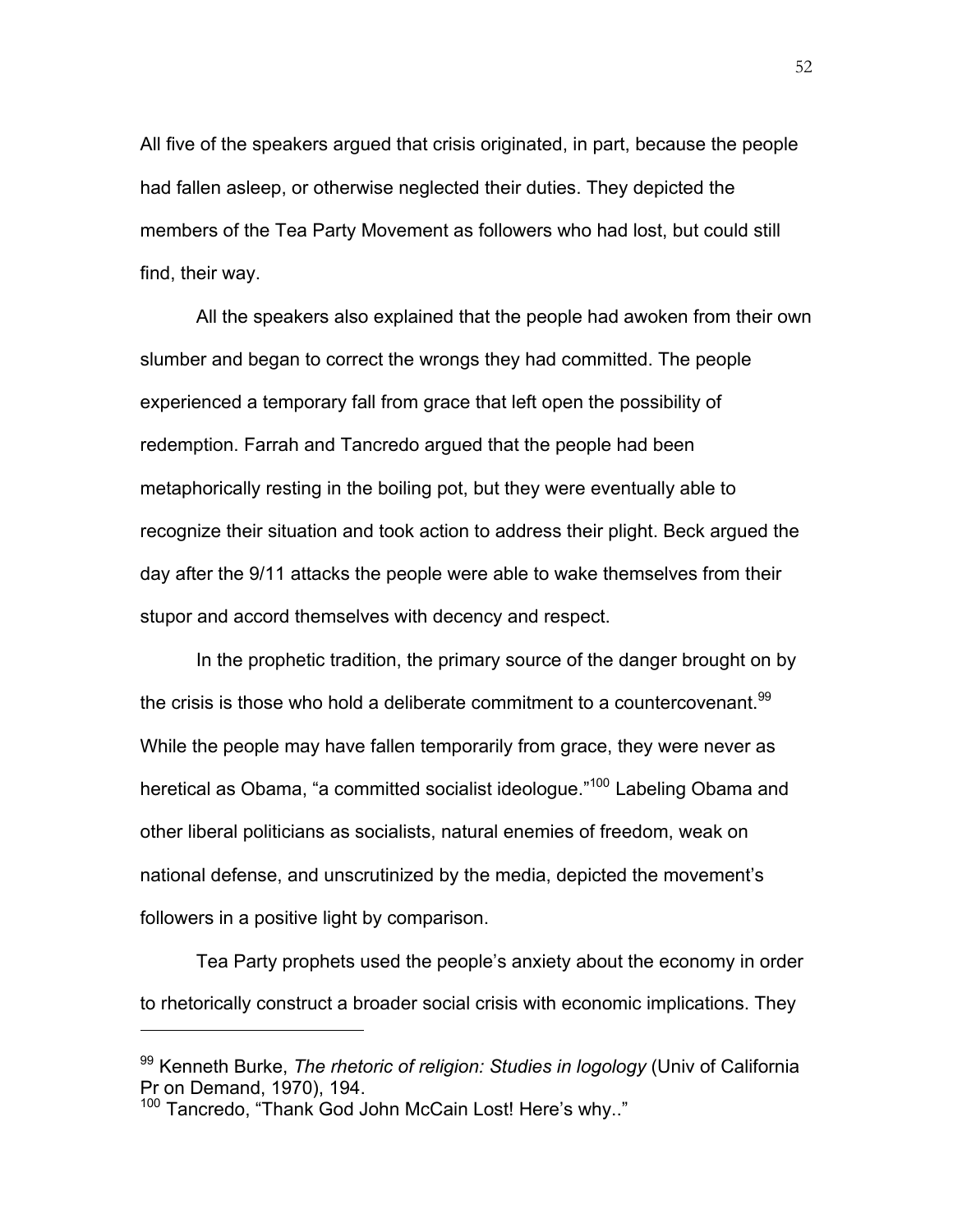All five of the speakers argued that crisis originated, in part, because the people had fallen asleep, or otherwise neglected their duties. They depicted the members of the Tea Party Movement as followers who had lost, but could still find, their way.

All the speakers also explained that the people had awoken from their own slumber and began to correct the wrongs they had committed. The people experienced a temporary fall from grace that left open the possibility of redemption. Farrah and Tancredo argued that the people had been metaphorically resting in the boiling pot, but they were eventually able to recognize their situation and took action to address their plight. Beck argued the day after the 9/11 attacks the people were able to wake themselves from their stupor and accord themselves with decency and respect.

In the prophetic tradition, the primary source of the danger brought on by the crisis is those who hold a deliberate commitment to a countercovenant.[99] While the people may have fallen temporarily from grace, they were never as heretical as Obama, "a committed socialist ideologue."[100] Labeling Obama and other liberal politicians as socialists, natural enemies of freedom, weak on national defense, and unscrutinized by the media, depicted the movement's followers in a positive light by comparison.

Tea Party prophets used the people's anxiety about the economy in order to rhetorically construct a broader social crisis with economic implications. They

---

[99] Kenneth Burke, *The rhetoric of religion: Studies in logology* (Univ of California Pr on Demand, 1970), 194.

[100] Tancredo, "Thank God John McCain Lost! Here's why.."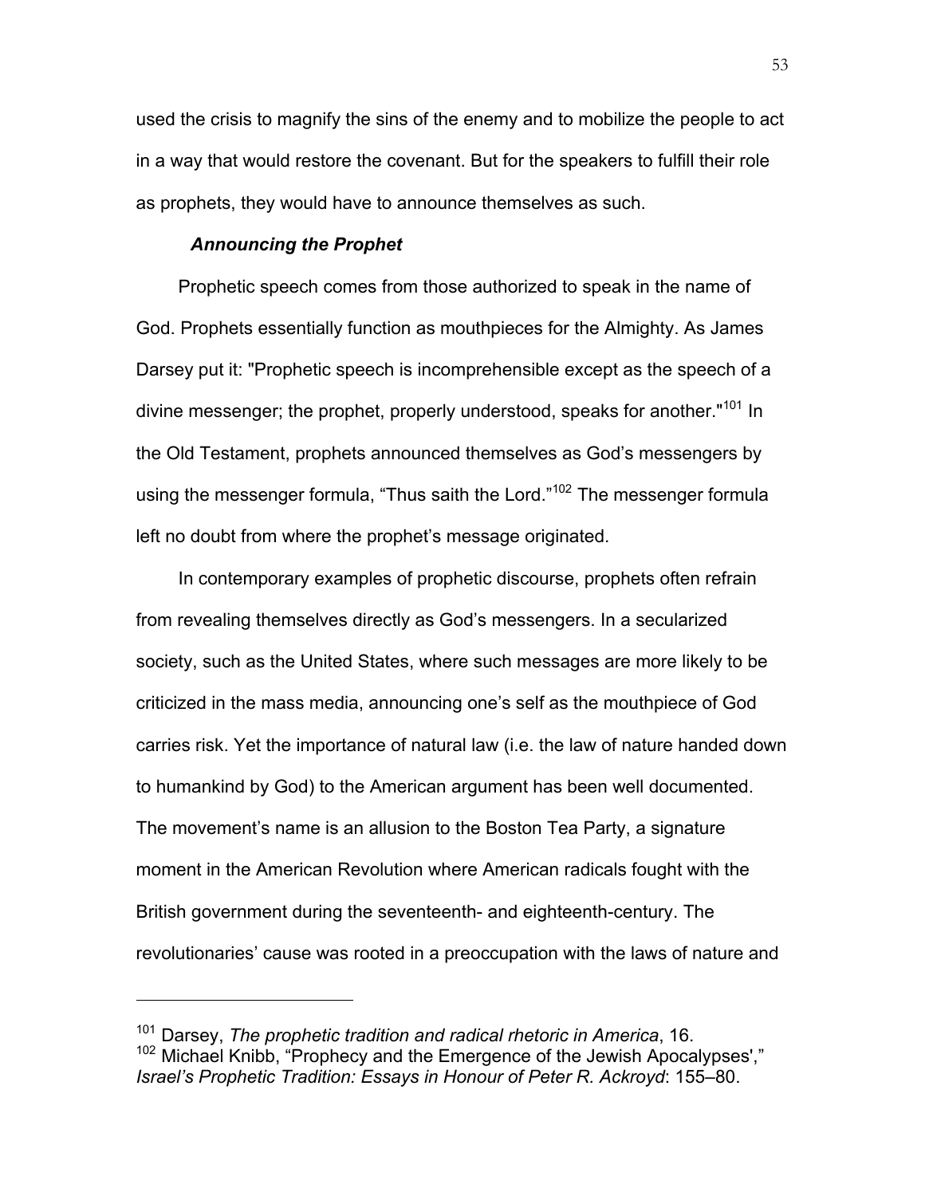used the crisis to magnify the sins of the enemy and to mobilize the people to act in a way that would restore the covenant. But for the speakers to fulfill their role as prophets, they would have to announce themselves as such.

### *Announcing the Prophet*

Prophetic speech comes from those authorized to speak in the name of God. Prophets essentially function as mouthpieces for the Almighty. As James Darsey put it: "Prophetic speech is incomprehensible except as the speech of a divine messenger; the prophet, properly understood, speaks for another."[101] In the Old Testament, prophets announced themselves as God's messengers by using the messenger formula, "Thus saith the Lord."[102] The messenger formula left no doubt from where the prophet's message originated.

In contemporary examples of prophetic discourse, prophets often refrain from revealing themselves directly as God's messengers. In a secularized society, such as the United States, where such messages are more likely to be criticized in the mass media, announcing one's self as the mouthpiece of God carries risk. Yet the importance of natural law (i.e. the law of nature handed down to humankind by God) to the American argument has been well documented. The movement's name is an allusion to the Boston Tea Party, a signature moment in the American Revolution where American radicals fought with the British government during the seventeenth- and eighteenth-century. The revolutionaries' cause was rooted in a preoccupation with the laws of nature and

---

[101] Darsey, *The prophetic tradition and radical rhetoric in America*, 16.
[102] Michael Knibb, "Prophecy and the Emergence of the Jewish Apocalypses'," *Israel's Prophetic Tradition: Essays in Honour of Peter R. Ackroyd*: 155–80.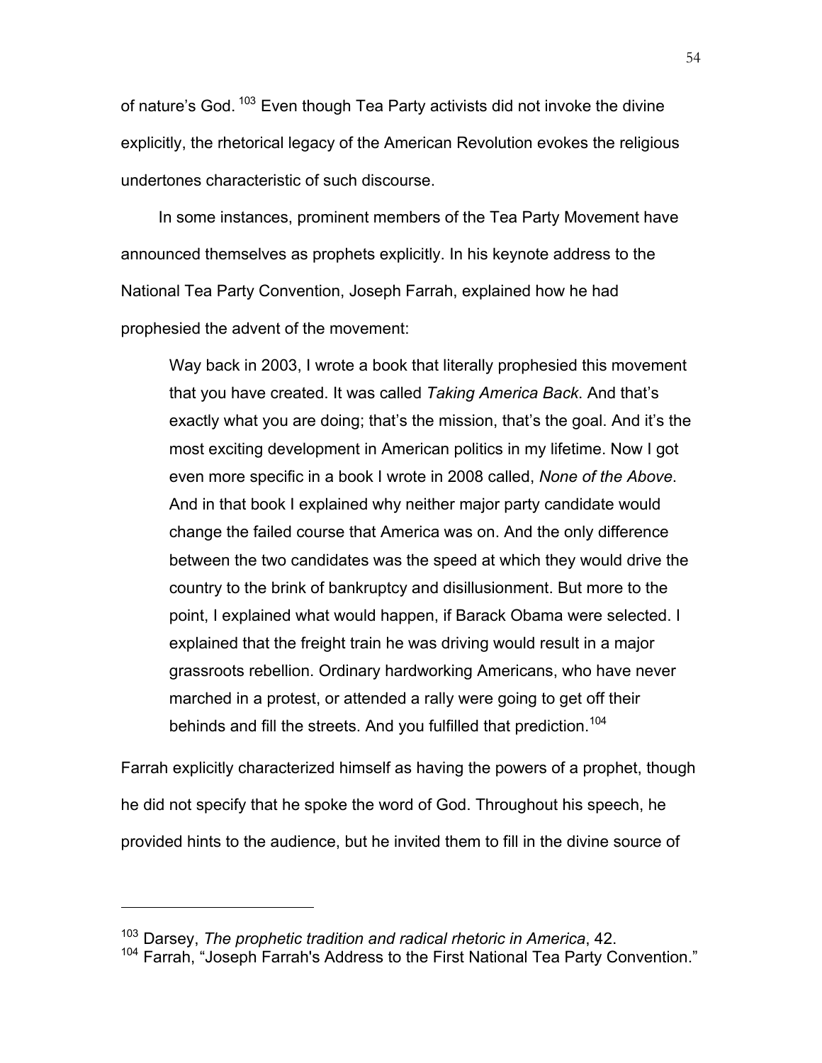of nature's God.[103] Even though Tea Party activists did not invoke the divine explicitly, the rhetorical legacy of the American Revolution evokes the religious undertones characteristic of such discourse.

In some instances, prominent members of the Tea Party Movement have announced themselves as prophets explicitly. In his keynote address to the National Tea Party Convention, Joseph Farrah, explained how he had prophesied the advent of the movement:

> Way back in 2003, I wrote a book that literally prophesied this movement that you have created. It was called *Taking America Back*. And that's exactly what you are doing; that's the mission, that's the goal. And it's the most exciting development in American politics in my lifetime. Now I got even more specific in a book I wrote in 2008 called, *None of the Above*. And in that book I explained why neither major party candidate would change the failed course that America was on. And the only difference between the two candidates was the speed at which they would drive the country to the brink of bankruptcy and disillusionment. But more to the point, I explained what would happen, if Barack Obama were selected. I explained that the freight train he was driving would result in a major grassroots rebellion. Ordinary hardworking Americans, who have never marched in a protest, or attended a rally were going to get off their behinds and fill the streets. And you fulfilled that prediction.[104]

Farrah explicitly characterized himself as having the powers of a prophet, though he did not specify that he spoke the word of God. Throughout his speech, he provided hints to the audience, but he invited them to fill in the divine source of

---

[103] Darsey, *The prophetic tradition and radical rhetoric in America*, 42.

[104] Farrah, "Joseph Farrah's Address to the First National Tea Party Convention."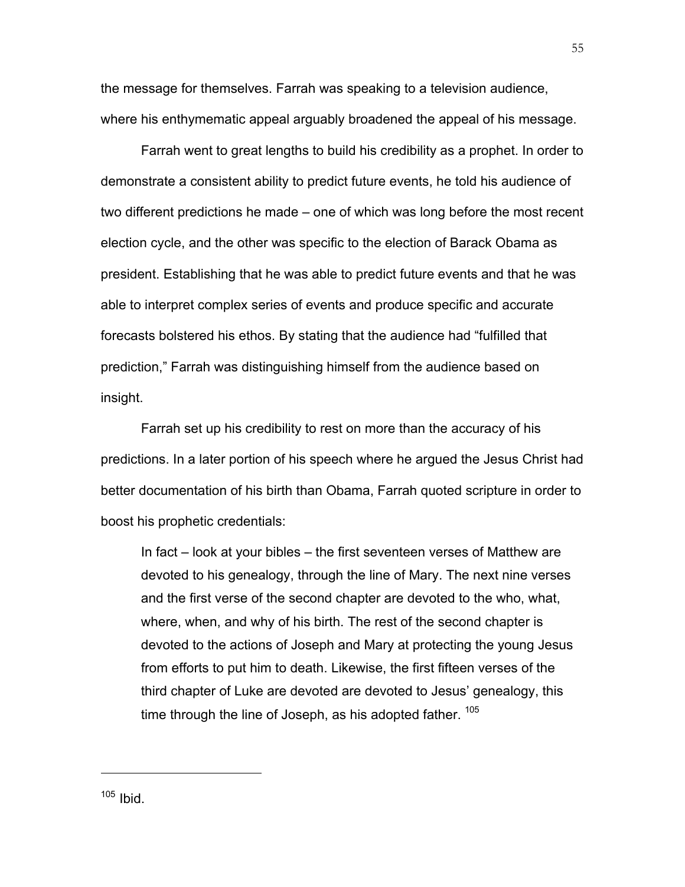the message for themselves. Farrah was speaking to a television audience, where his enthymematic appeal arguably broadened the appeal of his message.

Farrah went to great lengths to build his credibility as a prophet. In order to demonstrate a consistent ability to predict future events, he told his audience of two different predictions he made – one of which was long before the most recent election cycle, and the other was specific to the election of Barack Obama as president. Establishing that he was able to predict future events and that he was able to interpret complex series of events and produce specific and accurate forecasts bolstered his ethos. By stating that the audience had "fulfilled that prediction," Farrah was distinguishing himself from the audience based on insight.

Farrah set up his credibility to rest on more than the accuracy of his predictions. In a later portion of his speech where he argued the Jesus Christ had better documentation of his birth than Obama, Farrah quoted scripture in order to boost his prophetic credentials:

> In fact – look at your bibles – the first seventeen verses of Matthew are devoted to his genealogy, through the line of Mary. The next nine verses and the first verse of the second chapter are devoted to the who, what, where, when, and why of his birth. The rest of the second chapter is devoted to the actions of Joseph and Mary at protecting the young Jesus from efforts to put him to death. Likewise, the first fifteen verses of the third chapter of Luke are devoted are devoted to Jesus' genealogy, this time through the line of Joseph, as his adopted father. [105]

---

[105] Ibid.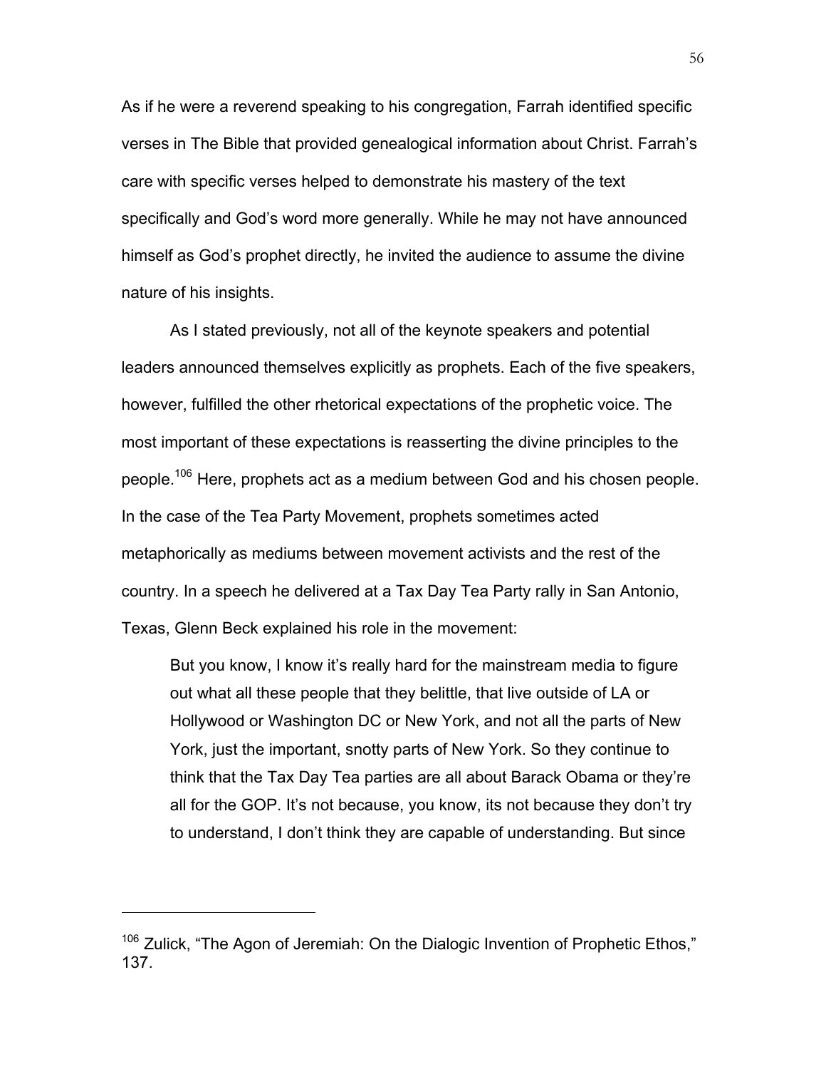As if he were a reverend speaking to his congregation, Farrah identified specific verses in The Bible that provided genealogical information about Christ. Farrah's care with specific verses helped to demonstrate his mastery of the text specifically and God's word more generally. While he may not have announced himself as God's prophet directly, he invited the audience to assume the divine nature of his insights.

As I stated previously, not all of the keynote speakers and potential leaders announced themselves explicitly as prophets. Each of the five speakers, however, fulfilled the other rhetorical expectations of the prophetic voice. The most important of these expectations is reasserting the divine principles to the people.[106] Here, prophets act as a medium between God and his chosen people. In the case of the Tea Party Movement, prophets sometimes acted metaphorically as mediums between movement activists and the rest of the country. In a speech he delivered at a Tax Day Tea Party rally in San Antonio, Texas, Glenn Beck explained his role in the movement:

> But you know, I know it's really hard for the mainstream media to figure out what all these people that they belittle, that live outside of LA or Hollywood or Washington DC or New York, and not all the parts of New York, just the important, snotty parts of New York. So they continue to think that the Tax Day Tea parties are all about Barack Obama or they're all for the GOP. It's not because, you know, its not because they don't try to understand, I don't think they are capable of understanding. But since

---

[106] Zulick, "The Agon of Jeremiah: On the Dialogic Invention of Prophetic Ethos," 137.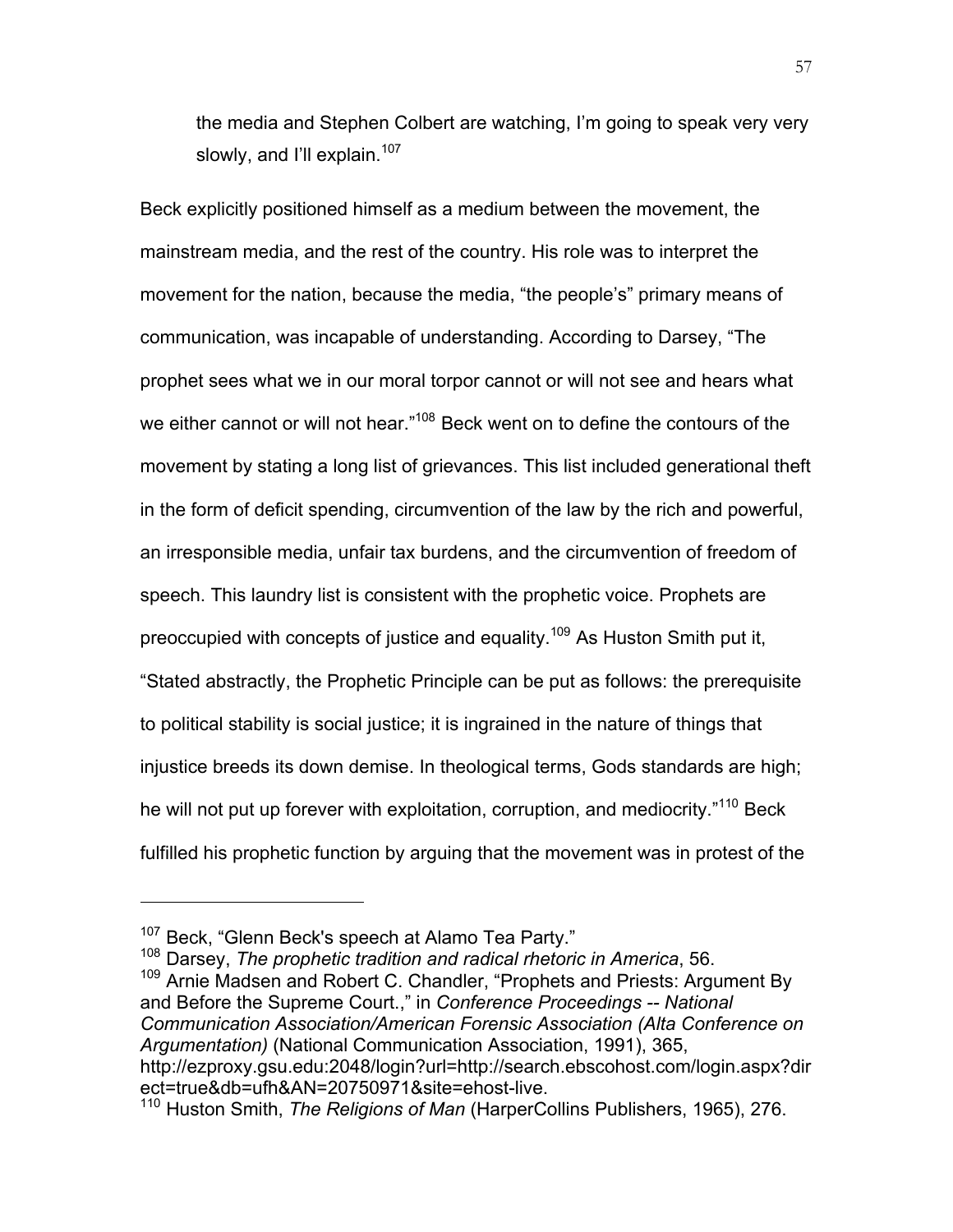> the media and Stephen Colbert are watching, I'm going to speak very very slowly, and I'll explain.[107]

Beck explicitly positioned himself as a medium between the movement, the mainstream media, and the rest of the country. His role was to interpret the movement for the nation, because the media, "the people's" primary means of communication, was incapable of understanding. According to Darsey, "The prophet sees what we in our moral torpor cannot or will not see and hears what we either cannot or will not hear."[108] Beck went on to define the contours of the movement by stating a long list of grievances. This list included generational theft in the form of deficit spending, circumvention of the law by the rich and powerful, an irresponsible media, unfair tax burdens, and the circumvention of freedom of speech. This laundry list is consistent with the prophetic voice. Prophets are preoccupied with concepts of justice and equality.[109] As Huston Smith put it, "Stated abstractly, the Prophetic Principle can be put as follows: the prerequisite to political stability is social justice; it is ingrained in the nature of things that injustice breeds its down demise. In theological terms, Gods standards are high; he will not put up forever with exploitation, corruption, and mediocrity."[110] Beck fulfilled his prophetic function by arguing that the movement was in protest of the

---

[107] Beck, "Glenn Beck's speech at Alamo Tea Party."

[108] Darsey, *The prophetic tradition and radical rhetoric in America*, 56.

[109] Arnie Madsen and Robert C. Chandler, "Prophets and Priests: Argument By and Before the Supreme Court.," in *Conference Proceedings -- National Communication Association/American Forensic Association (Alta Conference on Argumentation)* (National Communication Association, 1991), 365, http://ezproxy.gsu.edu:2048/login?url=http://search.ebscohost.com/login.aspx?direct=true&db=ufh&AN=20750971&site=ehost-live.

[110] Huston Smith, *The Religions of Man* (HarperCollins Publishers, 1965), 276.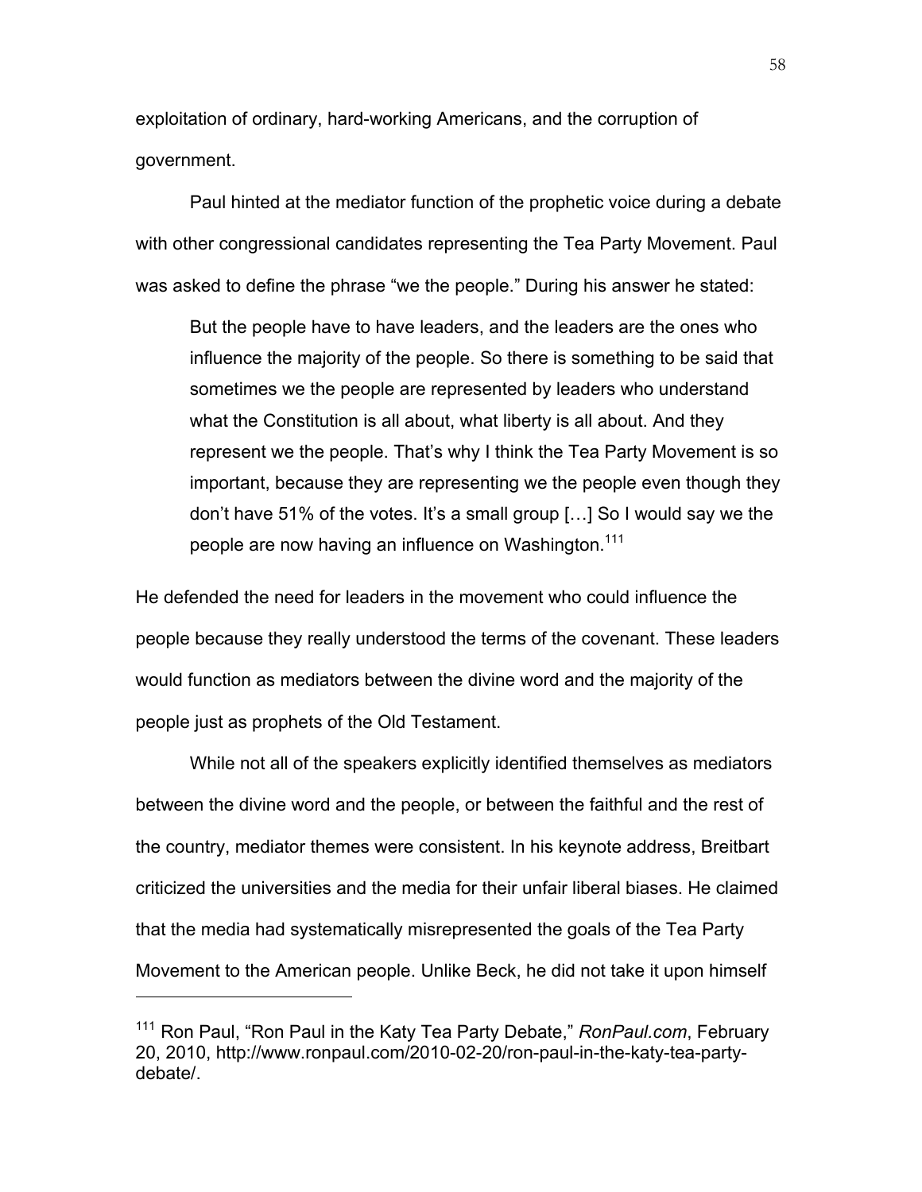exploitation of ordinary, hard-working Americans, and the corruption of government.

Paul hinted at the mediator function of the prophetic voice during a debate with other congressional candidates representing the Tea Party Movement. Paul was asked to define the phrase “we the people.” During his answer he stated:

> But the people have to have leaders, and the leaders are the ones who influence the majority of the people. So there is something to be said that sometimes we the people are represented by leaders who understand what the Constitution is all about, what liberty is all about. And they represent we the people. That’s why I think the Tea Party Movement is so important, because they are representing we the people even though they don’t have 51% of the votes. It’s a small group […] So I would say we the people are now having an influence on Washington.[111]

He defended the need for leaders in the movement who could influence the people because they really understood the terms of the covenant. These leaders would function as mediators between the divine word and the majority of the people just as prophets of the Old Testament.

While not all of the speakers explicitly identified themselves as mediators between the divine word and the people, or between the faithful and the rest of the country, mediator themes were consistent. In his keynote address, Breitbart criticized the universities and the media for their unfair liberal biases. He claimed that the media had systematically misrepresented the goals of the Tea Party Movement to the American people. Unlike Beck, he did not take it upon himself

---

[111] Ron Paul, “Ron Paul in the Katy Tea Party Debate,” *RonPaul.com*, February 20, 2010, http://www.ronpaul.com/2010-02-20/ron-paul-in-the-katy-tea-party-debate/.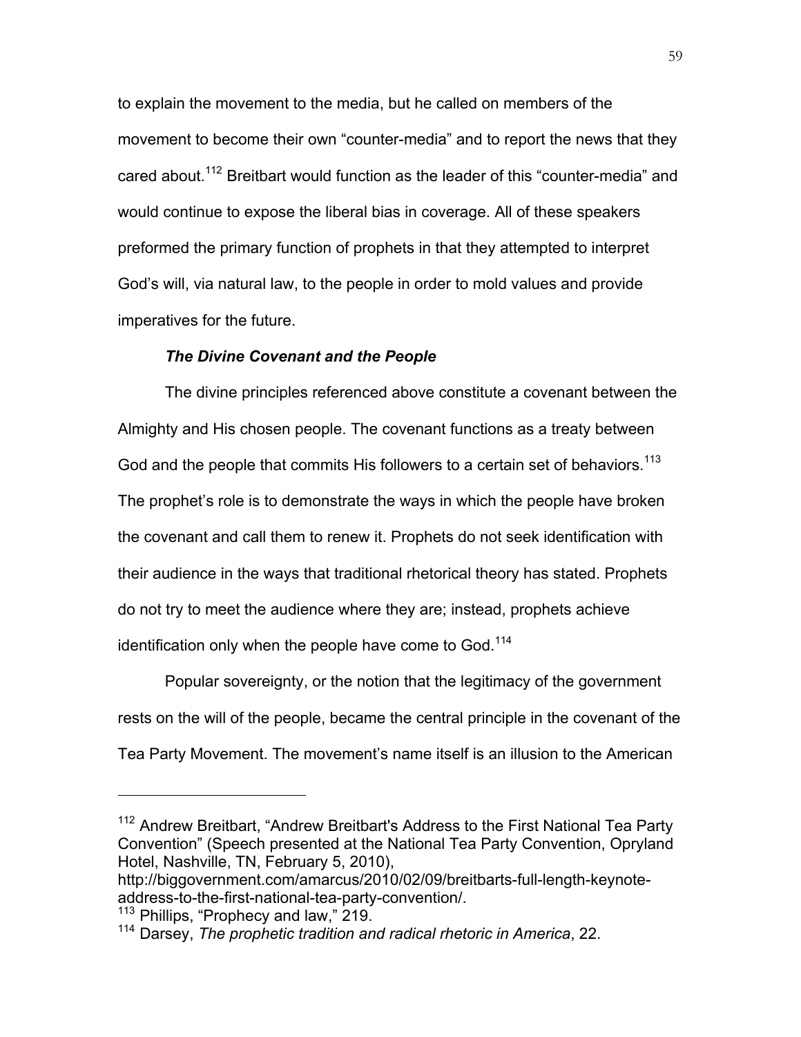to explain the movement to the media, but he called on members of the movement to become their own "counter-media" and to report the news that they cared about.[112] Breitbart would function as the leader of this "counter-media" and would continue to expose the liberal bias in coverage. All of these speakers preformed the primary function of prophets in that they attempted to interpret God's will, via natural law, to the people in order to mold values and provide imperatives for the future.

### *The Divine Covenant and the People*

The divine principles referenced above constitute a covenant between the Almighty and His chosen people. The covenant functions as a treaty between God and the people that commits His followers to a certain set of behaviors.[113] The prophet's role is to demonstrate the ways in which the people have broken the covenant and call them to renew it. Prophets do not seek identification with their audience in the ways that traditional rhetorical theory has stated. Prophets do not try to meet the audience where they are; instead, prophets achieve identification only when the people have come to God.[114]

Popular sovereignty, or the notion that the legitimacy of the government rests on the will of the people, became the central principle in the covenant of the Tea Party Movement. The movement's name itself is an illusion to the American

---

[112] Andrew Breitbart, "Andrew Breitbart's Address to the First National Tea Party Convention" (Speech presented at the National Tea Party Convention, Opryland Hotel, Nashville, TN, February 5, 2010), http://biggovernment.com/amarcus/2010/02/09/breitbarts-full-length-keynote-address-to-the-first-national-tea-party-convention/.

[113] Phillips, "Prophecy and law," 219.

[114] Darsey, *The prophetic tradition and radical rhetoric in America*, 22.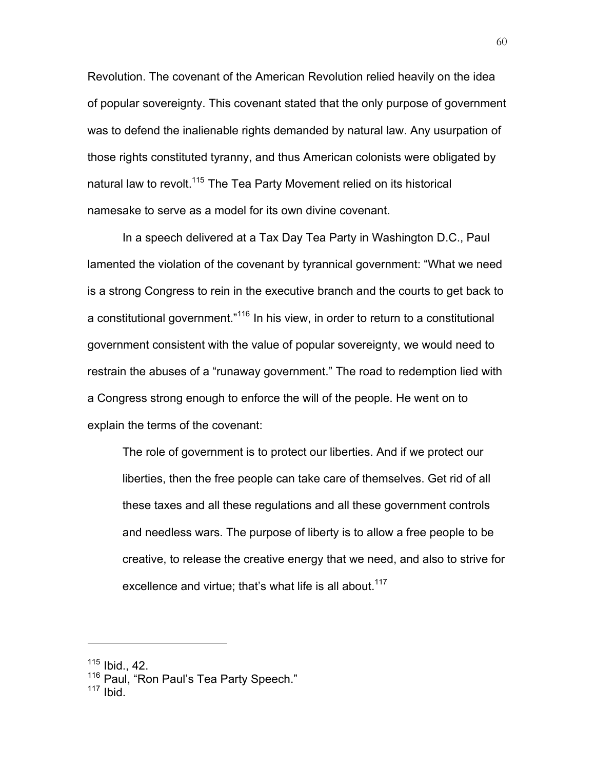Revolution. The covenant of the American Revolution relied heavily on the idea of popular sovereignty. This covenant stated that the only purpose of government was to defend the inalienable rights demanded by natural law. Any usurpation of those rights constituted tyranny, and thus American colonists were obligated by natural law to revolt.[115] The Tea Party Movement relied on its historical namesake to serve as a model for its own divine covenant.

In a speech delivered at a Tax Day Tea Party in Washington D.C., Paul lamented the violation of the covenant by tyrannical government: "What we need is a strong Congress to rein in the executive branch and the courts to get back to a constitutional government."[116] In his view, in order to return to a constitutional government consistent with the value of popular sovereignty, we would need to restrain the abuses of a "runaway government." The road to redemption lied with a Congress strong enough to enforce the will of the people. He went on to explain the terms of the covenant:

> The role of government is to protect our liberties. And if we protect our liberties, then the free people can take care of themselves. Get rid of all these taxes and all these regulations and all these government controls and needless wars. The purpose of liberty is to allow a free people to be creative, to release the creative energy that we need, and also to strive for excellence and virtue; that's what life is all about.[117]

---

[115] Ibid., 42.
[116] Paul, "Ron Paul's Tea Party Speech."
[117] Ibid.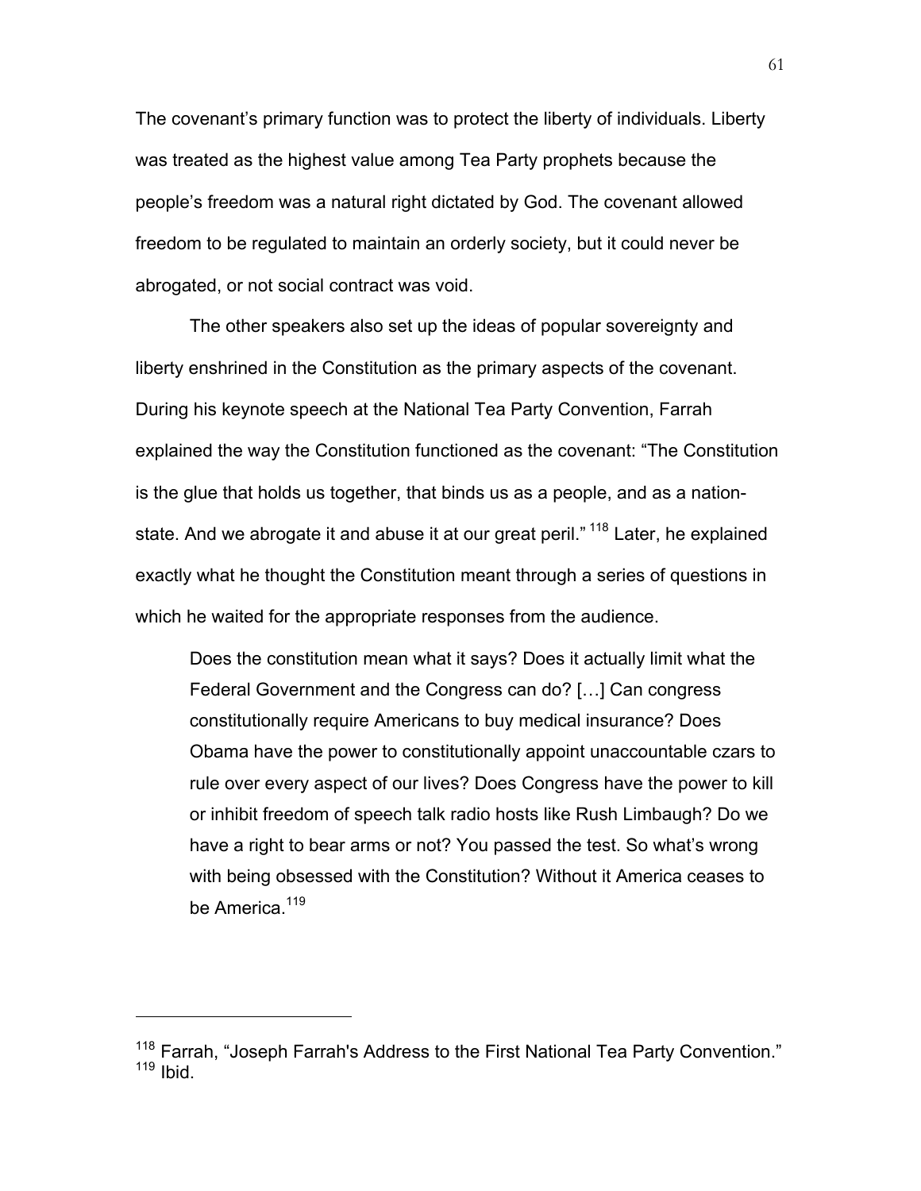The covenant's primary function was to protect the liberty of individuals. Liberty was treated as the highest value among Tea Party prophets because the people's freedom was a natural right dictated by God. The covenant allowed freedom to be regulated to maintain an orderly society, but it could never be abrogated, or not social contract was void.

The other speakers also set up the ideas of popular sovereignty and liberty enshrined in the Constitution as the primary aspects of the covenant. During his keynote speech at the National Tea Party Convention, Farrah explained the way the Constitution functioned as the covenant: "The Constitution is the glue that holds us together, that binds us as a people, and as a nation-state. And we abrogate it and abuse it at our great peril." [118] Later, he explained exactly what he thought the Constitution meant through a series of questions in which he waited for the appropriate responses from the audience.

> Does the constitution mean what it says? Does it actually limit what the Federal Government and the Congress can do? […] Can congress constitutionally require Americans to buy medical insurance? Does Obama have the power to constitutionally appoint unaccountable czars to rule over every aspect of our lives? Does Congress have the power to kill or inhibit freedom of speech talk radio hosts like Rush Limbaugh? Do we have a right to bear arms or not? You passed the test. So what's wrong with being obsessed with the Constitution? Without it America ceases to be America.[119]

---

[118] Farrah, "Joseph Farrah's Address to the First National Tea Party Convention."
[119] Ibid.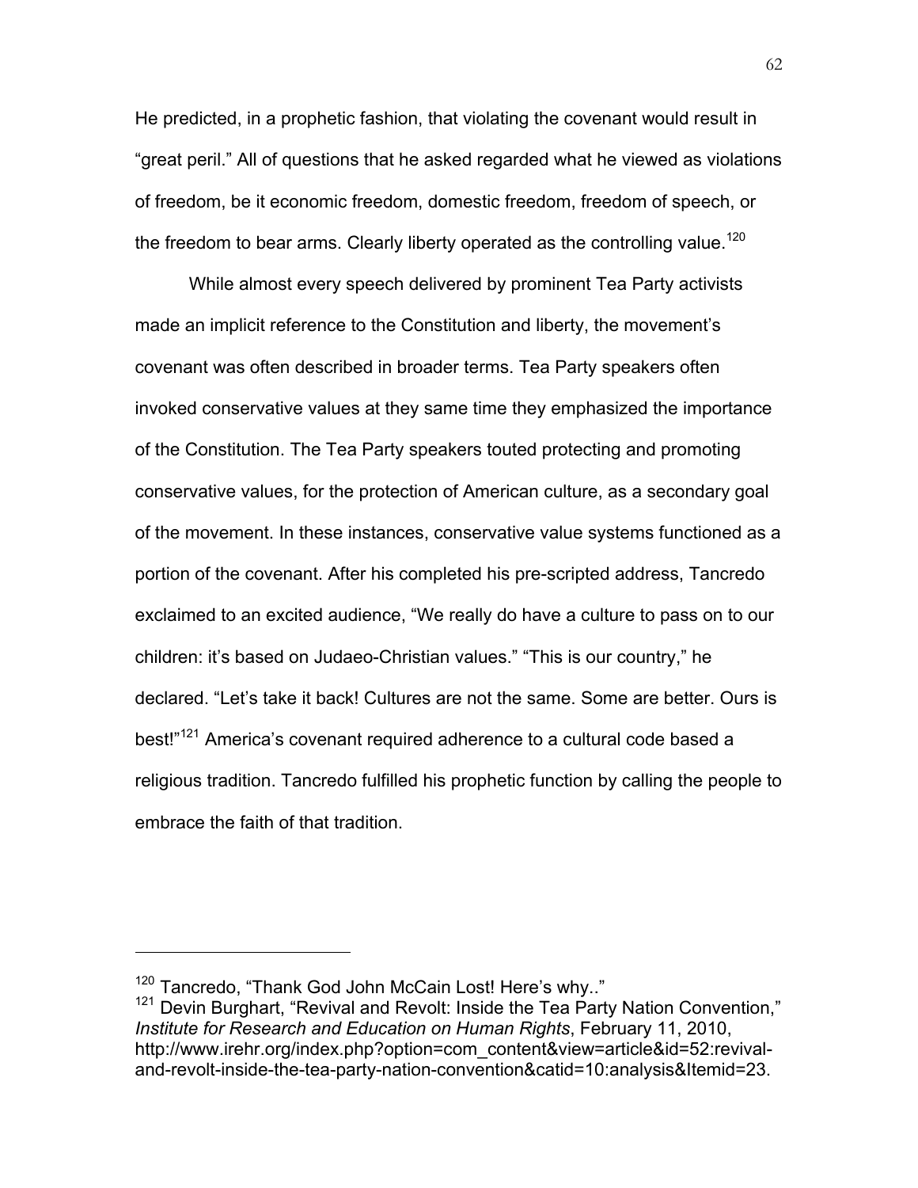He predicted, in a prophetic fashion, that violating the covenant would result in "great peril." All of questions that he asked regarded what he viewed as violations of freedom, be it economic freedom, domestic freedom, freedom of speech, or the freedom to bear arms. Clearly liberty operated as the controlling value.[120]

While almost every speech delivered by prominent Tea Party activists made an implicit reference to the Constitution and liberty, the movement's covenant was often described in broader terms. Tea Party speakers often invoked conservative values at they same time they emphasized the importance of the Constitution. The Tea Party speakers touted protecting and promoting conservative values, for the protection of American culture, as a secondary goal of the movement. In these instances, conservative value systems functioned as a portion of the covenant. After his completed his pre-scripted address, Tancredo exclaimed to an excited audience, "We really do have a culture to pass on to our children: it's based on Judaeo-Christian values." "This is our country," he declared. "Let's take it back! Cultures are not the same. Some are better. Ours is best!"[121] America's covenant required adherence to a cultural code based a religious tradition. Tancredo fulfilled his prophetic function by calling the people to embrace the faith of that tradition.

---

[120] Tancredo, "Thank God John McCain Lost! Here's why.."

[121] Devin Burghart, "Revival and Revolt: Inside the Tea Party Nation Convention," *Institute for Research and Education on Human Rights*, February 11, 2010, http://www.irehr.org/index.php?option=com_content&view=article&id=52:revival-and-revolt-inside-the-tea-party-nation-convention&catid=10:analysis&Itemid=23.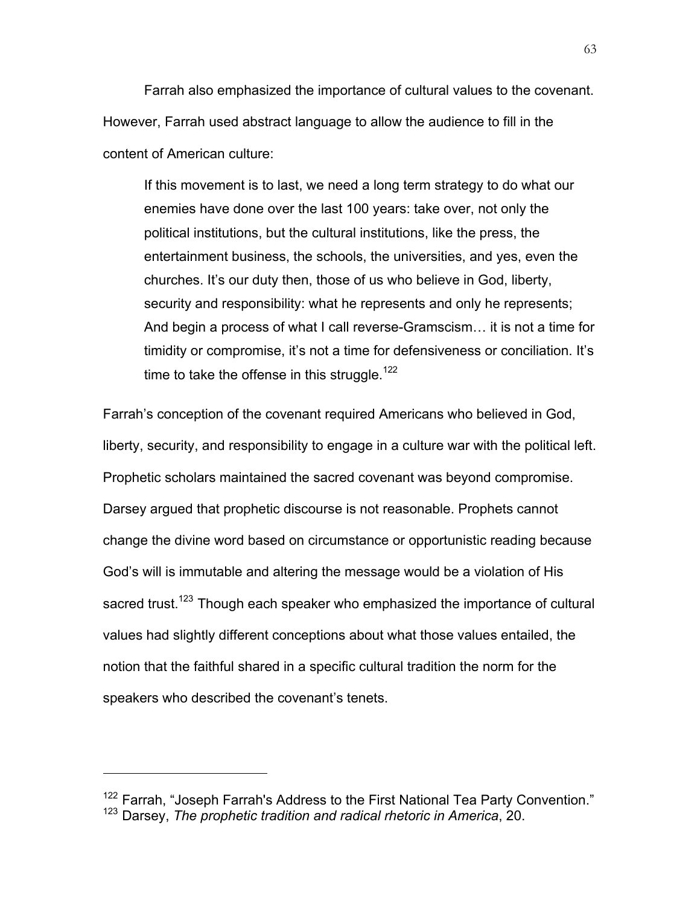Farrah also emphasized the importance of cultural values to the covenant. However, Farrah used abstract language to allow the audience to fill in the content of American culture:

> If this movement is to last, we need a long term strategy to do what our enemies have done over the last 100 years: take over, not only the political institutions, but the cultural institutions, like the press, the entertainment business, the schools, the universities, and yes, even the churches. It's our duty then, those of us who believe in God, liberty, security and responsibility: what he represents and only he represents; And begin a process of what I call reverse-Gramscism… it is not a time for timidity or compromise, it's not a time for defensiveness or conciliation. It's time to take the offense in this struggle.[122]

Farrah's conception of the covenant required Americans who believed in God, liberty, security, and responsibility to engage in a culture war with the political left. Prophetic scholars maintained the sacred covenant was beyond compromise. Darsey argued that prophetic discourse is not reasonable. Prophets cannot change the divine word based on circumstance or opportunistic reading because God's will is immutable and altering the message would be a violation of His sacred trust.[123] Though each speaker who emphasized the importance of cultural values had slightly different conceptions about what those values entailed, the notion that the faithful shared in a specific cultural tradition the norm for the speakers who described the covenant's tenets.

---

[122] Farrah, "Joseph Farrah's Address to the First National Tea Party Convention."
[123] Darsey, *The prophetic tradition and radical rhetoric in America*, 20.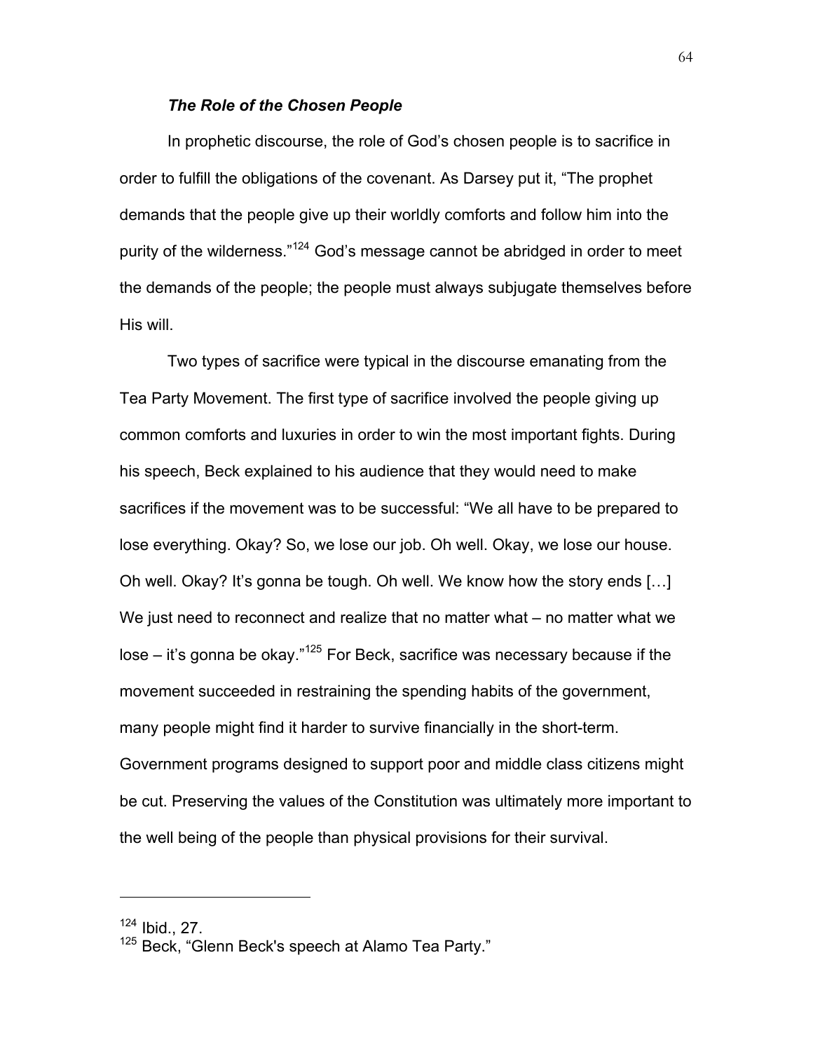### *The Role of the Chosen People*

In prophetic discourse, the role of God's chosen people is to sacrifice in order to fulfill the obligations of the covenant. As Darsey put it, "The prophet demands that the people give up their worldly comforts and follow him into the purity of the wilderness."[124] God's message cannot be abridged in order to meet the demands of the people; the people must always subjugate themselves before His will.

Two types of sacrifice were typical in the discourse emanating from the Tea Party Movement. The first type of sacrifice involved the people giving up common comforts and luxuries in order to win the most important fights. During his speech, Beck explained to his audience that they would need to make sacrifices if the movement was to be successful: "We all have to be prepared to lose everything. Okay? So, we lose our job. Oh well. Okay, we lose our house. Oh well. Okay? It's gonna be tough. Oh well. We know how the story ends […] We just need to reconnect and realize that no matter what – no matter what we lose – it's gonna be okay."[125] For Beck, sacrifice was necessary because if the movement succeeded in restraining the spending habits of the government, many people might find it harder to survive financially in the short-term. Government programs designed to support poor and middle class citizens might be cut. Preserving the values of the Constitution was ultimately more important to the well being of the people than physical provisions for their survival.

---

[124] Ibid., 27.
[125] Beck, "Glenn Beck's speech at Alamo Tea Party."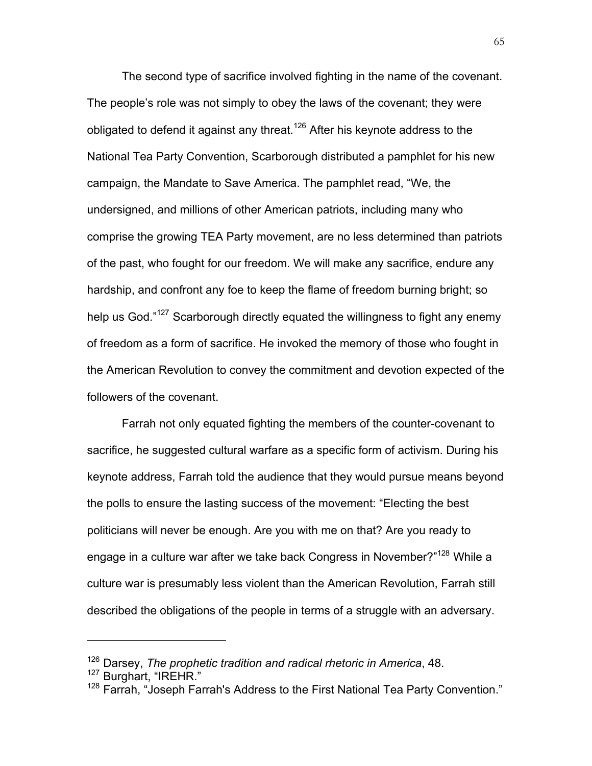The second type of sacrifice involved fighting in the name of the covenant. The people's role was not simply to obey the laws of the covenant; they were obligated to defend it against any threat.[126] After his keynote address to the National Tea Party Convention, Scarborough distributed a pamphlet for his new campaign, the Mandate to Save America. The pamphlet read, "We, the undersigned, and millions of other American patriots, including many who comprise the growing TEA Party movement, are no less determined than patriots of the past, who fought for our freedom. We will make any sacrifice, endure any hardship, and confront any foe to keep the flame of freedom burning bright; so help us God."[127] Scarborough directly equated the willingness to fight any enemy of freedom as a form of sacrifice. He invoked the memory of those who fought in the American Revolution to convey the commitment and devotion expected of the followers of the covenant.

Farrah not only equated fighting the members of the counter-covenant to sacrifice, he suggested cultural warfare as a specific form of activism. During his keynote address, Farrah told the audience that they would pursue means beyond the polls to ensure the lasting success of the movement: "Electing the best politicians will never be enough. Are you with me on that? Are you ready to engage in a culture war after we take back Congress in November?"[128] While a culture war is presumably less violent than the American Revolution, Farrah still described the obligations of the people in terms of a struggle with an adversary.

---

[126] Darsey, *The prophetic tradition and radical rhetoric in America*, 48.
[127] Burghart, "IREHR."
[128] Farrah, "Joseph Farrah's Address to the First National Tea Party Convention."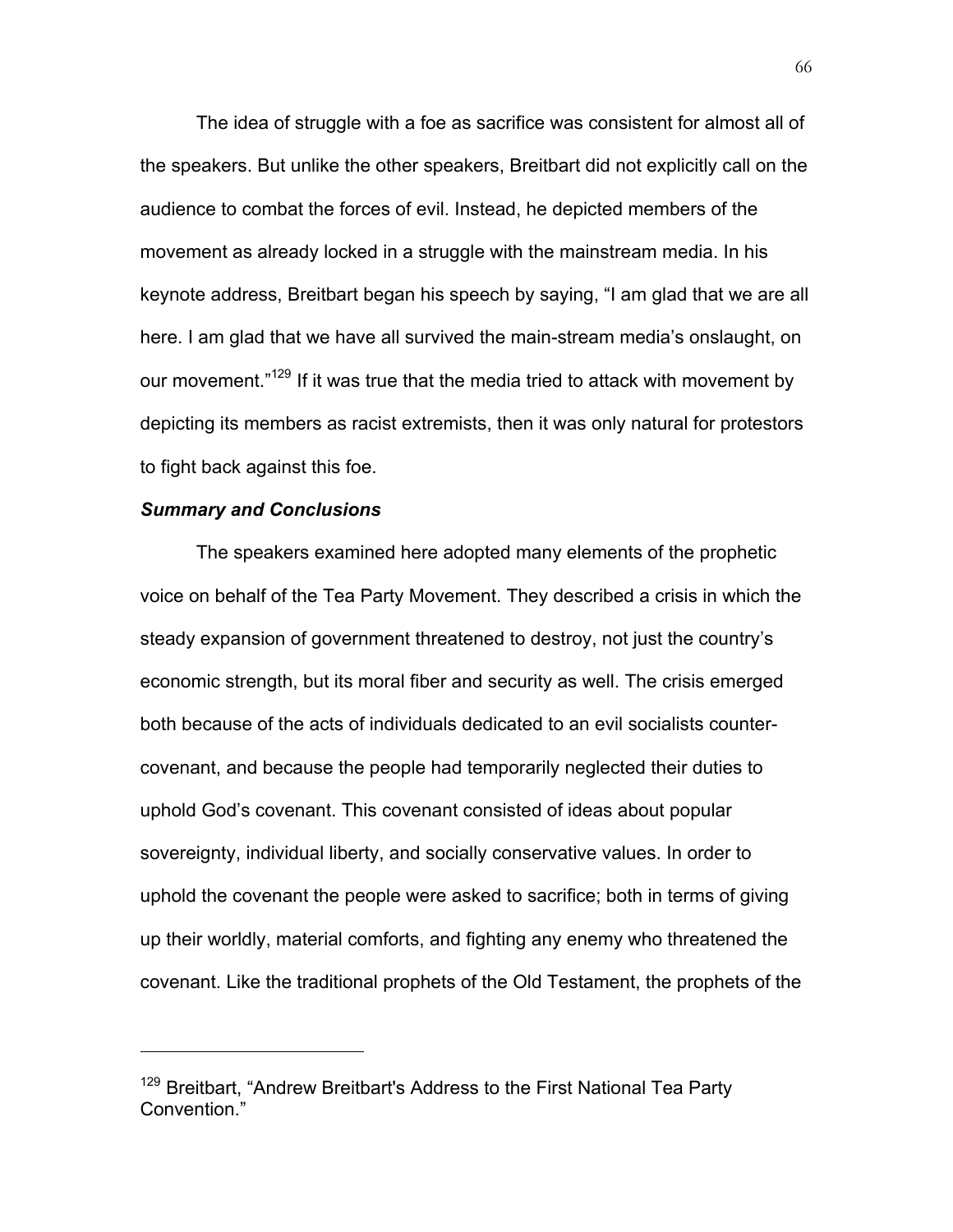The idea of struggle with a foe as sacrifice was consistent for almost all of the speakers. But unlike the other speakers, Breitbart did not explicitly call on the audience to combat the forces of evil. Instead, he depicted members of the movement as already locked in a struggle with the mainstream media. In his keynote address, Breitbart began his speech by saying, "I am glad that we are all here. I am glad that we have all survived the main-stream media's onslaught, on our movement."[129] If it was true that the media tried to attack with movement by depicting its members as racist extremists, then it was only natural for protestors to fight back against this foe.

***Summary and Conclusions***

The speakers examined here adopted many elements of the prophetic voice on behalf of the Tea Party Movement. They described a crisis in which the steady expansion of government threatened to destroy, not just the country's economic strength, but its moral fiber and security as well. The crisis emerged both because of the acts of individuals dedicated to an evil socialists counter-covenant, and because the people had temporarily neglected their duties to uphold God's covenant. This covenant consisted of ideas about popular sovereignty, individual liberty, and socially conservative values. In order to uphold the covenant the people were asked to sacrifice; both in terms of giving up their worldly, material comforts, and fighting any enemy who threatened the covenant. Like the traditional prophets of the Old Testament, the prophets of the

---

[129] Breitbart, "Andrew Breitbart's Address to the First National Tea Party Convention."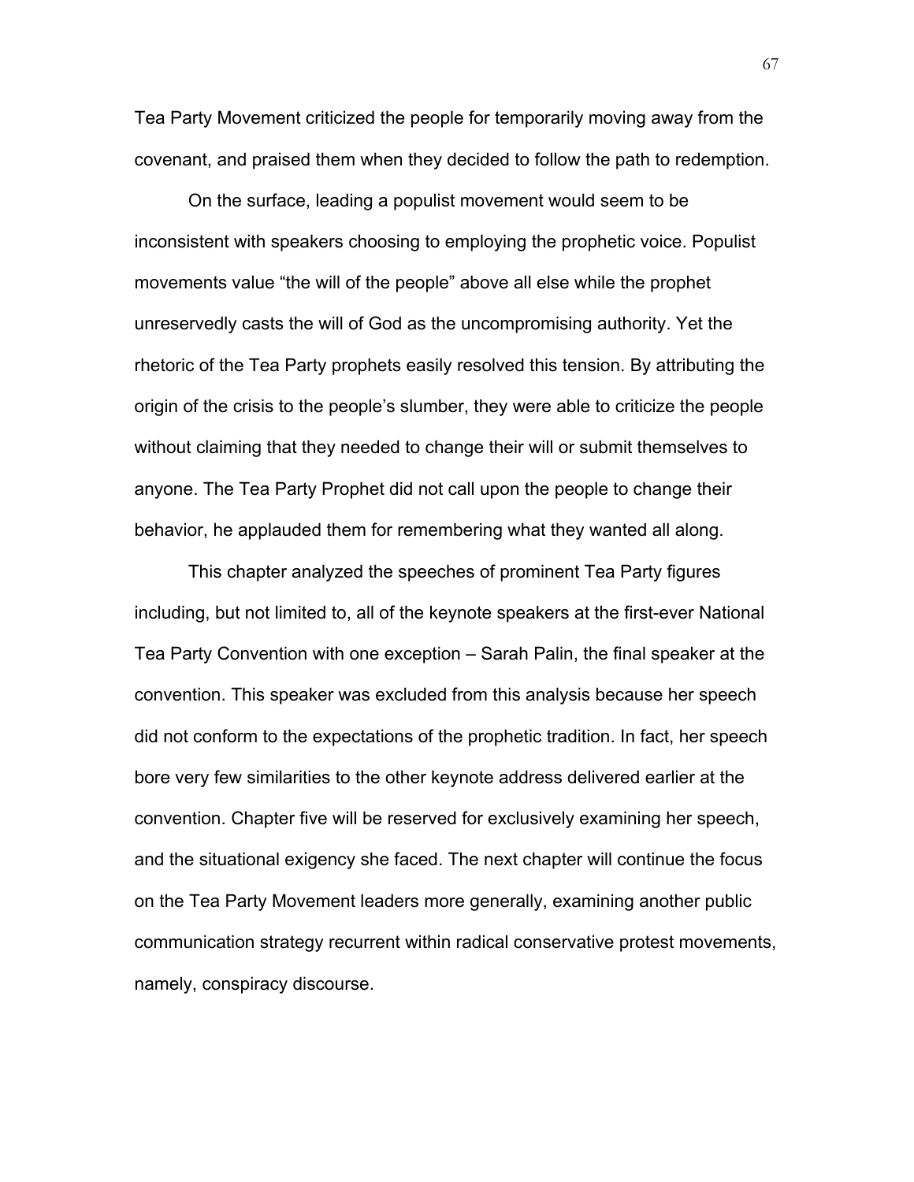Tea Party Movement criticized the people for temporarily moving away from the covenant, and praised them when they decided to follow the path to redemption.

On the surface, leading a populist movement would seem to be inconsistent with speakers choosing to employing the prophetic voice. Populist movements value “the will of the people” above all else while the prophet unreservedly casts the will of God as the uncompromising authority. Yet the rhetoric of the Tea Party prophets easily resolved this tension. By attributing the origin of the crisis to the people’s slumber, they were able to criticize the people without claiming that they needed to change their will or submit themselves to anyone. The Tea Party Prophet did not call upon the people to change their behavior, he applauded them for remembering what they wanted all along.

This chapter analyzed the speeches of prominent Tea Party figures including, but not limited to, all of the keynote speakers at the first-ever National Tea Party Convention with one exception – Sarah Palin, the final speaker at the convention. This speaker was excluded from this analysis because her speech did not conform to the expectations of the prophetic tradition. In fact, her speech bore very few similarities to the other keynote address delivered earlier at the convention. Chapter five will be reserved for exclusively examining her speech, and the situational exigency she faced. The next chapter will continue the focus on the Tea Party Movement leaders more generally, examining another public communication strategy recurrent within radical conservative protest movements, namely, conspiracy discourse.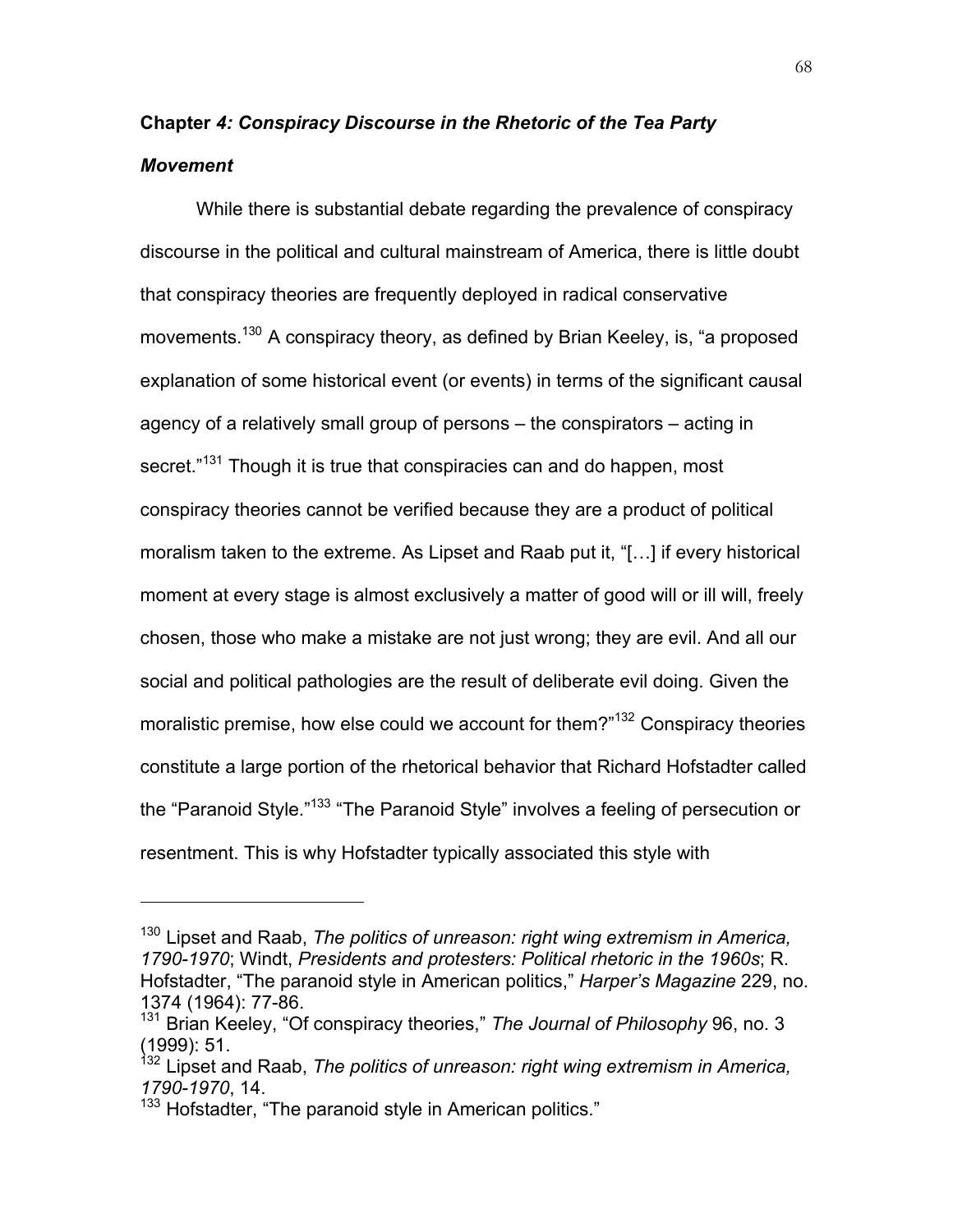## Chapter *4: Conspiracy Discourse in the Rhetoric of the Tea Party Movement*

While there is substantial debate regarding the prevalence of conspiracy discourse in the political and cultural mainstream of America, there is little doubt that conspiracy theories are frequently deployed in radical conservative movements.[130] A conspiracy theory, as defined by Brian Keeley, is, "a proposed explanation of some historical event (or events) in terms of the significant causal agency of a relatively small group of persons – the conspirators – acting in secret."[131] Though it is true that conspiracies can and do happen, most conspiracy theories cannot be verified because they are a product of political moralism taken to the extreme. As Lipset and Raab put it, "[…] if every historical moment at every stage is almost exclusively a matter of good will or ill will, freely chosen, those who make a mistake are not just wrong; they are evil. And all our social and political pathologies are the result of deliberate evil doing. Given the moralistic premise, how else could we account for them?"[132] Conspiracy theories constitute a large portion of the rhetorical behavior that Richard Hofstadter called the "Paranoid Style."[133] "The Paranoid Style" involves a feeling of persecution or resentment. This is why Hofstadter typically associated this style with

---

[130] Lipset and Raab, *The politics of unreason: right wing extremism in America, 1790-1970*; Windt, *Presidents and protesters: Political rhetoric in the 1960s*; R. Hofstadter, "The paranoid style in American politics," *Harper's Magazine* 229, no. 1374 (1964): 77-86.

[131] Brian Keeley, "Of conspiracy theories," *The Journal of Philosophy* 96, no. 3 (1999): 51.

[132] Lipset and Raab, *The politics of unreason: right wing extremism in America, 1790-1970*, 14.

[133] Hofstadter, "The paranoid style in American politics."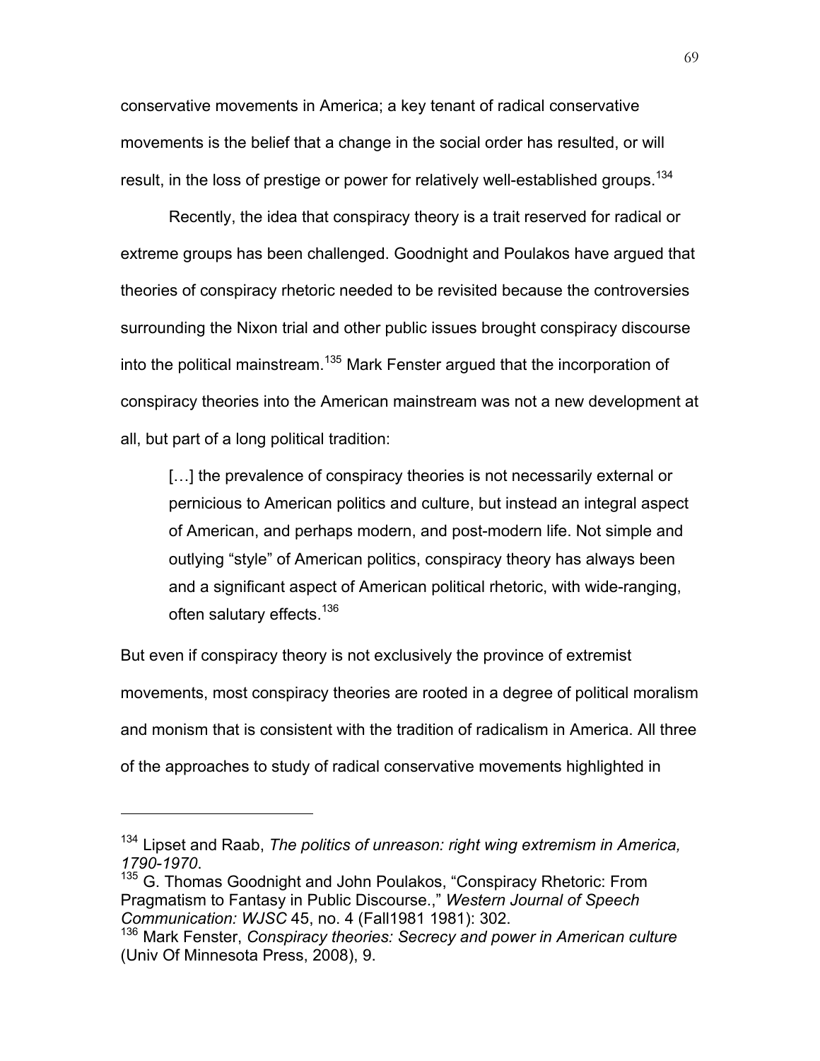conservative movements in America; a key tenant of radical conservative movements is the belief that a change in the social order has resulted, or will result, in the loss of prestige or power for relatively well-established groups.[134]

Recently, the idea that conspiracy theory is a trait reserved for radical or extreme groups has been challenged. Goodnight and Poulakos have argued that theories of conspiracy rhetoric needed to be revisited because the controversies surrounding the Nixon trial and other public issues brought conspiracy discourse into the political mainstream.[135] Mark Fenster argued that the incorporation of conspiracy theories into the American mainstream was not a new development at all, but part of a long political tradition:

> […] the prevalence of conspiracy theories is not necessarily external or pernicious to American politics and culture, but instead an integral aspect of American, and perhaps modern, and post-modern life. Not simple and outlying "style" of American politics, conspiracy theory has always been and a significant aspect of American political rhetoric, with wide-ranging, often salutary effects.[136]

But even if conspiracy theory is not exclusively the province of extremist movements, most conspiracy theories are rooted in a degree of political moralism and monism that is consistent with the tradition of radicalism in America. All three of the approaches to study of radical conservative movements highlighted in

---

[134] Lipset and Raab, *The politics of unreason: right wing extremism in America, 1790-1970*.

[135] G. Thomas Goodnight and John Poulakos, "Conspiracy Rhetoric: From Pragmatism to Fantasy in Public Discourse.," *Western Journal of Speech Communication: WJSC* 45, no. 4 (Fall1981 1981): 302.

[136] Mark Fenster, *Conspiracy theories: Secrecy and power in American culture* (Univ Of Minnesota Press, 2008), 9.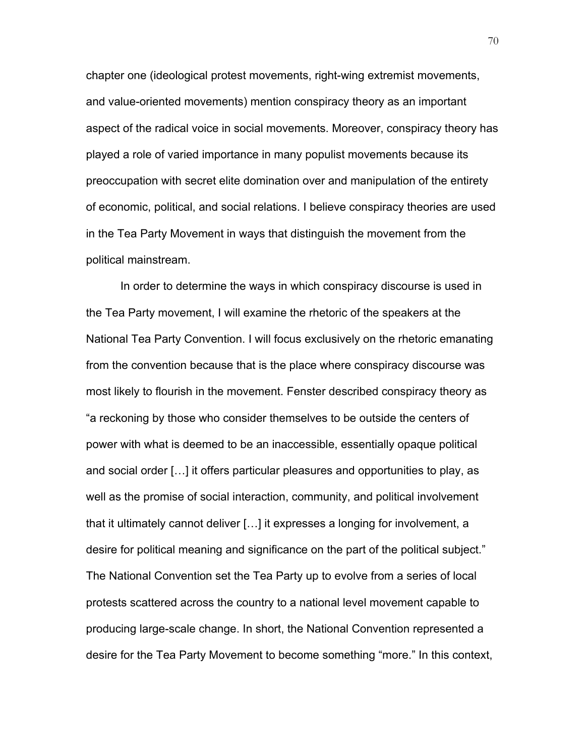chapter one (ideological protest movements, right-wing extremist movements, and value-oriented movements) mention conspiracy theory as an important aspect of the radical voice in social movements. Moreover, conspiracy theory has played a role of varied importance in many populist movements because its preoccupation with secret elite domination over and manipulation of the entirety of economic, political, and social relations. I believe conspiracy theories are used in the Tea Party Movement in ways that distinguish the movement from the political mainstream.

In order to determine the ways in which conspiracy discourse is used in the Tea Party movement, I will examine the rhetoric of the speakers at the National Tea Party Convention. I will focus exclusively on the rhetoric emanating from the convention because that is the place where conspiracy discourse was most likely to flourish in the movement. Fenster described conspiracy theory as "a reckoning by those who consider themselves to be outside the centers of power with what is deemed to be an inaccessible, essentially opaque political and social order […] it offers particular pleasures and opportunities to play, as well as the promise of social interaction, community, and political involvement that it ultimately cannot deliver […] it expresses a longing for involvement, a desire for political meaning and significance on the part of the political subject." The National Convention set the Tea Party up to evolve from a series of local protests scattered across the country to a national level movement capable to producing large-scale change. In short, the National Convention represented a desire for the Tea Party Movement to become something "more." In this context,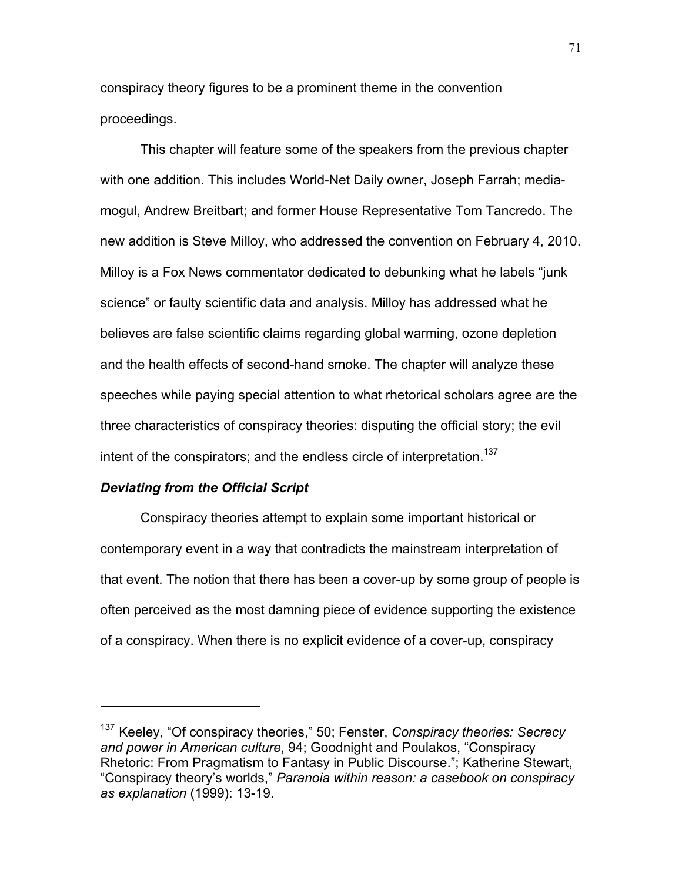conspiracy theory figures to be a prominent theme in the convention proceedings.

This chapter will feature some of the speakers from the previous chapter with one addition. This includes World-Net Daily owner, Joseph Farrah; media-mogul, Andrew Breitbart; and former House Representative Tom Tancredo. The new addition is Steve Milloy, who addressed the convention on February 4, 2010. Milloy is a Fox News commentator dedicated to debunking what he labels "junk science" or faulty scientific data and analysis. Milloy has addressed what he believes are false scientific claims regarding global warming, ozone depletion and the health effects of second-hand smoke. The chapter will analyze these speeches while paying special attention to what rhetorical scholars agree are the three characteristics of conspiracy theories: disputing the official story; the evil intent of the conspirators; and the endless circle of interpretation.[137]

### *Deviating from the Official Script*

Conspiracy theories attempt to explain some important historical or contemporary event in a way that contradicts the mainstream interpretation of that event. The notion that there has been a cover-up by some group of people is often perceived as the most damning piece of evidence supporting the existence of a conspiracy. When there is no explicit evidence of a cover-up, conspiracy

---

[137] Keeley, "Of conspiracy theories," 50; Fenster, *Conspiracy theories: Secrecy and power in American culture*, 94; Goodnight and Poulakos, "Conspiracy Rhetoric: From Pragmatism to Fantasy in Public Discourse."; Katherine Stewart, "Conspiracy theory's worlds," *Paranoia within reason: a casebook on conspiracy as explanation* (1999): 13-19.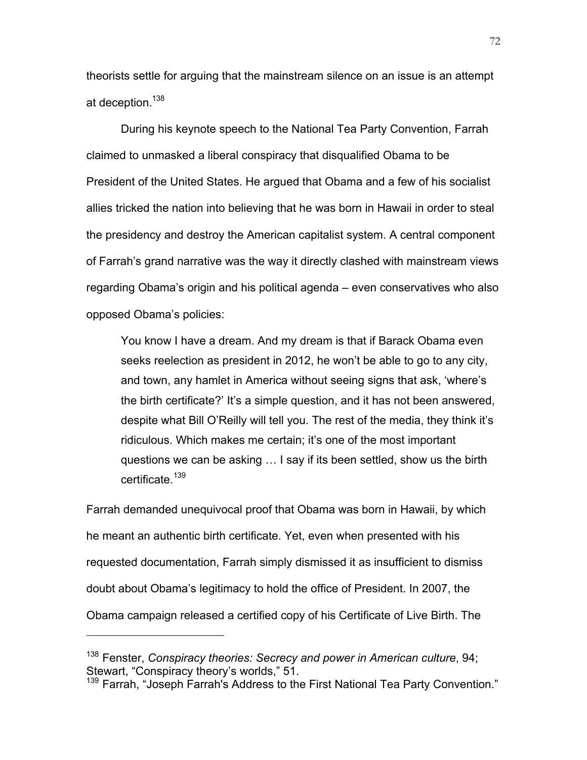theorists settle for arguing that the mainstream silence on an issue is an attempt at deception.[138]

During his keynote speech to the National Tea Party Convention, Farrah claimed to unmasked a liberal conspiracy that disqualified Obama to be President of the United States. He argued that Obama and a few of his socialist allies tricked the nation into believing that he was born in Hawaii in order to steal the presidency and destroy the American capitalist system. A central component of Farrah's grand narrative was the way it directly clashed with mainstream views regarding Obama's origin and his political agenda – even conservatives who also opposed Obama's policies:

> You know I have a dream. And my dream is that if Barack Obama even seeks reelection as president in 2012, he won't be able to go to any city, and town, any hamlet in America without seeing signs that ask, 'where's the birth certificate?' It's a simple question, and it has not been answered, despite what Bill O'Reilly will tell you. The rest of the media, they think it's ridiculous. Which makes me certain; it's one of the most important questions we can be asking … I say if its been settled, show us the birth certificate.[139]

Farrah demanded unequivocal proof that Obama was born in Hawaii, by which he meant an authentic birth certificate. Yet, even when presented with his requested documentation, Farrah simply dismissed it as insufficient to dismiss doubt about Obama's legitimacy to hold the office of President. In 2007, the Obama campaign released a certified copy of his Certificate of Live Birth. The

---

[138] Fenster, *Conspiracy theories: Secrecy and power in American culture*, 94; Stewart, "Conspiracy theory's worlds," 51.

[139] Farrah, "Joseph Farrah's Address to the First National Tea Party Convention."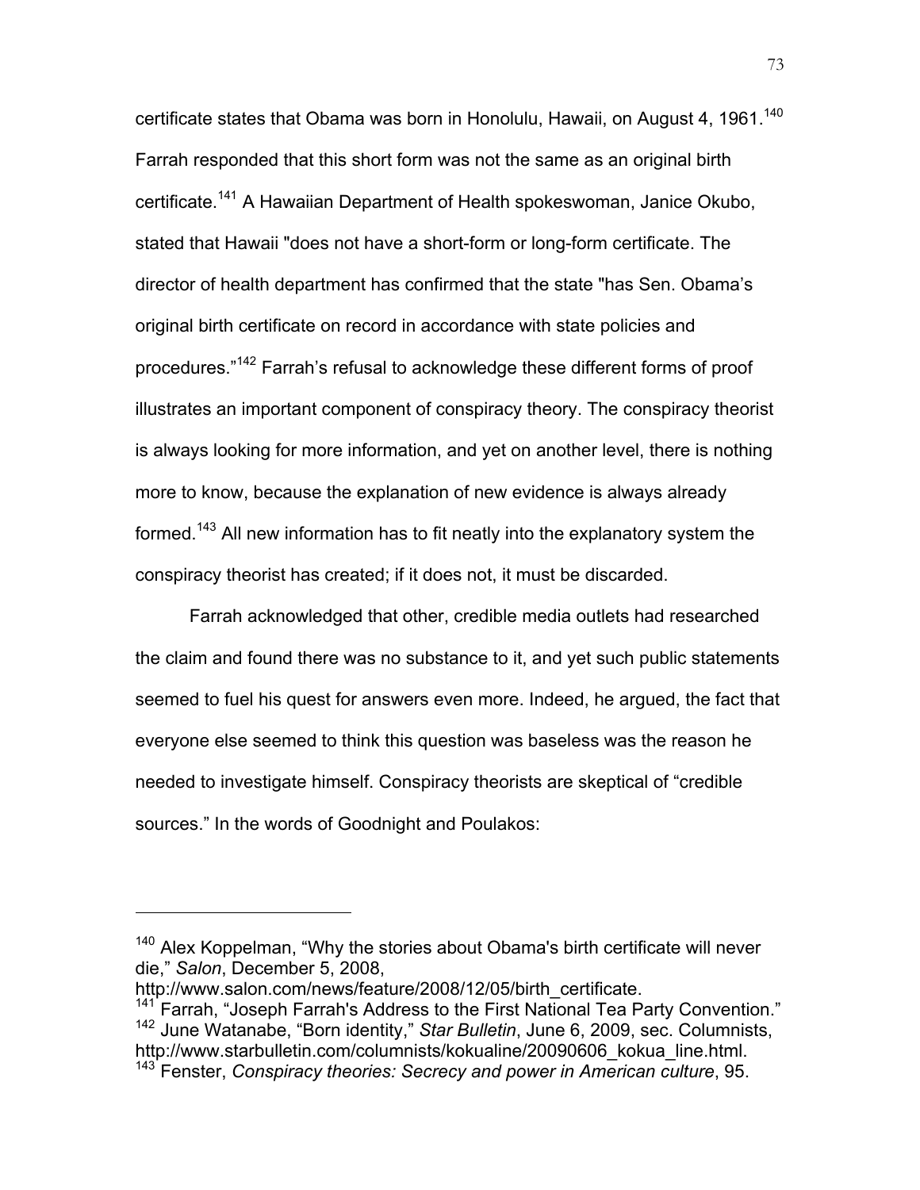certificate states that Obama was born in Honolulu, Hawaii, on August 4, 1961.[140] Farrah responded that this short form was not the same as an original birth certificate.[141] A Hawaiian Department of Health spokeswoman, Janice Okubo, stated that Hawaii "does not have a short-form or long-form certificate. The director of health department has confirmed that the state "has Sen. Obama's original birth certificate on record in accordance with state policies and procedures."[142] Farrah's refusal to acknowledge these different forms of proof illustrates an important component of conspiracy theory. The conspiracy theorist is always looking for more information, and yet on another level, there is nothing more to know, because the explanation of new evidence is always already formed.[143] All new information has to fit neatly into the explanatory system the conspiracy theorist has created; if it does not, it must be discarded.

Farrah acknowledged that other, credible media outlets had researched the claim and found there was no substance to it, and yet such public statements seemed to fuel his quest for answers even more. Indeed, he argued, the fact that everyone else seemed to think this question was baseless was the reason he needed to investigate himself. Conspiracy theorists are skeptical of "credible sources." In the words of Goodnight and Poulakos:

---

[140] Alex Koppelman, "Why the stories about Obama's birth certificate will never die," *Salon*, December 5, 2008, http://www.salon.com/news/feature/2008/12/05/birth_certificate.

[141] Farrah, "Joseph Farrah's Address to the First National Tea Party Convention."

[142] June Watanabe, "Born identity," *Star Bulletin*, June 6, 2009, sec. Columnists, http://www.starbulletin.com/columnists/kokualine/20090606_kokua_line.html.

[143] Fenster, *Conspiracy theories: Secrecy and power in American culture*, 95.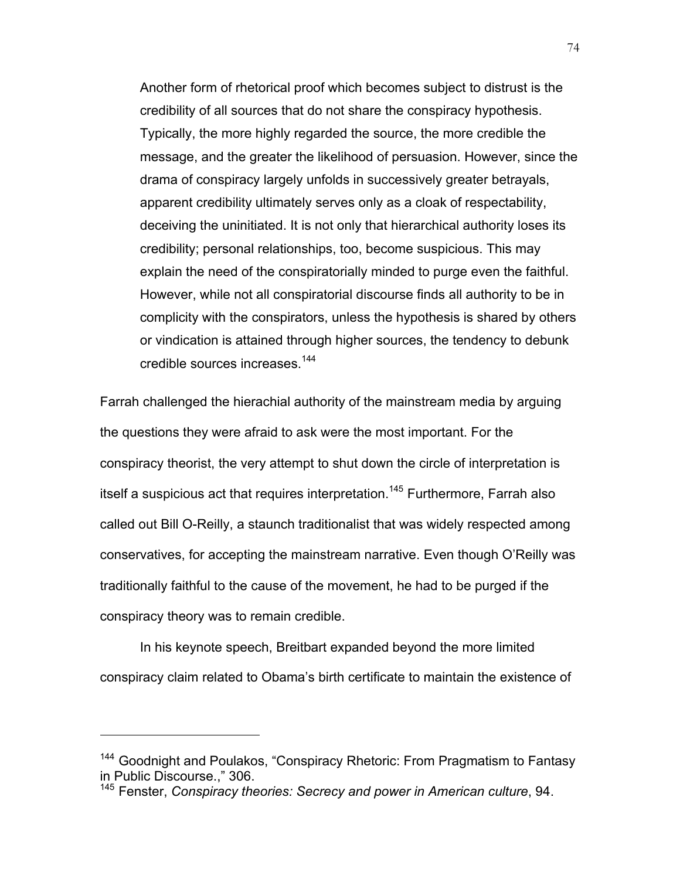> Another form of rhetorical proof which becomes subject to distrust is the credibility of all sources that do not share the conspiracy hypothesis. Typically, the more highly regarded the source, the more credible the message, and the greater the likelihood of persuasion. However, since the drama of conspiracy largely unfolds in successively greater betrayals, apparent credibility ultimately serves only as a cloak of respectability, deceiving the uninitiated. It is not only that hierarchical authority loses its credibility; personal relationships, too, become suspicious. This may explain the need of the conspiratorially minded to purge even the faithful. However, while not all conspiratorial discourse finds all authority to be in complicity with the conspirators, unless the hypothesis is shared by others or vindication is attained through higher sources, the tendency to debunk credible sources increases.[144]

Farrah challenged the hierachial authority of the mainstream media by arguing the questions they were afraid to ask were the most important. For the conspiracy theorist, the very attempt to shut down the circle of interpretation is itself a suspicious act that requires interpretation.[145] Furthermore, Farrah also called out Bill O-Reilly, a staunch traditionalist that was widely respected among conservatives, for accepting the mainstream narrative. Even though O'Reilly was traditionally faithful to the cause of the movement, he had to be purged if the conspiracy theory was to remain credible.

In his keynote speech, Breitbart expanded beyond the more limited conspiracy claim related to Obama's birth certificate to maintain the existence of

---

[144] Goodnight and Poulakos, "Conspiracy Rhetoric: From Pragmatism to Fantasy in Public Discourse.," 306.

[145] Fenster, *Conspiracy theories: Secrecy and power in American culture*, 94.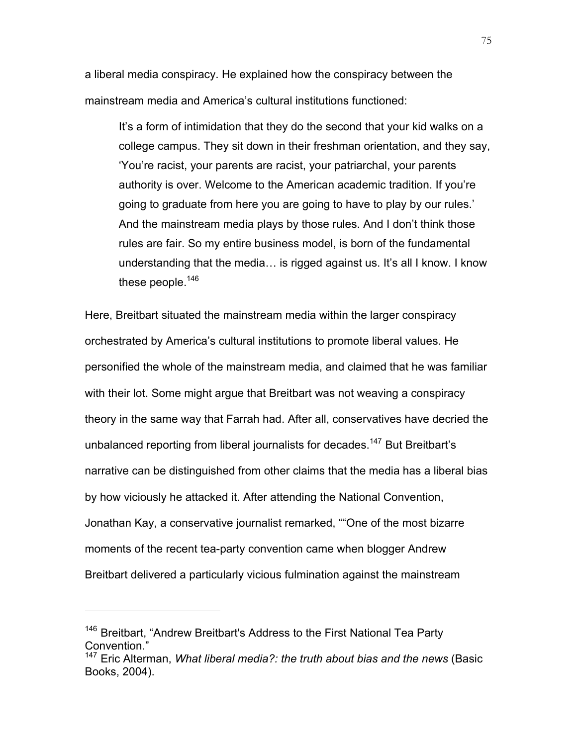a liberal media conspiracy. He explained how the conspiracy between the mainstream media and America's cultural institutions functioned:

> It's a form of intimidation that they do the second that your kid walks on a college campus. They sit down in their freshman orientation, and they say, 'You're racist, your parents are racist, your patriarchal, your parents authority is over. Welcome to the American academic tradition. If you're going to graduate from here you are going to have to play by our rules.' And the mainstream media plays by those rules. And I don't think those rules are fair. So my entire business model, is born of the fundamental understanding that the media… is rigged against us. It's all I know. I know these people.[146]

Here, Breitbart situated the mainstream media within the larger conspiracy orchestrated by America's cultural institutions to promote liberal values. He personified the whole of the mainstream media, and claimed that he was familiar with their lot. Some might argue that Breitbart was not weaving a conspiracy theory in the same way that Farrah had. After all, conservatives have decried the unbalanced reporting from liberal journalists for decades.[147] But Breitbart's narrative can be distinguished from other claims that the media has a liberal bias by how viciously he attacked it. After attending the National Convention, Jonathan Kay, a conservative journalist remarked, ""One of the most bizarre moments of the recent tea-party convention came when blogger Andrew Breitbart delivered a particularly vicious fulmination against the mainstream

---

[146] Breitbart, "Andrew Breitbart's Address to the First National Tea Party Convention."

[147] Eric Alterman, *What liberal media?: the truth about bias and the news* (Basic Books, 2004).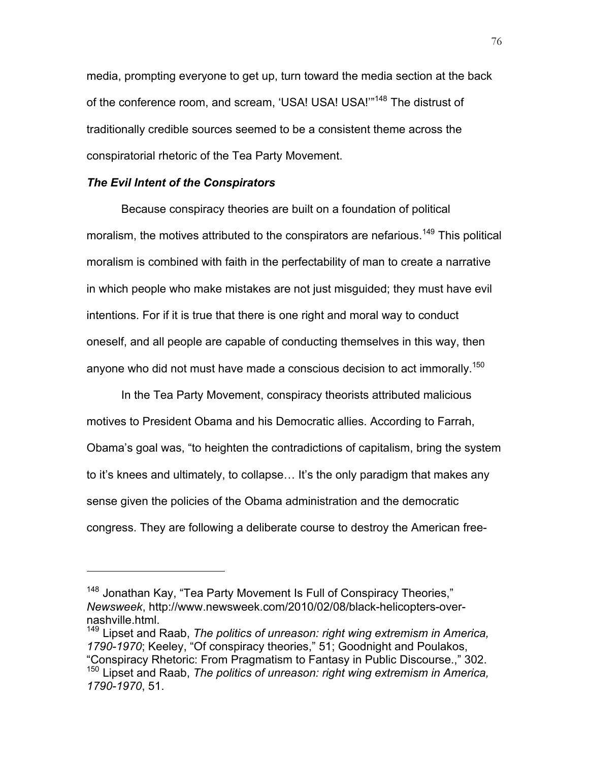media, prompting everyone to get up, turn toward the media section at the back of the conference room, and scream, 'USA! USA! USA!'"[148] The distrust of traditionally credible sources seemed to be a consistent theme across the conspiratorial rhetoric of the Tea Party Movement.

### *The Evil Intent of the Conspirators*

Because conspiracy theories are built on a foundation of political moralism, the motives attributed to the conspirators are nefarious.[149] This political moralism is combined with faith in the perfectability of man to create a narrative in which people who make mistakes are not just misguided; they must have evil intentions. For if it is true that there is one right and moral way to conduct oneself, and all people are capable of conducting themselves in this way, then anyone who did not must have made a conscious decision to act immorally.[150]

In the Tea Party Movement, conspiracy theorists attributed malicious motives to President Obama and his Democratic allies. According to Farrah, Obama's goal was, "to heighten the contradictions of capitalism, bring the system to it's knees and ultimately, to collapse… It's the only paradigm that makes any sense given the policies of the Obama administration and the democratic congress. They are following a deliberate course to destroy the American free-

---

[148] Jonathan Kay, "Tea Party Movement Is Full of Conspiracy Theories," *Newsweek*, http://www.newsweek.com/2010/02/08/black-helicopters-over-nashville.html.

[149] Lipset and Raab, *The politics of unreason: right wing extremism in America, 1790-1970*; Keeley, "Of conspiracy theories," 51; Goodnight and Poulakos, "Conspiracy Rhetoric: From Pragmatism to Fantasy in Public Discourse.," 302.

[150] Lipset and Raab, *The politics of unreason: right wing extremism in America, 1790-1970*, 51.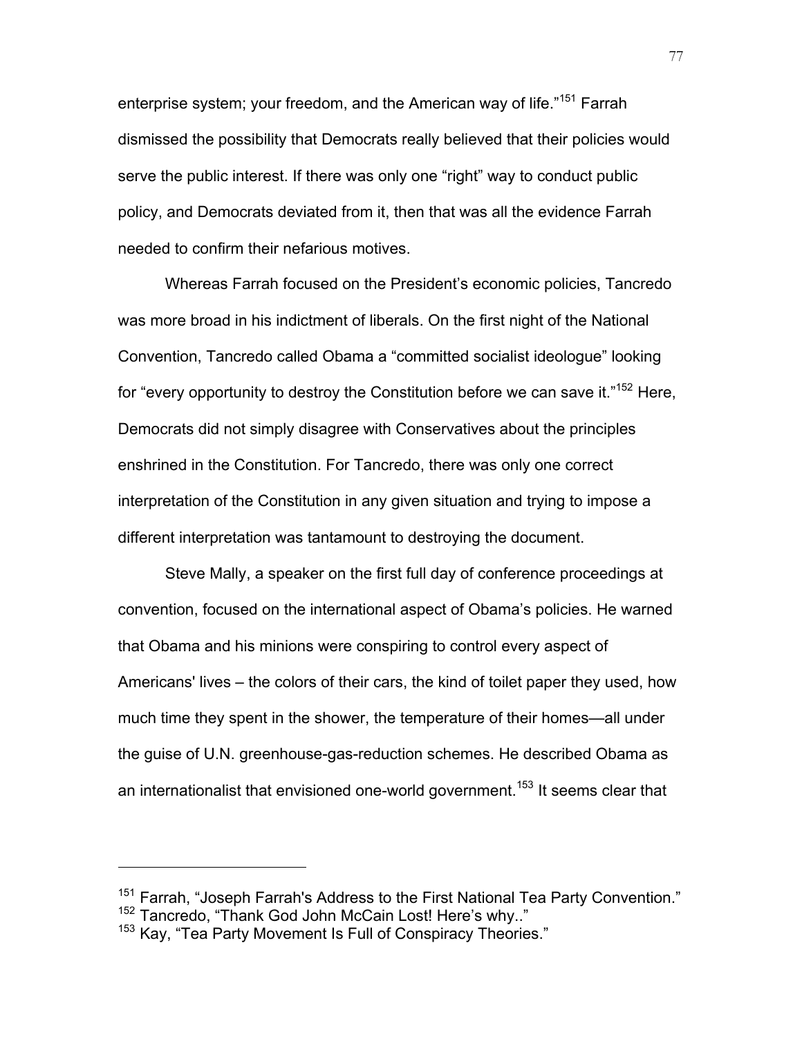enterprise system; your freedom, and the American way of life."[151] Farrah dismissed the possibility that Democrats really believed that their policies would serve the public interest. If there was only one "right" way to conduct public policy, and Democrats deviated from it, then that was all the evidence Farrah needed to confirm their nefarious motives.

Whereas Farrah focused on the President's economic policies, Tancredo was more broad in his indictment of liberals. On the first night of the National Convention, Tancredo called Obama a "committed socialist ideologue" looking for "every opportunity to destroy the Constitution before we can save it."[152] Here, Democrats did not simply disagree with Conservatives about the principles enshrined in the Constitution. For Tancredo, there was only one correct interpretation of the Constitution in any given situation and trying to impose a different interpretation was tantamount to destroying the document.

Steve Mally, a speaker on the first full day of conference proceedings at convention, focused on the international aspect of Obama's policies. He warned that Obama and his minions were conspiring to control every aspect of Americans' lives – the colors of their cars, the kind of toilet paper they used, how much time they spent in the shower, the temperature of their homes—all under the guise of U.N. greenhouse-gas-reduction schemes. He described Obama as an internationalist that envisioned one-world government.[153] It seems clear that

---

[151] Farrah, "Joseph Farrah's Address to the First National Tea Party Convention."
[152] Tancredo, "Thank God John McCain Lost! Here's why.."
[153] Kay, "Tea Party Movement Is Full of Conspiracy Theories."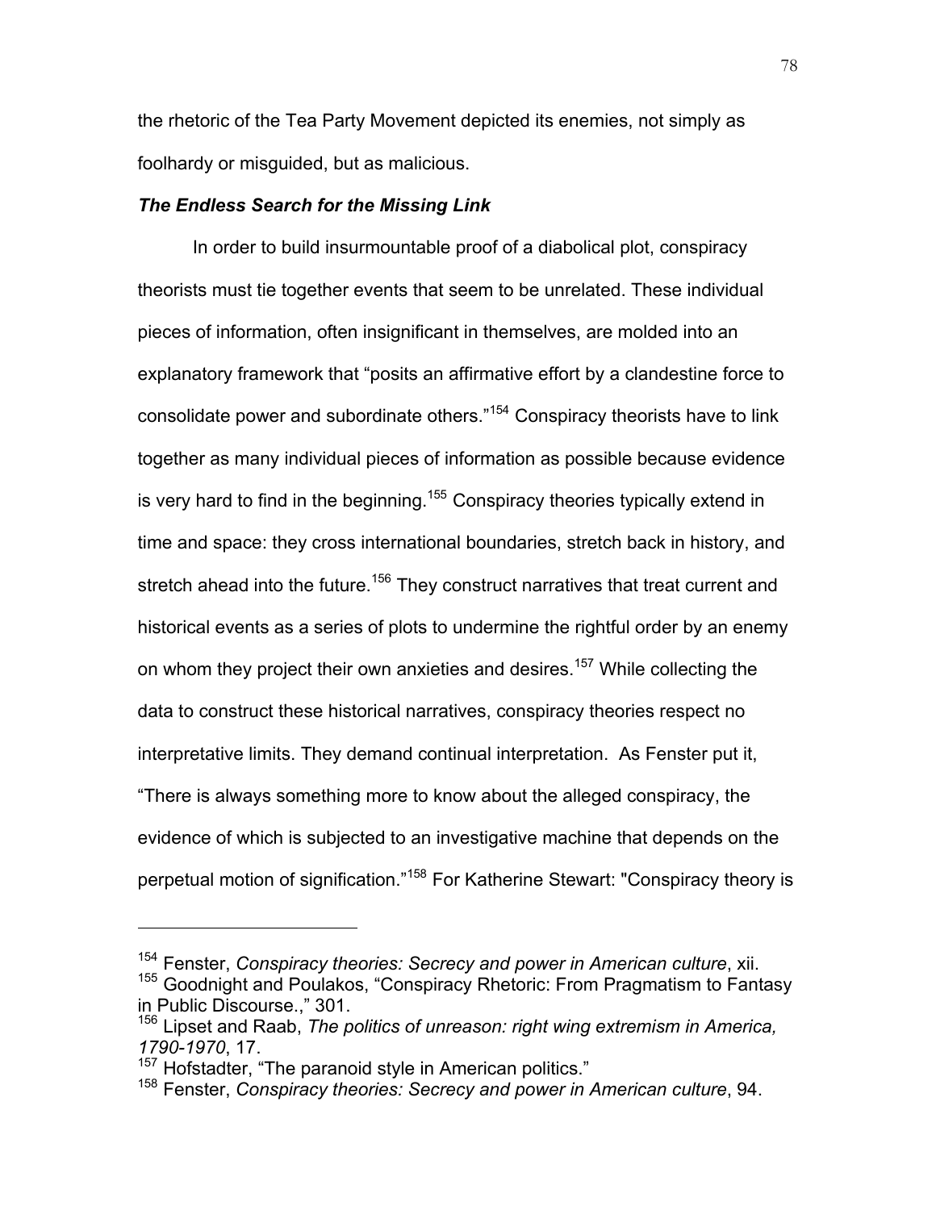the rhetoric of the Tea Party Movement depicted its enemies, not simply as foolhardy or misguided, but as malicious.

### *The Endless Search for the Missing Link*

In order to build insurmountable proof of a diabolical plot, conspiracy theorists must tie together events that seem to be unrelated. These individual pieces of information, often insignificant in themselves, are molded into an explanatory framework that “posits an affirmative effort by a clandestine force to consolidate power and subordinate others.”[154] Conspiracy theorists have to link together as many individual pieces of information as possible because evidence is very hard to find in the beginning.[155] Conspiracy theories typically extend in time and space: they cross international boundaries, stretch back in history, and stretch ahead into the future.[156] They construct narratives that treat current and historical events as a series of plots to undermine the rightful order by an enemy on whom they project their own anxieties and desires.[157] While collecting the data to construct these historical narratives, conspiracy theories respect no interpretative limits. They demand continual interpretation. As Fenster put it, “There is always something more to know about the alleged conspiracy, the evidence of which is subjected to an investigative machine that depends on the perpetual motion of signification.”[158] For Katherine Stewart: "Conspiracy theory is

---

[154] Fenster, *Conspiracy theories: Secrecy and power in American culture*, xii.
[155] Goodnight and Poulakos, “Conspiracy Rhetoric: From Pragmatism to Fantasy in Public Discourse.,” 301.
[156] Lipset and Raab, *The politics of unreason: right wing extremism in America, 1790-1970*, 17.
[157] Hofstadter, “The paranoid style in American politics.”
[158] Fenster, *Conspiracy theories: Secrecy and power in American culture*, 94.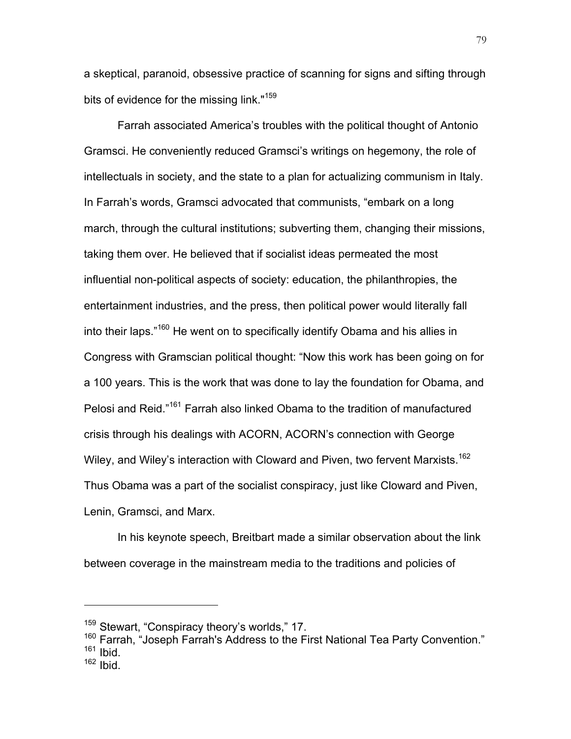a skeptical, paranoid, obsessive practice of scanning for signs and sifting through bits of evidence for the missing link."[159]

Farrah associated America's troubles with the political thought of Antonio Gramsci. He conveniently reduced Gramsci's writings on hegemony, the role of intellectuals in society, and the state to a plan for actualizing communism in Italy. In Farrah's words, Gramsci advocated that communists, "embark on a long march, through the cultural institutions; subverting them, changing their missions, taking them over. He believed that if socialist ideas permeated the most influential non-political aspects of society: education, the philanthropies, the entertainment industries, and the press, then political power would literally fall into their laps."[160] He went on to specifically identify Obama and his allies in Congress with Gramscian political thought: "Now this work has been going on for a 100 years. This is the work that was done to lay the foundation for Obama, and Pelosi and Reid."[161] Farrah also linked Obama to the tradition of manufactured crisis through his dealings with ACORN, ACORN's connection with George Wiley, and Wiley's interaction with Cloward and Piven, two fervent Marxists.[162] Thus Obama was a part of the socialist conspiracy, just like Cloward and Piven, Lenin, Gramsci, and Marx.

In his keynote speech, Breitbart made a similar observation about the link between coverage in the mainstream media to the traditions and policies of

---

[159] Stewart, "Conspiracy theory's worlds," 17.
[160] Farrah, "Joseph Farrah's Address to the First National Tea Party Convention."
[161] Ibid.
[162] Ibid.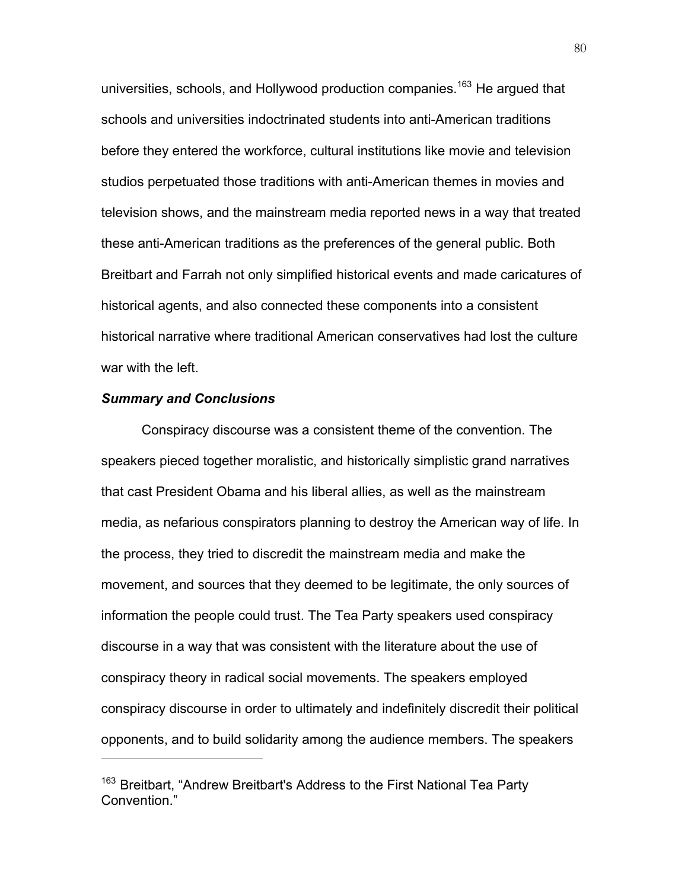universities, schools, and Hollywood production companies.[163] He argued that schools and universities indoctrinated students into anti-American traditions before they entered the workforce, cultural institutions like movie and television studios perpetuated those traditions with anti-American themes in movies and television shows, and the mainstream media reported news in a way that treated these anti-American traditions as the preferences of the general public. Both Breitbart and Farrah not only simplified historical events and made caricatures of historical agents, and also connected these components into a consistent historical narrative where traditional American conservatives had lost the culture war with the left.

### *Summary and Conclusions*

Conspiracy discourse was a consistent theme of the convention. The speakers pieced together moralistic, and historically simplistic grand narratives that cast President Obama and his liberal allies, as well as the mainstream media, as nefarious conspirators planning to destroy the American way of life. In the process, they tried to discredit the mainstream media and make the movement, and sources that they deemed to be legitimate, the only sources of information the people could trust. The Tea Party speakers used conspiracy discourse in a way that was consistent with the literature about the use of conspiracy theory in radical social movements. The speakers employed conspiracy discourse in order to ultimately and indefinitely discredit their political opponents, and to build solidarity among the audience members. The speakers

---

[163] Breitbart, "Andrew Breitbart's Address to the First National Tea Party Convention."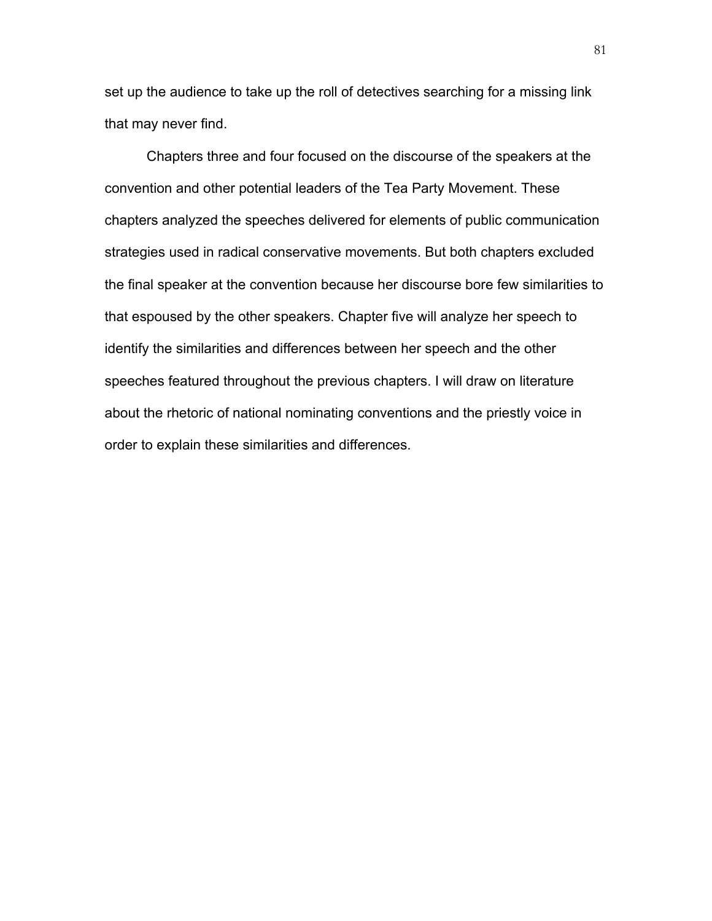set up the audience to take up the roll of detectives searching for a missing link that may never find.

Chapters three and four focused on the discourse of the speakers at the convention and other potential leaders of the Tea Party Movement. These chapters analyzed the speeches delivered for elements of public communication strategies used in radical conservative movements. But both chapters excluded the final speaker at the convention because her discourse bore few similarities to that espoused by the other speakers. Chapter five will analyze her speech to identify the similarities and differences between her speech and the other speeches featured throughout the previous chapters. I will draw on literature about the rhetoric of national nominating conventions and the priestly voice in order to explain these similarities and differences.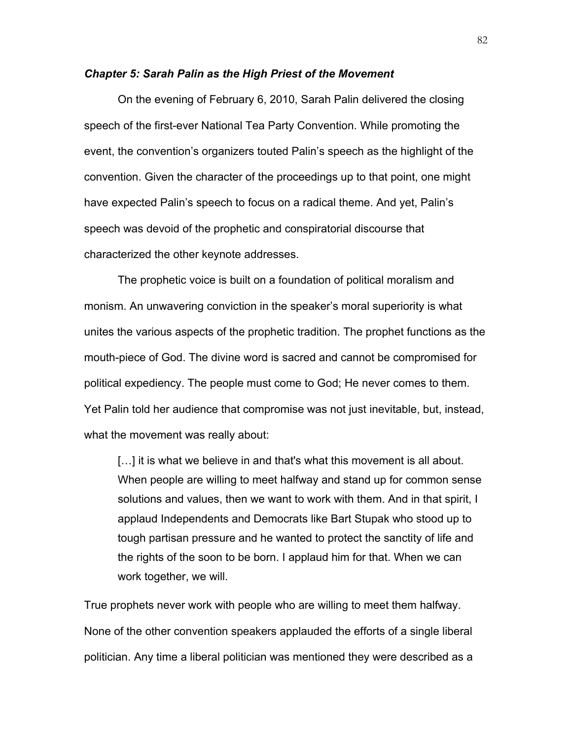### *Chapter 5: Sarah Palin as the High Priest of the Movement*

On the evening of February 6, 2010, Sarah Palin delivered the closing speech of the first-ever National Tea Party Convention. While promoting the event, the convention's organizers touted Palin's speech as the highlight of the convention. Given the character of the proceedings up to that point, one might have expected Palin's speech to focus on a radical theme. And yet, Palin's speech was devoid of the prophetic and conspiratorial discourse that characterized the other keynote addresses.

The prophetic voice is built on a foundation of political moralism and monism. An unwavering conviction in the speaker's moral superiority is what unites the various aspects of the prophetic tradition. The prophet functions as the mouth-piece of God. The divine word is sacred and cannot be compromised for political expediency. The people must come to God; He never comes to them. Yet Palin told her audience that compromise was not just inevitable, but, instead, what the movement was really about:

> […] it is what we believe in and that's what this movement is all about. When people are willing to meet halfway and stand up for common sense solutions and values, then we want to work with them. And in that spirit, I applaud Independents and Democrats like Bart Stupak who stood up to tough partisan pressure and he wanted to protect the sanctity of life and the rights of the soon to be born. I applaud him for that. When we can work together, we will.

True prophets never work with people who are willing to meet them halfway. None of the other convention speakers applauded the efforts of a single liberal politician. Any time a liberal politician was mentioned they were described as a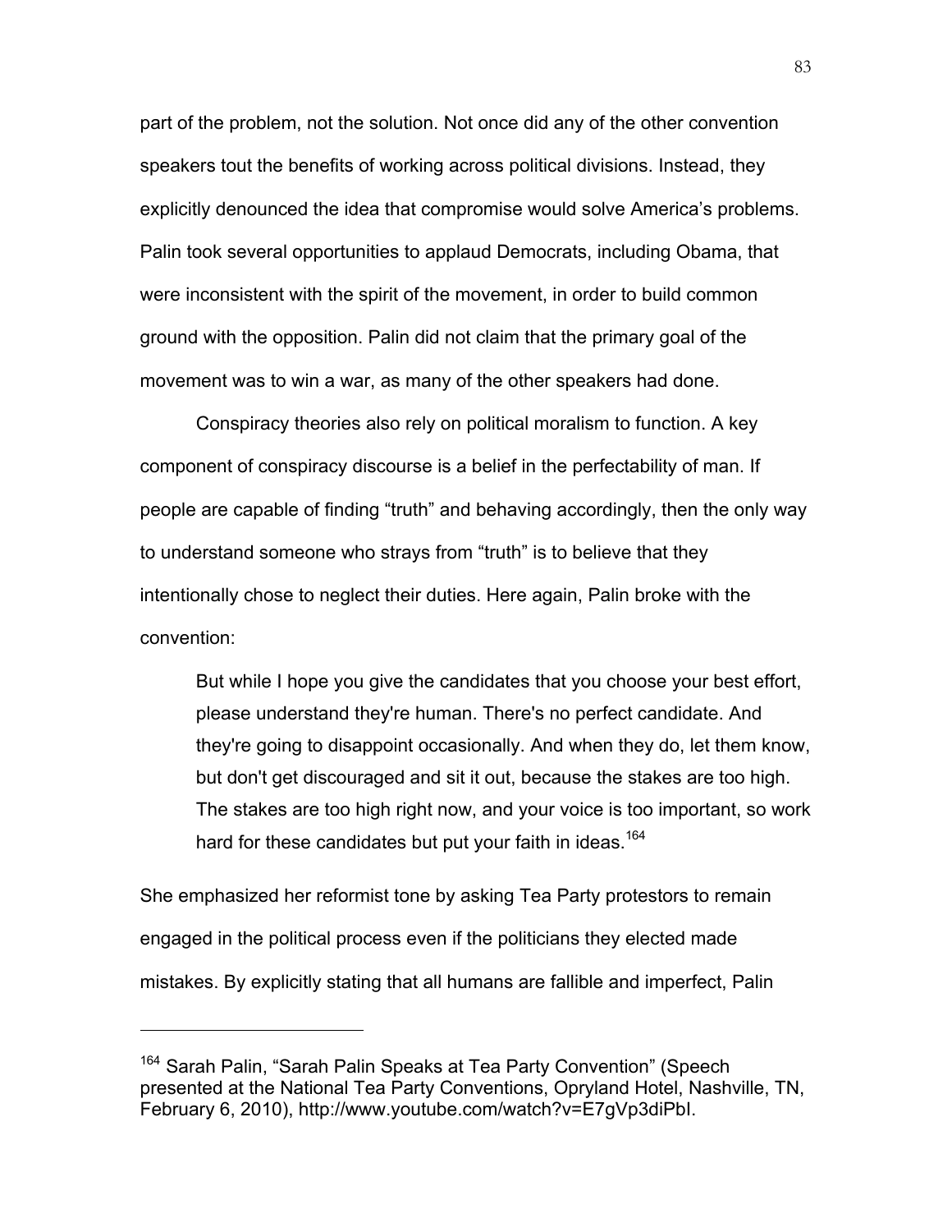part of the problem, not the solution. Not once did any of the other convention speakers tout the benefits of working across political divisions. Instead, they explicitly denounced the idea that compromise would solve America's problems. Palin took several opportunities to applaud Democrats, including Obama, that were inconsistent with the spirit of the movement, in order to build common ground with the opposition. Palin did not claim that the primary goal of the movement was to win a war, as many of the other speakers had done.

Conspiracy theories also rely on political moralism to function. A key component of conspiracy discourse is a belief in the perfectability of man. If people are capable of finding "truth" and behaving accordingly, then the only way to understand someone who strays from "truth" is to believe that they intentionally chose to neglect their duties. Here again, Palin broke with the convention:

> But while I hope you give the candidates that you choose your best effort, please understand they're human. There's no perfect candidate. And they're going to disappoint occasionally. And when they do, let them know, but don't get discouraged and sit it out, because the stakes are too high. The stakes are too high right now, and your voice is too important, so work hard for these candidates but put your faith in ideas.[164]

She emphasized her reformist tone by asking Tea Party protestors to remain engaged in the political process even if the politicians they elected made mistakes. By explicitly stating that all humans are fallible and imperfect, Palin

---

[164] Sarah Palin, "Sarah Palin Speaks at Tea Party Convention" (Speech presented at the National Tea Party Conventions, Opryland Hotel, Nashville, TN, February 6, 2010), http://www.youtube.com/watch?v=E7gVp3diPbI.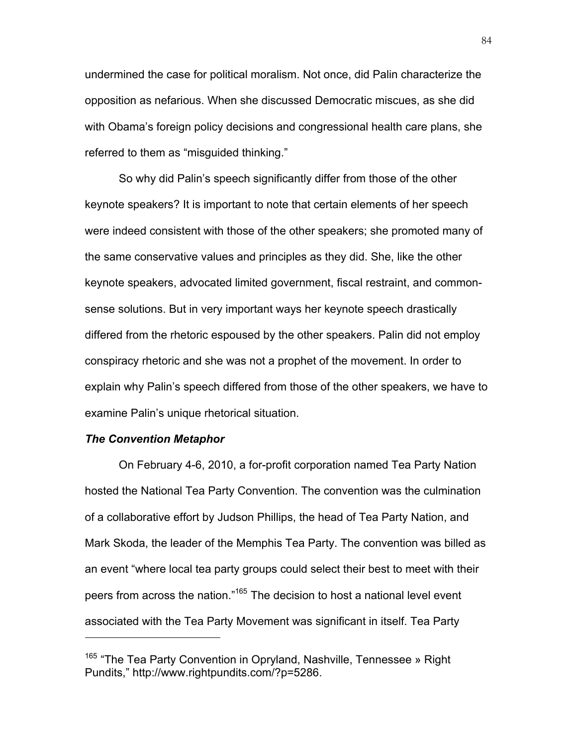undermined the case for political moralism. Not once, did Palin characterize the opposition as nefarious. When she discussed Democratic miscues, as she did with Obama's foreign policy decisions and congressional health care plans, she referred to them as "misguided thinking."

So why did Palin's speech significantly differ from those of the other keynote speakers? It is important to note that certain elements of her speech were indeed consistent with those of the other speakers; she promoted many of the same conservative values and principles as they did. She, like the other keynote speakers, advocated limited government, fiscal restraint, and common-sense solutions. But in very important ways her keynote speech drastically differed from the rhetoric espoused by the other speakers. Palin did not employ conspiracy rhetoric and she was not a prophet of the movement. In order to explain why Palin's speech differed from those of the other speakers, we have to examine Palin's unique rhetorical situation.

### *The Convention Metaphor*

On February 4-6, 2010, a for-profit corporation named Tea Party Nation hosted the National Tea Party Convention. The convention was the culmination of a collaborative effort by Judson Phillips, the head of Tea Party Nation, and Mark Skoda, the leader of the Memphis Tea Party. The convention was billed as an event "where local tea party groups could select their best to meet with their peers from across the nation."[165] The decision to host a national level event associated with the Tea Party Movement was significant in itself. Tea Party

---

[165] "The Tea Party Convention in Opryland, Nashville, Tennessee » Right Pundits," http://www.rightpundits.com/?p=5286.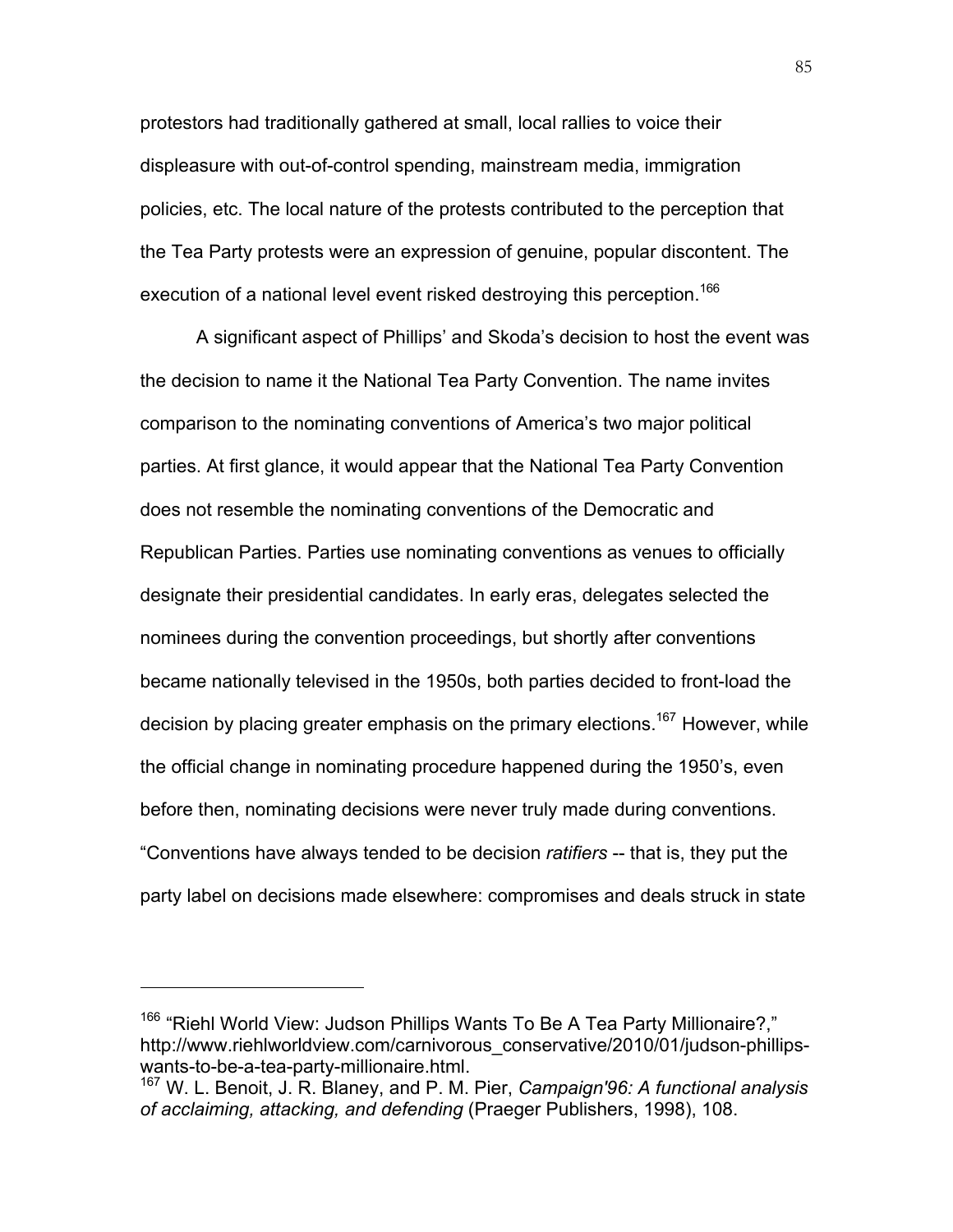protestors had traditionally gathered at small, local rallies to voice their displeasure with out-of-control spending, mainstream media, immigration policies, etc. The local nature of the protests contributed to the perception that the Tea Party protests were an expression of genuine, popular discontent. The execution of a national level event risked destroying this perception.[166]

A significant aspect of Phillips' and Skoda's decision to host the event was the decision to name it the National Tea Party Convention. The name invites comparison to the nominating conventions of America's two major political parties. At first glance, it would appear that the National Tea Party Convention does not resemble the nominating conventions of the Democratic and Republican Parties. Parties use nominating conventions as venues to officially designate their presidential candidates. In early eras, delegates selected the nominees during the convention proceedings, but shortly after conventions became nationally televised in the 1950s, both parties decided to front-load the decision by placing greater emphasis on the primary elections.[167] However, while the official change in nominating procedure happened during the 1950's, even before then, nominating decisions were never truly made during conventions. "Conventions have always tended to be decision *ratifiers* -- that is, they put the party label on decisions made elsewhere: compromises and deals struck in state

---

[166] "Riehl World View: Judson Phillips Wants To Be A Tea Party Millionaire?," http://www.riehlworldview.com/carnivorous_conservative/2010/01/judson-phillips-wants-to-be-a-tea-party-millionaire.html.

[167] W. L. Benoit, J. R. Blaney, and P. M. Pier, *Campaign'96: A functional analysis of acclaiming, attacking, and defending* (Praeger Publishers, 1998), 108.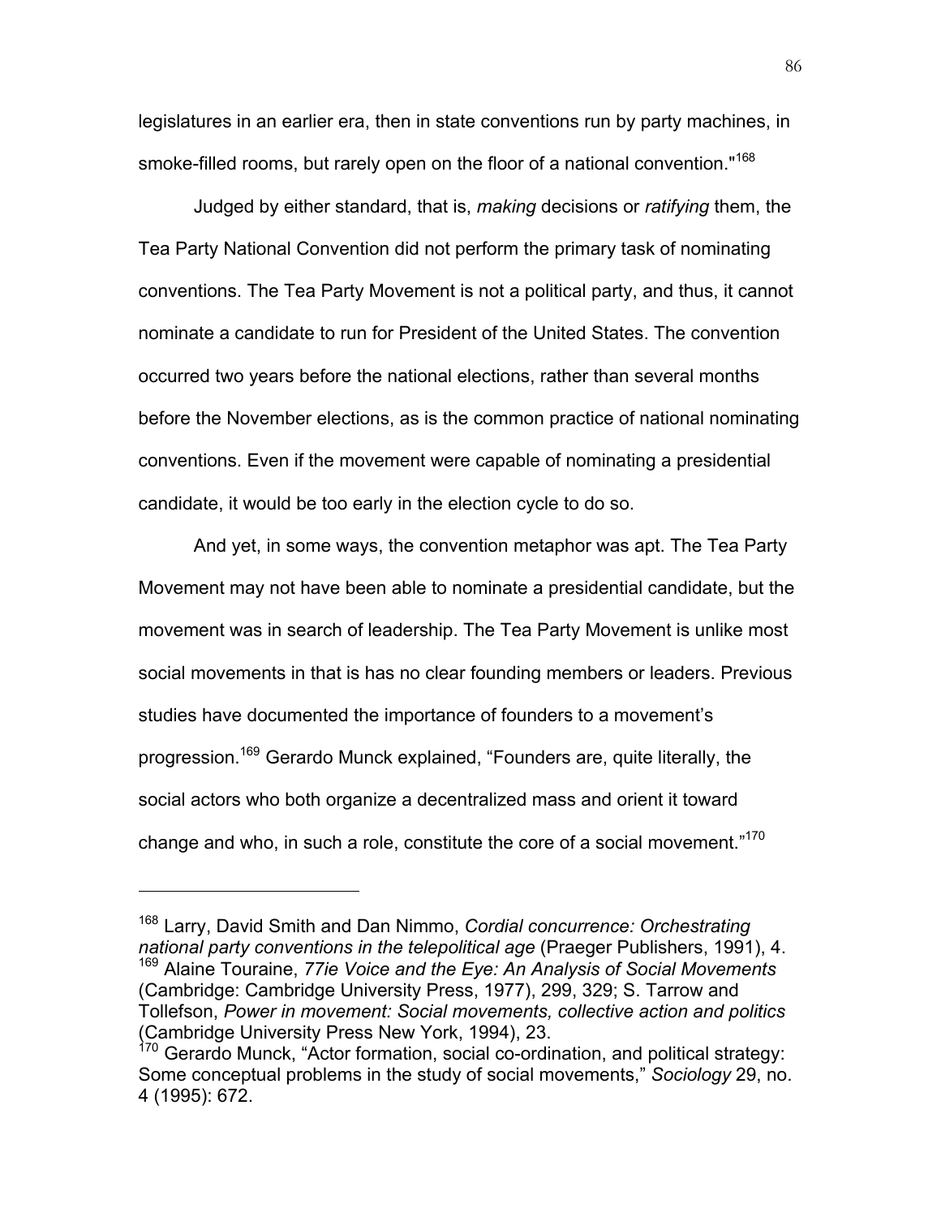legislatures in an earlier era, then in state conventions run by party machines, in smoke-filled rooms, but rarely open on the floor of a national convention."[168]

Judged by either standard, that is, *making* decisions or *ratifying* them, the Tea Party National Convention did not perform the primary task of nominating conventions. The Tea Party Movement is not a political party, and thus, it cannot nominate a candidate to run for President of the United States. The convention occurred two years before the national elections, rather than several months before the November elections, as is the common practice of national nominating conventions. Even if the movement were capable of nominating a presidential candidate, it would be too early in the election cycle to do so.

And yet, in some ways, the convention metaphor was apt. The Tea Party Movement may not have been able to nominate a presidential candidate, but the movement was in search of leadership. The Tea Party Movement is unlike most social movements in that is has no clear founding members or leaders. Previous studies have documented the importance of founders to a movement's progression.[169] Gerardo Munck explained, "Founders are, quite literally, the social actors who both organize a decentralized mass and orient it toward change and who, in such a role, constitute the core of a social movement."[170]

---

[168] Larry, David Smith and Dan Nimmo, *Cordial concurrence: Orchestrating national party conventions in the telepolitical age* (Praeger Publishers, 1991), 4.
[169] Alaine Touraine, *77ie Voice and the Eye: An Analysis of Social Movements* (Cambridge: Cambridge University Press, 1977), 299, 329; S. Tarrow and Tollefson, *Power in movement: Social movements, collective action and politics* (Cambridge University Press New York, 1994), 23.
[170] Gerardo Munck, "Actor formation, social co-ordination, and political strategy: Some conceptual problems in the study of social movements," *Sociology* 29, no. 4 (1995): 672.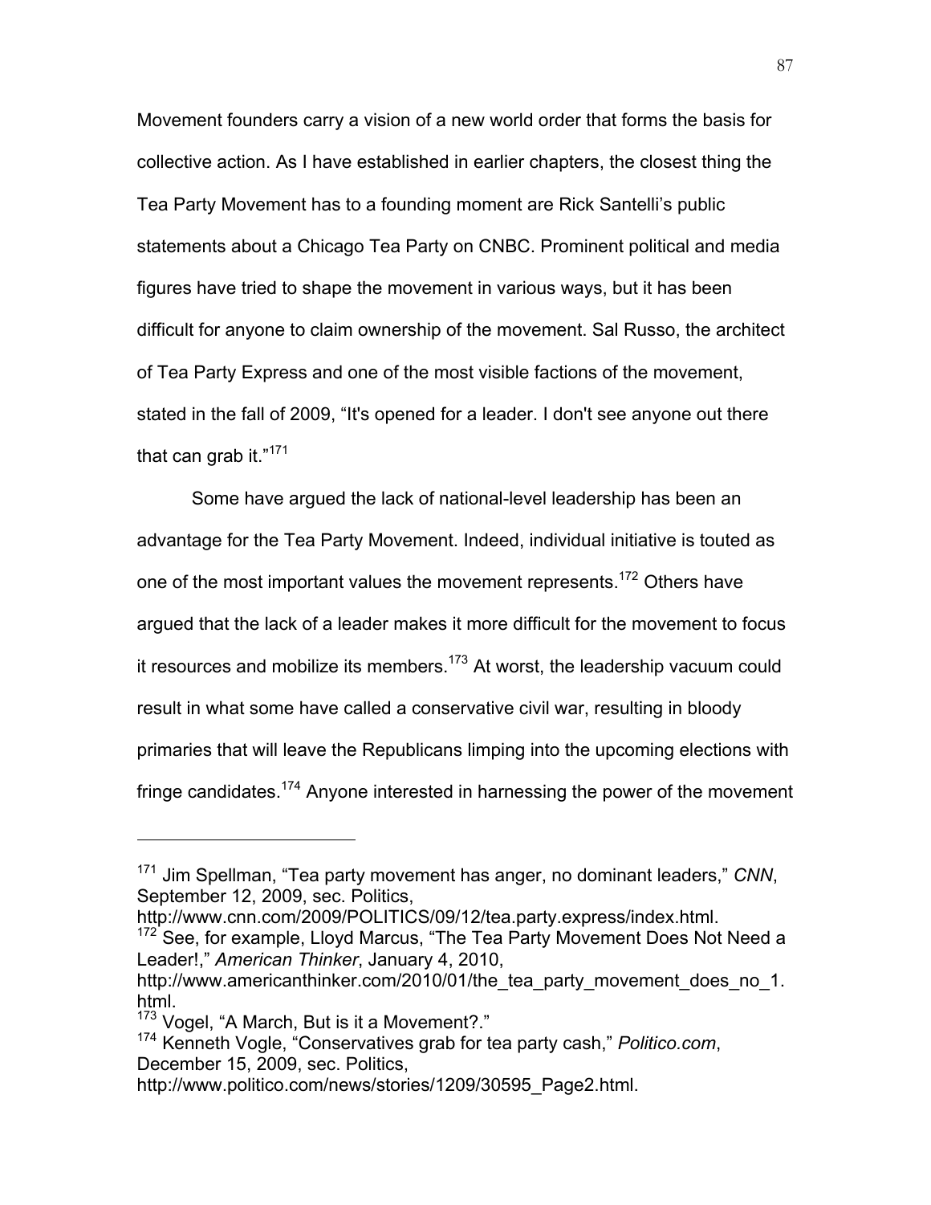Movement founders carry a vision of a new world order that forms the basis for collective action. As I have established in earlier chapters, the closest thing the Tea Party Movement has to a founding moment are Rick Santelli's public statements about a Chicago Tea Party on CNBC. Prominent political and media figures have tried to shape the movement in various ways, but it has been difficult for anyone to claim ownership of the movement. Sal Russo, the architect of Tea Party Express and one of the most visible factions of the movement, stated in the fall of 2009, "It's opened for a leader. I don't see anyone out there that can grab it."[171]

Some have argued the lack of national-level leadership has been an advantage for the Tea Party Movement. Indeed, individual initiative is touted as one of the most important values the movement represents.[172] Others have argued that the lack of a leader makes it more difficult for the movement to focus it resources and mobilize its members.[173] At worst, the leadership vacuum could result in what some have called a conservative civil war, resulting in bloody primaries that will leave the Republicans limping into the upcoming elections with fringe candidates.[174] Anyone interested in harnessing the power of the movement

---

[171] Jim Spellman, "Tea party movement has anger, no dominant leaders," *CNN*, September 12, 2009, sec. Politics, http://www.cnn.com/2009/POLITICS/09/12/tea.party.express/index.html.

[172] See, for example, Lloyd Marcus, "The Tea Party Movement Does Not Need a Leader!," *American Thinker*, January 4, 2010, http://www.americanthinker.com/2010/01/the_tea_party_movement_does_no_1.html.

[173] Vogel, "A March, But is it a Movement?."

[174] Kenneth Vogle, "Conservatives grab for tea party cash," *Politico.com*, December 15, 2009, sec. Politics, http://www.politico.com/news/stories/1209/30595_Page2.html.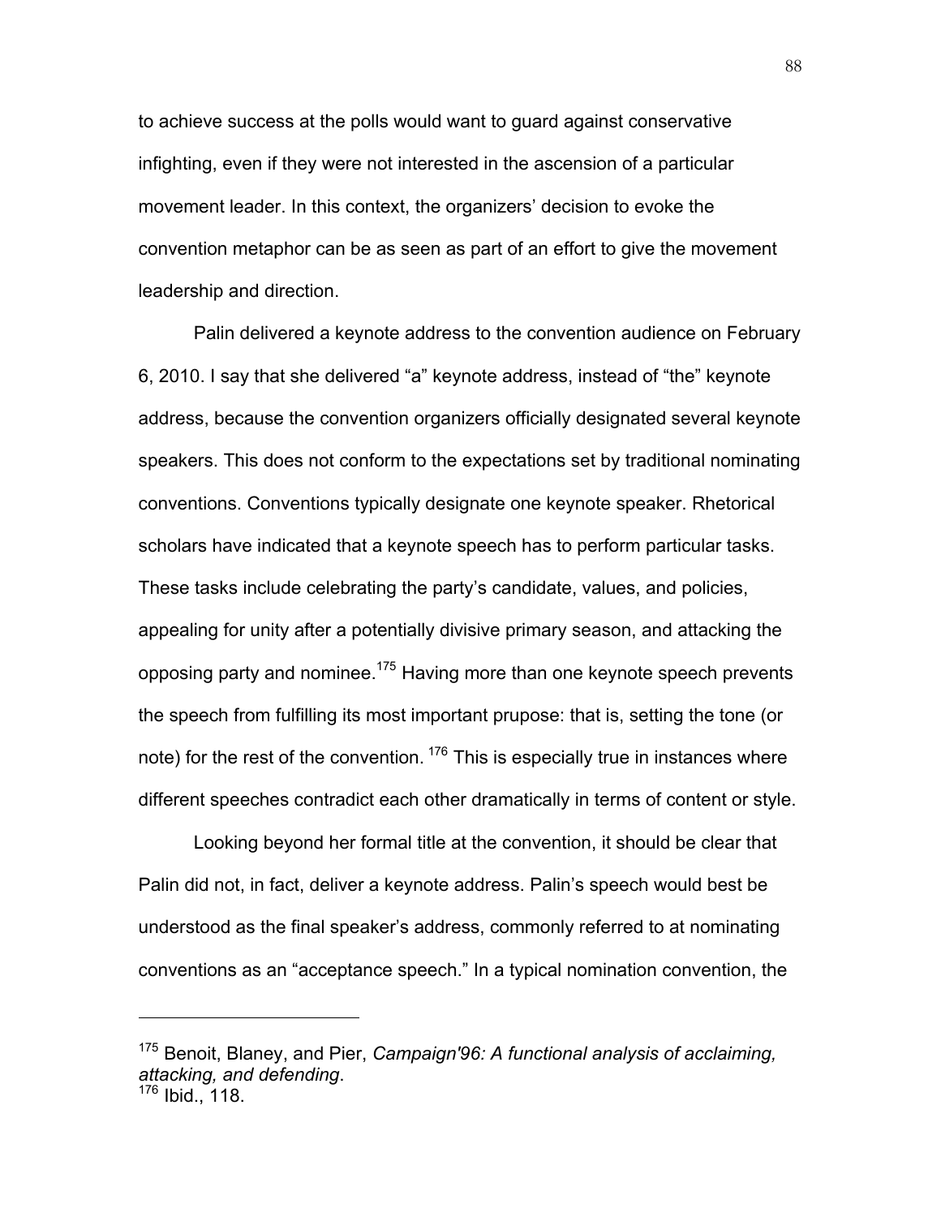to achieve success at the polls would want to guard against conservative infighting, even if they were not interested in the ascension of a particular movement leader. In this context, the organizers' decision to evoke the convention metaphor can be as seen as part of an effort to give the movement leadership and direction.

Palin delivered a keynote address to the convention audience on February 6, 2010. I say that she delivered "a" keynote address, instead of "the" keynote address, because the convention organizers officially designated several keynote speakers. This does not conform to the expectations set by traditional nominating conventions. Conventions typically designate one keynote speaker. Rhetorical scholars have indicated that a keynote speech has to perform particular tasks. These tasks include celebrating the party's candidate, values, and policies, appealing for unity after a potentially divisive primary season, and attacking the opposing party and nominee.[175] Having more than one keynote speech prevents the speech from fulfilling its most important prupose: that is, setting the tone (or note) for the rest of the convention. [176] This is especially true in instances where different speeches contradict each other dramatically in terms of content or style.

Looking beyond her formal title at the convention, it should be clear that Palin did not, in fact, deliver a keynote address. Palin's speech would best be understood as the final speaker's address, commonly referred to at nominating conventions as an "acceptance speech." In a typical nomination convention, the

---

[175] Benoit, Blaney, and Pier, *Campaign'96: A functional analysis of acclaiming, attacking, and defending*.
[176] Ibid., 118.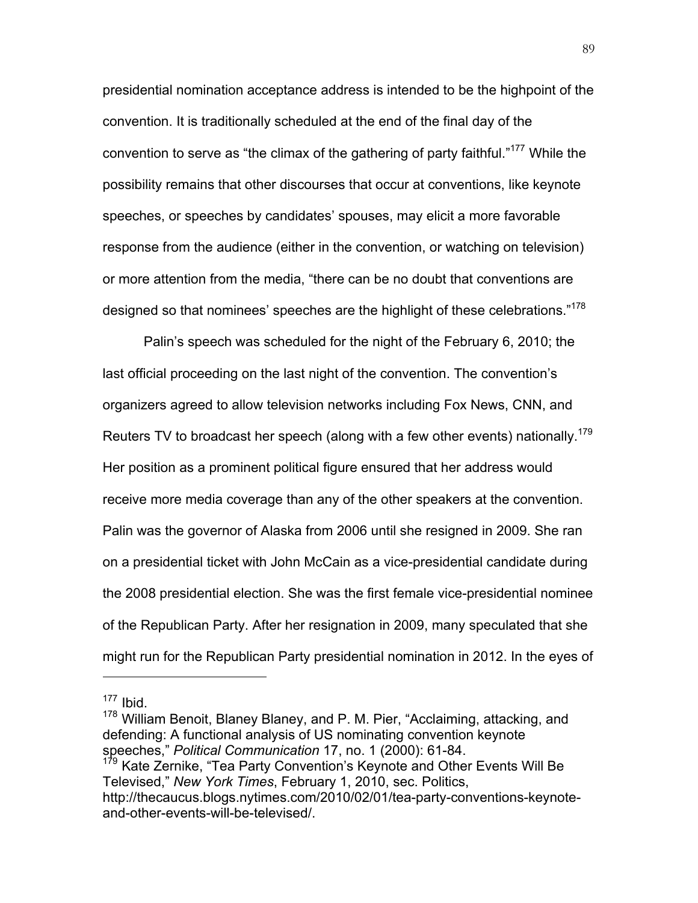presidential nomination acceptance address is intended to be the highpoint of the convention. It is traditionally scheduled at the end of the final day of the convention to serve as "the climax of the gathering of party faithful."[177] While the possibility remains that other discourses that occur at conventions, like keynote speeches, or speeches by candidates' spouses, may elicit a more favorable response from the audience (either in the convention, or watching on television) or more attention from the media, "there can be no doubt that conventions are designed so that nominees' speeches are the highlight of these celebrations."[178]

Palin's speech was scheduled for the night of the February 6, 2010; the last official proceeding on the last night of the convention. The convention's organizers agreed to allow television networks including Fox News, CNN, and Reuters TV to broadcast her speech (along with a few other events) nationally.[179] Her position as a prominent political figure ensured that her address would receive more media coverage than any of the other speakers at the convention. Palin was the governor of Alaska from 2006 until she resigned in 2009. She ran on a presidential ticket with John McCain as a vice-presidential candidate during the 2008 presidential election. She was the first female vice-presidential nominee of the Republican Party. After her resignation in 2009, many speculated that she might run for the Republican Party presidential nomination in 2012. In the eyes of

---

[177] Ibid.

[178] William Benoit, Blaney Blaney, and P. M. Pier, "Acclaiming, attacking, and defending: A functional analysis of US nominating convention keynote speeches," *Political Communication* 17, no. 1 (2000): 61-84.

[179] Kate Zernike, "Tea Party Convention's Keynote and Other Events Will Be Televised," *New York Times*, February 1, 2010, sec. Politics, http://thecaucus.blogs.nytimes.com/2010/02/01/tea-party-conventions-keynote-and-other-events-will-be-televised/.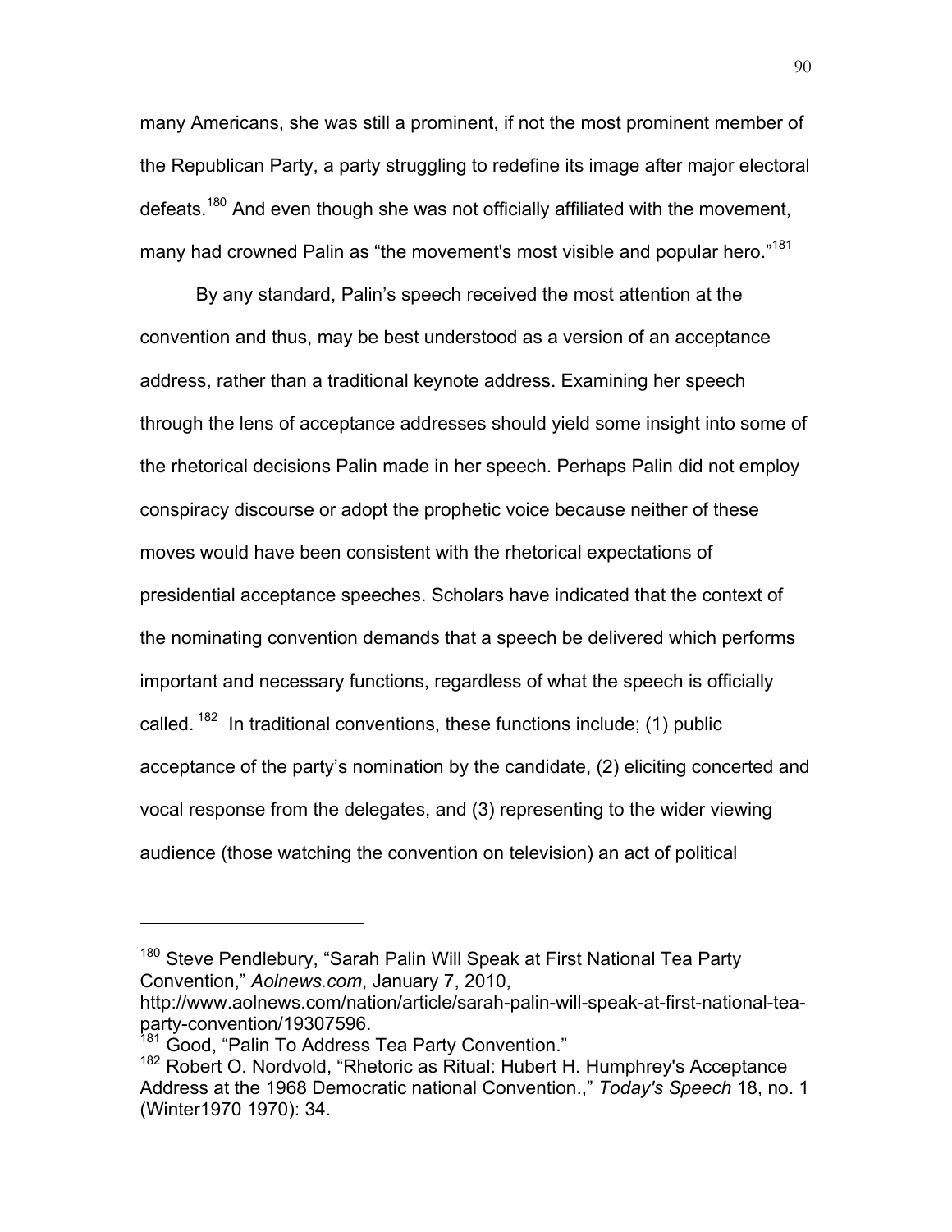many Americans, she was still a prominent, if not the most prominent member of the Republican Party, a party struggling to redefine its image after major electoral defeats.[180] And even though she was not officially affiliated with the movement, many had crowned Palin as "the movement's most visible and popular hero."[181]

By any standard, Palin's speech received the most attention at the convention and thus, may be best understood as a version of an acceptance address, rather than a traditional keynote address. Examining her speech through the lens of acceptance addresses should yield some insight into some of the rhetorical decisions Palin made in her speech. Perhaps Palin did not employ conspiracy discourse or adopt the prophetic voice because neither of these moves would have been consistent with the rhetorical expectations of presidential acceptance speeches. Scholars have indicated that the context of the nominating convention demands that a speech be delivered which performs important and necessary functions, regardless of what the speech is officially called. [182] In traditional conventions, these functions include; (1) public acceptance of the party's nomination by the candidate, (2) eliciting concerted and vocal response from the delegates, and (3) representing to the wider viewing audience (those watching the convention on television) an act of political

---

[180] Steve Pendlebury, "Sarah Palin Will Speak at First National Tea Party Convention," *Aolnews.com*, January 7, 2010, http://www.aolnews.com/nation/article/sarah-palin-will-speak-at-first-national-tea-party-convention/19307596.

[181] Good, "Palin To Address Tea Party Convention."

[182] Robert O. Nordvold, "Rhetoric as Ritual: Hubert H. Humphrey's Acceptance Address at the 1968 Democratic national Convention.," *Today's Speech* 18, no. 1 (Winter1970 1970): 34.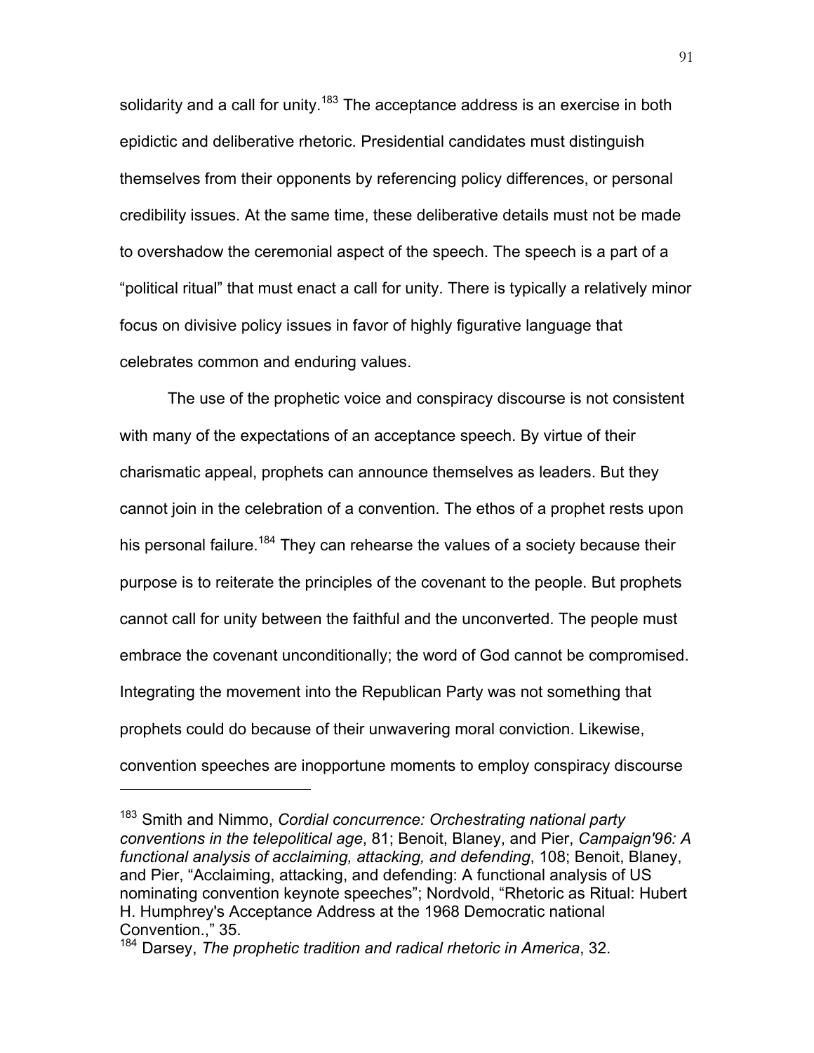solidarity and a call for unity.[183] The acceptance address is an exercise in both epidictic and deliberative rhetoric. Presidential candidates must distinguish themselves from their opponents by referencing policy differences, or personal credibility issues. At the same time, these deliberative details must not be made to overshadow the ceremonial aspect of the speech. The speech is a part of a "political ritual" that must enact a call for unity. There is typically a relatively minor focus on divisive policy issues in favor of highly figurative language that celebrates common and enduring values.

The use of the prophetic voice and conspiracy discourse is not consistent with many of the expectations of an acceptance speech. By virtue of their charismatic appeal, prophets can announce themselves as leaders. But they cannot join in the celebration of a convention. The ethos of a prophet rests upon his personal failure.[184] They can rehearse the values of a society because their purpose is to reiterate the principles of the covenant to the people. But prophets cannot call for unity between the faithful and the unconverted. The people must embrace the covenant unconditionally; the word of God cannot be compromised. Integrating the movement into the Republican Party was not something that prophets could do because of their unwavering moral conviction. Likewise, convention speeches are inopportune moments to employ conspiracy discourse

---

[183] Smith and Nimmo, *Cordial concurrence: Orchestrating national party conventions in the telepolitical age*, 81; Benoit, Blaney, and Pier, *Campaign'96: A functional analysis of acclaiming, attacking, and defending*, 108; Benoit, Blaney, and Pier, "Acclaiming, attacking, and defending: A functional analysis of US nominating convention keynote speeches"; Nordvold, "Rhetoric as Ritual: Hubert H. Humphrey's Acceptance Address at the 1968 Democratic national Convention.," 35.

[184] Darsey, *The prophetic tradition and radical rhetoric in America*, 32.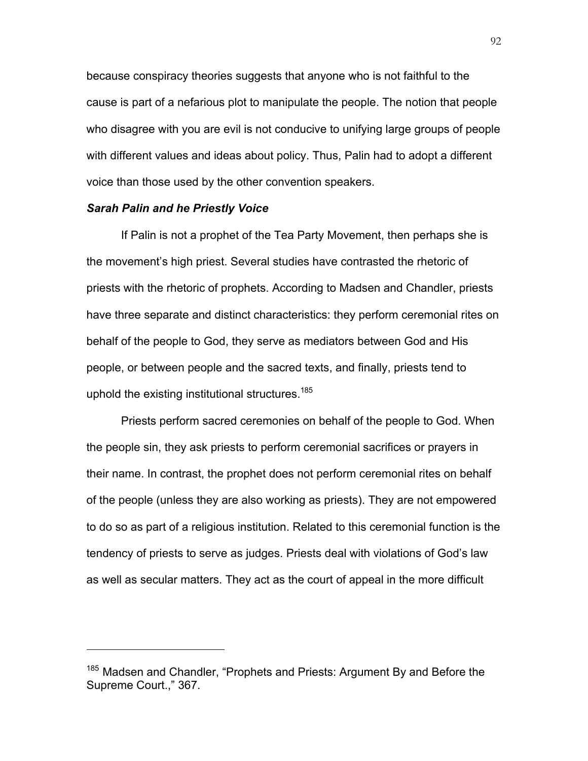because conspiracy theories suggests that anyone who is not faithful to the cause is part of a nefarious plot to manipulate the people. The notion that people who disagree with you are evil is not conducive to unifying large groups of people with different values and ideas about policy. Thus, Palin had to adopt a different voice than those used by the other convention speakers.

### *Sarah Palin and he Priestly Voice*

If Palin is not a prophet of the Tea Party Movement, then perhaps she is the movement's high priest. Several studies have contrasted the rhetoric of priests with the rhetoric of prophets. According to Madsen and Chandler, priests have three separate and distinct characteristics: they perform ceremonial rites on behalf of the people to God, they serve as mediators between God and His people, or between people and the sacred texts, and finally, priests tend to uphold the existing institutional structures.[185]

Priests perform sacred ceremonies on behalf of the people to God. When the people sin, they ask priests to perform ceremonial sacrifices or prayers in their name. In contrast, the prophet does not perform ceremonial rites on behalf of the people (unless they are also working as priests). They are not empowered to do so as part of a religious institution. Related to this ceremonial function is the tendency of priests to serve as judges. Priests deal with violations of God's law as well as secular matters. They act as the court of appeal in the more difficult

---

[185] Madsen and Chandler, "Prophets and Priests: Argument By and Before the Supreme Court.," 367.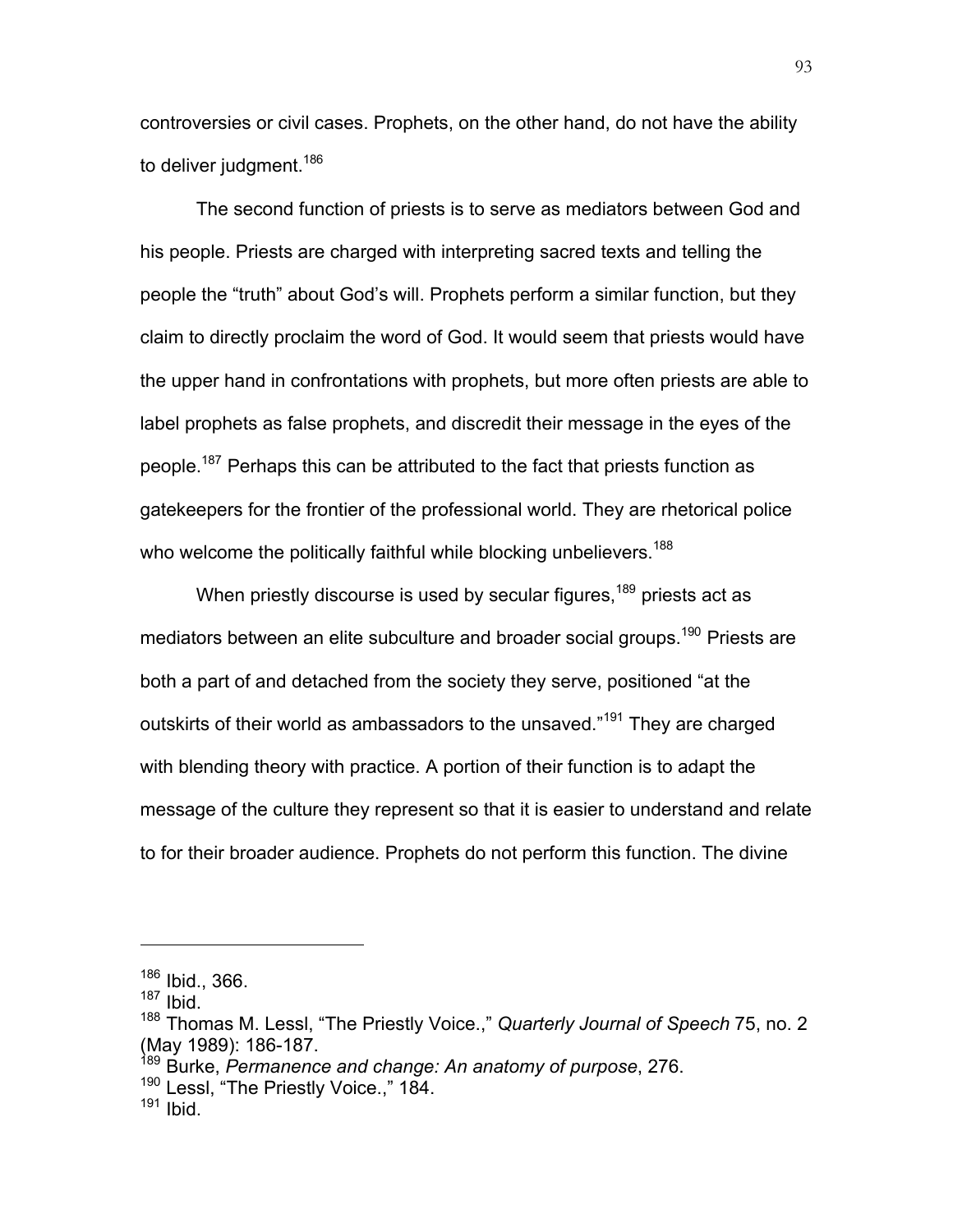controversies or civil cases. Prophets, on the other hand, do not have the ability to deliver judgment.[186]

The second function of priests is to serve as mediators between God and his people. Priests are charged with interpreting sacred texts and telling the people the "truth" about God's will. Prophets perform a similar function, but they claim to directly proclaim the word of God. It would seem that priests would have the upper hand in confrontations with prophets, but more often priests are able to label prophets as false prophets, and discredit their message in the eyes of the people.[187] Perhaps this can be attributed to the fact that priests function as gatekeepers for the frontier of the professional world. They are rhetorical police who welcome the politically faithful while blocking unbelievers.[188]

When priestly discourse is used by secular figures,[189] priests act as mediators between an elite subculture and broader social groups.[190] Priests are both a part of and detached from the society they serve, positioned "at the outskirts of their world as ambassadors to the unsaved."[191] They are charged with blending theory with practice. A portion of their function is to adapt the message of the culture they represent so that it is easier to understand and relate to for their broader audience. Prophets do not perform this function. The divine

---

[186] Ibid., 366.
[187] Ibid.
[188] Thomas M. Lessl, "The Priestly Voice.," *Quarterly Journal of Speech* 75, no. 2 (May 1989): 186-187.
[189] Burke, *Permanence and change: An anatomy of purpose*, 276.
[190] Lessl, "The Priestly Voice.," 184.
[191] Ibid.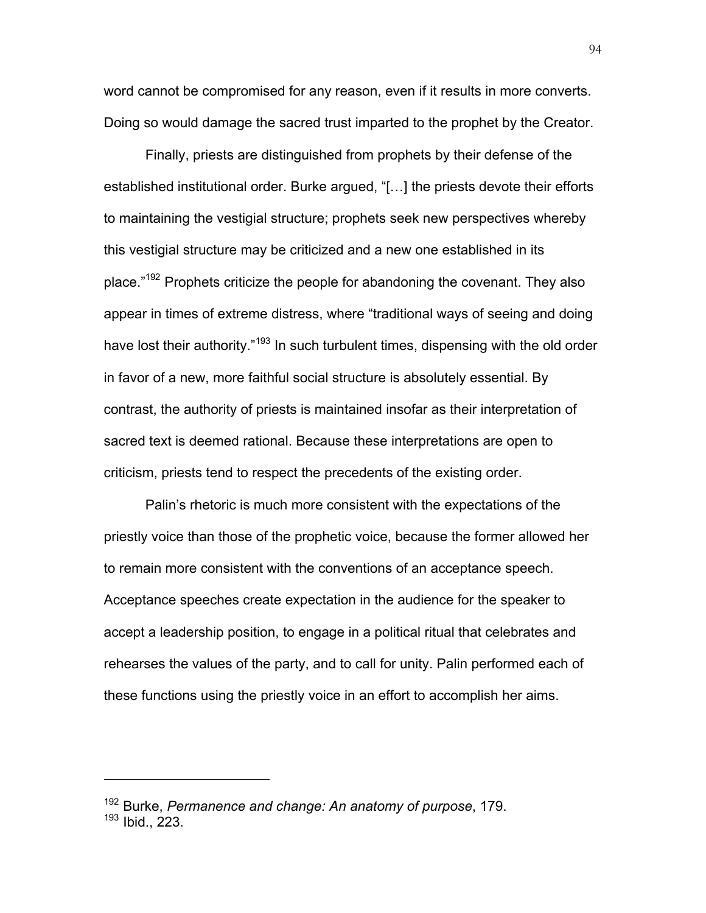word cannot be compromised for any reason, even if it results in more converts. Doing so would damage the sacred trust imparted to the prophet by the Creator.

Finally, priests are distinguished from prophets by their defense of the established institutional order. Burke argued, "[…] the priests devote their efforts to maintaining the vestigial structure; prophets seek new perspectives whereby this vestigial structure may be criticized and a new one established in its place."[192] Prophets criticize the people for abandoning the covenant. They also appear in times of extreme distress, where "traditional ways of seeing and doing have lost their authority."[193] In such turbulent times, dispensing with the old order in favor of a new, more faithful social structure is absolutely essential. By contrast, the authority of priests is maintained insofar as their interpretation of sacred text is deemed rational. Because these interpretations are open to criticism, priests tend to respect the precedents of the existing order.

Palin's rhetoric is much more consistent with the expectations of the priestly voice than those of the prophetic voice, because the former allowed her to remain more consistent with the conventions of an acceptance speech. Acceptance speeches create expectation in the audience for the speaker to accept a leadership position, to engage in a political ritual that celebrates and rehearses the values of the party, and to call for unity. Palin performed each of these functions using the priestly voice in an effort to accomplish her aims.

---

[192] Burke, *Permanence and change: An anatomy of purpose*, 179.
[193] Ibid., 223.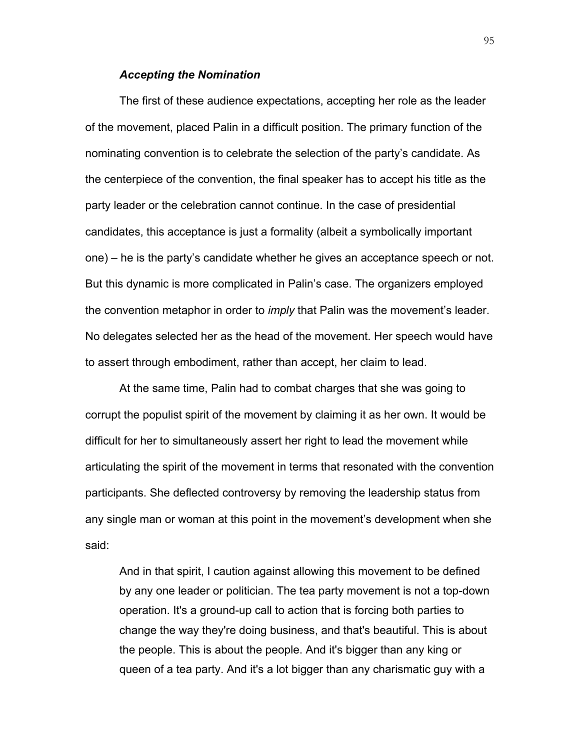### ***Accepting the Nomination***

The first of these audience expectations, accepting her role as the leader of the movement, placed Palin in a difficult position. The primary function of the nominating convention is to celebrate the selection of the party's candidate. As the centerpiece of the convention, the final speaker has to accept his title as the party leader or the celebration cannot continue. In the case of presidential candidates, this acceptance is just a formality (albeit a symbolically important one) – he is the party's candidate whether he gives an acceptance speech or not. But this dynamic is more complicated in Palin's case. The organizers employed the convention metaphor in order to *imply* that Palin was the movement's leader. No delegates selected her as the head of the movement. Her speech would have to assert through embodiment, rather than accept, her claim to lead.

At the same time, Palin had to combat charges that she was going to corrupt the populist spirit of the movement by claiming it as her own. It would be difficult for her to simultaneously assert her right to lead the movement while articulating the spirit of the movement in terms that resonated with the convention participants. She deflected controversy by removing the leadership status from any single man or woman at this point in the movement's development when she said:

> And in that spirit, I caution against allowing this movement to be defined by any one leader or politician. The tea party movement is not a top-down operation. It's a ground-up call to action that is forcing both parties to change the way they're doing business, and that's beautiful. This is about the people. This is about the people. And it's bigger than any king or queen of a tea party. And it's a lot bigger than any charismatic guy with a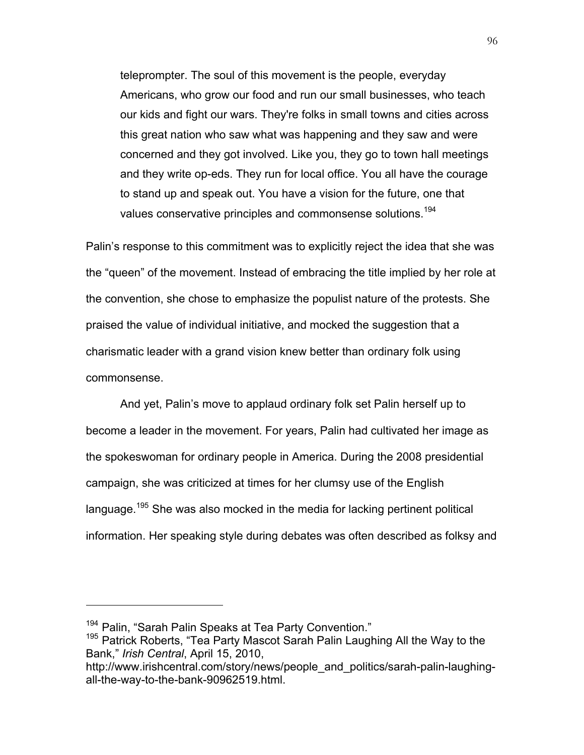> teleprompter. The soul of this movement is the people, everyday Americans, who grow our food and run our small businesses, who teach our kids and fight our wars. They're folks in small towns and cities across this great nation who saw what was happening and they saw and were concerned and they got involved. Like you, they go to town hall meetings and they write op-eds. They run for local office. You all have the courage to stand up and speak out. You have a vision for the future, one that values conservative principles and commonsense solutions.[194]

Palin's response to this commitment was to explicitly reject the idea that she was the "queen" of the movement. Instead of embracing the title implied by her role at the convention, she chose to emphasize the populist nature of the protests. She praised the value of individual initiative, and mocked the suggestion that a charismatic leader with a grand vision knew better than ordinary folk using commonsense.

And yet, Palin's move to applaud ordinary folk set Palin herself up to become a leader in the movement. For years, Palin had cultivated her image as the spokeswoman for ordinary people in America. During the 2008 presidential campaign, she was criticized at times for her clumsy use of the English language.[195] She was also mocked in the media for lacking pertinent political information. Her speaking style during debates was often described as folksy and

---

[194] Palin, "Sarah Palin Speaks at Tea Party Convention."

[195] Patrick Roberts, "Tea Party Mascot Sarah Palin Laughing All the Way to the Bank," *Irish Central*, April 15, 2010, http://www.irishcentral.com/story/news/people_and_politics/sarah-palin-laughing-all-the-way-to-the-bank-90962519.html.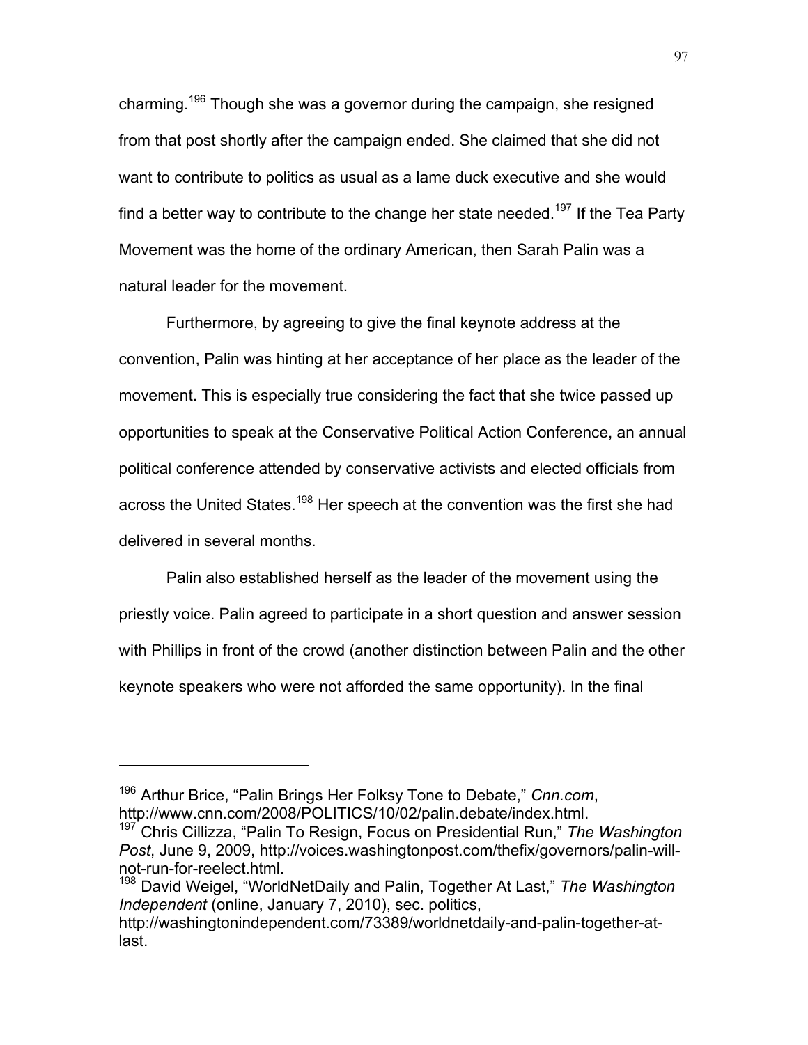charming.[196] Though she was a governor during the campaign, she resigned from that post shortly after the campaign ended. She claimed that she did not want to contribute to politics as usual as a lame duck executive and she would find a better way to contribute to the change her state needed.[197] If the Tea Party Movement was the home of the ordinary American, then Sarah Palin was a natural leader for the movement.

Furthermore, by agreeing to give the final keynote address at the convention, Palin was hinting at her acceptance of her place as the leader of the movement. This is especially true considering the fact that she twice passed up opportunities to speak at the Conservative Political Action Conference, an annual political conference attended by conservative activists and elected officials from across the United States.[198] Her speech at the convention was the first she had delivered in several months.

Palin also established herself as the leader of the movement using the priestly voice. Palin agreed to participate in a short question and answer session with Phillips in front of the crowd (another distinction between Palin and the other keynote speakers who were not afforded the same opportunity). In the final

---

[196] Arthur Brice, "Palin Brings Her Folksy Tone to Debate," *Cnn.com*, http://www.cnn.com/2008/POLITICS/10/02/palin.debate/index.html.

[197] Chris Cillizza, "Palin To Resign, Focus on Presidential Run," *The Washington Post*, June 9, 2009, http://voices.washingtonpost.com/thefix/governors/palin-will-not-run-for-reelect.html.

[198] David Weigel, "WorldNetDaily and Palin, Together At Last," *The Washington Independent* (online, January 7, 2010), sec. politics, http://washingtonindependent.com/73389/worldnetdaily-and-palin-together-at-last.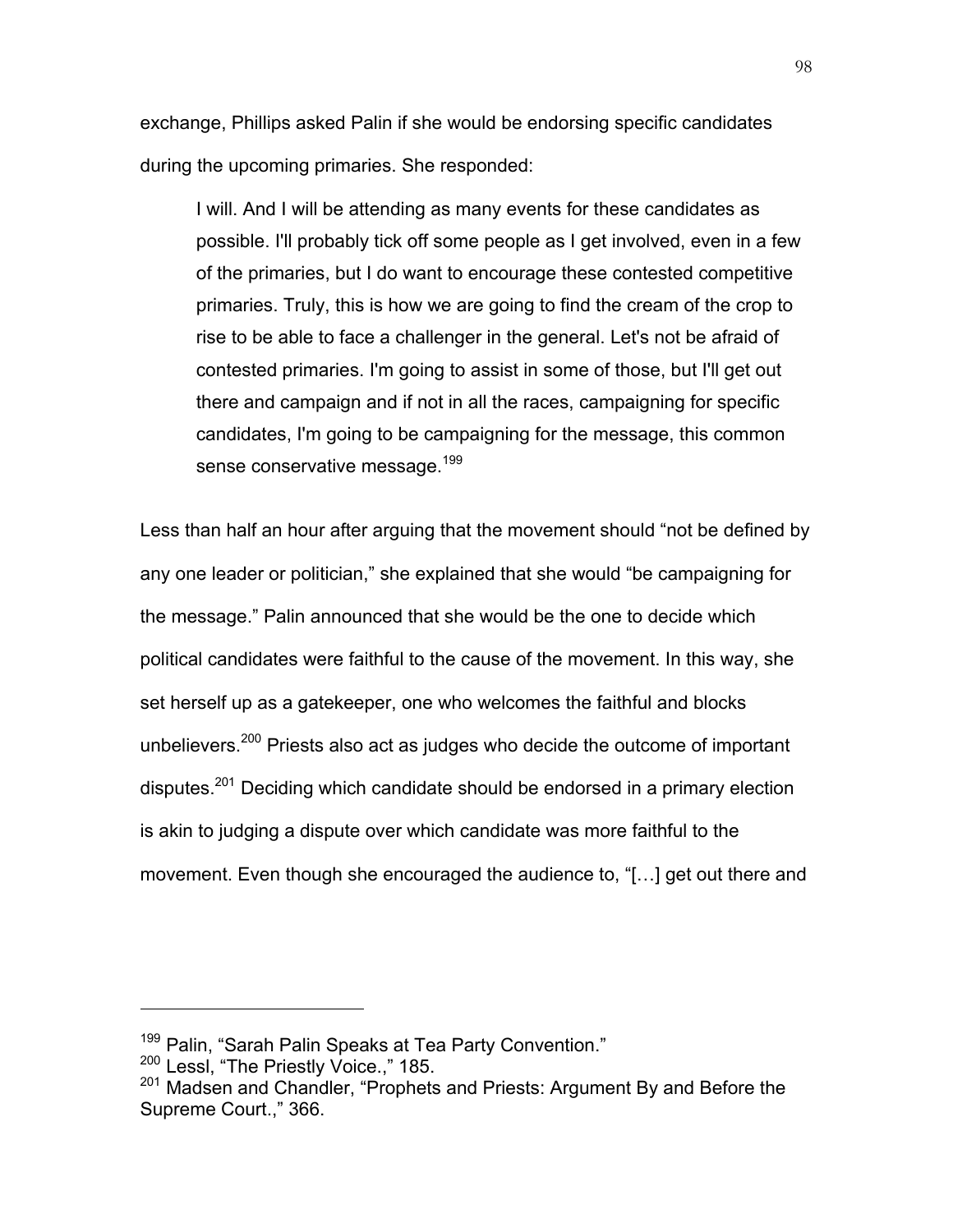exchange, Phillips asked Palin if she would be endorsing specific candidates during the upcoming primaries. She responded:

> I will. And I will be attending as many events for these candidates as possible. I'll probably tick off some people as I get involved, even in a few of the primaries, but I do want to encourage these contested competitive primaries. Truly, this is how we are going to find the cream of the crop to rise to be able to face a challenger in the general. Let's not be afraid of contested primaries. I'm going to assist in some of those, but I'll get out there and campaign and if not in all the races, campaigning for specific candidates, I'm going to be campaigning for the message, this common sense conservative message.[199]

Less than half an hour after arguing that the movement should "not be defined by any one leader or politician," she explained that she would "be campaigning for the message." Palin announced that she would be the one to decide which political candidates were faithful to the cause of the movement. In this way, she set herself up as a gatekeeper, one who welcomes the faithful and blocks unbelievers.[200] Priests also act as judges who decide the outcome of important disputes.[201] Deciding which candidate should be endorsed in a primary election is akin to judging a dispute over which candidate was more faithful to the movement. Even though she encouraged the audience to, "[…] get out there and

---

[199] Palin, "Sarah Palin Speaks at Tea Party Convention."

[200] Lessl, "The Priestly Voice.," 185.

[201] Madsen and Chandler, "Prophets and Priests: Argument By and Before the Supreme Court.," 366.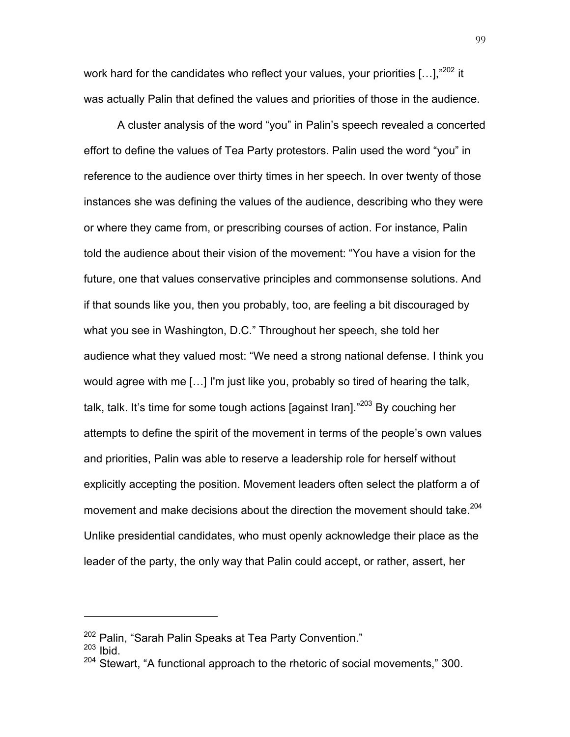work hard for the candidates who reflect your values, your priorities […],"[202] it was actually Palin that defined the values and priorities of those in the audience.

A cluster analysis of the word "you" in Palin's speech revealed a concerted effort to define the values of Tea Party protestors. Palin used the word "you" in reference to the audience over thirty times in her speech. In over twenty of those instances she was defining the values of the audience, describing who they were or where they came from, or prescribing courses of action. For instance, Palin told the audience about their vision of the movement: "You have a vision for the future, one that values conservative principles and commonsense solutions. And if that sounds like you, then you probably, too, are feeling a bit discouraged by what you see in Washington, D.C." Throughout her speech, she told her audience what they valued most: "We need a strong national defense. I think you would agree with me […] I'm just like you, probably so tired of hearing the talk, talk, talk. It's time for some tough actions [against Iran]."[203] By couching her attempts to define the spirit of the movement in terms of the people's own values and priorities, Palin was able to reserve a leadership role for herself without explicitly accepting the position. Movement leaders often select the platform a of movement and make decisions about the direction the movement should take.[204] Unlike presidential candidates, who must openly acknowledge their place as the leader of the party, the only way that Palin could accept, or rather, assert, her

---

[202] Palin, "Sarah Palin Speaks at Tea Party Convention."
[203] Ibid.
[204] Stewart, "A functional approach to the rhetoric of social movements," 300.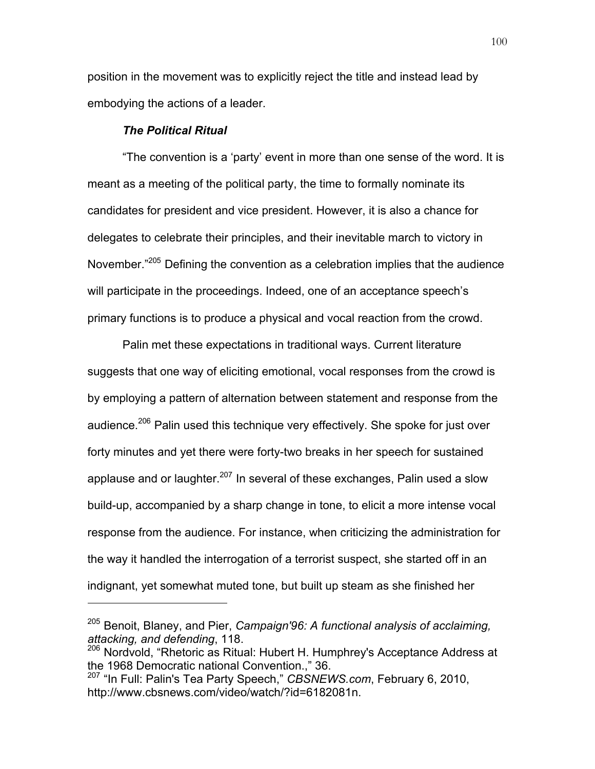position in the movement was to explicitly reject the title and instead lead by embodying the actions of a leader.

***The Political Ritual***

"The convention is a 'party' event in more than one sense of the word. It is meant as a meeting of the political party, the time to formally nominate its candidates for president and vice president. However, it is also a chance for delegates to celebrate their principles, and their inevitable march to victory in November."[205] Defining the convention as a celebration implies that the audience will participate in the proceedings. Indeed, one of an acceptance speech's primary functions is to produce a physical and vocal reaction from the crowd.

Palin met these expectations in traditional ways. Current literature suggests that one way of eliciting emotional, vocal responses from the crowd is by employing a pattern of alternation between statement and response from the audience.[206] Palin used this technique very effectively. She spoke for just over forty minutes and yet there were forty-two breaks in her speech for sustained applause and or laughter.[207] In several of these exchanges, Palin used a slow build-up, accompanied by a sharp change in tone, to elicit a more intense vocal response from the audience. For instance, when criticizing the administration for the way it handled the interrogation of a terrorist suspect, she started off in an indignant, yet somewhat muted tone, but built up steam as she finished her

---

[205] Benoit, Blaney, and Pier, *Campaign'96: A functional analysis of acclaiming, attacking, and defending*, 118.

[206] Nordvold, "Rhetoric as Ritual: Hubert H. Humphrey's Acceptance Address at the 1968 Democratic national Convention.," 36.

[207] "In Full: Palin's Tea Party Speech," *CBSNEWS.com*, February 6, 2010, http://www.cbsnews.com/video/watch/?id=6182081n.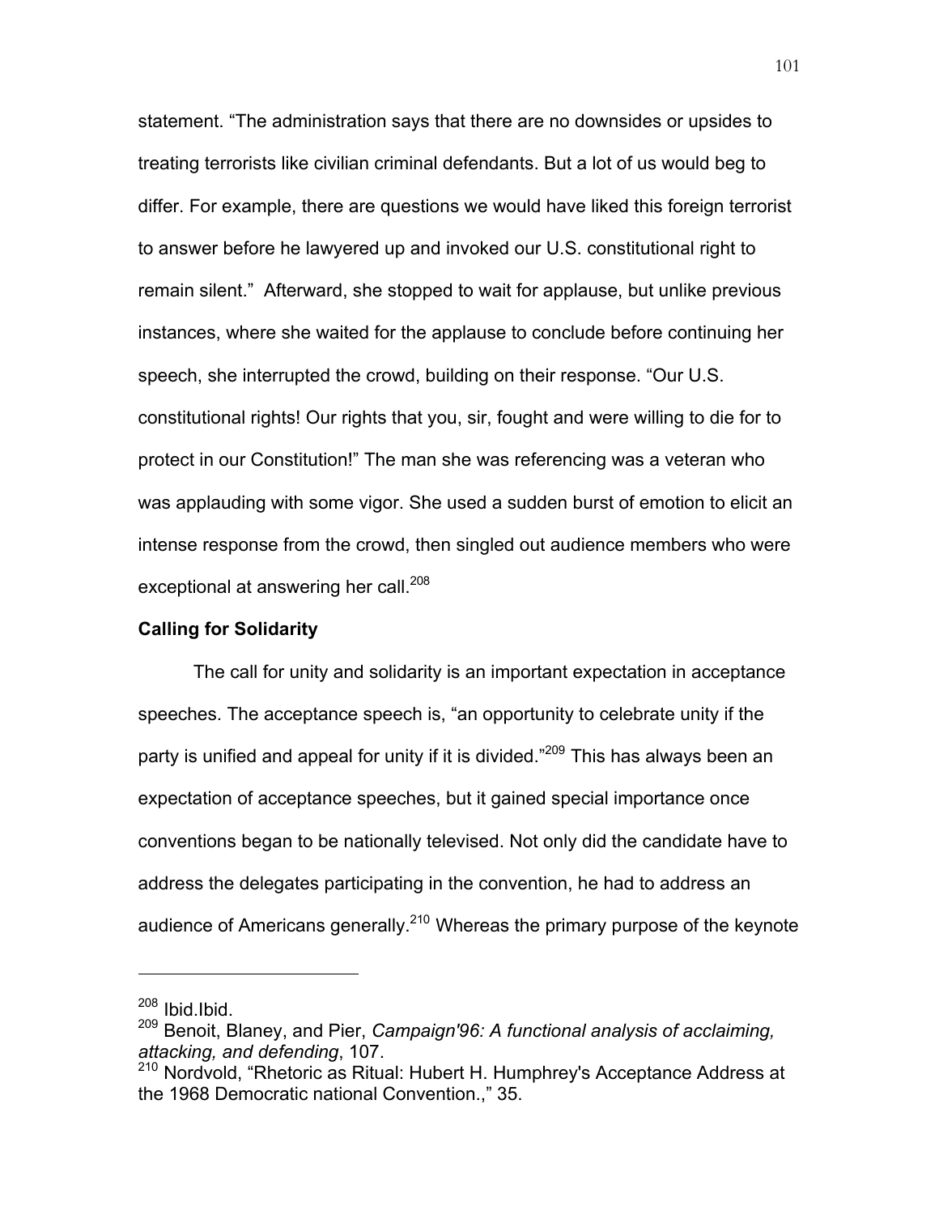statement. "The administration says that there are no downsides or upsides to treating terrorists like civilian criminal defendants. But a lot of us would beg to differ. For example, there are questions we would have liked this foreign terrorist to answer before he lawyered up and invoked our U.S. constitutional right to remain silent." Afterward, she stopped to wait for applause, but unlike previous instances, where she waited for the applause to conclude before continuing her speech, she interrupted the crowd, building on their response. "Our U.S. constitutional rights! Our rights that you, sir, fought and were willing to die for to protect in our Constitution!" The man she was referencing was a veteran who was applauding with some vigor. She used a sudden burst of emotion to elicit an intense response from the crowd, then singled out audience members who were exceptional at answering her call.[208]

**Calling for Solidarity**

The call for unity and solidarity is an important expectation in acceptance speeches. The acceptance speech is, "an opportunity to celebrate unity if the party is unified and appeal for unity if it is divided."[209] This has always been an expectation of acceptance speeches, but it gained special importance once conventions began to be nationally televised. Not only did the candidate have to address the delegates participating in the convention, he had to address an audience of Americans generally.[210] Whereas the primary purpose of the keynote

---

[208] Ibid.Ibid.

[209] Benoit, Blaney, and Pier, *Campaign'96: A functional analysis of acclaiming, attacking, and defending*, 107.

[210] Nordvold, "Rhetoric as Ritual: Hubert H. Humphrey's Acceptance Address at the 1968 Democratic national Convention.," 35.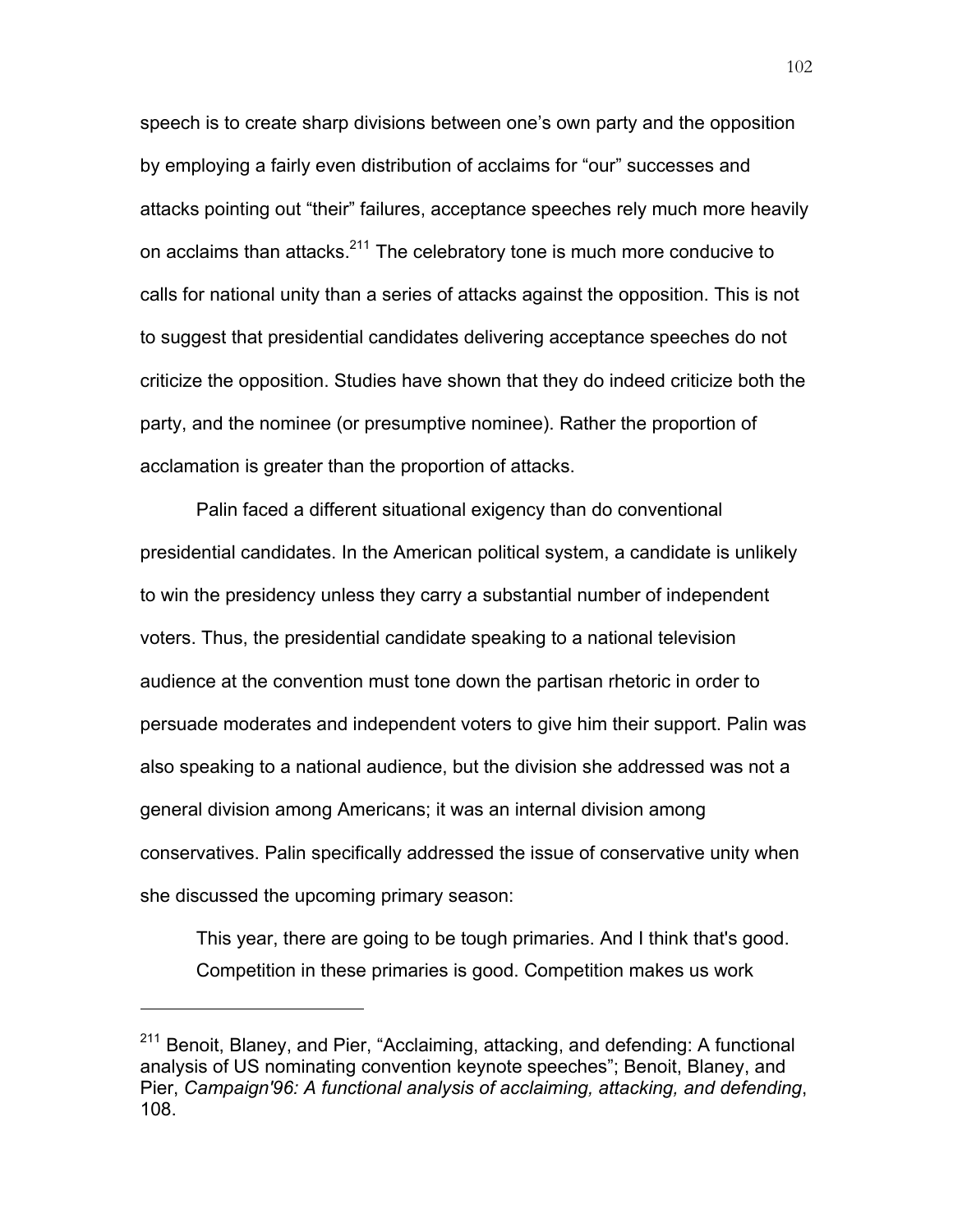speech is to create sharp divisions between one's own party and the opposition by employing a fairly even distribution of acclaims for "our" successes and attacks pointing out "their" failures, acceptance speeches rely much more heavily on acclaims than attacks.[211] The celebratory tone is much more conducive to calls for national unity than a series of attacks against the opposition. This is not to suggest that presidential candidates delivering acceptance speeches do not criticize the opposition. Studies have shown that they do indeed criticize both the party, and the nominee (or presumptive nominee). Rather the proportion of acclamation is greater than the proportion of attacks.

Palin faced a different situational exigency than do conventional presidential candidates. In the American political system, a candidate is unlikely to win the presidency unless they carry a substantial number of independent voters. Thus, the presidential candidate speaking to a national television audience at the convention must tone down the partisan rhetoric in order to persuade moderates and independent voters to give him their support. Palin was also speaking to a national audience, but the division she addressed was not a general division among Americans; it was an internal division among conservatives. Palin specifically addressed the issue of conservative unity when she discussed the upcoming primary season:

> This year, there are going to be tough primaries. And I think that's good. Competition in these primaries is good. Competition makes us work

---

[211] Benoit, Blaney, and Pier, "Acclaiming, attacking, and defending: A functional analysis of US nominating convention keynote speeches"; Benoit, Blaney, and Pier, *Campaign'96: A functional analysis of acclaiming, attacking, and defending*, 108.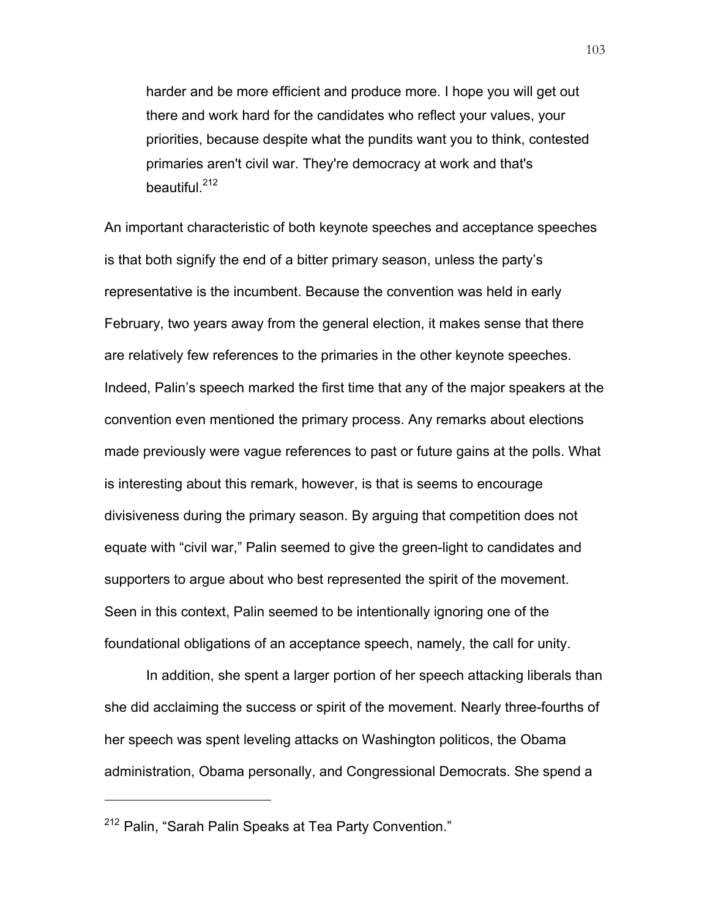> harder and be more efficient and produce more. I hope you will get out there and work hard for the candidates who reflect your values, your priorities, because despite what the pundits want you to think, contested primaries aren't civil war. They're democracy at work and that's beautiful.[212]

An important characteristic of both keynote speeches and acceptance speeches is that both signify the end of a bitter primary season, unless the party's representative is the incumbent. Because the convention was held in early February, two years away from the general election, it makes sense that there are relatively few references to the primaries in the other keynote speeches. Indeed, Palin's speech marked the first time that any of the major speakers at the convention even mentioned the primary process. Any remarks about elections made previously were vague references to past or future gains at the polls. What is interesting about this remark, however, is that is seems to encourage divisiveness during the primary season. By arguing that competition does not equate with "civil war," Palin seemed to give the green-light to candidates and supporters to argue about who best represented the spirit of the movement. Seen in this context, Palin seemed to be intentionally ignoring one of the foundational obligations of an acceptance speech, namely, the call for unity.

In addition, she spent a larger portion of her speech attacking liberals than she did acclaiming the success or spirit of the movement. Nearly three-fourths of her speech was spent leveling attacks on Washington politicos, the Obama administration, Obama personally, and Congressional Democrats. She spend a

---

[212] Palin, "Sarah Palin Speaks at Tea Party Convention."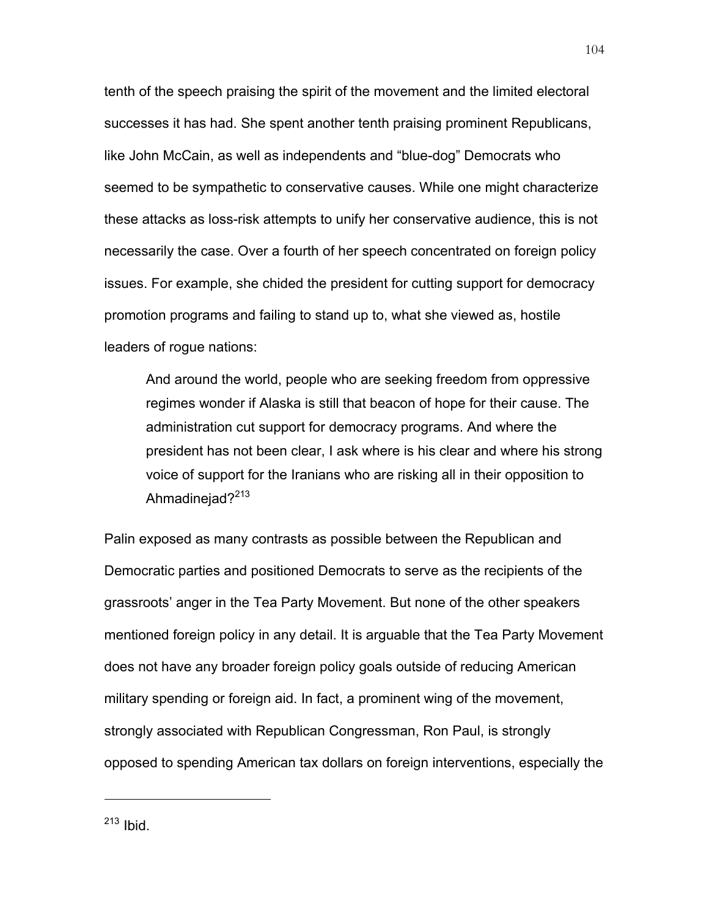tenth of the speech praising the spirit of the movement and the limited electoral successes it has had. She spent another tenth praising prominent Republicans, like John McCain, as well as independents and "blue-dog" Democrats who seemed to be sympathetic to conservative causes. While one might characterize these attacks as loss-risk attempts to unify her conservative audience, this is not necessarily the case. Over a fourth of her speech concentrated on foreign policy issues. For example, she chided the president for cutting support for democracy promotion programs and failing to stand up to, what she viewed as, hostile leaders of rogue nations:

> And around the world, people who are seeking freedom from oppressive regimes wonder if Alaska is still that beacon of hope for their cause. The administration cut support for democracy programs. And where the president has not been clear, I ask where is his clear and where his strong voice of support for the Iranians who are risking all in their opposition to Ahmadinejad?[213]

Palin exposed as many contrasts as possible between the Republican and Democratic parties and positioned Democrats to serve as the recipients of the grassroots' anger in the Tea Party Movement. But none of the other speakers mentioned foreign policy in any detail. It is arguable that the Tea Party Movement does not have any broader foreign policy goals outside of reducing American military spending or foreign aid. In fact, a prominent wing of the movement, strongly associated with Republican Congressman, Ron Paul, is strongly opposed to spending American tax dollars on foreign interventions, especially the

---

[213] Ibid.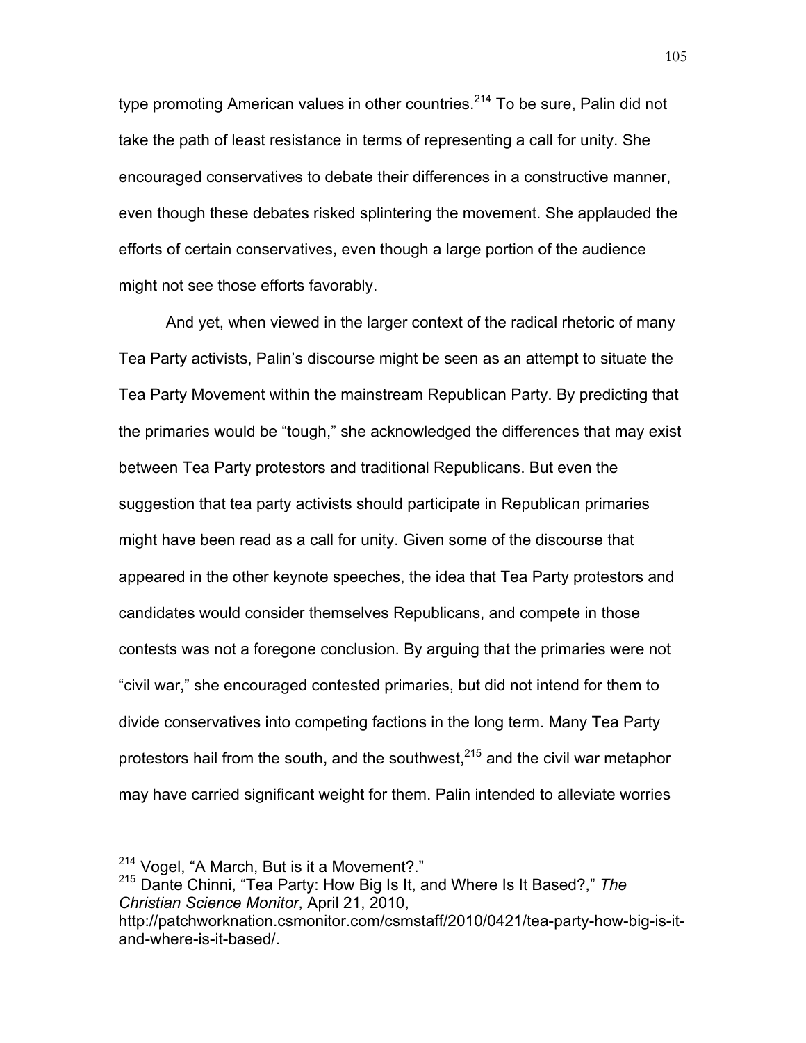type promoting American values in other countries.[214] To be sure, Palin did not take the path of least resistance in terms of representing a call for unity. She encouraged conservatives to debate their differences in a constructive manner, even though these debates risked splintering the movement. She applauded the efforts of certain conservatives, even though a large portion of the audience might not see those efforts favorably.

And yet, when viewed in the larger context of the radical rhetoric of many Tea Party activists, Palin's discourse might be seen as an attempt to situate the Tea Party Movement within the mainstream Republican Party. By predicting that the primaries would be "tough," she acknowledged the differences that may exist between Tea Party protestors and traditional Republicans. But even the suggestion that tea party activists should participate in Republican primaries might have been read as a call for unity. Given some of the discourse that appeared in the other keynote speeches, the idea that Tea Party protestors and candidates would consider themselves Republicans, and compete in those contests was not a foregone conclusion. By arguing that the primaries were not "civil war," she encouraged contested primaries, but did not intend for them to divide conservatives into competing factions in the long term. Many Tea Party protestors hail from the south, and the southwest,[215] and the civil war metaphor may have carried significant weight for them. Palin intended to alleviate worries

---

[214] Vogel, "A March, But is it a Movement?."

[215] Dante Chinni, "Tea Party: How Big Is It, and Where Is It Based?," *The Christian Science Monitor*, April 21, 2010, http://patchworknation.csmonitor.com/csmstaff/2010/0421/tea-party-how-big-is-it-and-where-is-it-based/.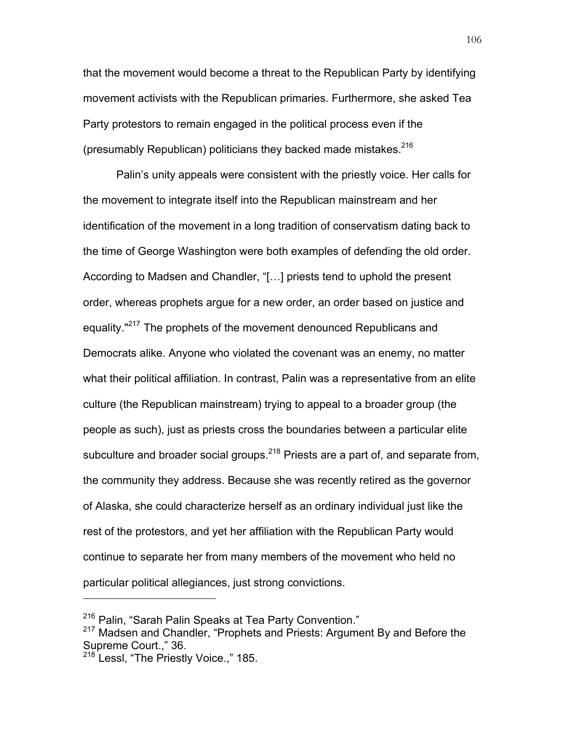that the movement would become a threat to the Republican Party by identifying movement activists with the Republican primaries. Furthermore, she asked Tea Party protestors to remain engaged in the political process even if the (presumably Republican) politicians they backed made mistakes.[216]

Palin's unity appeals were consistent with the priestly voice. Her calls for the movement to integrate itself into the Republican mainstream and her identification of the movement in a long tradition of conservatism dating back to the time of George Washington were both examples of defending the old order. According to Madsen and Chandler, "[…] priests tend to uphold the present order, whereas prophets argue for a new order, an order based on justice and equality."[217] The prophets of the movement denounced Republicans and Democrats alike. Anyone who violated the covenant was an enemy, no matter what their political affiliation. In contrast, Palin was a representative from an elite culture (the Republican mainstream) trying to appeal to a broader group (the people as such), just as priests cross the boundaries between a particular elite subculture and broader social groups.[218] Priests are a part of, and separate from, the community they address. Because she was recently retired as the governor of Alaska, she could characterize herself as an ordinary individual just like the rest of the protestors, and yet her affiliation with the Republican Party would continue to separate her from many members of the movement who held no particular political allegiances, just strong convictions.

---

[216] Palin, "Sarah Palin Speaks at Tea Party Convention."
[217] Madsen and Chandler, "Prophets and Priests: Argument By and Before the Supreme Court.," 36.
[218] Lessl, "The Priestly Voice.," 185.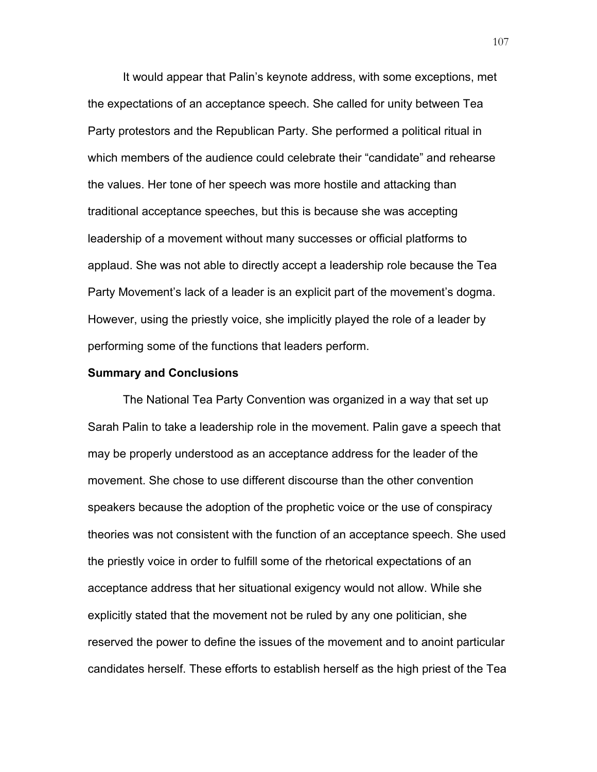It would appear that Palin's keynote address, with some exceptions, met the expectations of an acceptance speech. She called for unity between Tea Party protestors and the Republican Party. She performed a political ritual in which members of the audience could celebrate their "candidate" and rehearse the values. Her tone of her speech was more hostile and attacking than traditional acceptance speeches, but this is because she was accepting leadership of a movement without many successes or official platforms to applaud. She was not able to directly accept a leadership role because the Tea Party Movement's lack of a leader is an explicit part of the movement's dogma. However, using the priestly voice, she implicitly played the role of a leader by performing some of the functions that leaders perform.

### Summary and Conclusions

The National Tea Party Convention was organized in a way that set up Sarah Palin to take a leadership role in the movement. Palin gave a speech that may be properly understood as an acceptance address for the leader of the movement. She chose to use different discourse than the other convention speakers because the adoption of the prophetic voice or the use of conspiracy theories was not consistent with the function of an acceptance speech. She used the priestly voice in order to fulfill some of the rhetorical expectations of an acceptance address that her situational exigency would not allow. While she explicitly stated that the movement not be ruled by any one politician, she reserved the power to define the issues of the movement and to anoint particular candidates herself. These efforts to establish herself as the high priest of the Tea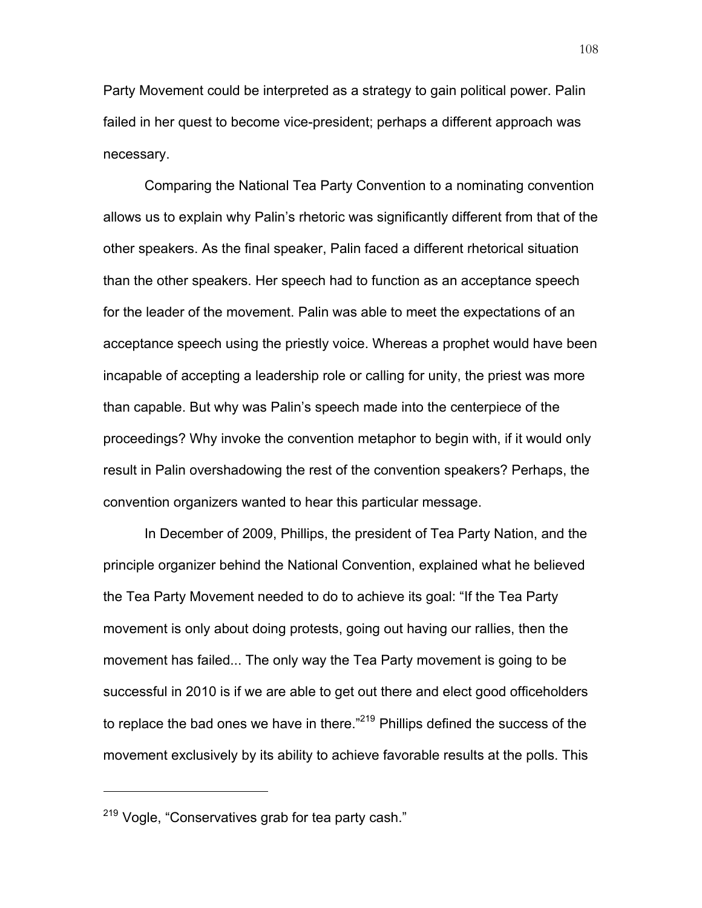Party Movement could be interpreted as a strategy to gain political power. Palin failed in her quest to become vice-president; perhaps a different approach was necessary.

Comparing the National Tea Party Convention to a nominating convention allows us to explain why Palin's rhetoric was significantly different from that of the other speakers. As the final speaker, Palin faced a different rhetorical situation than the other speakers. Her speech had to function as an acceptance speech for the leader of the movement. Palin was able to meet the expectations of an acceptance speech using the priestly voice. Whereas a prophet would have been incapable of accepting a leadership role or calling for unity, the priest was more than capable. But why was Palin's speech made into the centerpiece of the proceedings? Why invoke the convention metaphor to begin with, if it would only result in Palin overshadowing the rest of the convention speakers? Perhaps, the convention organizers wanted to hear this particular message.

In December of 2009, Phillips, the president of Tea Party Nation, and the principle organizer behind the National Convention, explained what he believed the Tea Party Movement needed to do to achieve its goal: "If the Tea Party movement is only about doing protests, going out having our rallies, then the movement has failed... The only way the Tea Party movement is going to be successful in 2010 is if we are able to get out there and elect good officeholders to replace the bad ones we have in there."[219] Phillips defined the success of the movement exclusively by its ability to achieve favorable results at the polls. This

---

[219] Vogle, "Conservatives grab for tea party cash."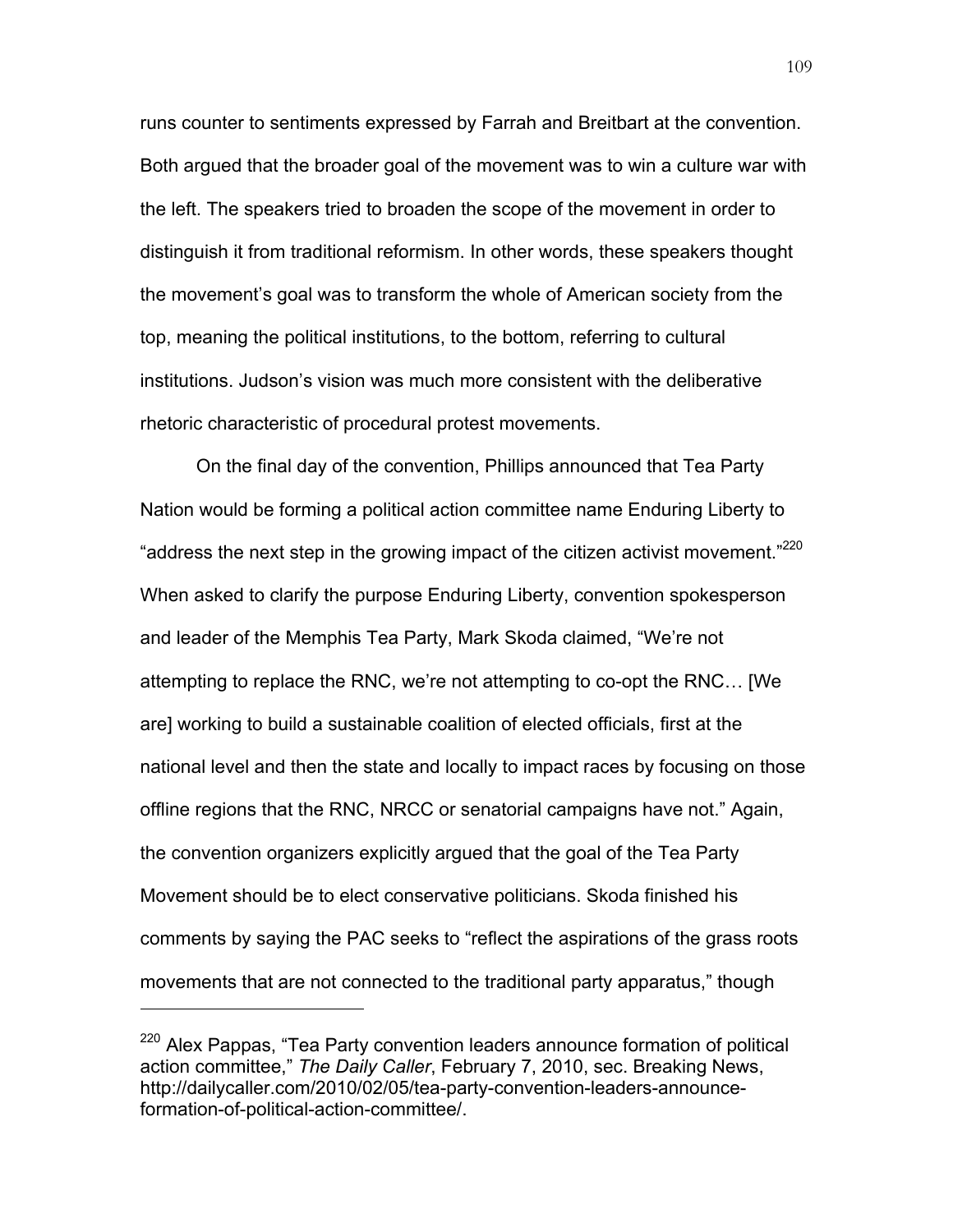runs counter to sentiments expressed by Farrah and Breitbart at the convention. Both argued that the broader goal of the movement was to win a culture war with the left. The speakers tried to broaden the scope of the movement in order to distinguish it from traditional reformism. In other words, these speakers thought the movement's goal was to transform the whole of American society from the top, meaning the political institutions, to the bottom, referring to cultural institutions. Judson's vision was much more consistent with the deliberative rhetoric characteristic of procedural protest movements.

On the final day of the convention, Phillips announced that Tea Party Nation would be forming a political action committee name Enduring Liberty to "address the next step in the growing impact of the citizen activist movement."[220] When asked to clarify the purpose Enduring Liberty, convention spokesperson and leader of the Memphis Tea Party, Mark Skoda claimed, "We're not attempting to replace the RNC, we're not attempting to co-opt the RNC… [We are] working to build a sustainable coalition of elected officials, first at the national level and then the state and locally to impact races by focusing on those offline regions that the RNC, NRCC or senatorial campaigns have not." Again, the convention organizers explicitly argued that the goal of the Tea Party Movement should be to elect conservative politicians. Skoda finished his comments by saying the PAC seeks to "reflect the aspirations of the grass roots movements that are not connected to the traditional party apparatus," though

---

[220] Alex Pappas, "Tea Party convention leaders announce formation of political action committee," *The Daily Caller*, February 7, 2010, sec. Breaking News, http://dailycaller.com/2010/02/05/tea-party-convention-leaders-announce-formation-of-political-action-committee/.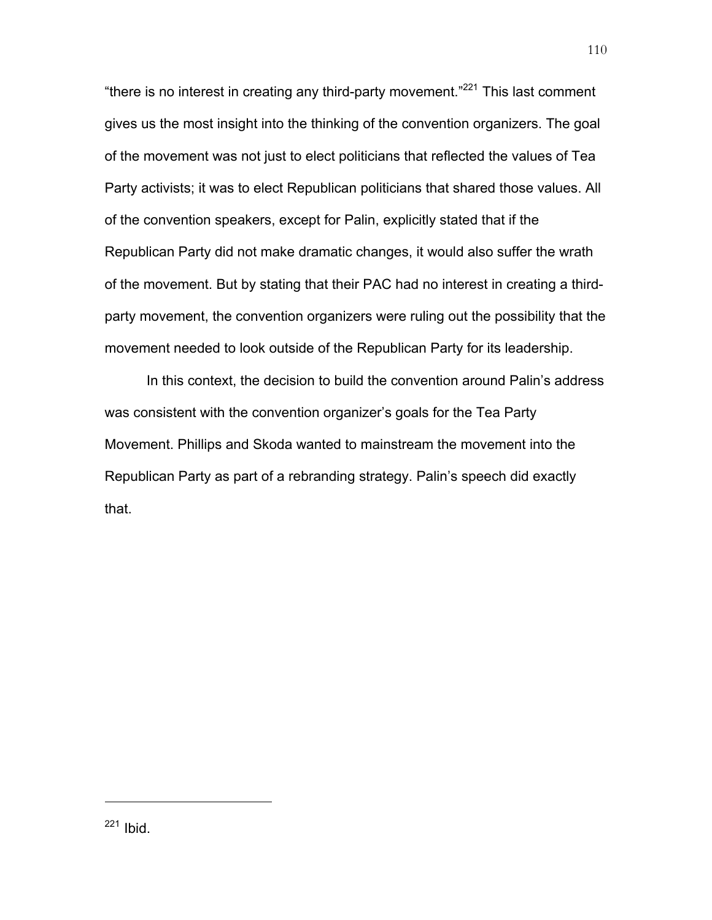"there is no interest in creating any third-party movement."[221] This last comment gives us the most insight into the thinking of the convention organizers. The goal of the movement was not just to elect politicians that reflected the values of Tea Party activists; it was to elect Republican politicians that shared those values. All of the convention speakers, except for Palin, explicitly stated that if the Republican Party did not make dramatic changes, it would also suffer the wrath of the movement. But by stating that their PAC had no interest in creating a third-party movement, the convention organizers were ruling out the possibility that the movement needed to look outside of the Republican Party for its leadership.

In this context, the decision to build the convention around Palin's address was consistent with the convention organizer's goals for the Tea Party Movement. Phillips and Skoda wanted to mainstream the movement into the Republican Party as part of a rebranding strategy. Palin's speech did exactly that.

---

[221] Ibid.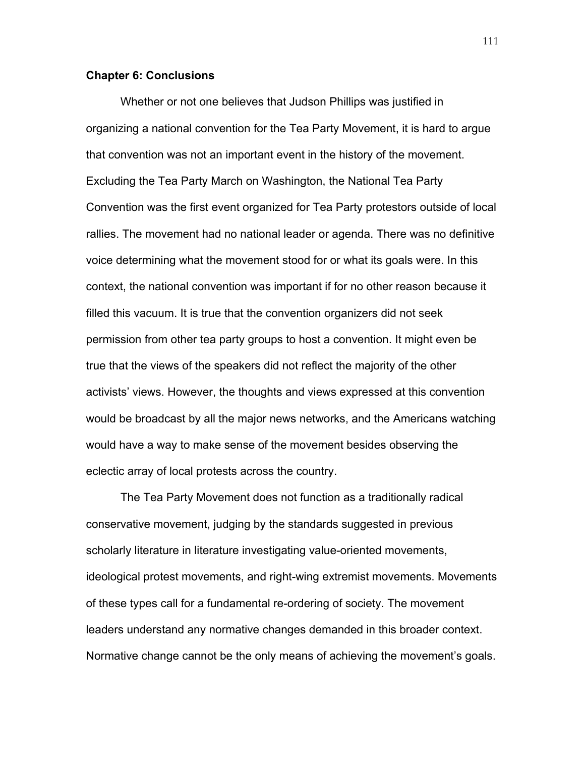**Chapter 6: Conclusions**

Whether or not one believes that Judson Phillips was justified in organizing a national convention for the Tea Party Movement, it is hard to argue that convention was not an important event in the history of the movement. Excluding the Tea Party March on Washington, the National Tea Party Convention was the first event organized for Tea Party protestors outside of local rallies. The movement had no national leader or agenda. There was no definitive voice determining what the movement stood for or what its goals were. In this context, the national convention was important if for no other reason because it filled this vacuum. It is true that the convention organizers did not seek permission from other tea party groups to host a convention. It might even be true that the views of the speakers did not reflect the majority of the other activists' views. However, the thoughts and views expressed at this convention would be broadcast by all the major news networks, and the Americans watching would have a way to make sense of the movement besides observing the eclectic array of local protests across the country.

The Tea Party Movement does not function as a traditionally radical conservative movement, judging by the standards suggested in previous scholarly literature in literature investigating value-oriented movements, ideological protest movements, and right-wing extremist movements. Movements of these types call for a fundamental re-ordering of society. The movement leaders understand any normative changes demanded in this broader context. Normative change cannot be the only means of achieving the movement's goals.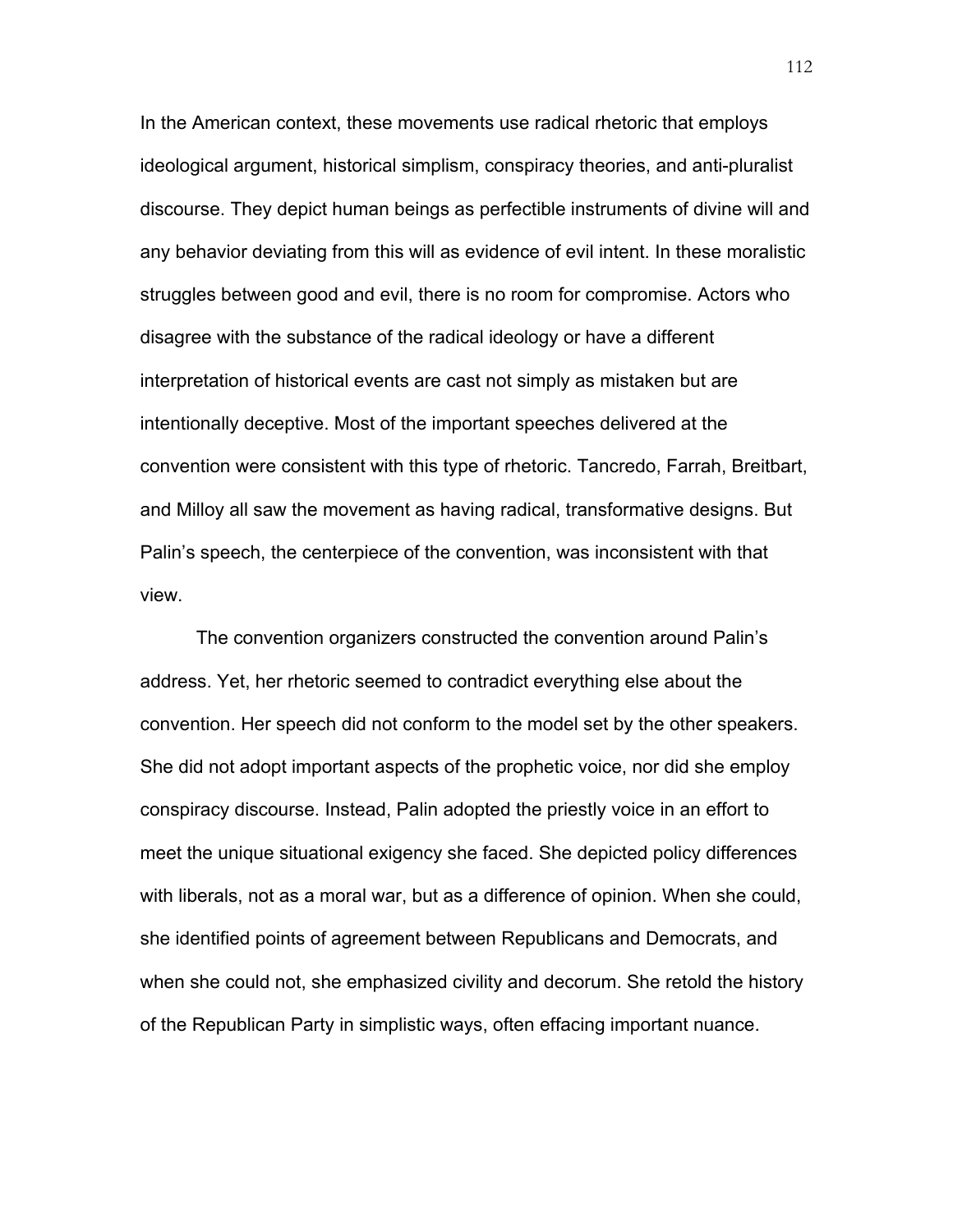In the American context, these movements use radical rhetoric that employs ideological argument, historical simplism, conspiracy theories, and anti-pluralist discourse. They depict human beings as perfectible instruments of divine will and any behavior deviating from this will as evidence of evil intent. In these moralistic struggles between good and evil, there is no room for compromise. Actors who disagree with the substance of the radical ideology or have a different interpretation of historical events are cast not simply as mistaken but are intentionally deceptive. Most of the important speeches delivered at the convention were consistent with this type of rhetoric. Tancredo, Farrah, Breitbart, and Milloy all saw the movement as having radical, transformative designs. But Palin's speech, the centerpiece of the convention, was inconsistent with that view.

The convention organizers constructed the convention around Palin's address. Yet, her rhetoric seemed to contradict everything else about the convention. Her speech did not conform to the model set by the other speakers. She did not adopt important aspects of the prophetic voice, nor did she employ conspiracy discourse. Instead, Palin adopted the priestly voice in an effort to meet the unique situational exigency she faced. She depicted policy differences with liberals, not as a moral war, but as a difference of opinion. When she could, she identified points of agreement between Republicans and Democrats, and when she could not, she emphasized civility and decorum. She retold the history of the Republican Party in simplistic ways, often effacing important nuance.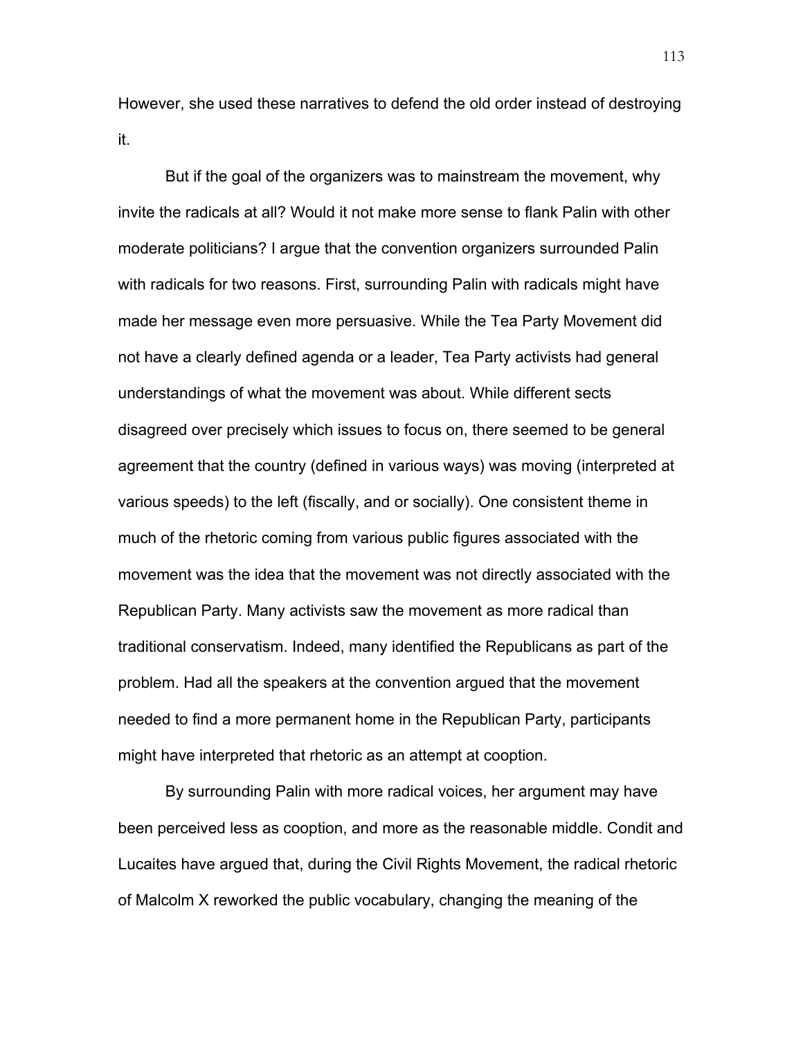However, she used these narratives to defend the old order instead of destroying it.

But if the goal of the organizers was to mainstream the movement, why invite the radicals at all? Would it not make more sense to flank Palin with other moderate politicians? I argue that the convention organizers surrounded Palin with radicals for two reasons. First, surrounding Palin with radicals might have made her message even more persuasive. While the Tea Party Movement did not have a clearly defined agenda or a leader, Tea Party activists had general understandings of what the movement was about. While different sects disagreed over precisely which issues to focus on, there seemed to be general agreement that the country (defined in various ways) was moving (interpreted at various speeds) to the left (fiscally, and or socially). One consistent theme in much of the rhetoric coming from various public figures associated with the movement was the idea that the movement was not directly associated with the Republican Party. Many activists saw the movement as more radical than traditional conservatism. Indeed, many identified the Republicans as part of the problem. Had all the speakers at the convention argued that the movement needed to find a more permanent home in the Republican Party, participants might have interpreted that rhetoric as an attempt at cooption.

By surrounding Palin with more radical voices, her argument may have been perceived less as cooption, and more as the reasonable middle. Condit and Lucaites have argued that, during the Civil Rights Movement, the radical rhetoric of Malcolm X reworked the public vocabulary, changing the meaning of the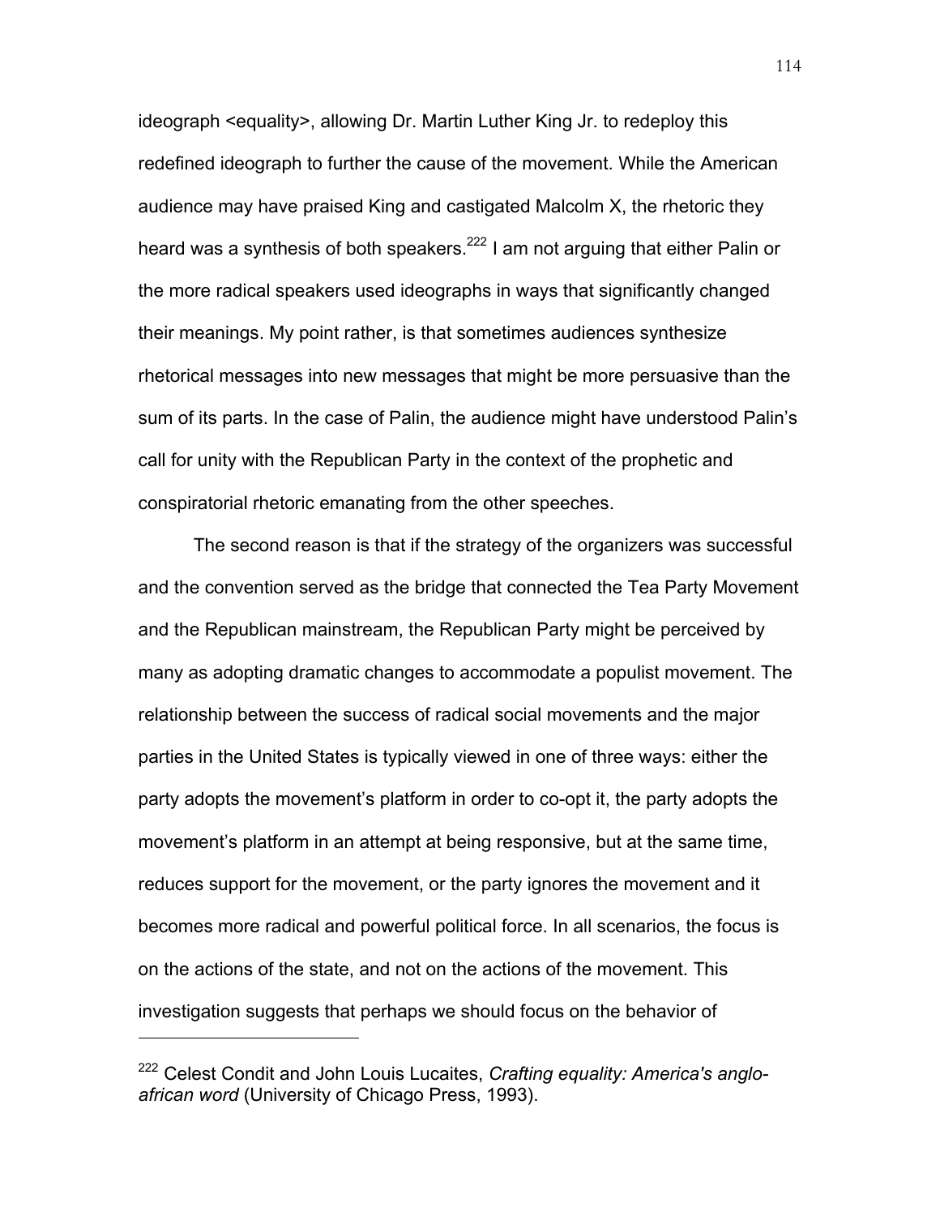ideograph <equality>, allowing Dr. Martin Luther King Jr. to redeploy this redefined ideograph to further the cause of the movement. While the American audience may have praised King and castigated Malcolm X, the rhetoric they heard was a synthesis of both speakers.[222] I am not arguing that either Palin or the more radical speakers used ideographs in ways that significantly changed their meanings. My point rather, is that sometimes audiences synthesize rhetorical messages into new messages that might be more persuasive than the sum of its parts. In the case of Palin, the audience might have understood Palin's call for unity with the Republican Party in the context of the prophetic and conspiratorial rhetoric emanating from the other speeches.

The second reason is that if the strategy of the organizers was successful and the convention served as the bridge that connected the Tea Party Movement and the Republican mainstream, the Republican Party might be perceived by many as adopting dramatic changes to accommodate a populist movement. The relationship between the success of radical social movements and the major parties in the United States is typically viewed in one of three ways: either the party adopts the movement's platform in order to co-opt it, the party adopts the movement's platform in an attempt at being responsive, but at the same time, reduces support for the movement, or the party ignores the movement and it becomes more radical and powerful political force. In all scenarios, the focus is on the actions of the state, and not on the actions of the movement. This investigation suggests that perhaps we should focus on the behavior of

---

[222] Celest Condit and John Louis Lucaites, *Crafting equality: America's anglo-african word* (University of Chicago Press, 1993).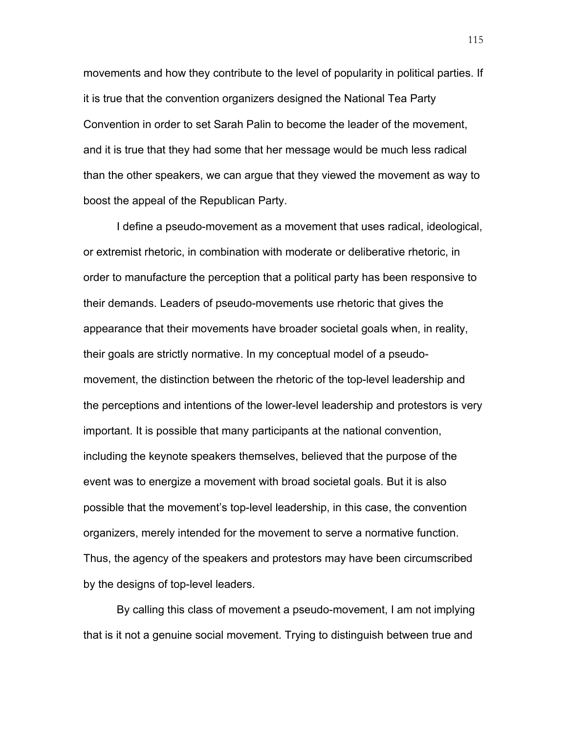movements and how they contribute to the level of popularity in political parties. If it is true that the convention organizers designed the National Tea Party Convention in order to set Sarah Palin to become the leader of the movement, and it is true that they had some that her message would be much less radical than the other speakers, we can argue that they viewed the movement as way to boost the appeal of the Republican Party.

I define a pseudo-movement as a movement that uses radical, ideological, or extremist rhetoric, in combination with moderate or deliberative rhetoric, in order to manufacture the perception that a political party has been responsive to their demands. Leaders of pseudo-movements use rhetoric that gives the appearance that their movements have broader societal goals when, in reality, their goals are strictly normative. In my conceptual model of a pseudo-movement, the distinction between the rhetoric of the top-level leadership and the perceptions and intentions of the lower-level leadership and protestors is very important. It is possible that many participants at the national convention, including the keynote speakers themselves, believed that the purpose of the event was to energize a movement with broad societal goals. But it is also possible that the movement's top-level leadership, in this case, the convention organizers, merely intended for the movement to serve a normative function. Thus, the agency of the speakers and protestors may have been circumscribed by the designs of top-level leaders.

By calling this class of movement a pseudo-movement, I am not implying that is it not a genuine social movement. Trying to distinguish between true and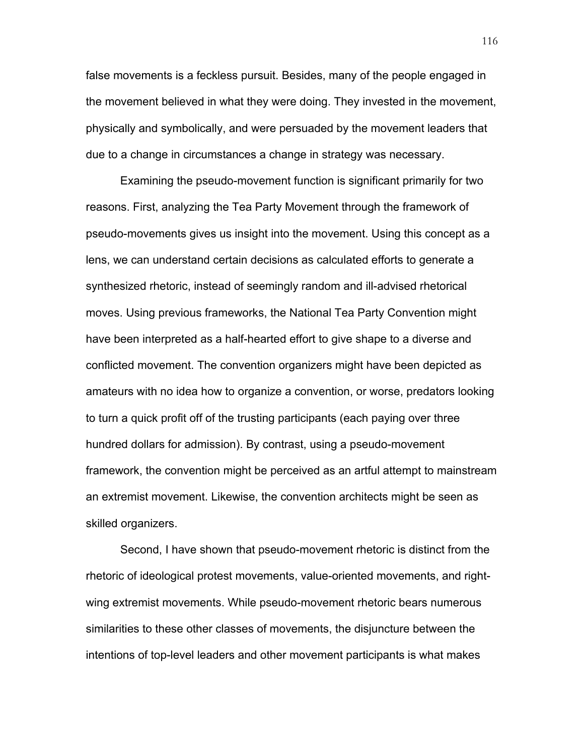false movements is a feckless pursuit. Besides, many of the people engaged in the movement believed in what they were doing. They invested in the movement, physically and symbolically, and were persuaded by the movement leaders that due to a change in circumstances a change in strategy was necessary.

Examining the pseudo-movement function is significant primarily for two reasons. First, analyzing the Tea Party Movement through the framework of pseudo-movements gives us insight into the movement. Using this concept as a lens, we can understand certain decisions as calculated efforts to generate a synthesized rhetoric, instead of seemingly random and ill-advised rhetorical moves. Using previous frameworks, the National Tea Party Convention might have been interpreted as a half-hearted effort to give shape to a diverse and conflicted movement. The convention organizers might have been depicted as amateurs with no idea how to organize a convention, or worse, predators looking to turn a quick profit off of the trusting participants (each paying over three hundred dollars for admission). By contrast, using a pseudo-movement framework, the convention might be perceived as an artful attempt to mainstream an extremist movement. Likewise, the convention architects might be seen as skilled organizers.

Second, I have shown that pseudo-movement rhetoric is distinct from the rhetoric of ideological protest movements, value-oriented movements, and right-wing extremist movements. While pseudo-movement rhetoric bears numerous similarities to these other classes of movements, the disjuncture between the intentions of top-level leaders and other movement participants is what makes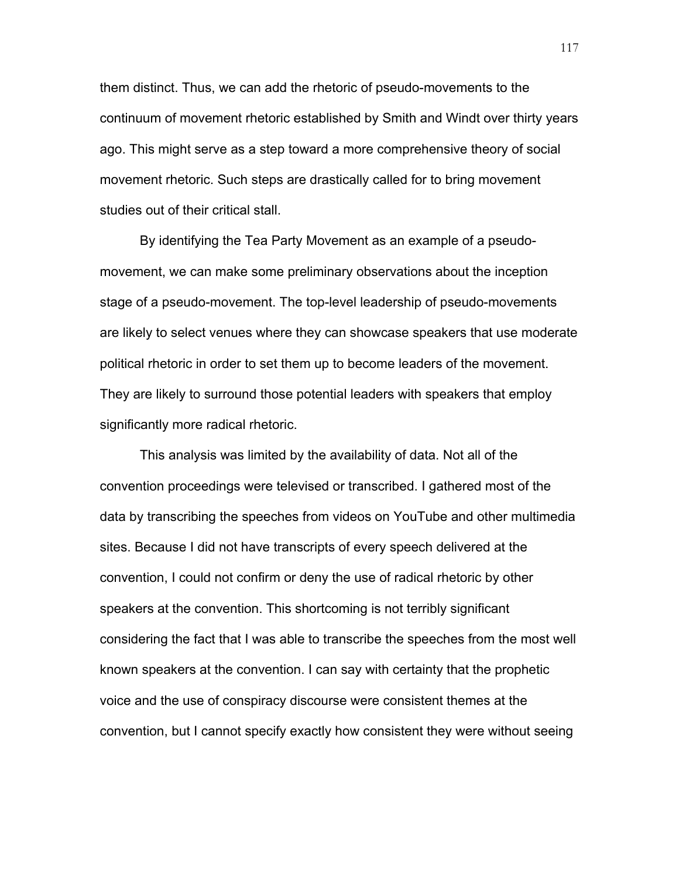them distinct. Thus, we can add the rhetoric of pseudo-movements to the continuum of movement rhetoric established by Smith and Windt over thirty years ago. This might serve as a step toward a more comprehensive theory of social movement rhetoric. Such steps are drastically called for to bring movement studies out of their critical stall.

By identifying the Tea Party Movement as an example of a pseudo-movement, we can make some preliminary observations about the inception stage of a pseudo-movement. The top-level leadership of pseudo-movements are likely to select venues where they can showcase speakers that use moderate political rhetoric in order to set them up to become leaders of the movement. They are likely to surround those potential leaders with speakers that employ significantly more radical rhetoric.

This analysis was limited by the availability of data. Not all of the convention proceedings were televised or transcribed. I gathered most of the data by transcribing the speeches from videos on YouTube and other multimedia sites. Because I did not have transcripts of every speech delivered at the convention, I could not confirm or deny the use of radical rhetoric by other speakers at the convention. This shortcoming is not terribly significant considering the fact that I was able to transcribe the speeches from the most well known speakers at the convention. I can say with certainty that the prophetic voice and the use of conspiracy discourse were consistent themes at the convention, but I cannot specify exactly how consistent they were without seeing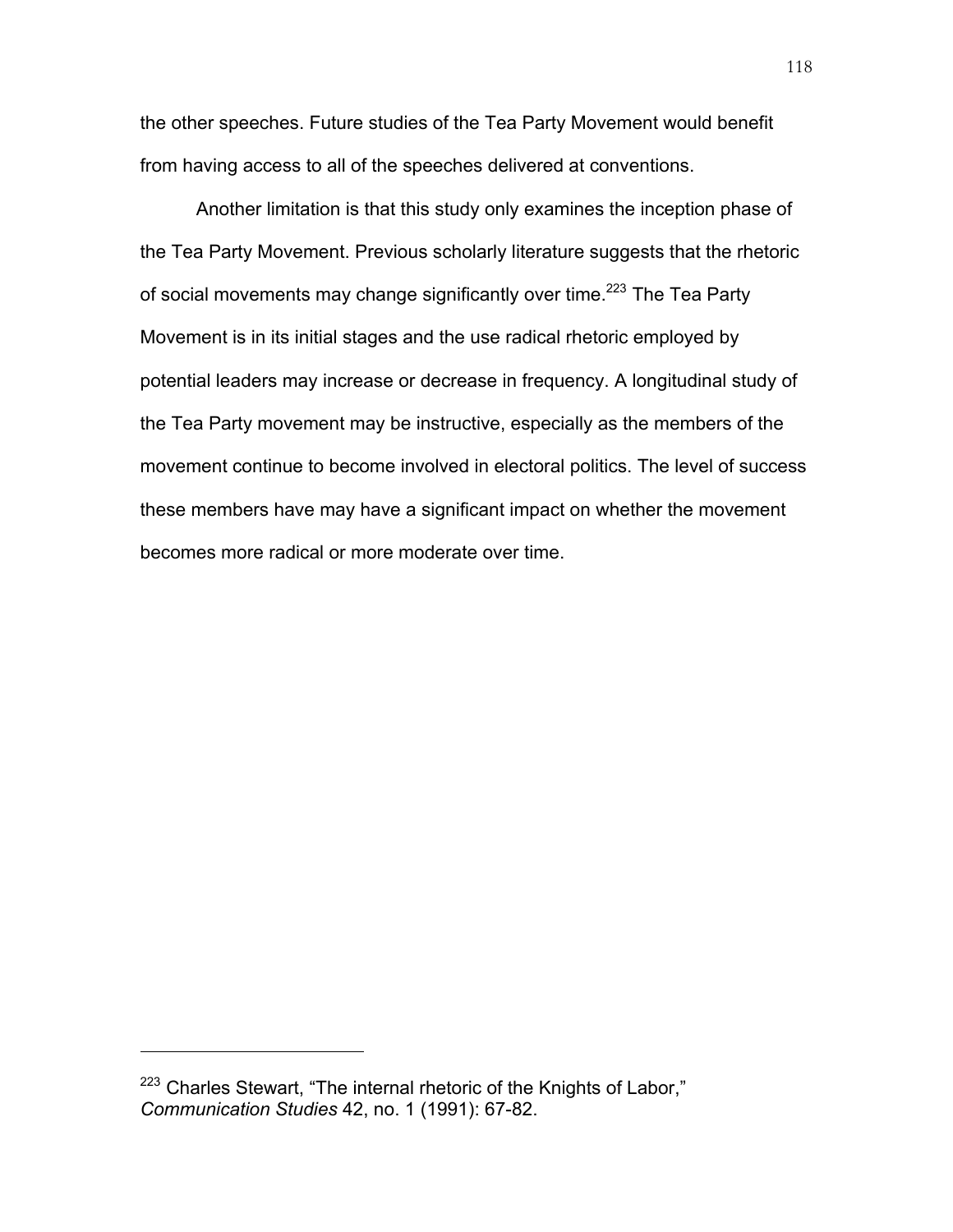the other speeches. Future studies of the Tea Party Movement would benefit from having access to all of the speeches delivered at conventions.

Another limitation is that this study only examines the inception phase of the Tea Party Movement. Previous scholarly literature suggests that the rhetoric of social movements may change significantly over time.[223] The Tea Party Movement is in its initial stages and the use radical rhetoric employed by potential leaders may increase or decrease in frequency. A longitudinal study of the Tea Party movement may be instructive, especially as the members of the movement continue to become involved in electoral politics. The level of success these members have may have a significant impact on whether the movement becomes more radical or more moderate over time.

---

[223] Charles Stewart, "The internal rhetoric of the Knights of Labor," *Communication Studies* 42, no. 1 (1991): 67-82.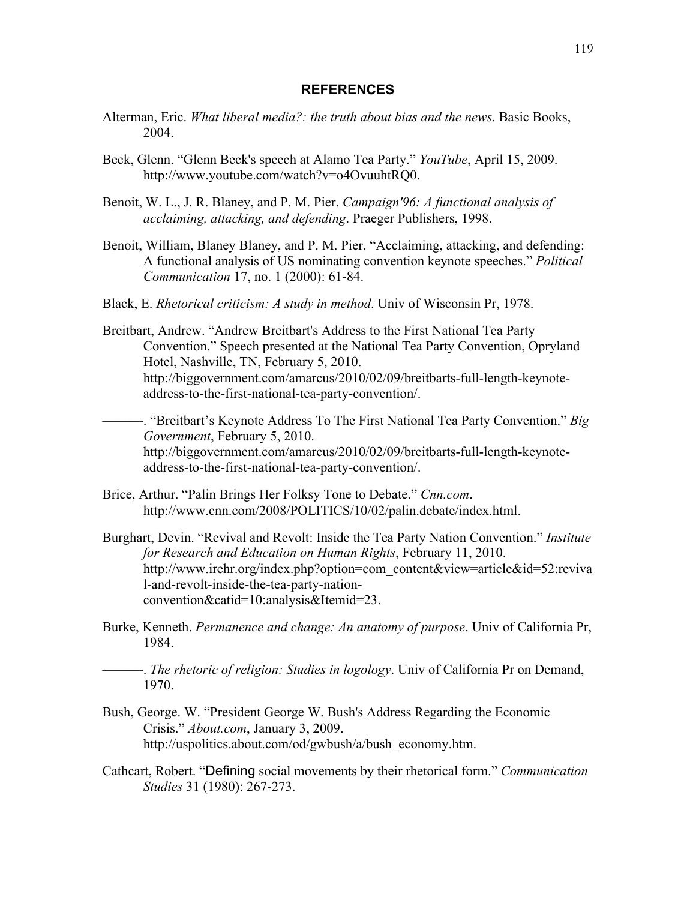## REFERENCES

Alterman, Eric. *What liberal media?: the truth about bias and the news*. Basic Books, 2004.

Beck, Glenn. "Glenn Beck's speech at Alamo Tea Party." *YouTube*, April 15, 2009. http://www.youtube.com/watch?v=o4OvuuhtRQ0.

Benoit, W. L., J. R. Blaney, and P. M. Pier. *Campaign'96: A functional analysis of acclaiming, attacking, and defending*. Praeger Publishers, 1998.

Benoit, William, Blaney Blaney, and P. M. Pier. "Acclaiming, attacking, and defending: A functional analysis of US nominating convention keynote speeches." *Political Communication* 17, no. 1 (2000): 61-84.

Black, E. *Rhetorical criticism: A study in method*. Univ of Wisconsin Pr, 1978.

Breitbart, Andrew. "Andrew Breitbart's Address to the First National Tea Party Convention." Speech presented at the National Tea Party Convention, Opryland Hotel, Nashville, TN, February 5, 2010. http://biggovernment.com/amarcus/2010/02/09/breitbarts-full-length-keynote-address-to-the-first-national-tea-party-convention/.

———. "Breitbart's Keynote Address To The First National Tea Party Convention." *Big Government*, February 5, 2010. http://biggovernment.com/amarcus/2010/02/09/breitbarts-full-length-keynote-address-to-the-first-national-tea-party-convention/.

Brice, Arthur. "Palin Brings Her Folksy Tone to Debate." *Cnn.com*. http://www.cnn.com/2008/POLITICS/10/02/palin.debate/index.html.

Burghart, Devin. "Revival and Revolt: Inside the Tea Party Nation Convention." *Institute for Research and Education on Human Rights*, February 11, 2010. http://www.irehr.org/index.php?option=com_content&view=article&id=52:revival-and-revolt-inside-the-tea-party-nation-convention&catid=10:analysis&Itemid=23.

Burke, Kenneth. *Permanence and change: An anatomy of purpose*. Univ of California Pr, 1984.

———. *The rhetoric of religion: Studies in logology*. Univ of California Pr on Demand, 1970.

Bush, George. W. "President George W. Bush's Address Regarding the Economic Crisis." *About.com*, January 3, 2009. http://uspolitics.about.com/od/gwbush/a/bush_economy.htm.

Cathcart, Robert. "Defining social movements by their rhetorical form." *Communication Studies* 31 (1980): 267-273.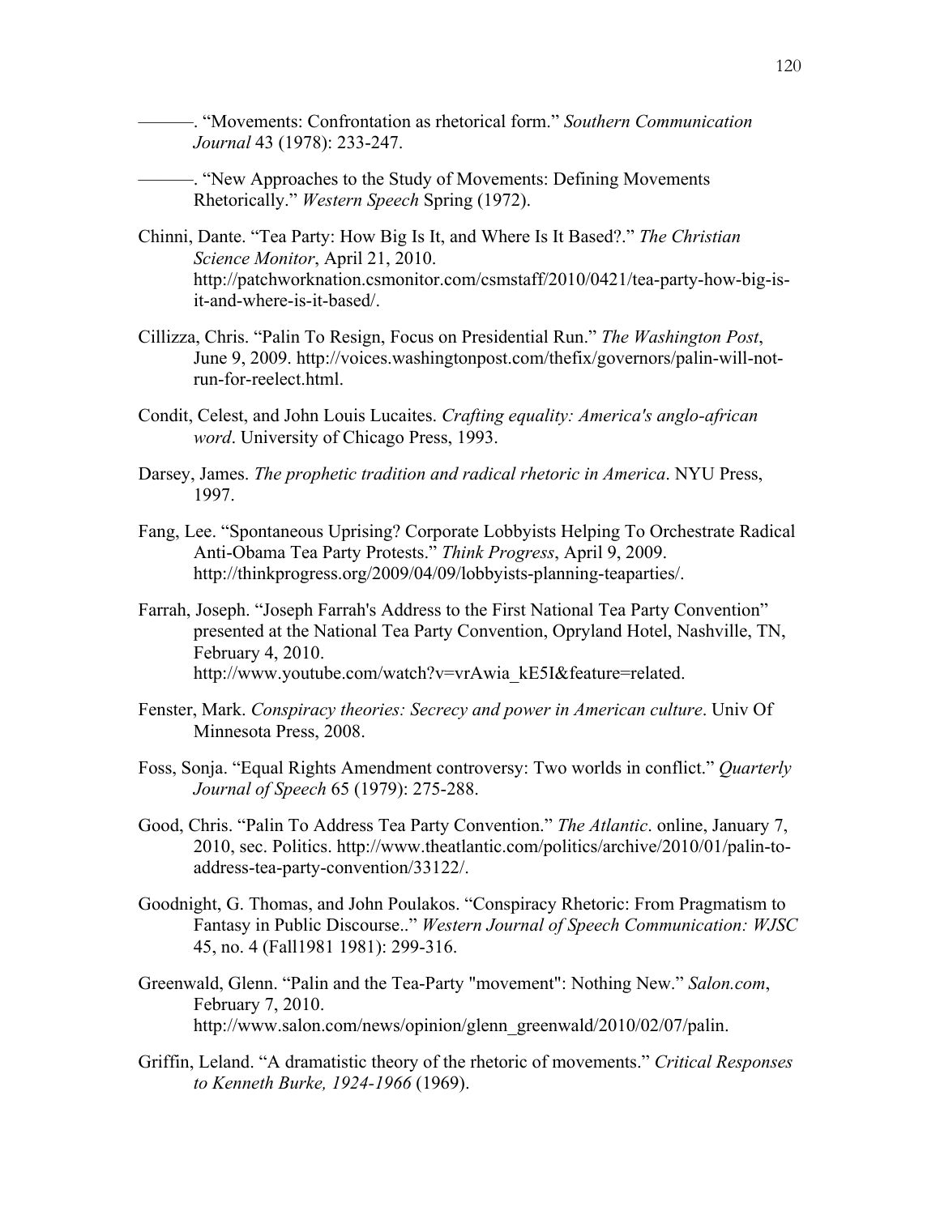———. "Movements: Confrontation as rhetorical form." *Southern Communication Journal* 43 (1978): 233-247.

———. "New Approaches to the Study of Movements: Defining Movements Rhetorically." *Western Speech* Spring (1972).

Chinni, Dante. "Tea Party: How Big Is It, and Where Is It Based?." *The Christian Science Monitor*, April 21, 2010. http://patchworknation.csmonitor.com/csmstaff/2010/0421/tea-party-how-big-is-it-and-where-is-it-based/.

Cillizza, Chris. "Palin To Resign, Focus on Presidential Run." *The Washington Post*, June 9, 2009. http://voices.washingtonpost.com/thefix/governors/palin-will-not-run-for-reelect.html.

Condit, Celest, and John Louis Lucaites. *Crafting equality: America's anglo-african word*. University of Chicago Press, 1993.

Darsey, James. *The prophetic tradition and radical rhetoric in America*. NYU Press, 1997.

Fang, Lee. "Spontaneous Uprising? Corporate Lobbyists Helping To Orchestrate Radical Anti-Obama Tea Party Protests." *Think Progress*, April 9, 2009. http://thinkprogress.org/2009/04/09/lobbyists-planning-teaparties/.

Farrah, Joseph. "Joseph Farrah's Address to the First National Tea Party Convention" presented at the National Tea Party Convention, Opryland Hotel, Nashville, TN, February 4, 2010. http://www.youtube.com/watch?v=vrAwia_kE5I&feature=related.

Fenster, Mark. *Conspiracy theories: Secrecy and power in American culture*. Univ Of Minnesota Press, 2008.

Foss, Sonja. "Equal Rights Amendment controversy: Two worlds in conflict." *Quarterly Journal of Speech* 65 (1979): 275-288.

Good, Chris. "Palin To Address Tea Party Convention." *The Atlantic*. online, January 7, 2010, sec. Politics. http://www.theatlantic.com/politics/archive/2010/01/palin-to-address-tea-party-convention/33122/.

Goodnight, G. Thomas, and John Poulakos. "Conspiracy Rhetoric: From Pragmatism to Fantasy in Public Discourse.." *Western Journal of Speech Communication: WJSC* 45, no. 4 (Fall1981 1981): 299-316.

Greenwald, Glenn. "Palin and the Tea-Party "movement": Nothing New." *Salon.com*, February 7, 2010. http://www.salon.com/news/opinion/glenn_greenwald/2010/02/07/palin.

Griffin, Leland. "A dramatistic theory of the rhetoric of movements." *Critical Responses to Kenneth Burke, 1924-1966* (1969).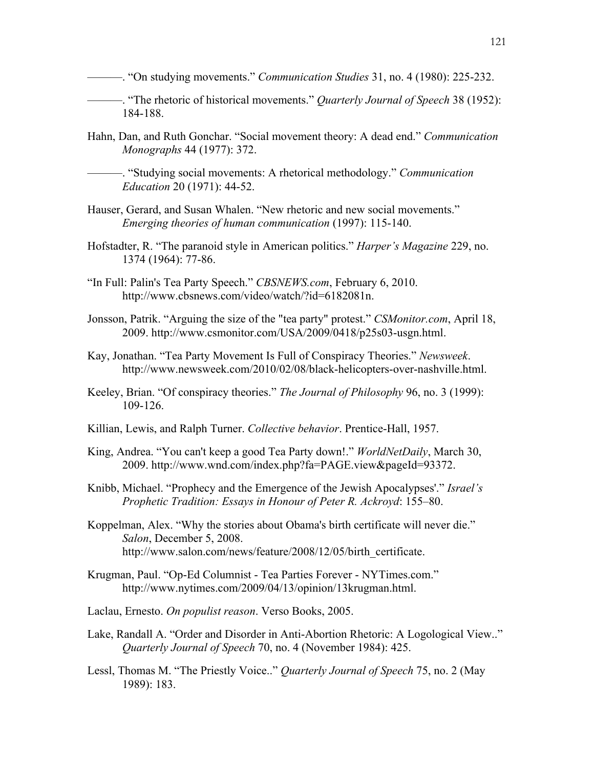———. "On studying movements." *Communication Studies* 31, no. 4 (1980): 225-232.

———. "The rhetoric of historical movements." *Quarterly Journal of Speech* 38 (1952): 184-188.

Hahn, Dan, and Ruth Gonchar. "Social movement theory: A dead end." *Communication Monographs* 44 (1977): 372.

———. "Studying social movements: A rhetorical methodology." *Communication Education* 20 (1971): 44-52.

Hauser, Gerard, and Susan Whalen. "New rhetoric and new social movements." *Emerging theories of human communication* (1997): 115-140.

Hofstadter, R. "The paranoid style in American politics." *Harper's Magazine* 229, no. 1374 (1964): 77-86.

"In Full: Palin's Tea Party Speech." *CBSNEWS.com*, February 6, 2010. http://www.cbsnews.com/video/watch/?id=6182081n.

Jonsson, Patrik. "Arguing the size of the "tea party" protest." *CSMonitor.com*, April 18, 2009. http://www.csmonitor.com/USA/2009/0418/p25s03-usgn.html.

Kay, Jonathan. "Tea Party Movement Is Full of Conspiracy Theories." *Newsweek*. http://www.newsweek.com/2010/02/08/black-helicopters-over-nashville.html.

Keeley, Brian. "Of conspiracy theories." *The Journal of Philosophy* 96, no. 3 (1999): 109-126.

Killian, Lewis, and Ralph Turner. *Collective behavior*. Prentice-Hall, 1957.

King, Andrea. "You can't keep a good Tea Party down!." *WorldNetDaily*, March 30, 2009. http://www.wnd.com/index.php?fa=PAGE.view&pageId=93372.

Knibb, Michael. "Prophecy and the Emergence of the Jewish Apocalypses'." *Israel's Prophetic Tradition: Essays in Honour of Peter R. Ackroyd*: 155–80.

Koppelman, Alex. "Why the stories about Obama's birth certificate will never die." *Salon*, December 5, 2008. http://www.salon.com/news/feature/2008/12/05/birth_certificate.

Krugman, Paul. "Op-Ed Columnist - Tea Parties Forever - NYTimes.com." http://www.nytimes.com/2009/04/13/opinion/13krugman.html.

Laclau, Ernesto. *On populist reason*. Verso Books, 2005.

Lake, Randall A. "Order and Disorder in Anti-Abortion Rhetoric: A Logological View.." *Quarterly Journal of Speech* 70, no. 4 (November 1984): 425.

Lessl, Thomas M. "The Priestly Voice.." *Quarterly Journal of Speech* 75, no. 2 (May 1989): 183.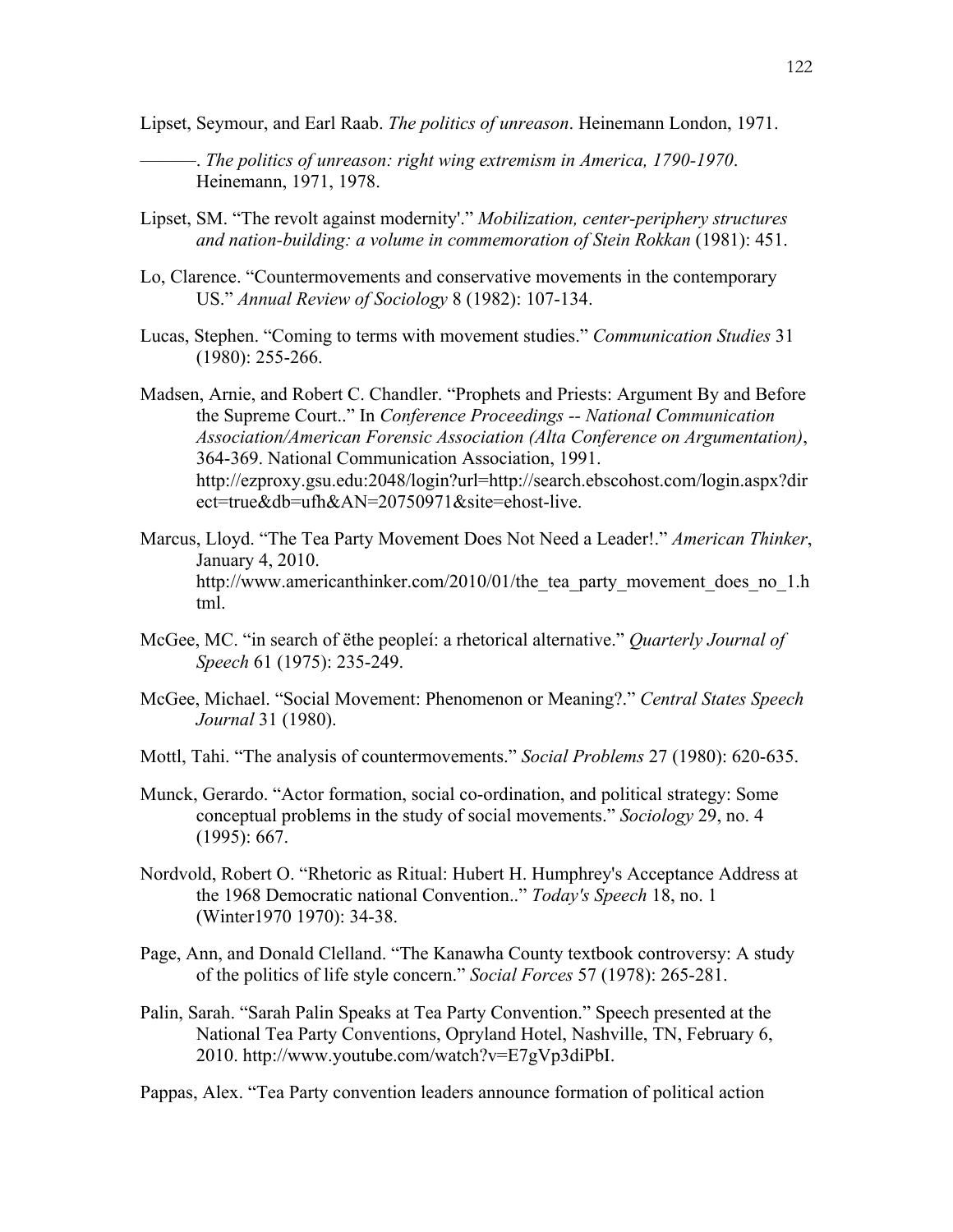Lipset, Seymour, and Earl Raab. *The politics of unreason*. Heinemann London, 1971.

———. *The politics of unreason: right wing extremism in America, 1790-1970*. Heinemann, 1971, 1978.

Lipset, SM. "The revolt against modernity'." *Mobilization, center-periphery structures and nation-building: a volume in commemoration of Stein Rokkan* (1981): 451.

Lo, Clarence. "Countermovements and conservative movements in the contemporary US." *Annual Review of Sociology* 8 (1982): 107-134.

Lucas, Stephen. "Coming to terms with movement studies." *Communication Studies* 31 (1980): 255-266.

Madsen, Arnie, and Robert C. Chandler. "Prophets and Priests: Argument By and Before the Supreme Court.." In *Conference Proceedings -- National Communication Association/American Forensic Association (Alta Conference on Argumentation)*, 364-369. National Communication Association, 1991. http://ezproxy.gsu.edu:2048/login?url=http://search.ebscohost.com/login.aspx?direct=true&db=ufh&AN=20750971&site=ehost-live.

Marcus, Lloyd. "The Tea Party Movement Does Not Need a Leader!." *American Thinker*, January 4, 2010. http://www.americanthinker.com/2010/01/the_tea_party_movement_does_no_1.html.

McGee, MC. "in search of ëthe peopleí: a rhetorical alternative." *Quarterly Journal of Speech* 61 (1975): 235-249.

McGee, Michael. "Social Movement: Phenomenon or Meaning?." *Central States Speech Journal* 31 (1980).

Mottl, Tahi. "The analysis of countermovements." *Social Problems* 27 (1980): 620-635.

Munck, Gerardo. "Actor formation, social co-ordination, and political strategy: Some conceptual problems in the study of social movements." *Sociology* 29, no. 4 (1995): 667.

Nordvold, Robert O. "Rhetoric as Ritual: Hubert H. Humphrey's Acceptance Address at the 1968 Democratic national Convention.." *Today's Speech* 18, no. 1 (Winter1970 1970): 34-38.

Page, Ann, and Donald Clelland. "The Kanawha County textbook controversy: A study of the politics of life style concern." *Social Forces* 57 (1978): 265-281.

Palin, Sarah. "Sarah Palin Speaks at Tea Party Convention." Speech presented at the National Tea Party Conventions, Opryland Hotel, Nashville, TN, February 6, 2010. http://www.youtube.com/watch?v=E7gVp3diPbI.

Pappas, Alex. "Tea Party convention leaders announce formation of political action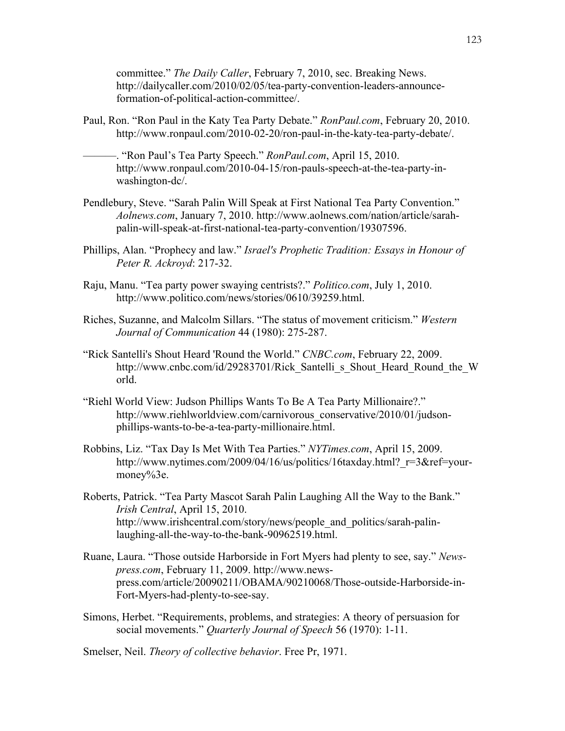committee." *The Daily Caller*, February 7, 2010, sec. Breaking News. http://dailycaller.com/2010/02/05/tea-party-convention-leaders-announce-formation-of-political-action-committee/.

Paul, Ron. "Ron Paul in the Katy Tea Party Debate." *RonPaul.com*, February 20, 2010. http://www.ronpaul.com/2010-02-20/ron-paul-in-the-katy-tea-party-debate/.

———. "Ron Paul's Tea Party Speech." *RonPaul.com*, April 15, 2010. http://www.ronpaul.com/2010-04-15/ron-pauls-speech-at-the-tea-party-in-washington-dc/.

Pendlebury, Steve. "Sarah Palin Will Speak at First National Tea Party Convention." *Aolnews.com*, January 7, 2010. http://www.aolnews.com/nation/article/sarah-palin-will-speak-at-first-national-tea-party-convention/19307596.

Phillips, Alan. "Prophecy and law." *Israel's Prophetic Tradition: Essays in Honour of Peter R. Ackroyd*: 217-32.

Raju, Manu. "Tea party power swaying centrists?." *Politico.com*, July 1, 2010. http://www.politico.com/news/stories/0610/39259.html.

Riches, Suzanne, and Malcolm Sillars. "The status of movement criticism." *Western Journal of Communication* 44 (1980): 275-287.

"Rick Santelli's Shout Heard 'Round the World." *CNBC.com*, February 22, 2009. http://www.cnbc.com/id/29283701/Rick_Santelli_s_Shout_Heard_Round_the_World.

"Riehl World View: Judson Phillips Wants To Be A Tea Party Millionaire?." http://www.riehlworldview.com/carnivorous_conservative/2010/01/judson-phillips-wants-to-be-a-tea-party-millionaire.html.

Robbins, Liz. "Tax Day Is Met With Tea Parties." *NYTimes.com*, April 15, 2009. http://www.nytimes.com/2009/04/16/us/politics/16taxday.html?_r=3&ref=your-money%3e.

Roberts, Patrick. "Tea Party Mascot Sarah Palin Laughing All the Way to the Bank." *Irish Central*, April 15, 2010. http://www.irishcentral.com/story/news/people_and_politics/sarah-palin-laughing-all-the-way-to-the-bank-90962519.html.

Ruane, Laura. "Those outside Harborside in Fort Myers had plenty to see, say." *News-press.com*, February 11, 2009. http://www.news-press.com/article/20090211/OBAMA/90210068/Those-outside-Harborside-in-Fort-Myers-had-plenty-to-see-say.

Simons, Herbet. "Requirements, problems, and strategies: A theory of persuasion for social movements." *Quarterly Journal of Speech* 56 (1970): 1-11.

Smelser, Neil. *Theory of collective behavior*. Free Pr, 1971.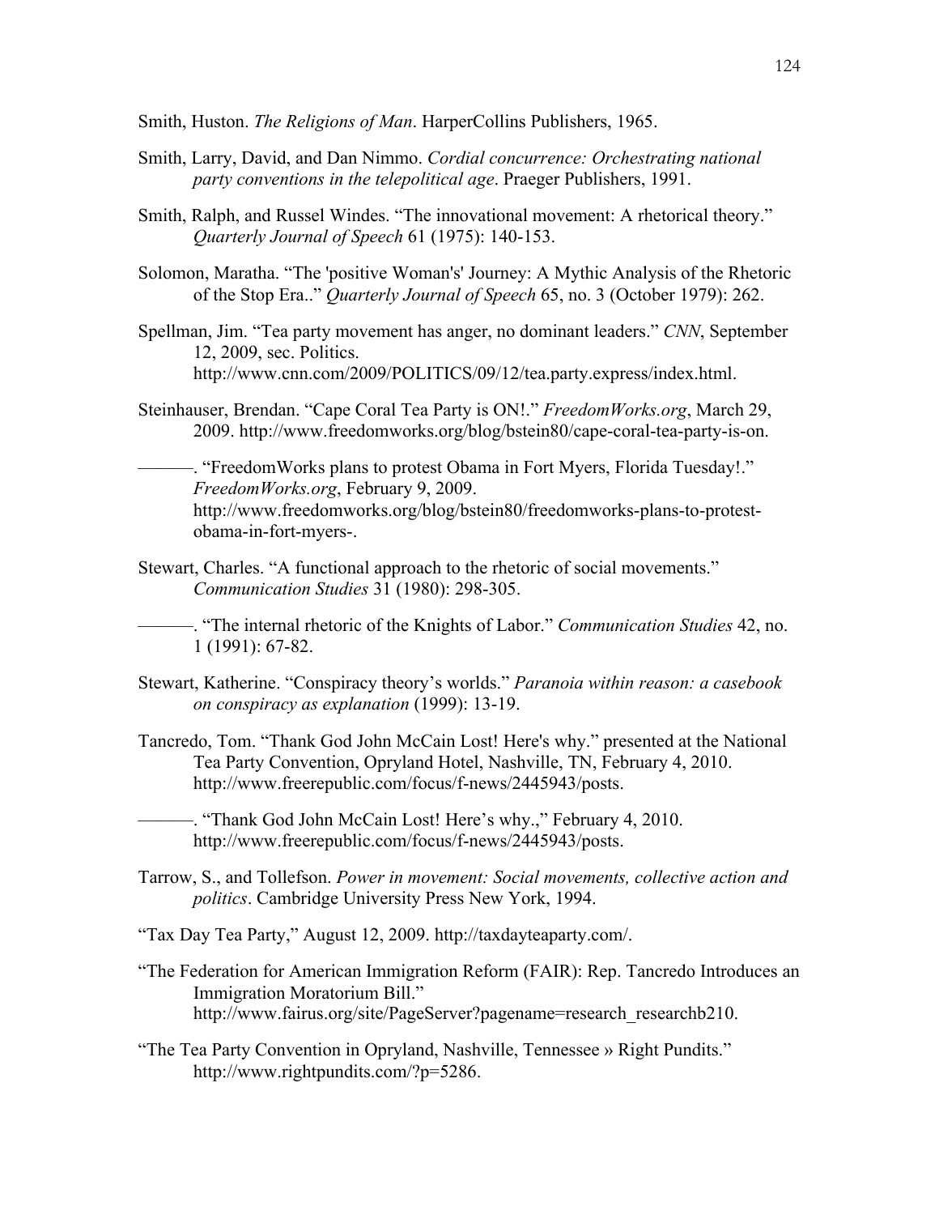Smith, Huston. *The Religions of Man*. HarperCollins Publishers, 1965.

Smith, Larry, David, and Dan Nimmo. *Cordial concurrence: Orchestrating national party conventions in the telepolitical age*. Praeger Publishers, 1991.

Smith, Ralph, and Russel Windes. "The innovational movement: A rhetorical theory." *Quarterly Journal of Speech* 61 (1975): 140-153.

Solomon, Maratha. "The 'positive Woman's' Journey: A Mythic Analysis of the Rhetoric of the Stop Era.." *Quarterly Journal of Speech* 65, no. 3 (October 1979): 262.

Spellman, Jim. "Tea party movement has anger, no dominant leaders." *CNN*, September 12, 2009, sec. Politics. http://www.cnn.com/2009/POLITICS/09/12/tea.party.express/index.html.

Steinhauser, Brendan. "Cape Coral Tea Party is ON!." *FreedomWorks.org*, March 29, 2009. http://www.freedomworks.org/blog/bstein80/cape-coral-tea-party-is-on.

———. "FreedomWorks plans to protest Obama in Fort Myers, Florida Tuesday!." *FreedomWorks.org*, February 9, 2009. http://www.freedomworks.org/blog/bstein80/freedomworks-plans-to-protest-obama-in-fort-myers-.

Stewart, Charles. "A functional approach to the rhetoric of social movements." *Communication Studies* 31 (1980): 298-305.

———. "The internal rhetoric of the Knights of Labor." *Communication Studies* 42, no. 1 (1991): 67-82.

Stewart, Katherine. "Conspiracy theory's worlds." *Paranoia within reason: a casebook on conspiracy as explanation* (1999): 13-19.

Tancredo, Tom. "Thank God John McCain Lost! Here's why." presented at the National Tea Party Convention, Opryland Hotel, Nashville, TN, February 4, 2010. http://www.freerepublic.com/focus/f-news/2445943/posts.

———. "Thank God John McCain Lost! Here's why.," February 4, 2010. http://www.freerepublic.com/focus/f-news/2445943/posts.

Tarrow, S., and Tollefson. *Power in movement: Social movements, collective action and politics*. Cambridge University Press New York, 1994.

"Tax Day Tea Party," August 12, 2009. http://taxdayteaparty.com/.

"The Federation for American Immigration Reform (FAIR): Rep. Tancredo Introduces an Immigration Moratorium Bill." http://www.fairus.org/site/PageServer?pagename=research_researchb210.

"The Tea Party Convention in Opryland, Nashville, Tennessee » Right Pundits." http://www.rightpundits.com/?p=5286.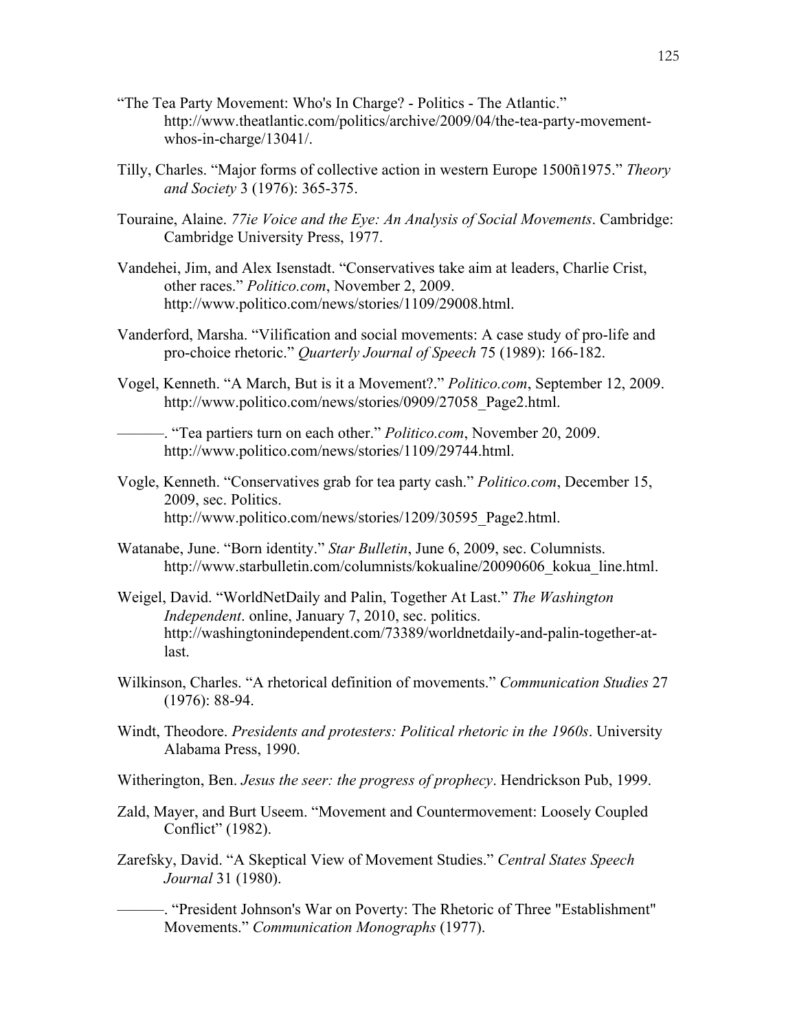"The Tea Party Movement: Who's In Charge? - Politics - The Atlantic." http://www.theatlantic.com/politics/archive/2009/04/the-tea-party-movement-whos-in-charge/13041/.

Tilly, Charles. "Major forms of collective action in western Europe 1500ñ1975." *Theory and Society* 3 (1976): 365-375.

Touraine, Alaine. *77ie Voice and the Eye: An Analysis of Social Movements*. Cambridge: Cambridge University Press, 1977.

Vandehei, Jim, and Alex Isenstadt. "Conservatives take aim at leaders, Charlie Crist, other races." *Politico.com*, November 2, 2009. http://www.politico.com/news/stories/1109/29008.html.

Vanderford, Marsha. "Vilification and social movements: A case study of pro-life and pro-choice rhetoric." *Quarterly Journal of Speech* 75 (1989): 166-182.

Vogel, Kenneth. "A March, But is it a Movement?." *Politico.com*, September 12, 2009. http://www.politico.com/news/stories/0909/27058_Page2.html.

———. "Tea partiers turn on each other." *Politico.com*, November 20, 2009. http://www.politico.com/news/stories/1109/29744.html.

Vogle, Kenneth. "Conservatives grab for tea party cash." *Politico.com*, December 15, 2009, sec. Politics. http://www.politico.com/news/stories/1209/30595_Page2.html.

Watanabe, June. "Born identity." *Star Bulletin*, June 6, 2009, sec. Columnists. http://www.starbulletin.com/columnists/kokualine/20090606_kokua_line.html.

Weigel, David. "WorldNetDaily and Palin, Together At Last." *The Washington Independent*. online, January 7, 2010, sec. politics. http://washingtonindependent.com/73389/worldnetdaily-and-palin-together-at-last.

Wilkinson, Charles. "A rhetorical definition of movements." *Communication Studies* 27 (1976): 88-94.

Windt, Theodore. *Presidents and protesters: Political rhetoric in the 1960s*. University Alabama Press, 1990.

Witherington, Ben. *Jesus the seer: the progress of prophecy*. Hendrickson Pub, 1999.

Zald, Mayer, and Burt Useem. "Movement and Countermovement: Loosely Coupled Conflict" (1982).

Zarefsky, David. "A Skeptical View of Movement Studies." *Central States Speech Journal* 31 (1980).

———. "President Johnson's War on Poverty: The Rhetoric of Three "Establishment" Movements." *Communication Monographs* (1977).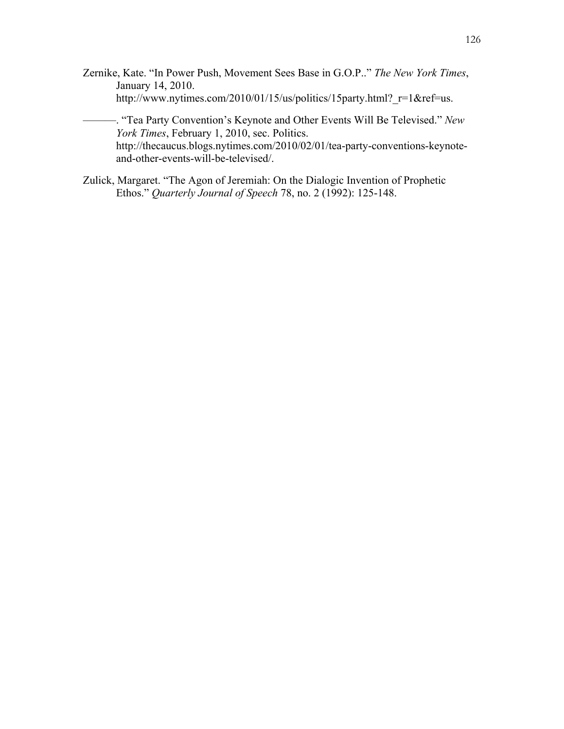Zernike, Kate. “In Power Push, Movement Sees Base in G.O.P..” *The New York Times*, January 14, 2010. http://www.nytimes.com/2010/01/15/us/politics/15party.html?_r=1&ref=us.

———. “Tea Party Convention’s Keynote and Other Events Will Be Televised.” *New York Times*, February 1, 2010, sec. Politics. http://thecaucus.blogs.nytimes.com/2010/02/01/tea-party-conventions-keynote-and-other-events-will-be-televised/.

Zulick, Margaret. “The Agon of Jeremiah: On the Dialogic Invention of Prophetic Ethos.” *Quarterly Journal of Speech* 78, no. 2 (1992): 125-148.